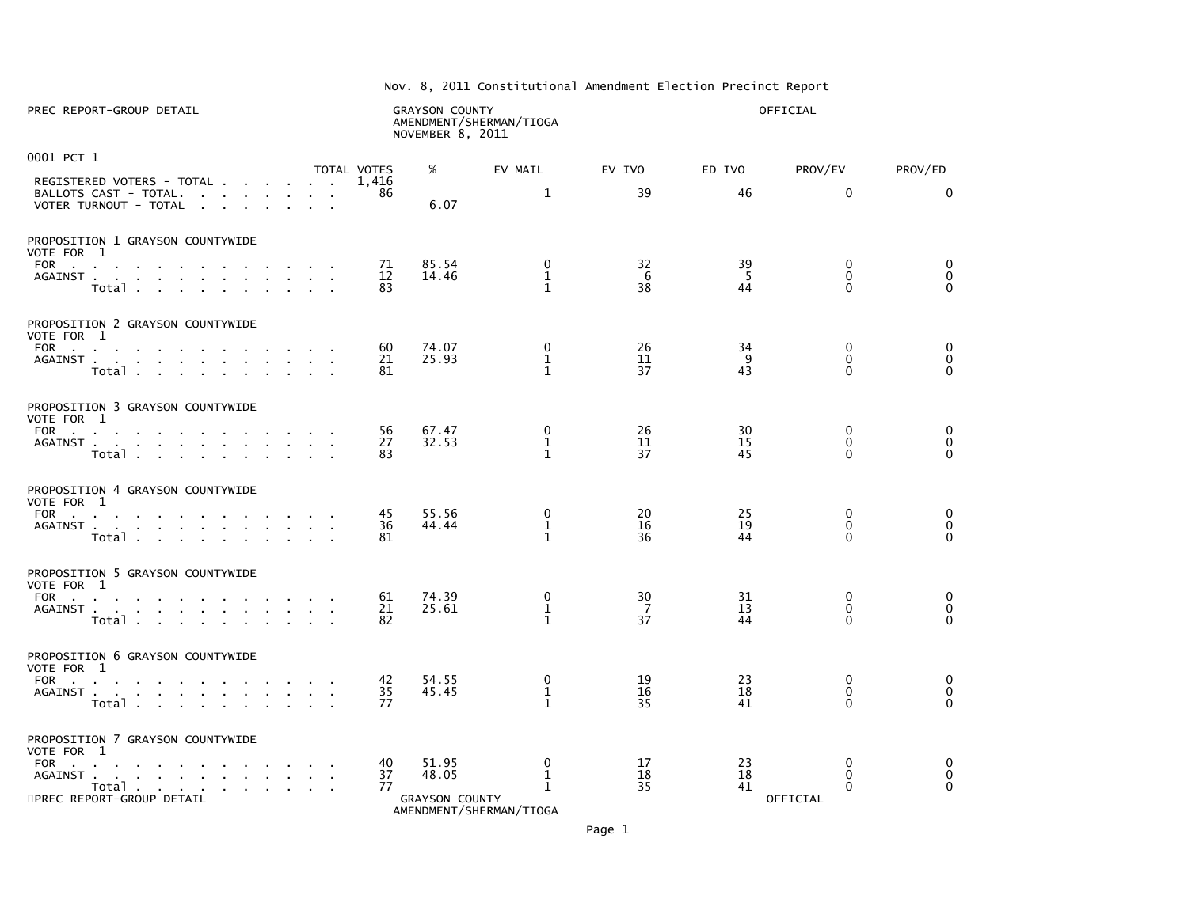# Nov. 8, 2011 Constitutional Amendment Election Precinct Report

PREC REPORT-GROUP DETAIL

GRAYSON COUNTY
AMENDMENT/SHERMAN/TIOGA
NOVEMBER 8, 2011

OFFICIAL

## 0001 PCT 1

| | TOTAL VOTES | % | EV MAIL | EV IVO | ED IVO | PROV/EV | PROV/ED |
|---|---|---|---|---|---|---|---|
| REGISTERED VOTERS - TOTAL | 1,416 | | | | | | |
| BALLOTS CAST - TOTAL. | 86 | | 1 | 39 | 46 | 0 | 0 |
| VOTER TURNOUT - TOTAL | | 6.07 | | | | | |

### PROPOSITION 1 GRAYSON COUNTYWIDE
VOTE FOR 1

| | TOTAL VOTES | % | EV MAIL | EV IVO | ED IVO | PROV/EV | PROV/ED |
|---|---|---|---|---|---|---|---|
| FOR | 71 | 85.54 | 0 | 32 | 39 | 0 | 0 |
| AGAINST | 12 | 14.46 | 1 | 6 | 5 | 0 | 0 |
| Total | 83 | | 1 | 38 | 44 | 0 | 0 |

### PROPOSITION 2 GRAYSON COUNTYWIDE
VOTE FOR 1

| | TOTAL VOTES | % | EV MAIL | EV IVO | ED IVO | PROV/EV | PROV/ED |
|---|---|---|---|---|---|---|---|
| FOR | 60 | 74.07 | 0 | 26 | 34 | 0 | 0 |
| AGAINST | 21 | 25.93 | 1 | 11 | 9 | 0 | 0 |
| Total | 81 | | 1 | 37 | 43 | 0 | 0 |

### PROPOSITION 3 GRAYSON COUNTYWIDE
VOTE FOR 1

| | TOTAL VOTES | % | EV MAIL | EV IVO | ED IVO | PROV/EV | PROV/ED |
|---|---|---|---|---|---|---|---|
| FOR | 56 | 67.47 | 0 | 26 | 30 | 0 | 0 |
| AGAINST | 27 | 32.53 | 1 | 11 | 15 | 0 | 0 |
| Total | 83 | | 1 | 37 | 45 | 0 | 0 |

### PROPOSITION 4 GRAYSON COUNTYWIDE
VOTE FOR 1

| | TOTAL VOTES | % | EV MAIL | EV IVO | ED IVO | PROV/EV | PROV/ED |
|---|---|---|---|---|---|---|---|
| FOR | 45 | 55.56 | 0 | 20 | 25 | 0 | 0 |
| AGAINST | 36 | 44.44 | 1 | 16 | 19 | 0 | 0 |
| Total | 81 | | 1 | 36 | 44 | 0 | 0 |

### PROPOSITION 5 GRAYSON COUNTYWIDE
VOTE FOR 1

| | TOTAL VOTES | % | EV MAIL | EV IVO | ED IVO | PROV/EV | PROV/ED |
|---|---|---|---|---|---|---|---|
| FOR | 61 | 74.39 | 0 | 30 | 31 | 0 | 0 |
| AGAINST | 21 | 25.61 | 1 | 7 | 13 | 0 | 0 |
| Total | 82 | | 1 | 37 | 44 | 0 | 0 |

### PROPOSITION 6 GRAYSON COUNTYWIDE
VOTE FOR 1

| | TOTAL VOTES | % | EV MAIL | EV IVO | ED IVO | PROV/EV | PROV/ED |
|---|---|---|---|---|---|---|---|
| FOR | 42 | 54.55 | 0 | 19 | 23 | 0 | 0 |
| AGAINST | 35 | 45.45 | 1 | 16 | 18 | 0 | 0 |
| Total | 77 | | 1 | 35 | 41 | 0 | 0 |

### PROPOSITION 7 GRAYSON COUNTYWIDE
VOTE FOR 1

| | TOTAL VOTES | % | EV MAIL | EV IVO | ED IVO | PROV/EV | PROV/ED |
|---|---|---|---|---|---|---|---|
| FOR | 40 | 51.95 | 0 | 17 | 23 | 0 | 0 |
| AGAINST | 37 | 48.05 | 1 | 18 | 18 | 0 | 0 |
| Total | 77 | | 1 | 35 | 41 | 0 | 0 |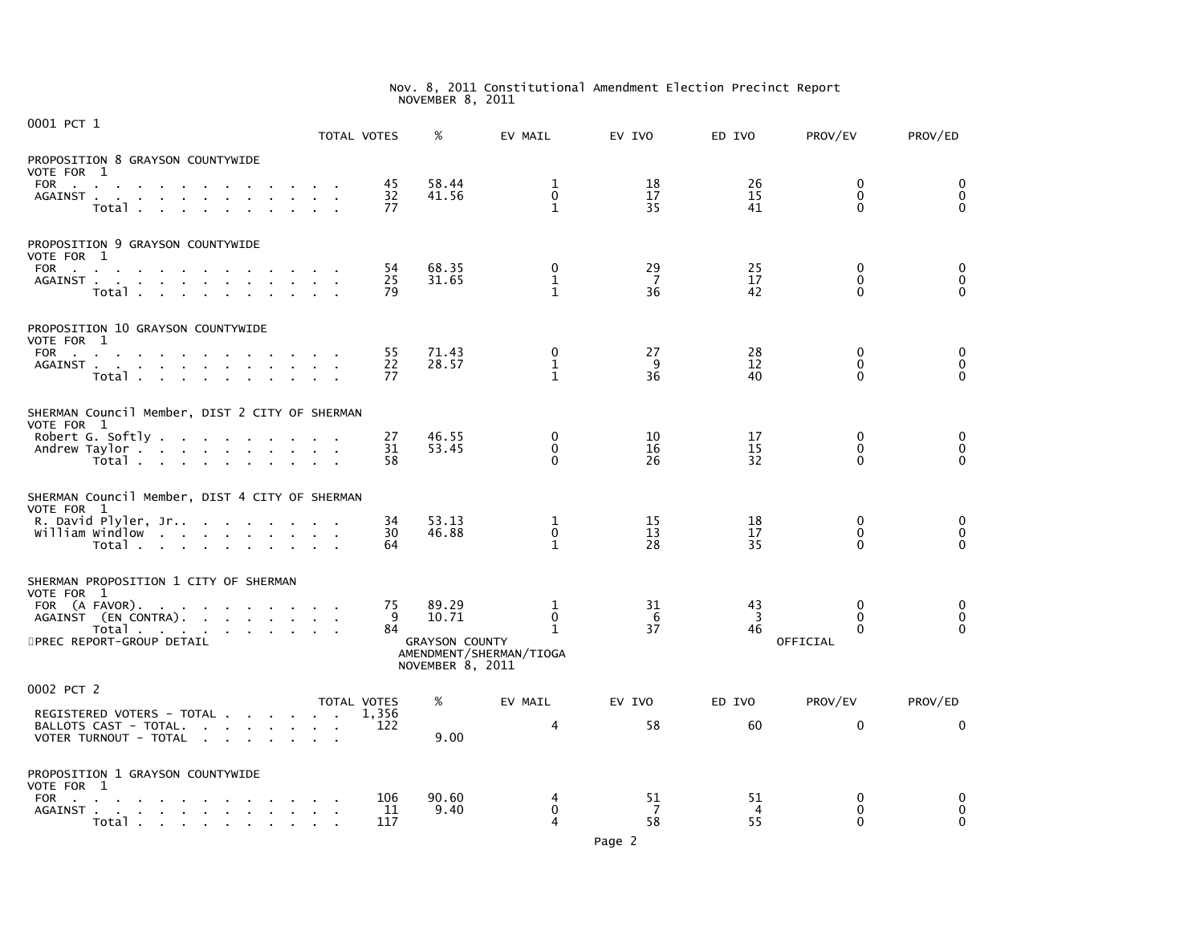Nov. 8, 2011 Constitutional Amendment Election Precinct Report
NOVEMBER 8, 2011

## 0001 PCT 1

| | TOTAL VOTES | % | EV MAIL | EV IVO | ED IVO | PROV/EV | PROV/ED |
|---|---|---|---|---|---|---|---|
| **PROPOSITION 8 GRAYSON COUNTYWIDE** | | | | | | | |
| VOTE FOR 1 | | | | | | | |
| FOR | 45 | 58.44 | 1 | 18 | 26 | 0 | 0 |
| AGAINST | 32 | 41.56 | 0 | 17 | 15 | 0 | 0 |
| Total | 77 | | 1 | 35 | 41 | 0 | 0 |
| **PROPOSITION 9 GRAYSON COUNTYWIDE** | | | | | | | |
| VOTE FOR 1 | | | | | | | |
| FOR | 54 | 68.35 | 0 | 29 | 25 | 0 | 0 |
| AGAINST | 25 | 31.65 | 1 | 7 | 17 | 0 | 0 |
| Total | 79 | | 1 | 36 | 42 | 0 | 0 |
| **PROPOSITION 10 GRAYSON COUNTYWIDE** | | | | | | | |
| VOTE FOR 1 | | | | | | | |
| FOR | 55 | 71.43 | 0 | 27 | 28 | 0 | 0 |
| AGAINST | 22 | 28.57 | 1 | 9 | 12 | 0 | 0 |
| Total | 77 | | 1 | 36 | 40 | 0 | 0 |
| **SHERMAN Council Member, DIST 2 CITY OF SHERMAN** | | | | | | | |
| VOTE FOR 1 | | | | | | | |
| Robert G. Softly | 27 | 46.55 | 0 | 10 | 17 | 0 | 0 |
| Andrew Taylor | 31 | 53.45 | 0 | 16 | 15 | 0 | 0 |
| Total | 58 | | 0 | 26 | 32 | 0 | 0 |
| **SHERMAN Council Member, DIST 4 CITY OF SHERMAN** | | | | | | | |
| VOTE FOR 1 | | | | | | | |
| R. David Plyler, Jr. | 34 | 53.13 | 1 | 15 | 18 | 0 | 0 |
| William Windlow | 30 | 46.88 | 0 | 13 | 17 | 0 | 0 |
| Total | 64 | | 1 | 28 | 35 | 0 | 0 |
| **SHERMAN PROPOSITION 1 CITY OF SHERMAN** | | | | | | | |
| VOTE FOR 1 | | | | | | | |
| FOR (A FAVOR). | 75 | 89.29 | 1 | 31 | 43 | 0 | 0 |
| AGAINST (EN CONTRA). | 9 | 10.71 | 0 | 6 | 3 | 0 | 0 |
| Total | 84 | | 1 | 37 | 46 | 0 | 0 |

PREC REPORT-GROUP DETAIL

GRAYSON COUNTY
AMENDMENT/SHERMAN/TIOGA
NOVEMBER 8, 2011

OFFICIAL

## 0002 PCT 2

| | TOTAL VOTES | % | EV MAIL | EV IVO | ED IVO | PROV/EV | PROV/ED |
|---|---|---|---|---|---|---|---|
| REGISTERED VOTERS - TOTAL | 1,356 | | | | | | |
| BALLOTS CAST - TOTAL. | 122 | | 4 | 58 | 60 | 0 | 0 |
| VOTER TURNOUT - TOTAL | | 9.00 | | | | | |
| **PROPOSITION 1 GRAYSON COUNTYWIDE** | | | | | | | |
| VOTE FOR 1 | | | | | | | |
| FOR | 106 | 90.60 | 4 | 51 | 51 | 0 | 0 |
| AGAINST | 11 | 9.40 | 0 | 7 | 4 | 0 | 0 |
| Total | 117 | | 4 | 58 | 55 | 0 | 0 |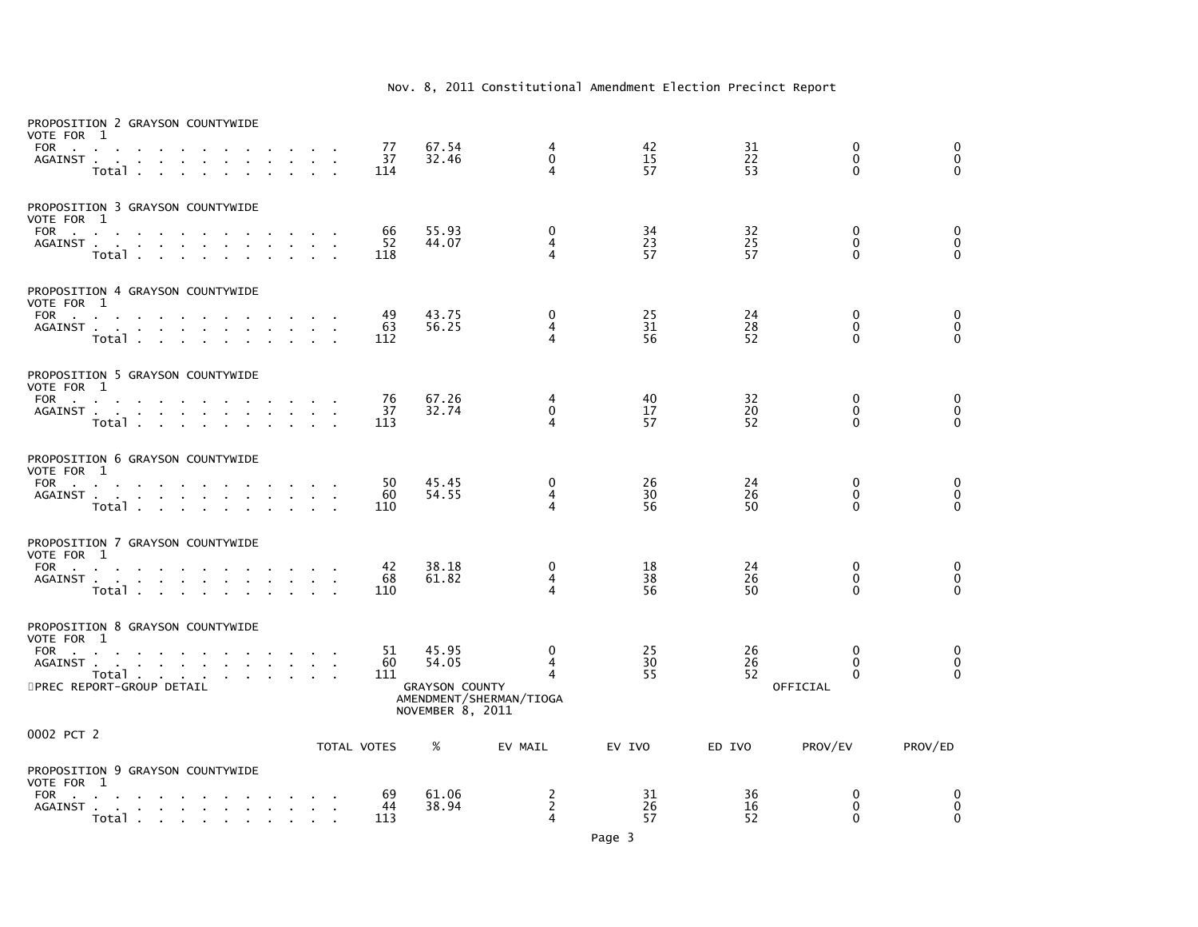Nov. 8, 2011 Constitutional Amendment Election Precinct Report

PROPOSITION 2 GRAYSON COUNTYWIDE
VOTE FOR 1

| | TOTAL VOTES | % | EV MAIL | EV IVO | ED IVO | PROV/EV | PROV/ED |
|---|---|---|---|---|---|---|---|
| FOR | 77 | 67.54 | 4 | 42 | 31 | 0 | 0 |
| AGAINST | 37 | 32.46 | 0 | 15 | 22 | 0 | 0 |
| Total | 114 | | 4 | 57 | 53 | 0 | 0 |

PROPOSITION 3 GRAYSON COUNTYWIDE
VOTE FOR 1

| | TOTAL VOTES | % | EV MAIL | EV IVO | ED IVO | PROV/EV | PROV/ED |
|---|---|---|---|---|---|---|---|
| FOR | 66 | 55.93 | 0 | 34 | 32 | 0 | 0 |
| AGAINST | 52 | 44.07 | 4 | 23 | 25 | 0 | 0 |
| Total | 118 | | 4 | 57 | 57 | 0 | 0 |

PROPOSITION 4 GRAYSON COUNTYWIDE
VOTE FOR 1

| | TOTAL VOTES | % | EV MAIL | EV IVO | ED IVO | PROV/EV | PROV/ED |
|---|---|---|---|---|---|---|---|
| FOR | 49 | 43.75 | 0 | 25 | 24 | 0 | 0 |
| AGAINST | 63 | 56.25 | 4 | 31 | 28 | 0 | 0 |
| Total | 112 | | 4 | 56 | 52 | 0 | 0 |

PROPOSITION 5 GRAYSON COUNTYWIDE
VOTE FOR 1

| | TOTAL VOTES | % | EV MAIL | EV IVO | ED IVO | PROV/EV | PROV/ED |
|---|---|---|---|---|---|---|---|
| FOR | 76 | 67.26 | 4 | 40 | 32 | 0 | 0 |
| AGAINST | 37 | 32.74 | 0 | 17 | 20 | 0 | 0 |
| Total | 113 | | 4 | 57 | 52 | 0 | 0 |

PROPOSITION 6 GRAYSON COUNTYWIDE
VOTE FOR 1

| | TOTAL VOTES | % | EV MAIL | EV IVO | ED IVO | PROV/EV | PROV/ED |
|---|---|---|---|---|---|---|---|
| FOR | 50 | 45.45 | 0 | 26 | 24 | 0 | 0 |
| AGAINST | 60 | 54.55 | 4 | 30 | 26 | 0 | 0 |
| Total | 110 | | 4 | 56 | 50 | 0 | 0 |

PROPOSITION 7 GRAYSON COUNTYWIDE
VOTE FOR 1

| | TOTAL VOTES | % | EV MAIL | EV IVO | ED IVO | PROV/EV | PROV/ED |
|---|---|---|---|---|---|---|---|
| FOR | 42 | 38.18 | 0 | 18 | 24 | 0 | 0 |
| AGAINST | 68 | 61.82 | 4 | 38 | 26 | 0 | 0 |
| Total | 110 | | 4 | 56 | 50 | 0 | 0 |

PROPOSITION 8 GRAYSON COUNTYWIDE
VOTE FOR 1

| | TOTAL VOTES | % | EV MAIL | EV IVO | ED IVO | PROV/EV | PROV/ED |
|---|---|---|---|---|---|---|---|
| FOR | 51 | 45.95 | 0 | 25 | 26 | 0 | 0 |
| AGAINST | 60 | 54.05 | 4 | 30 | 26 | 0 | 0 |
| Total | 111 | | 4 | 55 | 52 | 0 | 0 |

PREC REPORT-GROUP DETAIL — GRAYSON COUNTY AMENDMENT/SHERMAN/TIOGA NOVEMBER 8, 2011 — OFFICIAL

0002 PCT 2

PROPOSITION 9 GRAYSON COUNTYWIDE
VOTE FOR 1

| | TOTAL VOTES | % | EV MAIL | EV IVO | ED IVO | PROV/EV | PROV/ED |
|---|---|---|---|---|---|---|---|
| FOR | 69 | 61.06 | 2 | 31 | 36 | 0 | 0 |
| AGAINST | 44 | 38.94 | 2 | 26 | 16 | 0 | 0 |
| Total | 113 | | 4 | 57 | 52 | 0 | 0 |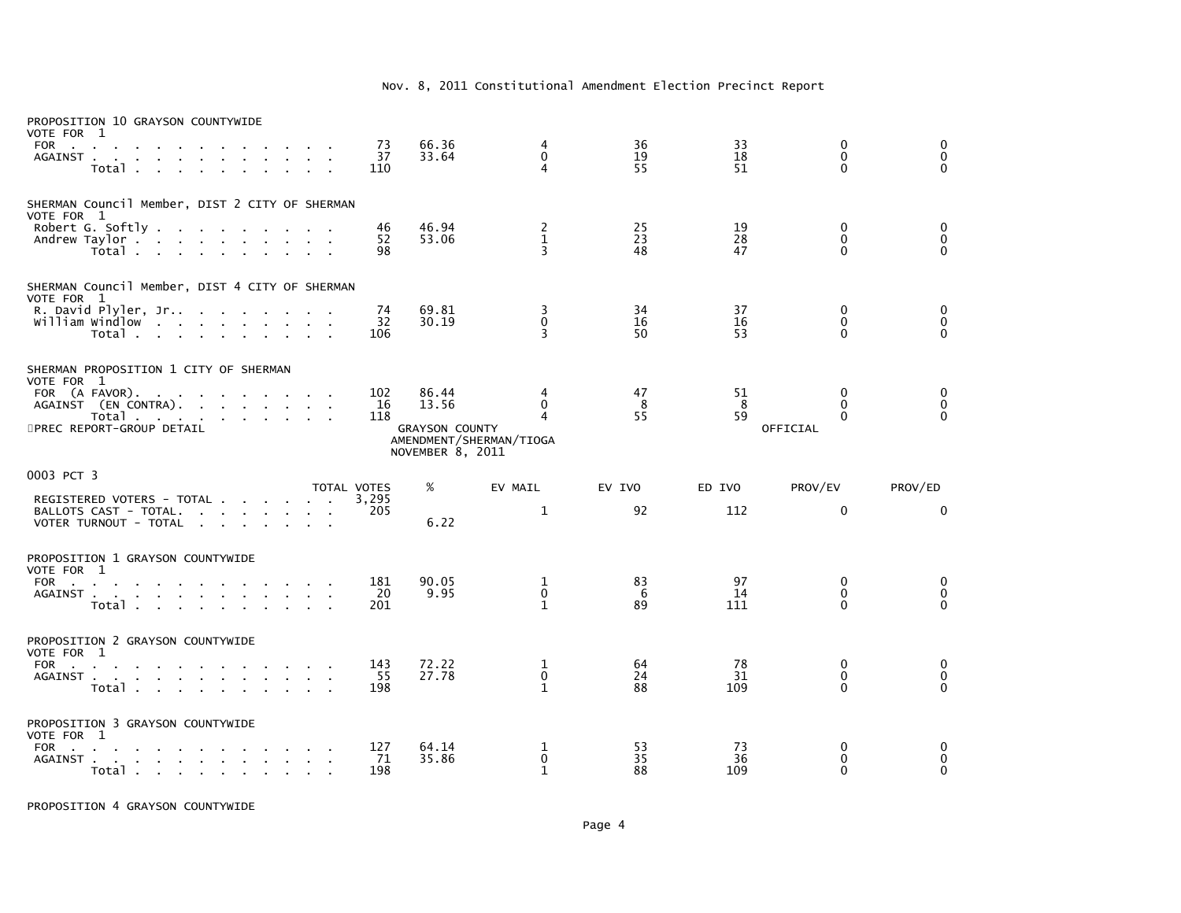Nov. 8, 2011 Constitutional Amendment Election Precinct Report

PROPOSITION 10 GRAYSON COUNTYWIDE
VOTE FOR 1

| | | | | | | | |
|---|---|---|---|---|---|---|---|
| FOR | 73 | 66.36 | 4 | 36 | 33 | 0 | 0 |
| AGAINST | 37 | 33.64 | 0 | 19 | 18 | 0 | 0 |
| Total | 110 | | 4 | 55 | 51 | 0 | 0 |

SHERMAN Council Member, DIST 2 CITY OF SHERMAN
VOTE FOR 1

| | | | | | | | |
|---|---|---|---|---|---|---|---|
| Robert G. Softly | 46 | 46.94 | 2 | 25 | 19 | 0 | 0 |
| Andrew Taylor | 52 | 53.06 | 1 | 23 | 28 | 0 | 0 |
| Total | 98 | | 3 | 48 | 47 | 0 | 0 |

SHERMAN Council Member, DIST 4 CITY OF SHERMAN
VOTE FOR 1

| | | | | | | | |
|---|---|---|---|---|---|---|---|
| R. David Plyler, Jr. | 74 | 69.81 | 3 | 34 | 37 | 0 | 0 |
| William Windlow | 32 | 30.19 | 0 | 16 | 16 | 0 | 0 |
| Total | 106 | | 3 | 50 | 53 | 0 | 0 |

SHERMAN PROPOSITION 1 CITY OF SHERMAN
VOTE FOR 1

| | | | | | | | |
|---|---|---|---|---|---|---|---|
| FOR (A FAVOR) | 102 | 86.44 | 4 | 47 | 51 | 0 | 0 |
| AGAINST (EN CONTRA) | 16 | 13.56 | 0 | 8 | 8 | 0 | 0 |
| Total | 118 | | 4 | 55 | 59 | 0 | 0 |

PREC REPORT-GROUP DETAIL — GRAYSON COUNTY AMENDMENT/SHERMAN/TIOGA NOVEMBER 8, 2011 — OFFICIAL

0003 PCT 3

| | TOTAL VOTES | % | EV MAIL | EV IVO | ED IVO | PROV/EV | PROV/ED |
|---|---|---|---|---|---|---|---|
| REGISTERED VOTERS - TOTAL | 3,295 | | | | | | |
| BALLOTS CAST - TOTAL | 205 | | 1 | 92 | 112 | 0 | 0 |
| VOTER TURNOUT - TOTAL | | 6.22 | | | | | |

PROPOSITION 1 GRAYSON COUNTYWIDE
VOTE FOR 1

| | | | | | | | |
|---|---|---|---|---|---|---|---|
| FOR | 181 | 90.05 | 1 | 83 | 97 | 0 | 0 |
| AGAINST | 20 | 9.95 | 0 | 6 | 14 | 0 | 0 |
| Total | 201 | | 1 | 89 | 111 | 0 | 0 |

PROPOSITION 2 GRAYSON COUNTYWIDE
VOTE FOR 1

| | | | | | | | |
|---|---|---|---|---|---|---|---|
| FOR | 143 | 72.22 | 1 | 64 | 78 | 0 | 0 |
| AGAINST | 55 | 27.78 | 0 | 24 | 31 | 0 | 0 |
| Total | 198 | | 1 | 88 | 109 | 0 | 0 |

PROPOSITION 3 GRAYSON COUNTYWIDE
VOTE FOR 1

| | | | | | | | |
|---|---|---|---|---|---|---|---|
| FOR | 127 | 64.14 | 1 | 53 | 73 | 0 | 0 |
| AGAINST | 71 | 35.86 | 0 | 35 | 36 | 0 | 0 |
| Total | 198 | | 1 | 88 | 109 | 0 | 0 |

PROPOSITION 4 GRAYSON COUNTYWIDE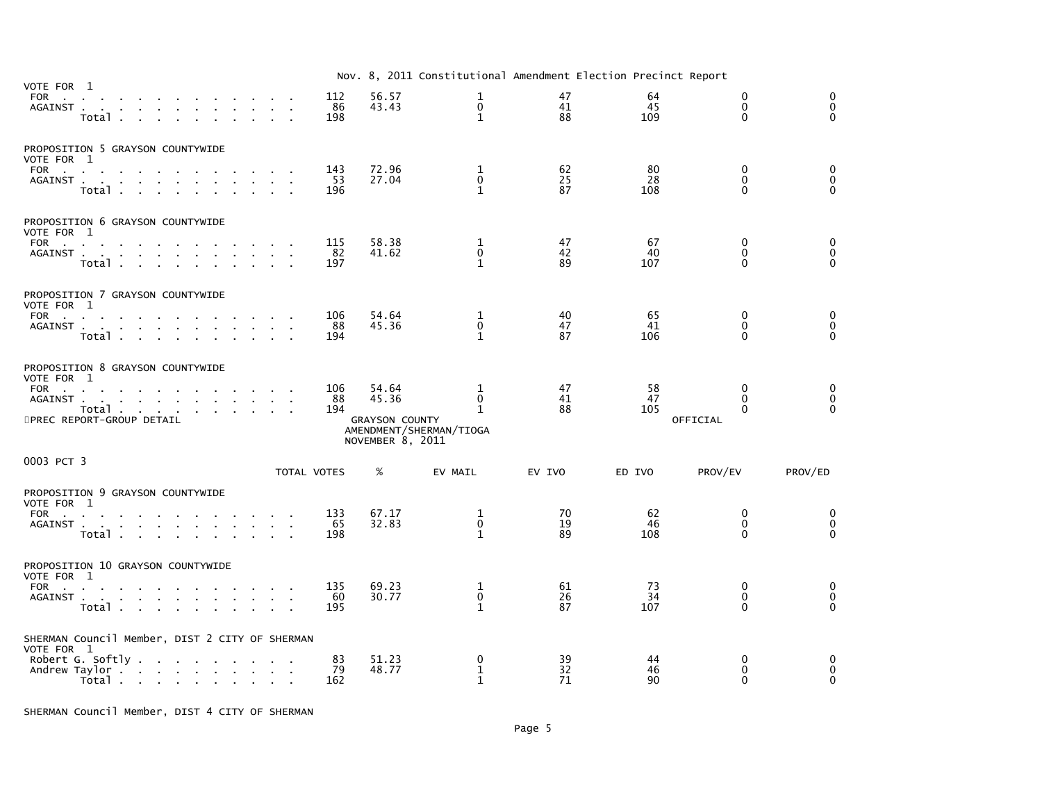Nov. 8, 2011 Constitutional Amendment Election Precinct Report

VOTE FOR 1

| | TOTAL VOTES | % | EV MAIL | EV IVO | ED IVO | PROV/EV | PROV/ED |
|---|---|---|---|---|---|---|---|
| FOR | 112 | 56.57 | 1 | 47 | 64 | 0 | 0 |
| AGAINST | 86 | 43.43 | 0 | 41 | 45 | 0 | 0 |
| Total | 198 | | 1 | 88 | 109 | 0 | 0 |

PROPOSITION 5 GRAYSON COUNTYWIDE
VOTE FOR 1

| | TOTAL VOTES | % | EV MAIL | EV IVO | ED IVO | PROV/EV | PROV/ED |
|---|---|---|---|---|---|---|---|
| FOR | 143 | 72.96 | 1 | 62 | 80 | 0 | 0 |
| AGAINST | 53 | 27.04 | 0 | 25 | 28 | 0 | 0 |
| Total | 196 | | 1 | 87 | 108 | 0 | 0 |

PROPOSITION 6 GRAYSON COUNTYWIDE
VOTE FOR 1

| | TOTAL VOTES | % | EV MAIL | EV IVO | ED IVO | PROV/EV | PROV/ED |
|---|---|---|---|---|---|---|---|
| FOR | 115 | 58.38 | 1 | 47 | 67 | 0 | 0 |
| AGAINST | 82 | 41.62 | 0 | 42 | 40 | 0 | 0 |
| Total | 197 | | 1 | 89 | 107 | 0 | 0 |

PROPOSITION 7 GRAYSON COUNTYWIDE
VOTE FOR 1

| | TOTAL VOTES | % | EV MAIL | EV IVO | ED IVO | PROV/EV | PROV/ED |
|---|---|---|---|---|---|---|---|
| FOR | 106 | 54.64 | 1 | 40 | 65 | 0 | 0 |
| AGAINST | 88 | 45.36 | 0 | 47 | 41 | 0 | 0 |
| Total | 194 | | 1 | 87 | 106 | 0 | 0 |

PROPOSITION 8 GRAYSON COUNTYWIDE
VOTE FOR 1

| | TOTAL VOTES | % | EV MAIL | EV IVO | ED IVO | PROV/EV | PROV/ED |
|---|---|---|---|---|---|---|---|
| FOR | 106 | 54.64 | 1 | 47 | 58 | 0 | 0 |
| AGAINST | 88 | 45.36 | 0 | 41 | 47 | 0 | 0 |
| Total | 194 | | 1 | 88 | 105 | 0 | 0 |

PREC REPORT-GROUP DETAIL

GRAYSON COUNTY
AMENDMENT/SHERMAN/TIOGA
NOVEMBER 8, 2011

OFFICIAL

0003 PCT 3

PROPOSITION 9 GRAYSON COUNTYWIDE
VOTE FOR 1

| | TOTAL VOTES | % | EV MAIL | EV IVO | ED IVO | PROV/EV | PROV/ED |
|---|---|---|---|---|---|---|---|
| FOR | 133 | 67.17 | 1 | 70 | 62 | 0 | 0 |
| AGAINST | 65 | 32.83 | 0 | 19 | 46 | 0 | 0 |
| Total | 198 | | 1 | 89 | 108 | 0 | 0 |

PROPOSITION 10 GRAYSON COUNTYWIDE
VOTE FOR 1

| | TOTAL VOTES | % | EV MAIL | EV IVO | ED IVO | PROV/EV | PROV/ED |
|---|---|---|---|---|---|---|---|
| FOR | 135 | 69.23 | 1 | 61 | 73 | 0 | 0 |
| AGAINST | 60 | 30.77 | 0 | 26 | 34 | 0 | 0 |
| Total | 195 | | 1 | 87 | 107 | 0 | 0 |

SHERMAN Council Member, DIST 2 CITY OF SHERMAN
VOTE FOR 1

| | TOTAL VOTES | % | EV MAIL | EV IVO | ED IVO | PROV/EV | PROV/ED |
|---|---|---|---|---|---|---|---|
| Robert G. Softly | 83 | 51.23 | 0 | 39 | 44 | 0 | 0 |
| Andrew Taylor | 79 | 48.77 | 1 | 32 | 46 | 0 | 0 |
| Total | 162 | | 1 | 71 | 90 | 0 | 0 |

SHERMAN Council Member, DIST 4 CITY OF SHERMAN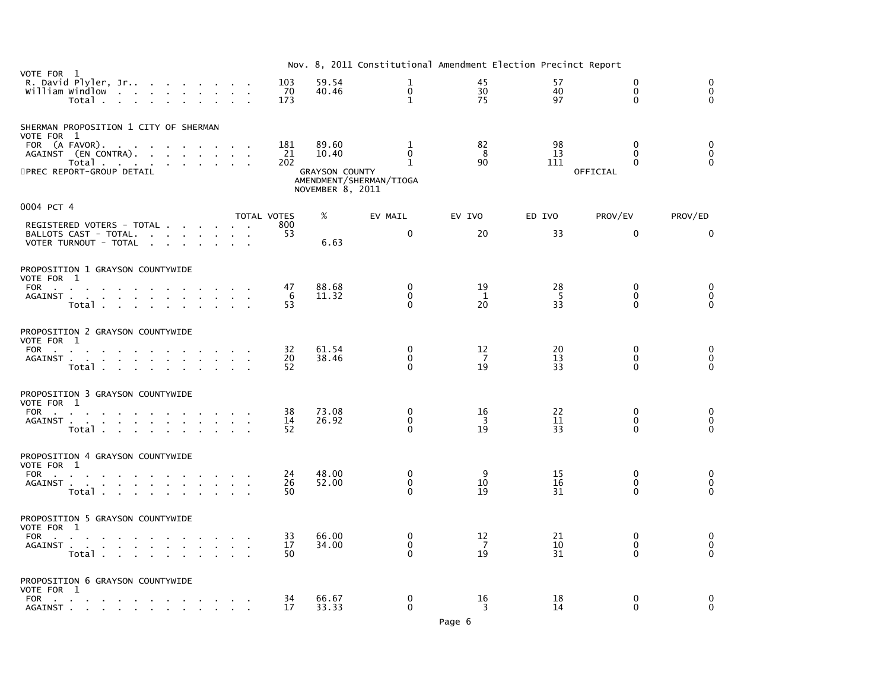VOTE FOR 1

| | TOTAL VOTES | % | EV MAIL | EV IVO | ED IVO | PROV/EV | PROV/ED |
|---|---|---|---|---|---|---|---|
| R. David Plyler, Jr. | 103 | 59.54 | 1 | 45 | 57 | 0 | 0 |
| William Windlow | 70 | 40.46 | 0 | 30 | 40 | 0 | 0 |
| Total | 173 | | 1 | 75 | 97 | 0 | 0 |

SHERMAN PROPOSITION 1 CITY OF SHERMAN
VOTE FOR 1

| | TOTAL VOTES | % | EV MAIL | EV IVO | ED IVO | PROV/EV | PROV/ED |
|---|---|---|---|---|---|---|---|
| FOR (A FAVOR) | 181 | 89.60 | 1 | 82 | 98 | 0 | 0 |
| AGAINST (EN CONTRA) | 21 | 10.40 | 0 | 8 | 13 | 0 | 0 |
| Total | 202 | | 1 | 90 | 111 | 0 | 0 |

PREC REPORT-GROUP DETAIL

GRAYSON COUNTY
AMENDMENT/SHERMAN/TIOGA
NOVEMBER 8, 2011

OFFICIAL

## 0004 PCT 4

| | TOTAL VOTES | % | EV MAIL | EV IVO | ED IVO | PROV/EV | PROV/ED |
|---|---|---|---|---|---|---|---|
| REGISTERED VOTERS - TOTAL | 800 | | | | | | |
| BALLOTS CAST - TOTAL | 53 | | 0 | 20 | 33 | 0 | 0 |
| VOTER TURNOUT - TOTAL | | 6.63 | | | | | |

PROPOSITION 1 GRAYSON COUNTYWIDE
VOTE FOR 1

| | TOTAL VOTES | % | EV MAIL | EV IVO | ED IVO | PROV/EV | PROV/ED |
|---|---|---|---|---|---|---|---|
| FOR | 47 | 88.68 | 0 | 19 | 28 | 0 | 0 |
| AGAINST | 6 | 11.32 | 0 | 1 | 5 | 0 | 0 |
| Total | 53 | | 0 | 20 | 33 | 0 | 0 |

PROPOSITION 2 GRAYSON COUNTYWIDE
VOTE FOR 1

| | TOTAL VOTES | % | EV MAIL | EV IVO | ED IVO | PROV/EV | PROV/ED |
|---|---|---|---|---|---|---|---|
| FOR | 32 | 61.54 | 0 | 12 | 20 | 0 | 0 |
| AGAINST | 20 | 38.46 | 0 | 7 | 13 | 0 | 0 |
| Total | 52 | | 0 | 19 | 33 | 0 | 0 |

PROPOSITION 3 GRAYSON COUNTYWIDE
VOTE FOR 1

| | TOTAL VOTES | % | EV MAIL | EV IVO | ED IVO | PROV/EV | PROV/ED |
|---|---|---|---|---|---|---|---|
| FOR | 38 | 73.08 | 0 | 16 | 22 | 0 | 0 |
| AGAINST | 14 | 26.92 | 0 | 3 | 11 | 0 | 0 |
| Total | 52 | | 0 | 19 | 33 | 0 | 0 |

PROPOSITION 4 GRAYSON COUNTYWIDE
VOTE FOR 1

| | TOTAL VOTES | % | EV MAIL | EV IVO | ED IVO | PROV/EV | PROV/ED |
|---|---|---|---|---|---|---|---|
| FOR | 24 | 48.00 | 0 | 9 | 15 | 0 | 0 |
| AGAINST | 26 | 52.00 | 0 | 10 | 16 | 0 | 0 |
| Total | 50 | | 0 | 19 | 31 | 0 | 0 |

PROPOSITION 5 GRAYSON COUNTYWIDE
VOTE FOR 1

| | TOTAL VOTES | % | EV MAIL | EV IVO | ED IVO | PROV/EV | PROV/ED |
|---|---|---|---|---|---|---|---|
| FOR | 33 | 66.00 | 0 | 12 | 21 | 0 | 0 |
| AGAINST | 17 | 34.00 | 0 | 7 | 10 | 0 | 0 |
| Total | 50 | | 0 | 19 | 31 | 0 | 0 |

PROPOSITION 6 GRAYSON COUNTYWIDE
VOTE FOR 1

| | TOTAL VOTES | % | EV MAIL | EV IVO | ED IVO | PROV/EV | PROV/ED |
|---|---|---|---|---|---|---|---|
| FOR | 34 | 66.67 | 0 | 16 | 18 | 0 | 0 |
| AGAINST | 17 | 33.33 | 0 | 3 | 14 | 0 | 0 |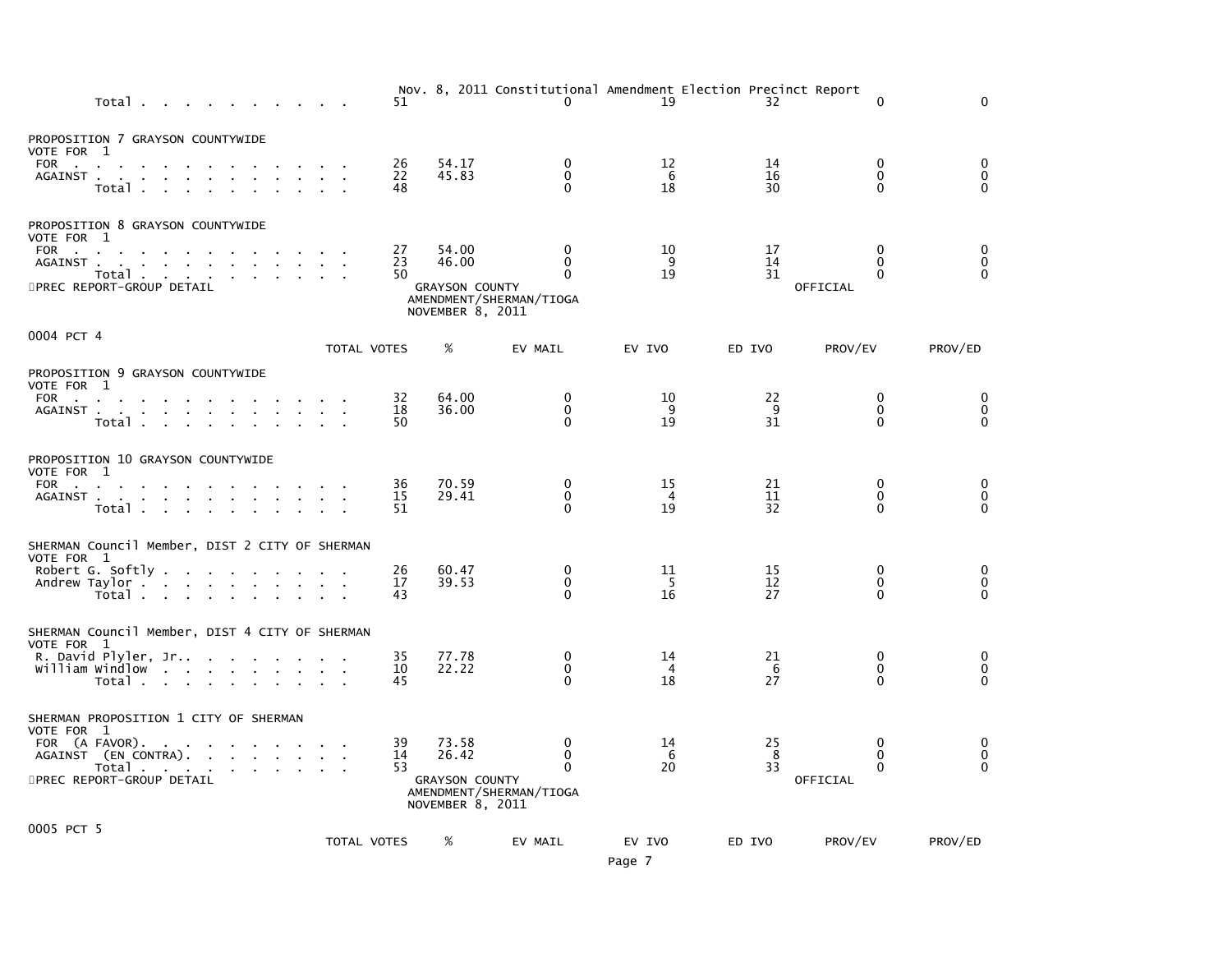| | TOTAL VOTES | % | EV MAIL | EV IVO | ED IVO | PROV/EV | PROV/ED |
|---|---|---|---|---|---|---|---|
| Total | 51 | | 0 | 19 | 32 | 0 | 0 |

PROPOSITION 7 GRAYSON COUNTYWIDE
VOTE FOR 1

| | TOTAL VOTES | % | EV MAIL | EV IVO | ED IVO | PROV/EV | PROV/ED |
|---|---|---|---|---|---|---|---|
| FOR | 26 | 54.17 | 0 | 12 | 14 | 0 | 0 |
| AGAINST | 22 | 45.83 | 0 | 6 | 16 | 0 | 0 |
| Total | 48 | | 0 | 18 | 30 | 0 | 0 |

PROPOSITION 8 GRAYSON COUNTYWIDE
VOTE FOR 1

| | TOTAL VOTES | % | EV MAIL | EV IVO | ED IVO | PROV/EV | PROV/ED |
|---|---|---|---|---|---|---|---|
| FOR | 27 | 54.00 | 0 | 10 | 17 | 0 | 0 |
| AGAINST | 23 | 46.00 | 0 | 9 | 14 | 0 | 0 |
| Total | 50 | | 0 | 19 | 31 | 0 | 0 |

PREC REPORT-GROUP DETAIL — GRAYSON COUNTY AMENDMENT/SHERMAN/TIOGA NOVEMBER 8, 2011 — OFFICIAL

## 0004 PCT 4

PROPOSITION 9 GRAYSON COUNTYWIDE
VOTE FOR 1

| | TOTAL VOTES | % | EV MAIL | EV IVO | ED IVO | PROV/EV | PROV/ED |
|---|---|---|---|---|---|---|---|
| FOR | 32 | 64.00 | 0 | 10 | 22 | 0 | 0 |
| AGAINST | 18 | 36.00 | 0 | 9 | 9 | 0 | 0 |
| Total | 50 | | 0 | 19 | 31 | 0 | 0 |

PROPOSITION 10 GRAYSON COUNTYWIDE
VOTE FOR 1

| | TOTAL VOTES | % | EV MAIL | EV IVO | ED IVO | PROV/EV | PROV/ED |
|---|---|---|---|---|---|---|---|
| FOR | 36 | 70.59 | 0 | 15 | 21 | 0 | 0 |
| AGAINST | 15 | 29.41 | 0 | 4 | 11 | 0 | 0 |
| Total | 51 | | 0 | 19 | 32 | 0 | 0 |

SHERMAN Council Member, DIST 2 CITY OF SHERMAN
VOTE FOR 1

| | TOTAL VOTES | % | EV MAIL | EV IVO | ED IVO | PROV/EV | PROV/ED |
|---|---|---|---|---|---|---|---|
| Robert G. Softly | 26 | 60.47 | 0 | 11 | 15 | 0 | 0 |
| Andrew Taylor | 17 | 39.53 | 0 | 5 | 12 | 0 | 0 |
| Total | 43 | | 0 | 16 | 27 | 0 | 0 |

SHERMAN Council Member, DIST 4 CITY OF SHERMAN
VOTE FOR 1

| | TOTAL VOTES | % | EV MAIL | EV IVO | ED IVO | PROV/EV | PROV/ED |
|---|---|---|---|---|---|---|---|
| R. David Plyler, Jr. | 35 | 77.78 | 0 | 14 | 21 | 0 | 0 |
| William Windlow | 10 | 22.22 | 0 | 4 | 6 | 0 | 0 |
| Total | 45 | | 0 | 18 | 27 | 0 | 0 |

SHERMAN PROPOSITION 1 CITY OF SHERMAN
VOTE FOR 1

| | TOTAL VOTES | % | EV MAIL | EV IVO | ED IVO | PROV/EV | PROV/ED |
|---|---|---|---|---|---|---|---|
| FOR (A FAVOR). | 39 | 73.58 | 0 | 14 | 25 | 0 | 0 |
| AGAINST (EN CONTRA). | 14 | 26.42 | 0 | 6 | 8 | 0 | 0 |
| Total | 53 | | 0 | 20 | 33 | 0 | 0 |

PREC REPORT-GROUP DETAIL — GRAYSON COUNTY AMENDMENT/SHERMAN/TIOGA NOVEMBER 8, 2011 — OFFICIAL

## 0005 PCT 5

| | TOTAL VOTES | % | EV MAIL | EV IVO | ED IVO | PROV/EV | PROV/ED |
|---|---|---|---|---|---|---|---|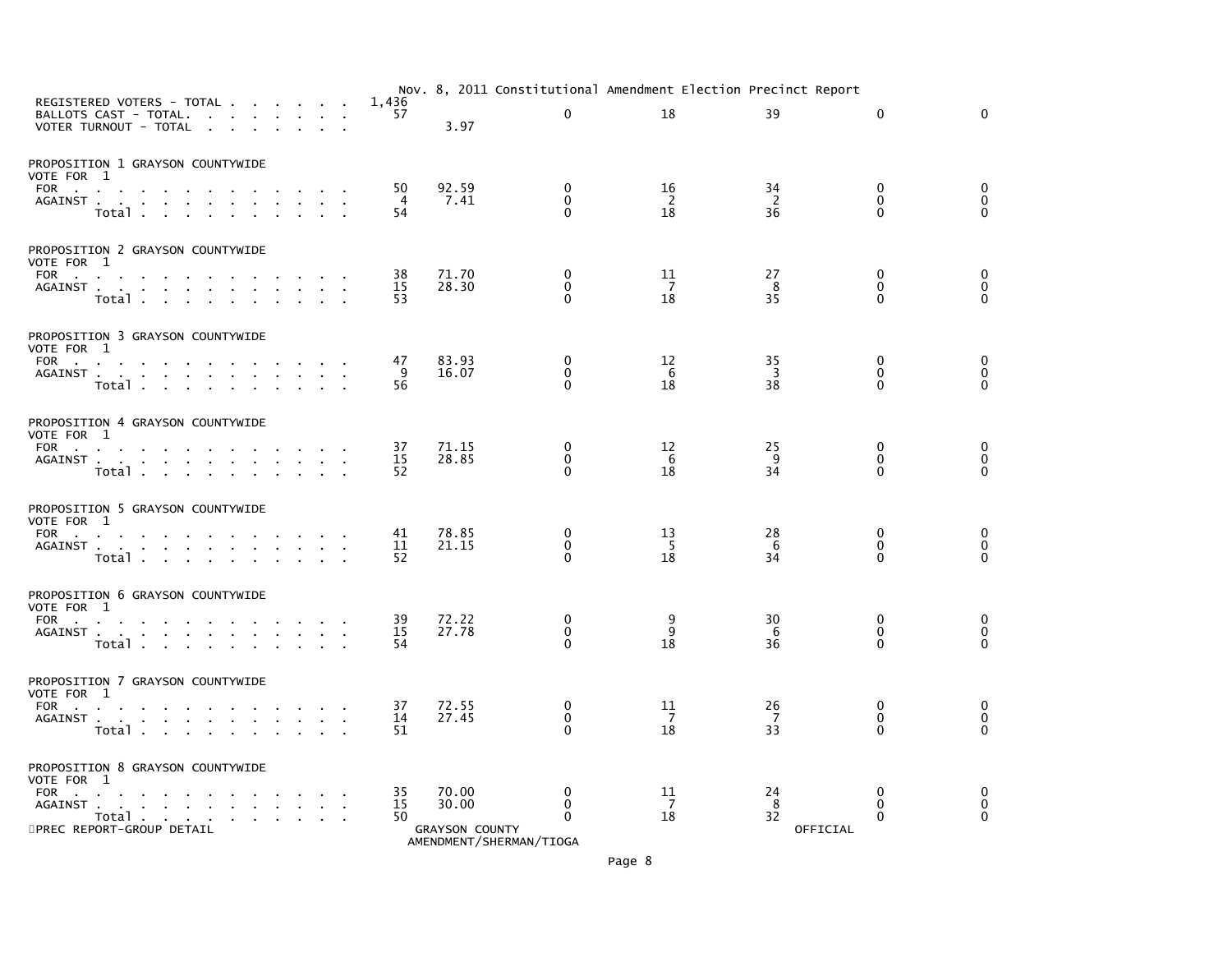Nov. 8, 2011 Constitutional Amendment Election Precinct Report

| | | | | | | | |
|---|---|---|---|---|---|---|---|
| REGISTERED VOTERS - TOTAL | 1,436 | | | | | | |
| BALLOTS CAST - TOTAL. | 57 | | 0 | 18 | 39 | 0 | 0 |
| VOTER TURNOUT - TOTAL | | 3.97 | | | | | |

## PROPOSITION 1 GRAYSON COUNTYWIDE

VOTE FOR 1

| | | | | | | | |
|---|---|---|---|---|---|---|---|
| FOR | 50 | 92.59 | 0 | 16 | 34 | 0 | 0 |
| AGAINST | 4 | 7.41 | 0 | 2 | 2 | 0 | 0 |
| Total | 54 | | 0 | 18 | 36 | 0 | 0 |

## PROPOSITION 2 GRAYSON COUNTYWIDE

VOTE FOR 1

| | | | | | | | |
|---|---|---|---|---|---|---|---|
| FOR | 38 | 71.70 | 0 | 11 | 27 | 0 | 0 |
| AGAINST | 15 | 28.30 | 0 | 7 | 8 | 0 | 0 |
| Total | 53 | | 0 | 18 | 35 | 0 | 0 |

## PROPOSITION 3 GRAYSON COUNTYWIDE

VOTE FOR 1

| | | | | | | | |
|---|---|---|---|---|---|---|---|
| FOR | 47 | 83.93 | 0 | 12 | 35 | 0 | 0 |
| AGAINST | 9 | 16.07 | 0 | 6 | 3 | 0 | 0 |
| Total | 56 | | 0 | 18 | 38 | 0 | 0 |

## PROPOSITION 4 GRAYSON COUNTYWIDE

VOTE FOR 1

| | | | | | | | |
|---|---|---|---|---|---|---|---|
| FOR | 37 | 71.15 | 0 | 12 | 25 | 0 | 0 |
| AGAINST | 15 | 28.85 | 0 | 6 | 9 | 0 | 0 |
| Total | 52 | | 0 | 18 | 34 | 0 | 0 |

## PROPOSITION 5 GRAYSON COUNTYWIDE

VOTE FOR 1

| | | | | | | | |
|---|---|---|---|---|---|---|---|
| FOR | 41 | 78.85 | 0 | 13 | 28 | 0 | 0 |
| AGAINST | 11 | 21.15 | 0 | 5 | 6 | 0 | 0 |
| Total | 52 | | 0 | 18 | 34 | 0 | 0 |

## PROPOSITION 6 GRAYSON COUNTYWIDE

VOTE FOR 1

| | | | | | | | |
|---|---|---|---|---|---|---|---|
| FOR | 39 | 72.22 | 0 | 9 | 30 | 0 | 0 |
| AGAINST | 15 | 27.78 | 0 | 9 | 6 | 0 | 0 |
| Total | 54 | | 0 | 18 | 36 | 0 | 0 |

## PROPOSITION 7 GRAYSON COUNTYWIDE

VOTE FOR 1

| | | | | | | | |
|---|---|---|---|---|---|---|---|
| FOR | 37 | 72.55 | 0 | 11 | 26 | 0 | 0 |
| AGAINST | 14 | 27.45 | 0 | 7 | 7 | 0 | 0 |
| Total | 51 | | 0 | 18 | 33 | 0 | 0 |

## PROPOSITION 8 GRAYSON COUNTYWIDE

VOTE FOR 1

| | | | | | | | |
|---|---|---|---|---|---|---|---|
| FOR | 35 | 70.00 | 0 | 11 | 24 | 0 | 0 |
| AGAINST | 15 | 30.00 | 0 | 7 | 8 | 0 | 0 |
| Total | 50 | | 0 | 18 | 32 | 0 | 0 |

PREC REPORT-GROUP DETAIL — GRAYSON COUNTY AMENDMENT/SHERMAN/TIOGA — OFFICIAL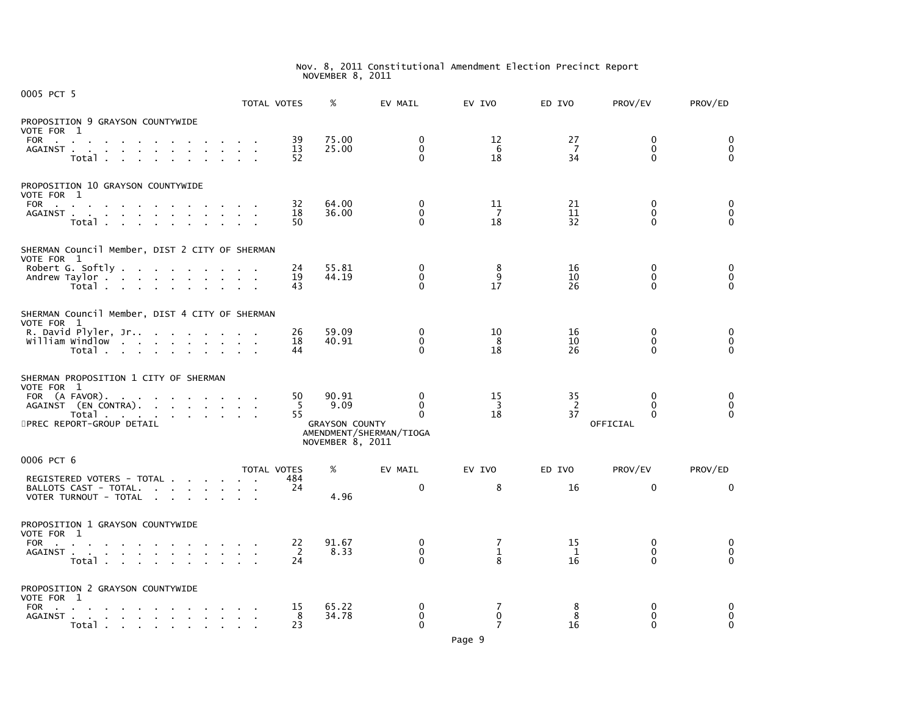Nov. 8, 2011 Constitutional Amendment Election Precinct Report
NOVEMBER 8, 2011

## 0005 PCT 5

| | TOTAL VOTES | % | EV MAIL | EV IVO | ED IVO | PROV/EV | PROV/ED |
|---|---|---|---|---|---|---|---|
| **PROPOSITION 9 GRAYSON COUNTYWIDE** | | | | | | | |
| VOTE FOR 1 | | | | | | | |
| FOR | 39 | 75.00 | 0 | 12 | 27 | 0 | 0 |
| AGAINST | 13 | 25.00 | 0 | 6 | 7 | 0 | 0 |
| Total | 52 | | 0 | 18 | 34 | 0 | 0 |
| **PROPOSITION 10 GRAYSON COUNTYWIDE** | | | | | | | |
| VOTE FOR 1 | | | | | | | |
| FOR | 32 | 64.00 | 0 | 11 | 21 | 0 | 0 |
| AGAINST | 18 | 36.00 | 0 | 7 | 11 | 0 | 0 |
| Total | 50 | | 0 | 18 | 32 | 0 | 0 |
| **SHERMAN Council Member, DIST 2 CITY OF SHERMAN** | | | | | | | |
| VOTE FOR 1 | | | | | | | |
| Robert G. Softly | 24 | 55.81 | 0 | 8 | 16 | 0 | 0 |
| Andrew Taylor | 19 | 44.19 | 0 | 9 | 10 | 0 | 0 |
| Total | 43 | | 0 | 17 | 26 | 0 | 0 |
| **SHERMAN Council Member, DIST 4 CITY OF SHERMAN** | | | | | | | |
| VOTE FOR 1 | | | | | | | |
| R. David Plyler, Jr. | 26 | 59.09 | 0 | 10 | 16 | 0 | 0 |
| William Windlow | 18 | 40.91 | 0 | 8 | 10 | 0 | 0 |
| Total | 44 | | 0 | 18 | 26 | 0 | 0 |
| **SHERMAN PROPOSITION 1 CITY OF SHERMAN** | | | | | | | |
| VOTE FOR 1 | | | | | | | |
| FOR (A FAVOR) | 50 | 90.91 | 0 | 15 | 35 | 0 | 0 |
| AGAINST (EN CONTRA) | 5 | 9.09 | 0 | 3 | 2 | 0 | 0 |
| Total | 55 | | 0 | 18 | 37 | 0 | 0 |

PREC REPORT-GROUP DETAIL — GRAYSON COUNTY AMENDMENT/SHERMAN/TIOGA NOVEMBER 8, 2011 — OFFICIAL

## 0006 PCT 6

| | TOTAL VOTES | % | EV MAIL | EV IVO | ED IVO | PROV/EV | PROV/ED |
|---|---|---|---|---|---|---|---|
| REGISTERED VOTERS - TOTAL | 484 | | | | | | |
| BALLOTS CAST - TOTAL. | 24 | | 0 | 8 | 16 | 0 | 0 |
| VOTER TURNOUT - TOTAL | | 4.96 | | | | | |
| **PROPOSITION 1 GRAYSON COUNTYWIDE** | | | | | | | |
| VOTE FOR 1 | | | | | | | |
| FOR | 22 | 91.67 | 0 | 7 | 15 | 0 | 0 |
| AGAINST | 2 | 8.33 | 0 | 1 | 1 | 0 | 0 |
| Total | 24 | | 0 | 8 | 16 | 0 | 0 |
| **PROPOSITION 2 GRAYSON COUNTYWIDE** | | | | | | | |
| VOTE FOR 1 | | | | | | | |
| FOR | 15 | 65.22 | 0 | 7 | 8 | 0 | 0 |
| AGAINST | 8 | 34.78 | 0 | 0 | 8 | 0 | 0 |
| Total | 23 | | 0 | 7 | 16 | 0 | 0 |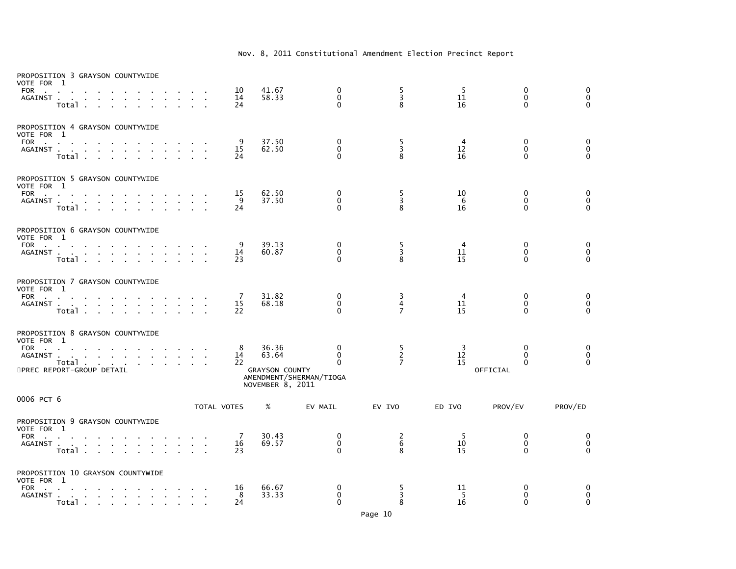Nov. 8, 2011 Constitutional Amendment Election Precinct Report

**PROPOSITION 3 GRAYSON COUNTYWIDE**
VOTE FOR 1

| | TOTAL VOTES | % | EV MAIL | EV IVO | ED IVO | PROV/EV | PROV/ED |
|---|---|---|---|---|---|---|---|
| FOR | 10 | 41.67 | 0 | 5 | 5 | 0 | 0 |
| AGAINST | 14 | 58.33 | 0 | 3 | 11 | 0 | 0 |
| Total | 24 | | 0 | 8 | 16 | 0 | 0 |

**PROPOSITION 4 GRAYSON COUNTYWIDE**
VOTE FOR 1

| | TOTAL VOTES | % | EV MAIL | EV IVO | ED IVO | PROV/EV | PROV/ED |
|---|---|---|---|---|---|---|---|
| FOR | 9 | 37.50 | 0 | 5 | 4 | 0 | 0 |
| AGAINST | 15 | 62.50 | 0 | 3 | 12 | 0 | 0 |
| Total | 24 | | 0 | 8 | 16 | 0 | 0 |

**PROPOSITION 5 GRAYSON COUNTYWIDE**
VOTE FOR 1

| | TOTAL VOTES | % | EV MAIL | EV IVO | ED IVO | PROV/EV | PROV/ED |
|---|---|---|---|---|---|---|---|
| FOR | 15 | 62.50 | 0 | 5 | 10 | 0 | 0 |
| AGAINST | 9 | 37.50 | 0 | 3 | 6 | 0 | 0 |
| Total | 24 | | 0 | 8 | 16 | 0 | 0 |

**PROPOSITION 6 GRAYSON COUNTYWIDE**
VOTE FOR 1

| | TOTAL VOTES | % | EV MAIL | EV IVO | ED IVO | PROV/EV | PROV/ED |
|---|---|---|---|---|---|---|---|
| FOR | 9 | 39.13 | 0 | 5 | 4 | 0 | 0 |
| AGAINST | 14 | 60.87 | 0 | 3 | 11 | 0 | 0 |
| Total | 23 | | 0 | 8 | 15 | 0 | 0 |

**PROPOSITION 7 GRAYSON COUNTYWIDE**
VOTE FOR 1

| | TOTAL VOTES | % | EV MAIL | EV IVO | ED IVO | PROV/EV | PROV/ED |
|---|---|---|---|---|---|---|---|
| FOR | 7 | 31.82 | 0 | 3 | 4 | 0 | 0 |
| AGAINST | 15 | 68.18 | 0 | 4 | 11 | 0 | 0 |
| Total | 22 | | 0 | 7 | 15 | 0 | 0 |

**PROPOSITION 8 GRAYSON COUNTYWIDE**
VOTE FOR 1

| | TOTAL VOTES | % | EV MAIL | EV IVO | ED IVO | PROV/EV | PROV/ED |
|---|---|---|---|---|---|---|---|
| FOR | 8 | 36.36 | 0 | 5 | 3 | 0 | 0 |
| AGAINST | 14 | 63.64 | 0 | 2 | 12 | 0 | 0 |
| Total | 22 | | 0 | 7 | 15 | 0 | 0 |

PREC REPORT-GROUP DETAIL — GRAYSON COUNTY — AMENDMENT/SHERMAN/TIOGA — NOVEMBER 8, 2011 — OFFICIAL

0006 PCT 6

**PROPOSITION 9 GRAYSON COUNTYWIDE**
VOTE FOR 1

| | TOTAL VOTES | % | EV MAIL | EV IVO | ED IVO | PROV/EV | PROV/ED |
|---|---|---|---|---|---|---|---|
| FOR | 7 | 30.43 | 0 | 2 | 5 | 0 | 0 |
| AGAINST | 16 | 69.57 | 0 | 6 | 10 | 0 | 0 |
| Total | 23 | | 0 | 8 | 15 | 0 | 0 |

**PROPOSITION 10 GRAYSON COUNTYWIDE**
VOTE FOR 1

| | TOTAL VOTES | % | EV MAIL | EV IVO | ED IVO | PROV/EV | PROV/ED |
|---|---|---|---|---|---|---|---|
| FOR | 16 | 66.67 | 0 | 5 | 11 | 0 | 0 |
| AGAINST | 8 | 33.33 | 0 | 3 | 5 | 0 | 0 |
| Total | 24 | | 0 | 8 | 16 | 0 | 0 |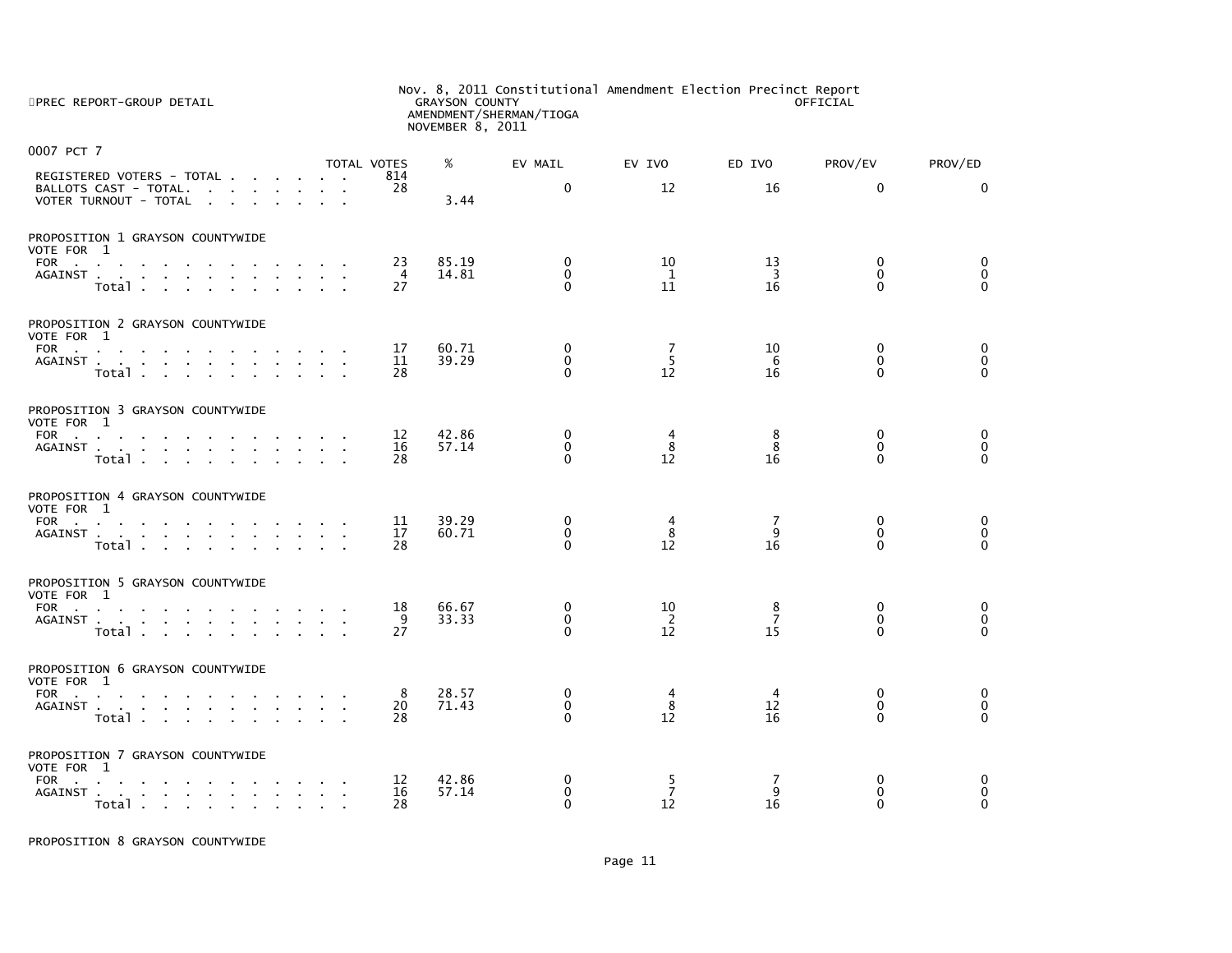PREC REPORT-GROUP DETAIL

Nov. 8, 2011 Constitutional Amendment Election Precinct Report
GRAYSON COUNTY
AMENDMENT/SHERMAN/TIOGA
NOVEMBER 8, 2011

OFFICIAL

0007 PCT 7

| | TOTAL VOTES | % | EV MAIL | EV IVO | ED IVO | PROV/EV | PROV/ED |
|---|---|---|---|---|---|---|---|
| REGISTERED VOTERS - TOTAL | 814 | | | | | | |
| BALLOTS CAST - TOTAL. | 28 | | 0 | 12 | 16 | 0 | 0 |
| VOTER TURNOUT - TOTAL | | 3.44 | | | | | |

PROPOSITION 1 GRAYSON COUNTYWIDE
VOTE FOR 1

| | TOTAL VOTES | % | EV MAIL | EV IVO | ED IVO | PROV/EV | PROV/ED |
|---|---|---|---|---|---|---|---|
| FOR | 23 | 85.19 | 0 | 10 | 13 | 0 | 0 |
| AGAINST | 4 | 14.81 | 0 | 1 | 3 | 0 | 0 |
| Total | 27 | | 0 | 11 | 16 | 0 | 0 |

PROPOSITION 2 GRAYSON COUNTYWIDE
VOTE FOR 1

| | TOTAL VOTES | % | EV MAIL | EV IVO | ED IVO | PROV/EV | PROV/ED |
|---|---|---|---|---|---|---|---|
| FOR | 17 | 60.71 | 0 | 7 | 10 | 0 | 0 |
| AGAINST | 11 | 39.29 | 0 | 5 | 6 | 0 | 0 |
| Total | 28 | | 0 | 12 | 16 | 0 | 0 |

PROPOSITION 3 GRAYSON COUNTYWIDE
VOTE FOR 1

| | TOTAL VOTES | % | EV MAIL | EV IVO | ED IVO | PROV/EV | PROV/ED |
|---|---|---|---|---|---|---|---|
| FOR | 12 | 42.86 | 0 | 4 | 8 | 0 | 0 |
| AGAINST | 16 | 57.14 | 0 | 8 | 8 | 0 | 0 |
| Total | 28 | | 0 | 12 | 16 | 0 | 0 |

PROPOSITION 4 GRAYSON COUNTYWIDE
VOTE FOR 1

| | TOTAL VOTES | % | EV MAIL | EV IVO | ED IVO | PROV/EV | PROV/ED |
|---|---|---|---|---|---|---|---|
| FOR | 11 | 39.29 | 0 | 4 | 7 | 0 | 0 |
| AGAINST | 17 | 60.71 | 0 | 8 | 9 | 0 | 0 |
| Total | 28 | | 0 | 12 | 16 | 0 | 0 |

PROPOSITION 5 GRAYSON COUNTYWIDE
VOTE FOR 1

| | TOTAL VOTES | % | EV MAIL | EV IVO | ED IVO | PROV/EV | PROV/ED |
|---|---|---|---|---|---|---|---|
| FOR | 18 | 66.67 | 0 | 10 | 8 | 0 | 0 |
| AGAINST | 9 | 33.33 | 0 | 2 | 7 | 0 | 0 |
| Total | 27 | | 0 | 12 | 15 | 0 | 0 |

PROPOSITION 6 GRAYSON COUNTYWIDE
VOTE FOR 1

| | TOTAL VOTES | % | EV MAIL | EV IVO | ED IVO | PROV/EV | PROV/ED |
|---|---|---|---|---|---|---|---|
| FOR | 8 | 28.57 | 0 | 4 | 4 | 0 | 0 |
| AGAINST | 20 | 71.43 | 0 | 8 | 12 | 0 | 0 |
| Total | 28 | | 0 | 12 | 16 | 0 | 0 |

PROPOSITION 7 GRAYSON COUNTYWIDE
VOTE FOR 1

| | TOTAL VOTES | % | EV MAIL | EV IVO | ED IVO | PROV/EV | PROV/ED |
|---|---|---|---|---|---|---|---|
| FOR | 12 | 42.86 | 0 | 5 | 7 | 0 | 0 |
| AGAINST | 16 | 57.14 | 0 | 7 | 9 | 0 | 0 |
| Total | 28 | | 0 | 12 | 16 | 0 | 0 |

PROPOSITION 8 GRAYSON COUNTYWIDE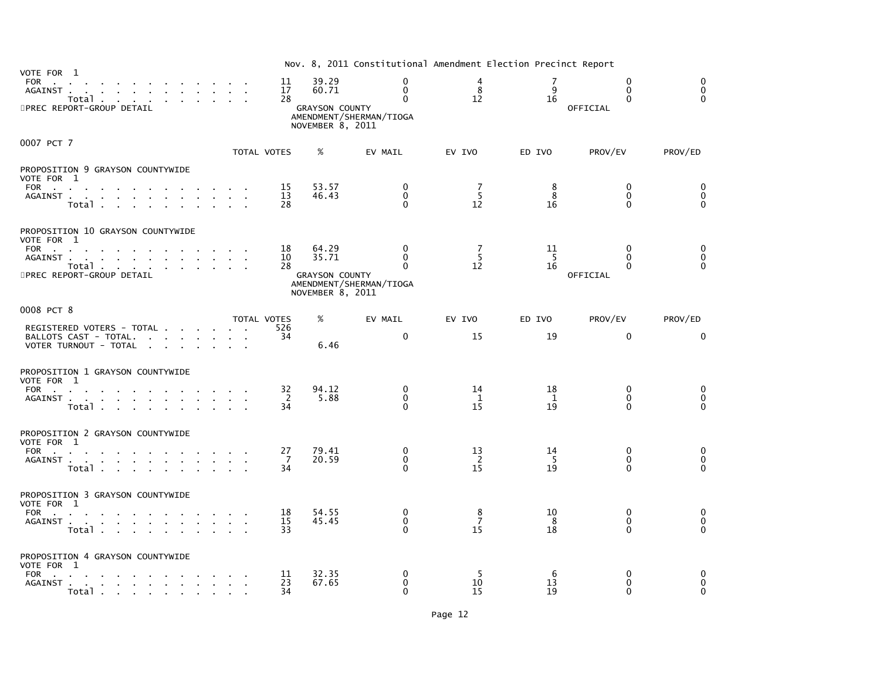Nov. 8, 2011 Constitutional Amendment Election Precinct Report

VOTE FOR 1

| | TOTAL VOTES | % | EV MAIL | EV IVO | ED IVO | PROV/EV | PROV/ED |
|---|---|---|---|---|---|---|---|
| FOR | 11 | 39.29 | 0 | 4 | 7 | 0 | 0 |
| AGAINST | 17 | 60.71 | 0 | 8 | 9 | 0 | 0 |
| Total | 28 | | 0 | 12 | 16 | 0 | 0 |

PREC REPORT-GROUP DETAIL

GRAYSON COUNTY
AMENDMENT/SHERMAN/TIOGA
NOVEMBER 8, 2011

OFFICIAL

## 0007 PCT 7

### PROPOSITION 9 GRAYSON COUNTYWIDE

VOTE FOR 1

| | TOTAL VOTES | % | EV MAIL | EV IVO | ED IVO | PROV/EV | PROV/ED |
|---|---|---|---|---|---|---|---|
| FOR | 15 | 53.57 | 0 | 7 | 8 | 0 | 0 |
| AGAINST | 13 | 46.43 | 0 | 5 | 8 | 0 | 0 |
| Total | 28 | | 0 | 12 | 16 | 0 | 0 |

### PROPOSITION 10 GRAYSON COUNTYWIDE

VOTE FOR 1

| | TOTAL VOTES | % | EV MAIL | EV IVO | ED IVO | PROV/EV | PROV/ED |
|---|---|---|---|---|---|---|---|
| FOR | 18 | 64.29 | 0 | 7 | 11 | 0 | 0 |
| AGAINST | 10 | 35.71 | 0 | 5 | 5 | 0 | 0 |
| Total | 28 | | 0 | 12 | 16 | 0 | 0 |

PREC REPORT-GROUP DETAIL

GRAYSON COUNTY
AMENDMENT/SHERMAN/TIOGA
NOVEMBER 8, 2011

OFFICIAL

## 0008 PCT 8

| | TOTAL VOTES | % | EV MAIL | EV IVO | ED IVO | PROV/EV | PROV/ED |
|---|---|---|---|---|---|---|---|
| REGISTERED VOTERS - TOTAL | 526 | | | | | | |
| BALLOTS CAST - TOTAL. | 34 | | 0 | 15 | 19 | 0 | 0 |
| VOTER TURNOUT - TOTAL | | 6.46 | | | | | |

### PROPOSITION 1 GRAYSON COUNTYWIDE

VOTE FOR 1

| | TOTAL VOTES | % | EV MAIL | EV IVO | ED IVO | PROV/EV | PROV/ED |
|---|---|---|---|---|---|---|---|
| FOR | 32 | 94.12 | 0 | 14 | 18 | 0 | 0 |
| AGAINST | 2 | 5.88 | 0 | 1 | 1 | 0 | 0 |
| Total | 34 | | 0 | 15 | 19 | 0 | 0 |

### PROPOSITION 2 GRAYSON COUNTYWIDE

VOTE FOR 1

| | TOTAL VOTES | % | EV MAIL | EV IVO | ED IVO | PROV/EV | PROV/ED |
|---|---|---|---|---|---|---|---|
| FOR | 27 | 79.41 | 0 | 13 | 14 | 0 | 0 |
| AGAINST | 7 | 20.59 | 0 | 2 | 5 | 0 | 0 |
| Total | 34 | | 0 | 15 | 19 | 0 | 0 |

### PROPOSITION 3 GRAYSON COUNTYWIDE

VOTE FOR 1

| | TOTAL VOTES | % | EV MAIL | EV IVO | ED IVO | PROV/EV | PROV/ED |
|---|---|---|---|---|---|---|---|
| FOR | 18 | 54.55 | 0 | 8 | 10 | 0 | 0 |
| AGAINST | 15 | 45.45 | 0 | 7 | 8 | 0 | 0 |
| Total | 33 | | 0 | 15 | 18 | 0 | 0 |

### PROPOSITION 4 GRAYSON COUNTYWIDE

VOTE FOR 1

| | TOTAL VOTES | % | EV MAIL | EV IVO | ED IVO | PROV/EV | PROV/ED |
|---|---|---|---|---|---|---|---|
| FOR | 11 | 32.35 | 0 | 5 | 6 | 0 | 0 |
| AGAINST | 23 | 67.65 | 0 | 10 | 13 | 0 | 0 |
| Total | 34 | | 0 | 15 | 19 | 0 | 0 |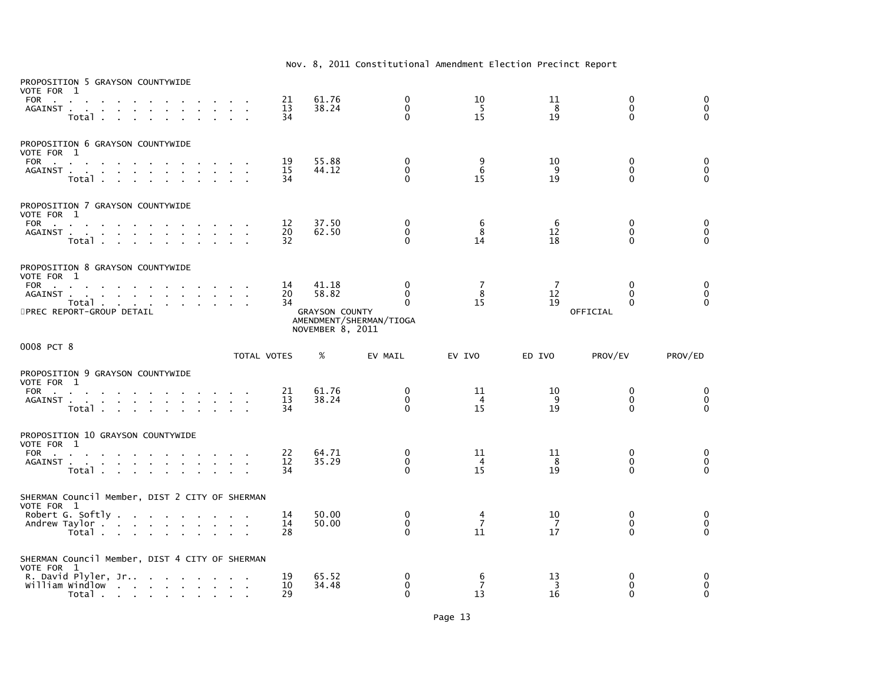Nov. 8, 2011 Constitutional Amendment Election Precinct Report

PROPOSITION 5 GRAYSON COUNTYWIDE
VOTE FOR 1

| | TOTAL VOTES | % | EV MAIL | EV IVO | ED IVO | PROV/EV | PROV/ED |
|---|---|---|---|---|---|---|---|
| FOR | 21 | 61.76 | 0 | 10 | 11 | 0 | 0 |
| AGAINST | 13 | 38.24 | 0 | 5 | 8 | 0 | 0 |
| Total | 34 | | 0 | 15 | 19 | 0 | 0 |

PROPOSITION 6 GRAYSON COUNTYWIDE
VOTE FOR 1

| | TOTAL VOTES | % | EV MAIL | EV IVO | ED IVO | PROV/EV | PROV/ED |
|---|---|---|---|---|---|---|---|
| FOR | 19 | 55.88 | 0 | 9 | 10 | 0 | 0 |
| AGAINST | 15 | 44.12 | 0 | 6 | 9 | 0 | 0 |
| Total | 34 | | 0 | 15 | 19 | 0 | 0 |

PROPOSITION 7 GRAYSON COUNTYWIDE
VOTE FOR 1

| | TOTAL VOTES | % | EV MAIL | EV IVO | ED IVO | PROV/EV | PROV/ED |
|---|---|---|---|---|---|---|---|
| FOR | 12 | 37.50 | 0 | 6 | 6 | 0 | 0 |
| AGAINST | 20 | 62.50 | 0 | 8 | 12 | 0 | 0 |
| Total | 32 | | 0 | 14 | 18 | 0 | 0 |

PROPOSITION 8 GRAYSON COUNTYWIDE
VOTE FOR 1

| | TOTAL VOTES | % | EV MAIL | EV IVO | ED IVO | PROV/EV | PROV/ED |
|---|---|---|---|---|---|---|---|
| FOR | 14 | 41.18 | 0 | 7 | 7 | 0 | 0 |
| AGAINST | 20 | 58.82 | 0 | 8 | 12 | 0 | 0 |
| Total | 34 | | 0 | 15 | 19 | 0 | 0 |

PREC REPORT-GROUP DETAIL
GRAYSON COUNTY
AMENDMENT/SHERMAN/TIOGA
NOVEMBER 8, 2011
OFFICIAL

0008 PCT 8

PROPOSITION 9 GRAYSON COUNTYWIDE
VOTE FOR 1

| | TOTAL VOTES | % | EV MAIL | EV IVO | ED IVO | PROV/EV | PROV/ED |
|---|---|---|---|---|---|---|---|
| FOR | 21 | 61.76 | 0 | 11 | 10 | 0 | 0 |
| AGAINST | 13 | 38.24 | 0 | 4 | 9 | 0 | 0 |
| Total | 34 | | 0 | 15 | 19 | 0 | 0 |

PROPOSITION 10 GRAYSON COUNTYWIDE
VOTE FOR 1

| | TOTAL VOTES | % | EV MAIL | EV IVO | ED IVO | PROV/EV | PROV/ED |
|---|---|---|---|---|---|---|---|
| FOR | 22 | 64.71 | 0 | 11 | 11 | 0 | 0 |
| AGAINST | 12 | 35.29 | 0 | 4 | 8 | 0 | 0 |
| Total | 34 | | 0 | 15 | 19 | 0 | 0 |

SHERMAN Council Member, DIST 2 CITY OF SHERMAN
VOTE FOR 1

| | TOTAL VOTES | % | EV MAIL | EV IVO | ED IVO | PROV/EV | PROV/ED |
|---|---|---|---|---|---|---|---|
| Robert G. Softly | 14 | 50.00 | 0 | 4 | 10 | 0 | 0 |
| Andrew Taylor | 14 | 50.00 | 0 | 7 | 7 | 0 | 0 |
| Total | 28 | | 0 | 11 | 17 | 0 | 0 |

SHERMAN Council Member, DIST 4 CITY OF SHERMAN
VOTE FOR 1

| | TOTAL VOTES | % | EV MAIL | EV IVO | ED IVO | PROV/EV | PROV/ED |
|---|---|---|---|---|---|---|---|
| R. David Plyler, Jr. | 19 | 65.52 | 0 | 6 | 13 | 0 | 0 |
| William Windlow | 10 | 34.48 | 0 | 7 | 3 | 0 | 0 |
| Total | 29 | | 0 | 13 | 16 | 0 | 0 |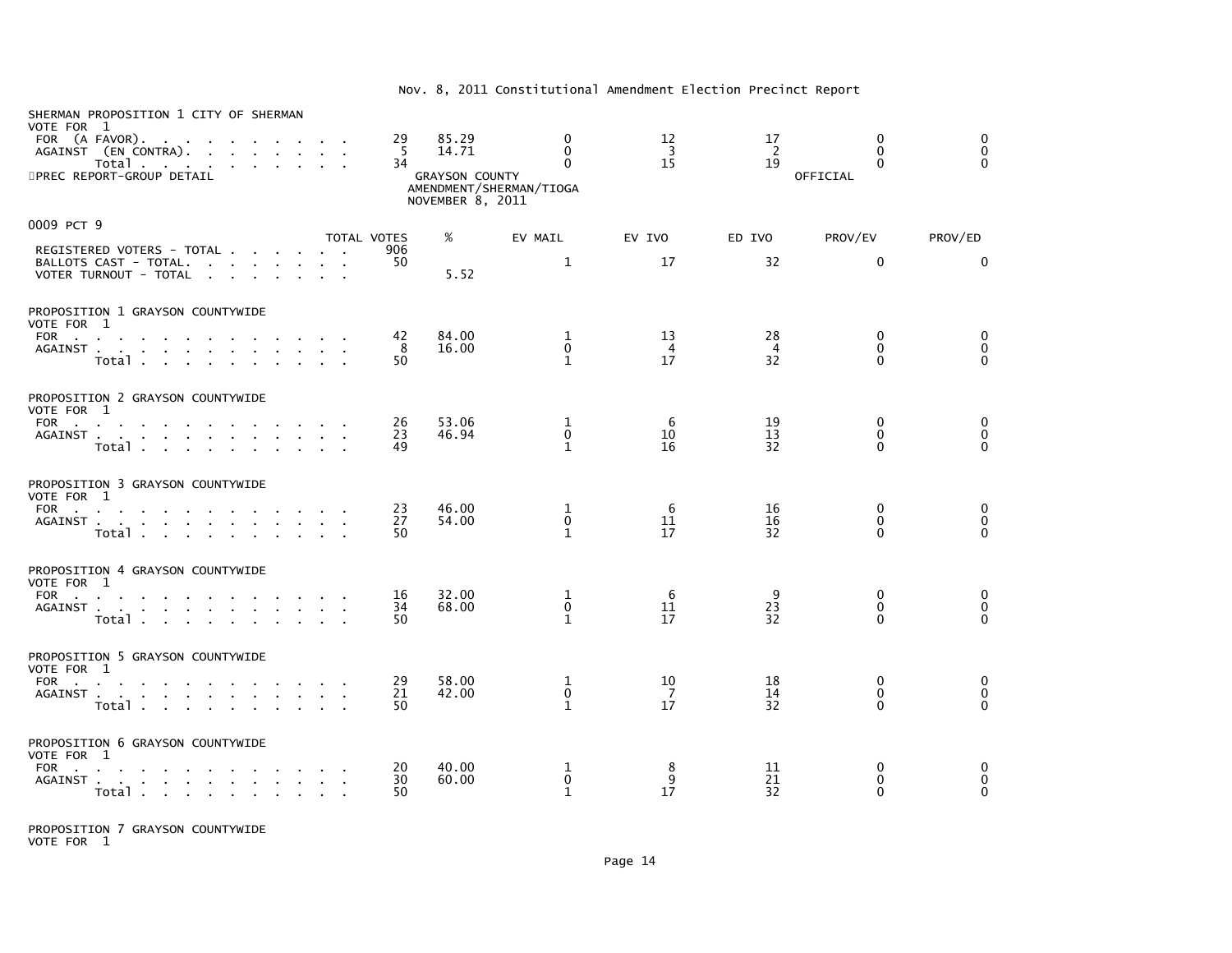Nov. 8, 2011 Constitutional Amendment Election Precinct Report

SHERMAN PROPOSITION 1 CITY OF SHERMAN
VOTE FOR 1

| | TOTAL VOTES | % | EV MAIL | EV IVO | ED IVO | PROV/EV | PROV/ED |
|---|---|---|---|---|---|---|---|
| FOR (A FAVOR) | 29 | 85.29 | 0 | 12 | 17 | 0 | 0 |
| AGAINST (EN CONTRA) | 5 | 14.71 | 0 | 3 | 2 | 0 | 0 |
| Total | 34 | | 0 | 15 | 19 | 0 | 0 |

PREC REPORT-GROUP DETAIL — GRAYSON COUNTY AMENDMENT/SHERMAN/TIOGA NOVEMBER 8, 2011 — OFFICIAL

## 0009 PCT 9

| | TOTAL VOTES | % | EV MAIL | EV IVO | ED IVO | PROV/EV | PROV/ED |
|---|---|---|---|---|---|---|---|
| REGISTERED VOTERS - TOTAL | 906 | | | | | | |
| BALLOTS CAST - TOTAL | 50 | | 1 | 17 | 32 | 0 | 0 |
| VOTER TURNOUT - TOTAL | | 5.52 | | | | | |

PROPOSITION 1 GRAYSON COUNTYWIDE
VOTE FOR 1

| | TOTAL VOTES | % | EV MAIL | EV IVO | ED IVO | PROV/EV | PROV/ED |
|---|---|---|---|---|---|---|---|
| FOR | 42 | 84.00 | 1 | 13 | 28 | 0 | 0 |
| AGAINST | 8 | 16.00 | 0 | 4 | 4 | 0 | 0 |
| Total | 50 | | 1 | 17 | 32 | 0 | 0 |

PROPOSITION 2 GRAYSON COUNTYWIDE
VOTE FOR 1

| | TOTAL VOTES | % | EV MAIL | EV IVO | ED IVO | PROV/EV | PROV/ED |
|---|---|---|---|---|---|---|---|
| FOR | 26 | 53.06 | 1 | 6 | 19 | 0 | 0 |
| AGAINST | 23 | 46.94 | 0 | 10 | 13 | 0 | 0 |
| Total | 49 | | 1 | 16 | 32 | 0 | 0 |

PROPOSITION 3 GRAYSON COUNTYWIDE
VOTE FOR 1

| | TOTAL VOTES | % | EV MAIL | EV IVO | ED IVO | PROV/EV | PROV/ED |
|---|---|---|---|---|---|---|---|
| FOR | 23 | 46.00 | 1 | 6 | 16 | 0 | 0 |
| AGAINST | 27 | 54.00 | 0 | 11 | 16 | 0 | 0 |
| Total | 50 | | 1 | 17 | 32 | 0 | 0 |

PROPOSITION 4 GRAYSON COUNTYWIDE
VOTE FOR 1

| | TOTAL VOTES | % | EV MAIL | EV IVO | ED IVO | PROV/EV | PROV/ED |
|---|---|---|---|---|---|---|---|
| FOR | 16 | 32.00 | 1 | 6 | 9 | 0 | 0 |
| AGAINST | 34 | 68.00 | 0 | 11 | 23 | 0 | 0 |
| Total | 50 | | 1 | 17 | 32 | 0 | 0 |

PROPOSITION 5 GRAYSON COUNTYWIDE
VOTE FOR 1

| | TOTAL VOTES | % | EV MAIL | EV IVO | ED IVO | PROV/EV | PROV/ED |
|---|---|---|---|---|---|---|---|
| FOR | 29 | 58.00 | 1 | 10 | 18 | 0 | 0 |
| AGAINST | 21 | 42.00 | 0 | 7 | 14 | 0 | 0 |
| Total | 50 | | 1 | 17 | 32 | 0 | 0 |

PROPOSITION 6 GRAYSON COUNTYWIDE
VOTE FOR 1

| | TOTAL VOTES | % | EV MAIL | EV IVO | ED IVO | PROV/EV | PROV/ED |
|---|---|---|---|---|---|---|---|
| FOR | 20 | 40.00 | 1 | 8 | 11 | 0 | 0 |
| AGAINST | 30 | 60.00 | 0 | 9 | 21 | 0 | 0 |
| Total | 50 | | 1 | 17 | 32 | 0 | 0 |

PROPOSITION 7 GRAYSON COUNTYWIDE
VOTE FOR 1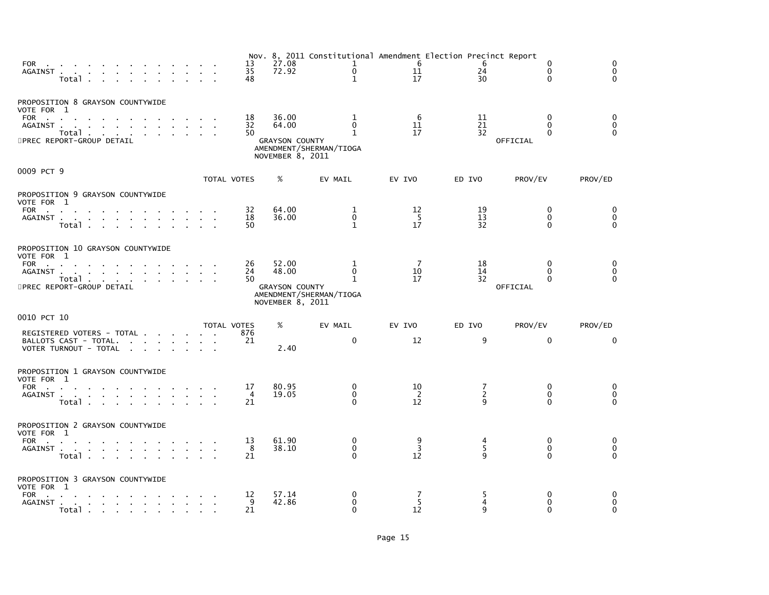Nov. 8, 2011 Constitutional Amendment Election Precinct Report

| | TOTAL VOTES | % | EV MAIL | EV IVO | ED IVO | PROV/EV | PROV/ED |
|---|---|---|---|---|---|---|---|
| FOR | 13 | 27.08 | 1 | 6 | 6 | 0 | 0 |
| AGAINST | 35 | 72.92 | 0 | 11 | 24 | 0 | 0 |
| Total | 48 | | 1 | 17 | 30 | 0 | 0 |

PROPOSITION 8 GRAYSON COUNTYWIDE
VOTE FOR 1

| | TOTAL VOTES | % | EV MAIL | EV IVO | ED IVO | PROV/EV | PROV/ED |
|---|---|---|---|---|---|---|---|
| FOR | 18 | 36.00 | 1 | 6 | 11 | 0 | 0 |
| AGAINST | 32 | 64.00 | 0 | 11 | 21 | 0 | 0 |
| Total | 50 | | 1 | 17 | 32 | 0 | 0 |

PREC REPORT-GROUP DETAIL — GRAYSON COUNTY AMENDMENT/SHERMAN/TIOGA NOVEMBER 8, 2011 — OFFICIAL

## 0009 PCT 9

PROPOSITION 9 GRAYSON COUNTYWIDE
VOTE FOR 1

| | TOTAL VOTES | % | EV MAIL | EV IVO | ED IVO | PROV/EV | PROV/ED |
|---|---|---|---|---|---|---|---|
| FOR | 32 | 64.00 | 1 | 12 | 19 | 0 | 0 |
| AGAINST | 18 | 36.00 | 0 | 5 | 13 | 0 | 0 |
| Total | 50 | | 1 | 17 | 32 | 0 | 0 |

PROPOSITION 10 GRAYSON COUNTYWIDE
VOTE FOR 1

| | TOTAL VOTES | % | EV MAIL | EV IVO | ED IVO | PROV/EV | PROV/ED |
|---|---|---|---|---|---|---|---|
| FOR | 26 | 52.00 | 1 | 7 | 18 | 0 | 0 |
| AGAINST | 24 | 48.00 | 0 | 10 | 14 | 0 | 0 |
| Total | 50 | | 1 | 17 | 32 | 0 | 0 |

PREC REPORT-GROUP DETAIL — GRAYSON COUNTY AMENDMENT/SHERMAN/TIOGA NOVEMBER 8, 2011 — OFFICIAL

## 0010 PCT 10

| | TOTAL VOTES | % | EV MAIL | EV IVO | ED IVO | PROV/EV | PROV/ED |
|---|---|---|---|---|---|---|---|
| REGISTERED VOTERS - TOTAL | 876 | | | | | | |
| BALLOTS CAST - TOTAL. | 21 | | 0 | 12 | 9 | 0 | 0 |
| VOTER TURNOUT - TOTAL | | 2.40 | | | | | |

PROPOSITION 1 GRAYSON COUNTYWIDE
VOTE FOR 1

| | TOTAL VOTES | % | EV MAIL | EV IVO | ED IVO | PROV/EV | PROV/ED |
|---|---|---|---|---|---|---|---|
| FOR | 17 | 80.95 | 0 | 10 | 7 | 0 | 0 |
| AGAINST | 4 | 19.05 | 0 | 2 | 2 | 0 | 0 |
| Total | 21 | | 0 | 12 | 9 | 0 | 0 |

PROPOSITION 2 GRAYSON COUNTYWIDE
VOTE FOR 1

| | TOTAL VOTES | % | EV MAIL | EV IVO | ED IVO | PROV/EV | PROV/ED |
|---|---|---|---|---|---|---|---|
| FOR | 13 | 61.90 | 0 | 9 | 4 | 0 | 0 |
| AGAINST | 8 | 38.10 | 0 | 3 | 5 | 0 | 0 |
| Total | 21 | | 0 | 12 | 9 | 0 | 0 |

PROPOSITION 3 GRAYSON COUNTYWIDE
VOTE FOR 1

| | TOTAL VOTES | % | EV MAIL | EV IVO | ED IVO | PROV/EV | PROV/ED |
|---|---|---|---|---|---|---|---|
| FOR | 12 | 57.14 | 0 | 7 | 5 | 0 | 0 |
| AGAINST | 9 | 42.86 | 0 | 5 | 4 | 0 | 0 |
| Total | 21 | | 0 | 12 | 9 | 0 | 0 |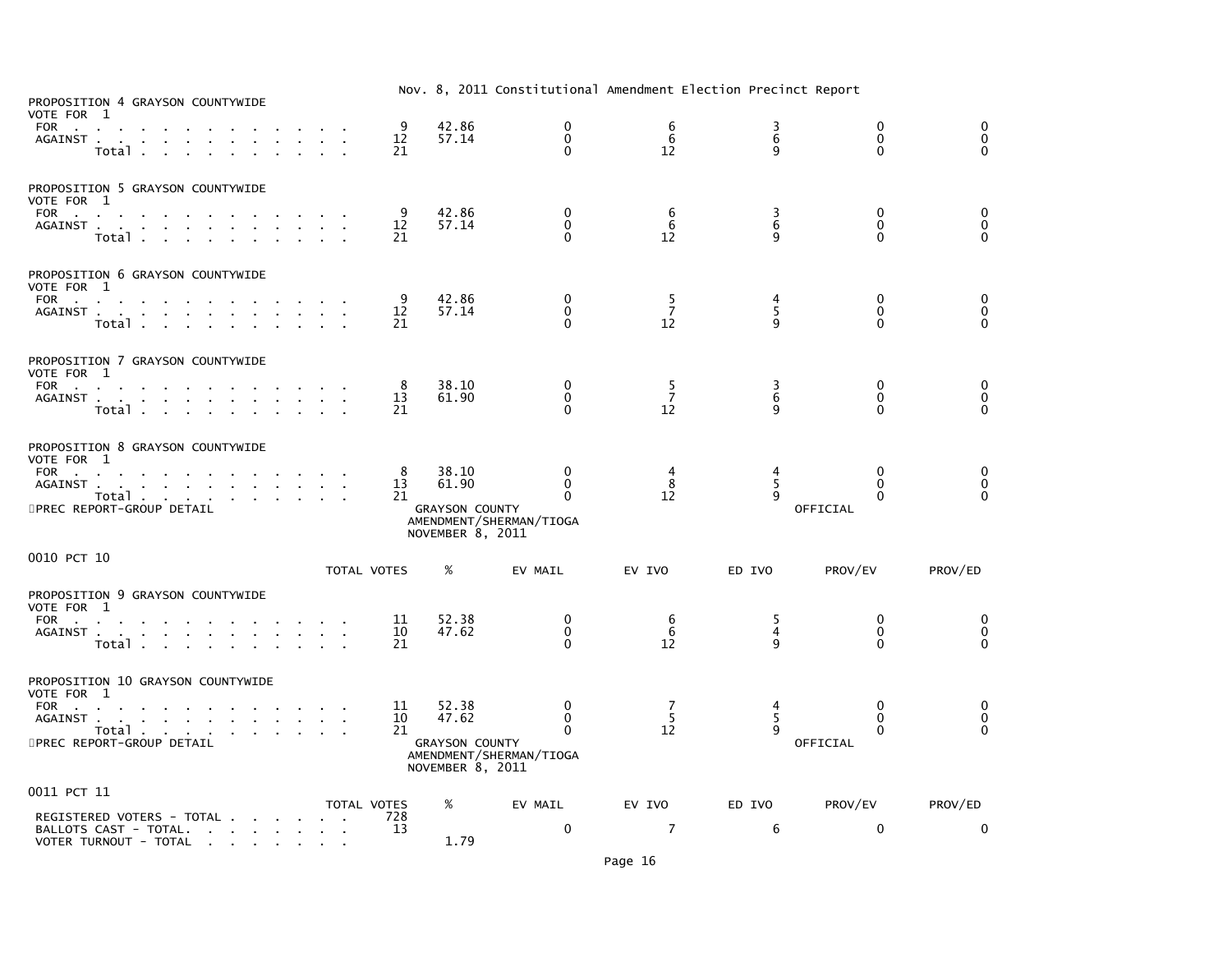Nov. 8, 2011 Constitutional Amendment Election Precinct Report

**PROPOSITION 4 GRAYSON COUNTYWIDE**
VOTE FOR 1

| | TOTAL VOTES | % | EV MAIL | EV IVO | ED IVO | PROV/EV | PROV/ED |
|---|---|---|---|---|---|---|---|
| FOR | 9 | 42.86 | 0 | 6 | 3 | 0 | 0 |
| AGAINST | 12 | 57.14 | 0 | 6 | 6 | 0 | 0 |
| Total | 21 | | 0 | 12 | 9 | 0 | 0 |

**PROPOSITION 5 GRAYSON COUNTYWIDE**
VOTE FOR 1

| | TOTAL VOTES | % | EV MAIL | EV IVO | ED IVO | PROV/EV | PROV/ED |
|---|---|---|---|---|---|---|---|
| FOR | 9 | 42.86 | 0 | 6 | 3 | 0 | 0 |
| AGAINST | 12 | 57.14 | 0 | 6 | 6 | 0 | 0 |
| Total | 21 | | 0 | 12 | 9 | 0 | 0 |

**PROPOSITION 6 GRAYSON COUNTYWIDE**
VOTE FOR 1

| | TOTAL VOTES | % | EV MAIL | EV IVO | ED IVO | PROV/EV | PROV/ED |
|---|---|---|---|---|---|---|---|
| FOR | 9 | 42.86 | 0 | 5 | 4 | 0 | 0 |
| AGAINST | 12 | 57.14 | 0 | 7 | 5 | 0 | 0 |
| Total | 21 | | 0 | 12 | 9 | 0 | 0 |

**PROPOSITION 7 GRAYSON COUNTYWIDE**
VOTE FOR 1

| | TOTAL VOTES | % | EV MAIL | EV IVO | ED IVO | PROV/EV | PROV/ED |
|---|---|---|---|---|---|---|---|
| FOR | 8 | 38.10 | 0 | 5 | 3 | 0 | 0 |
| AGAINST | 13 | 61.90 | 0 | 7 | 6 | 0 | 0 |
| Total | 21 | | 0 | 12 | 9 | 0 | 0 |

**PROPOSITION 8 GRAYSON COUNTYWIDE**
VOTE FOR 1

| | TOTAL VOTES | % | EV MAIL | EV IVO | ED IVO | PROV/EV | PROV/ED |
|---|---|---|---|---|---|---|---|
| FOR | 8 | 38.10 | 0 | 4 | 4 | 0 | 0 |
| AGAINST | 13 | 61.90 | 0 | 8 | 5 | 0 | 0 |
| Total | 21 | | 0 | 12 | 9 | 0 | 0 |

PREC REPORT-GROUP DETAIL — GRAYSON COUNTY AMENDMENT/SHERMAN/TIOGA NOVEMBER 8, 2011 — OFFICIAL

**0010 PCT 10**

**PROPOSITION 9 GRAYSON COUNTYWIDE**
VOTE FOR 1

| | TOTAL VOTES | % | EV MAIL | EV IVO | ED IVO | PROV/EV | PROV/ED |
|---|---|---|---|---|---|---|---|
| FOR | 11 | 52.38 | 0 | 6 | 5 | 0 | 0 |
| AGAINST | 10 | 47.62 | 0 | 6 | 4 | 0 | 0 |
| Total | 21 | | 0 | 12 | 9 | 0 | 0 |

**PROPOSITION 10 GRAYSON COUNTYWIDE**
VOTE FOR 1

| | TOTAL VOTES | % | EV MAIL | EV IVO | ED IVO | PROV/EV | PROV/ED |
|---|---|---|---|---|---|---|---|
| FOR | 11 | 52.38 | 0 | 7 | 4 | 0 | 0 |
| AGAINST | 10 | 47.62 | 0 | 5 | 5 | 0 | 0 |
| Total | 21 | | 0 | 12 | 9 | 0 | 0 |

PREC REPORT-GROUP DETAIL — GRAYSON COUNTY AMENDMENT/SHERMAN/TIOGA NOVEMBER 8, 2011 — OFFICIAL

**0011 PCT 11**

| | TOTAL VOTES | % | EV MAIL | EV IVO | ED IVO | PROV/EV | PROV/ED |
|---|---|---|---|---|---|---|---|
| REGISTERED VOTERS - TOTAL | 728 | | | | | | |
| BALLOTS CAST - TOTAL. | 13 | | 0 | 7 | 6 | 0 | 0 |
| VOTER TURNOUT - TOTAL | | 1.79 | | | | | |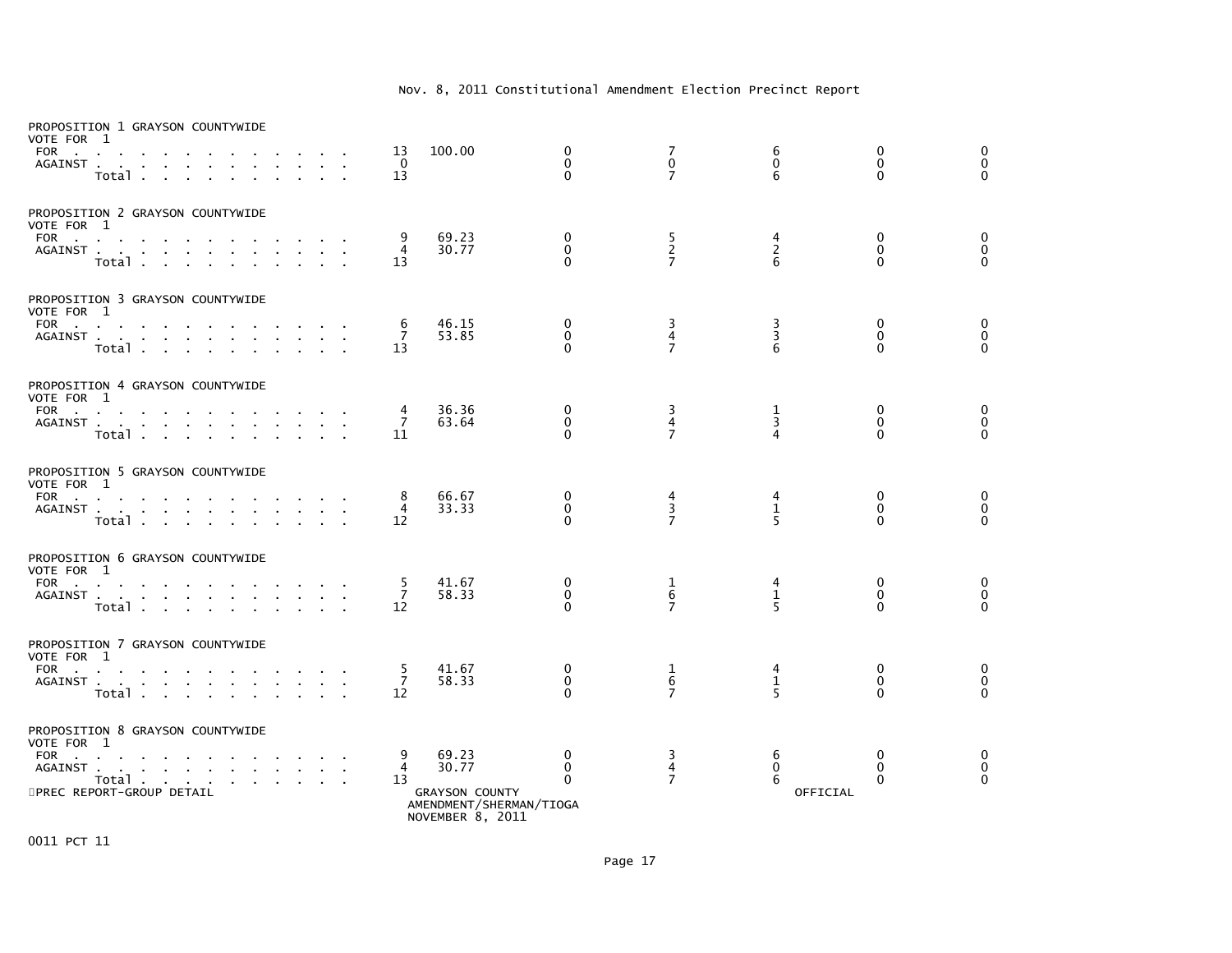Nov. 8, 2011 Constitutional Amendment Election Precinct Report

PROPOSITION 1 GRAYSON COUNTYWIDE
VOTE FOR 1

| | | | | | | | |
|---|---|---|---|---|---|---|---|
| FOR | 13 | 100.00 | 0 | 7 | 6 | 0 | 0 |
| AGAINST | 0 | | 0 | 0 | 0 | 0 | 0 |
| Total | 13 | | 0 | 7 | 6 | 0 | 0 |

PROPOSITION 2 GRAYSON COUNTYWIDE
VOTE FOR 1

| | | | | | | | |
|---|---|---|---|---|---|---|---|
| FOR | 9 | 69.23 | 0 | 5 | 4 | 0 | 0 |
| AGAINST | 4 | 30.77 | 0 | 2 | 2 | 0 | 0 |
| Total | 13 | | 0 | 7 | 6 | 0 | 0 |

PROPOSITION 3 GRAYSON COUNTYWIDE
VOTE FOR 1

| | | | | | | | |
|---|---|---|---|---|---|---|---|
| FOR | 6 | 46.15 | 0 | 3 | 3 | 0 | 0 |
| AGAINST | 7 | 53.85 | 0 | 4 | 3 | 0 | 0 |
| Total | 13 | | 0 | 7 | 6 | 0 | 0 |

PROPOSITION 4 GRAYSON COUNTYWIDE
VOTE FOR 1

| | | | | | | | |
|---|---|---|---|---|---|---|---|
| FOR | 4 | 36.36 | 0 | 3 | 1 | 0 | 0 |
| AGAINST | 7 | 63.64 | 0 | 4 | 3 | 0 | 0 |
| Total | 11 | | 0 | 7 | 4 | 0 | 0 |

PROPOSITION 5 GRAYSON COUNTYWIDE
VOTE FOR 1

| | | | | | | | |
|---|---|---|---|---|---|---|---|
| FOR | 8 | 66.67 | 0 | 4 | 4 | 0 | 0 |
| AGAINST | 4 | 33.33 | 0 | 3 | 1 | 0 | 0 |
| Total | 12 | | 0 | 7 | 5 | 0 | 0 |

PROPOSITION 6 GRAYSON COUNTYWIDE
VOTE FOR 1

| | | | | | | | |
|---|---|---|---|---|---|---|---|
| FOR | 5 | 41.67 | 0 | 1 | 4 | 0 | 0 |
| AGAINST | 7 | 58.33 | 0 | 6 | 1 | 0 | 0 |
| Total | 12 | | 0 | 7 | 5 | 0 | 0 |

PROPOSITION 7 GRAYSON COUNTYWIDE
VOTE FOR 1

| | | | | | | | |
|---|---|---|---|---|---|---|---|
| FOR | 5 | 41.67 | 0 | 1 | 4 | 0 | 0 |
| AGAINST | 7 | 58.33 | 0 | 6 | 1 | 0 | 0 |
| Total | 12 | | 0 | 7 | 5 | 0 | 0 |

PROPOSITION 8 GRAYSON COUNTYWIDE
VOTE FOR 1

| | | | | | | | |
|---|---|---|---|---|---|---|---|
| FOR | 9 | 69.23 | 0 | 3 | 6 | 0 | 0 |
| AGAINST | 4 | 30.77 | 0 | 4 | 0 | 0 | 0 |
| Total | 13 | | 0 | 7 | 6 | 0 | 0 |

PREC REPORT-GROUP DETAIL — GRAYSON COUNTY AMENDMENT/SHERMAN/TIOGA NOVEMBER 8, 2011 — OFFICIAL

0011 PCT 11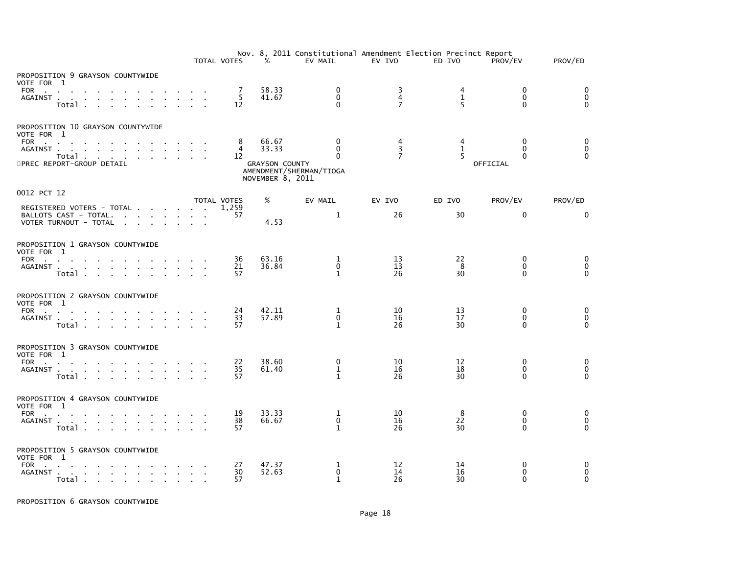| | TOTAL VOTES | % | EV MAIL | EV IVO | ED IVO | PROV/EV | PROV/ED |
|---|---|---|---|---|---|---|---|

PROPOSITION 9 GRAYSON COUNTYWIDE
VOTE FOR 1

| | TOTAL VOTES | % | EV MAIL | EV IVO | ED IVO | PROV/EV | PROV/ED |
|---|---|---|---|---|---|---|---|
| FOR | 7 | 58.33 | 0 | 3 | 4 | 0 | 0 |
| AGAINST | 5 | 41.67 | 0 | 4 | 1 | 0 | 0 |
| Total | 12 | | 0 | 7 | 5 | 0 | 0 |

PROPOSITION 10 GRAYSON COUNTYWIDE
VOTE FOR 1

| | TOTAL VOTES | % | EV MAIL | EV IVO | ED IVO | PROV/EV | PROV/ED |
|---|---|---|---|---|---|---|---|
| FOR | 8 | 66.67 | 0 | 4 | 4 | 0 | 0 |
| AGAINST | 4 | 33.33 | 0 | 3 | 1 | 0 | 0 |
| Total | 12 | | 0 | 7 | 5 | 0 | 0 |

PREC REPORT-GROUP DETAIL

GRAYSON COUNTY
AMENDMENT/SHERMAN/TIOGA
NOVEMBER 8, 2011

OFFICIAL

0012 PCT 12

| | TOTAL VOTES | % | EV MAIL | EV IVO | ED IVO | PROV/EV | PROV/ED |
|---|---|---|---|---|---|---|---|
| REGISTERED VOTERS - TOTAL | 1,259 | | | | | | |
| BALLOTS CAST - TOTAL. | 57 | | 1 | 26 | 30 | 0 | 0 |
| VOTER TURNOUT - TOTAL | | 4.53 | | | | | |

PROPOSITION 1 GRAYSON COUNTYWIDE
VOTE FOR 1

| | TOTAL VOTES | % | EV MAIL | EV IVO | ED IVO | PROV/EV | PROV/ED |
|---|---|---|---|---|---|---|---|
| FOR | 36 | 63.16 | 1 | 13 | 22 | 0 | 0 |
| AGAINST | 21 | 36.84 | 0 | 13 | 8 | 0 | 0 |
| Total | 57 | | 1 | 26 | 30 | 0 | 0 |

PROPOSITION 2 GRAYSON COUNTYWIDE
VOTE FOR 1

| | TOTAL VOTES | % | EV MAIL | EV IVO | ED IVO | PROV/EV | PROV/ED |
|---|---|---|---|---|---|---|---|
| FOR | 24 | 42.11 | 1 | 10 | 13 | 0 | 0 |
| AGAINST | 33 | 57.89 | 0 | 16 | 17 | 0 | 0 |
| Total | 57 | | 1 | 26 | 30 | 0 | 0 |

PROPOSITION 3 GRAYSON COUNTYWIDE
VOTE FOR 1

| | TOTAL VOTES | % | EV MAIL | EV IVO | ED IVO | PROV/EV | PROV/ED |
|---|---|---|---|---|---|---|---|
| FOR | 22 | 38.60 | 0 | 10 | 12 | 0 | 0 |
| AGAINST | 35 | 61.40 | 1 | 16 | 18 | 0 | 0 |
| Total | 57 | | 1 | 26 | 30 | 0 | 0 |

PROPOSITION 4 GRAYSON COUNTYWIDE
VOTE FOR 1

| | TOTAL VOTES | % | EV MAIL | EV IVO | ED IVO | PROV/EV | PROV/ED |
|---|---|---|---|---|---|---|---|
| FOR | 19 | 33.33 | 1 | 10 | 8 | 0 | 0 |
| AGAINST | 38 | 66.67 | 0 | 16 | 22 | 0 | 0 |
| Total | 57 | | 1 | 26 | 30 | 0 | 0 |

PROPOSITION 5 GRAYSON COUNTYWIDE
VOTE FOR 1

| | TOTAL VOTES | % | EV MAIL | EV IVO | ED IVO | PROV/EV | PROV/ED |
|---|---|---|---|---|---|---|---|
| FOR | 27 | 47.37 | 1 | 12 | 14 | 0 | 0 |
| AGAINST | 30 | 52.63 | 0 | 14 | 16 | 0 | 0 |
| Total | 57 | | 1 | 26 | 30 | 0 | 0 |

PROPOSITION 6 GRAYSON COUNTYWIDE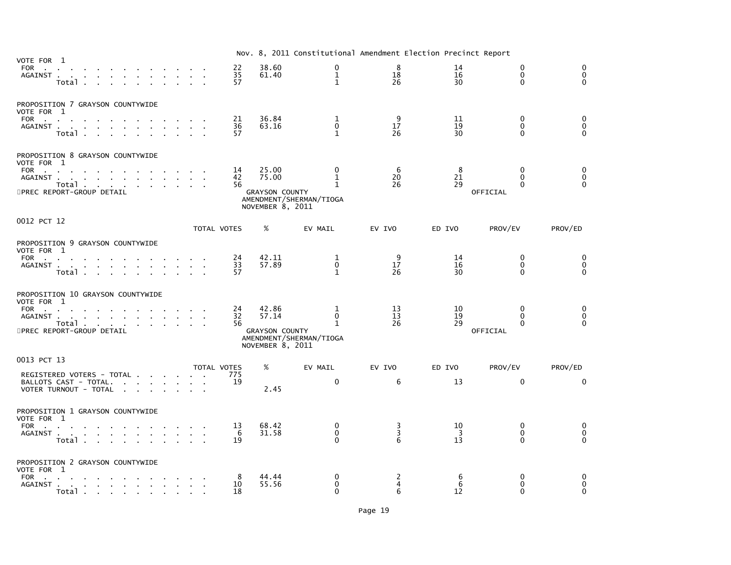Nov. 8, 2011 Constitutional Amendment Election Precinct Report

VOTE FOR 1

| | TOTAL VOTES | % | EV MAIL | EV IVO | ED IVO | PROV/EV | PROV/ED |
|---|---|---|---|---|---|---|---|
| FOR | 22 | 38.60 | 0 | 8 | 14 | 0 | 0 |
| AGAINST | 35 | 61.40 | 1 | 18 | 16 | 0 | 0 |
| Total | 57 | | 1 | 26 | 30 | 0 | 0 |

PROPOSITION 7 GRAYSON COUNTYWIDE
VOTE FOR 1

| | TOTAL VOTES | % | EV MAIL | EV IVO | ED IVO | PROV/EV | PROV/ED |
|---|---|---|---|---|---|---|---|
| FOR | 21 | 36.84 | 1 | 9 | 11 | 0 | 0 |
| AGAINST | 36 | 63.16 | 0 | 17 | 19 | 0 | 0 |
| Total | 57 | | 1 | 26 | 30 | 0 | 0 |

PROPOSITION 8 GRAYSON COUNTYWIDE
VOTE FOR 1

| | TOTAL VOTES | % | EV MAIL | EV IVO | ED IVO | PROV/EV | PROV/ED |
|---|---|---|---|---|---|---|---|
| FOR | 14 | 25.00 | 0 | 6 | 8 | 0 | 0 |
| AGAINST | 42 | 75.00 | 1 | 20 | 21 | 0 | 0 |
| Total | 56 | | 1 | 26 | 29 | 0 | 0 |

PREC REPORT-GROUP DETAIL — GRAYSON COUNTY AMENDMENT/SHERMAN/TIOGA NOVEMBER 8, 2011 — OFFICIAL

0012 PCT 12

PROPOSITION 9 GRAYSON COUNTYWIDE
VOTE FOR 1

| | TOTAL VOTES | % | EV MAIL | EV IVO | ED IVO | PROV/EV | PROV/ED |
|---|---|---|---|---|---|---|---|
| FOR | 24 | 42.11 | 1 | 9 | 14 | 0 | 0 |
| AGAINST | 33 | 57.89 | 0 | 17 | 16 | 0 | 0 |
| Total | 57 | | 1 | 26 | 30 | 0 | 0 |

PROPOSITION 10 GRAYSON COUNTYWIDE
VOTE FOR 1

| | TOTAL VOTES | % | EV MAIL | EV IVO | ED IVO | PROV/EV | PROV/ED |
|---|---|---|---|---|---|---|---|
| FOR | 24 | 42.86 | 1 | 13 | 10 | 0 | 0 |
| AGAINST | 32 | 57.14 | 0 | 13 | 19 | 0 | 0 |
| Total | 56 | | 1 | 26 | 29 | 0 | 0 |

PREC REPORT-GROUP DETAIL — GRAYSON COUNTY AMENDMENT/SHERMAN/TIOGA NOVEMBER 8, 2011 — OFFICIAL

0013 PCT 13

| | TOTAL VOTES | % | EV MAIL | EV IVO | ED IVO | PROV/EV | PROV/ED |
|---|---|---|---|---|---|---|---|
| REGISTERED VOTERS - TOTAL | 775 | | | | | | |
| BALLOTS CAST - TOTAL. | 19 | | 0 | 6 | 13 | 0 | 0 |
| VOTER TURNOUT - TOTAL | | 2.45 | | | | | |

PROPOSITION 1 GRAYSON COUNTYWIDE
VOTE FOR 1

| | TOTAL VOTES | % | EV MAIL | EV IVO | ED IVO | PROV/EV | PROV/ED |
|---|---|---|---|---|---|---|---|
| FOR | 13 | 68.42 | 0 | 3 | 10 | 0 | 0 |
| AGAINST | 6 | 31.58 | 0 | 3 | 3 | 0 | 0 |
| Total | 19 | | 0 | 6 | 13 | 0 | 0 |

PROPOSITION 2 GRAYSON COUNTYWIDE
VOTE FOR 1

| | TOTAL VOTES | % | EV MAIL | EV IVO | ED IVO | PROV/EV | PROV/ED |
|---|---|---|---|---|---|---|---|
| FOR | 8 | 44.44 | 0 | 2 | 6 | 0 | 0 |
| AGAINST | 10 | 55.56 | 0 | 4 | 6 | 0 | 0 |
| Total | 18 | | 0 | 6 | 12 | 0 | 0 |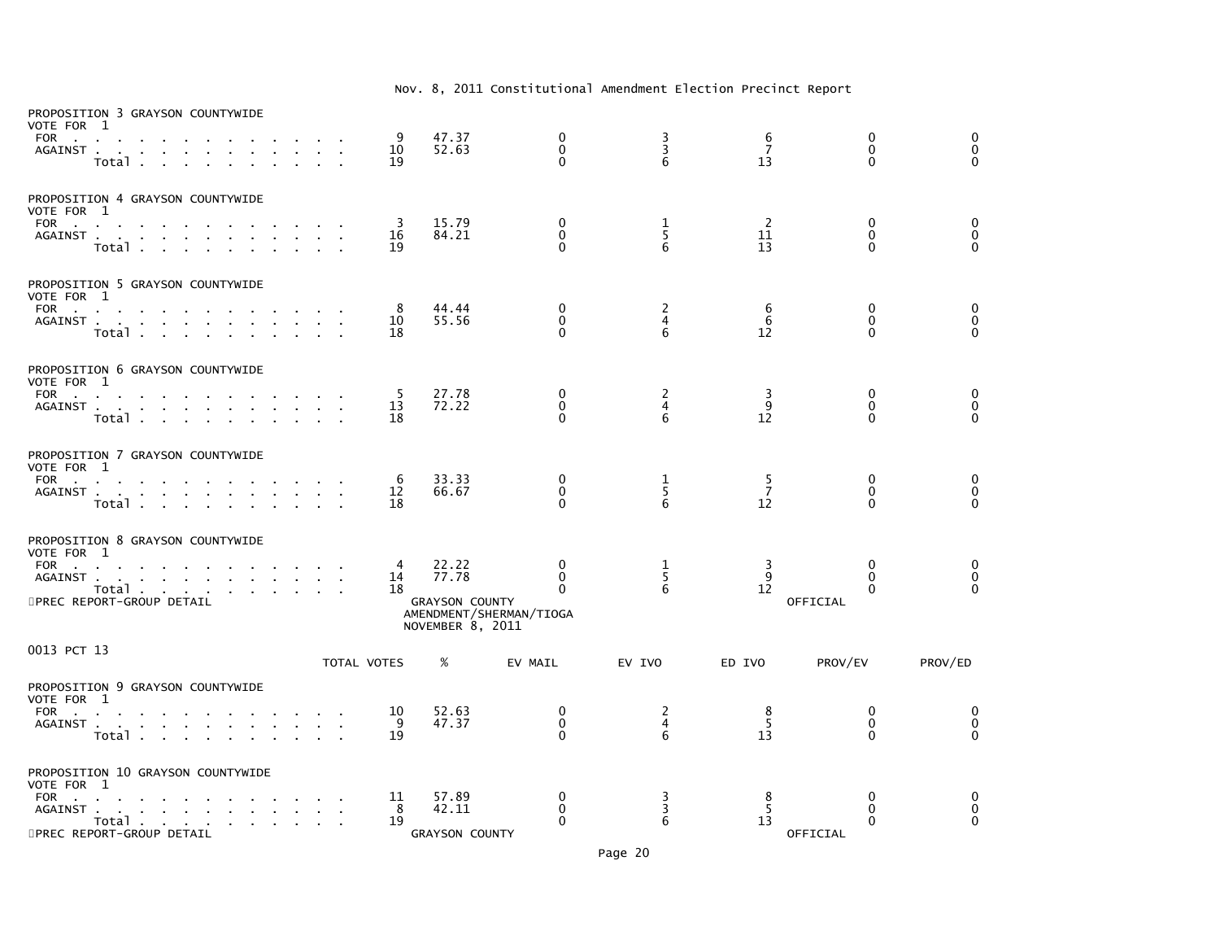Nov. 8, 2011 Constitutional Amendment Election Precinct Report

PROPOSITION 3 GRAYSON COUNTYWIDE
VOTE FOR 1

| | TOTAL VOTES | % | EV MAIL | EV IVO | ED IVO | PROV/EV | PROV/ED |
|---|---|---|---|---|---|---|---|
| FOR | 9 | 47.37 | 0 | 3 | 6 | 0 | 0 |
| AGAINST | 10 | 52.63 | 0 | 3 | 7 | 0 | 0 |
| Total | 19 | | 0 | 6 | 13 | 0 | 0 |

PROPOSITION 4 GRAYSON COUNTYWIDE
VOTE FOR 1

| | TOTAL VOTES | % | EV MAIL | EV IVO | ED IVO | PROV/EV | PROV/ED |
|---|---|---|---|---|---|---|---|
| FOR | 3 | 15.79 | 0 | 1 | 2 | 0 | 0 |
| AGAINST | 16 | 84.21 | 0 | 5 | 11 | 0 | 0 |
| Total | 19 | | 0 | 6 | 13 | 0 | 0 |

PROPOSITION 5 GRAYSON COUNTYWIDE
VOTE FOR 1

| | TOTAL VOTES | % | EV MAIL | EV IVO | ED IVO | PROV/EV | PROV/ED |
|---|---|---|---|---|---|---|---|
| FOR | 8 | 44.44 | 0 | 2 | 6 | 0 | 0 |
| AGAINST | 10 | 55.56 | 0 | 4 | 6 | 0 | 0 |
| Total | 18 | | 0 | 6 | 12 | 0 | 0 |

PROPOSITION 6 GRAYSON COUNTYWIDE
VOTE FOR 1

| | TOTAL VOTES | % | EV MAIL | EV IVO | ED IVO | PROV/EV | PROV/ED |
|---|---|---|---|---|---|---|---|
| FOR | 5 | 27.78 | 0 | 2 | 3 | 0 | 0 |
| AGAINST | 13 | 72.22 | 0 | 4 | 9 | 0 | 0 |
| Total | 18 | | 0 | 6 | 12 | 0 | 0 |

PROPOSITION 7 GRAYSON COUNTYWIDE
VOTE FOR 1

| | TOTAL VOTES | % | EV MAIL | EV IVO | ED IVO | PROV/EV | PROV/ED |
|---|---|---|---|---|---|---|---|
| FOR | 6 | 33.33 | 0 | 1 | 5 | 0 | 0 |
| AGAINST | 12 | 66.67 | 0 | 5 | 7 | 0 | 0 |
| Total | 18 | | 0 | 6 | 12 | 0 | 0 |

PROPOSITION 8 GRAYSON COUNTYWIDE
VOTE FOR 1

| | TOTAL VOTES | % | EV MAIL | EV IVO | ED IVO | PROV/EV | PROV/ED |
|---|---|---|---|---|---|---|---|
| FOR | 4 | 22.22 | 0 | 1 | 3 | 0 | 0 |
| AGAINST | 14 | 77.78 | 0 | 5 | 9 | 0 | 0 |
| Total | 18 | | 0 | 6 | 12 | 0 | 0 |

PREC REPORT-GROUP DETAIL — GRAYSON COUNTY — AMENDMENT/SHERMAN/TIOGA — NOVEMBER 8, 2011 — OFFICIAL

0013 PCT 13

PROPOSITION 9 GRAYSON COUNTYWIDE
VOTE FOR 1

| | TOTAL VOTES | % | EV MAIL | EV IVO | ED IVO | PROV/EV | PROV/ED |
|---|---|---|---|---|---|---|---|
| FOR | 10 | 52.63 | 0 | 2 | 8 | 0 | 0 |
| AGAINST | 9 | 47.37 | 0 | 4 | 5 | 0 | 0 |
| Total | 19 | | 0 | 6 | 13 | 0 | 0 |

PROPOSITION 10 GRAYSON COUNTYWIDE
VOTE FOR 1

| | TOTAL VOTES | % | EV MAIL | EV IVO | ED IVO | PROV/EV | PROV/ED |
|---|---|---|---|---|---|---|---|
| FOR | 11 | 57.89 | 0 | 3 | 8 | 0 | 0 |
| AGAINST | 8 | 42.11 | 0 | 3 | 5 | 0 | 0 |
| Total | 19 | | 0 | 6 | 13 | 0 | 0 |

PREC REPORT-GROUP DETAIL — GRAYSON COUNTY — OFFICIAL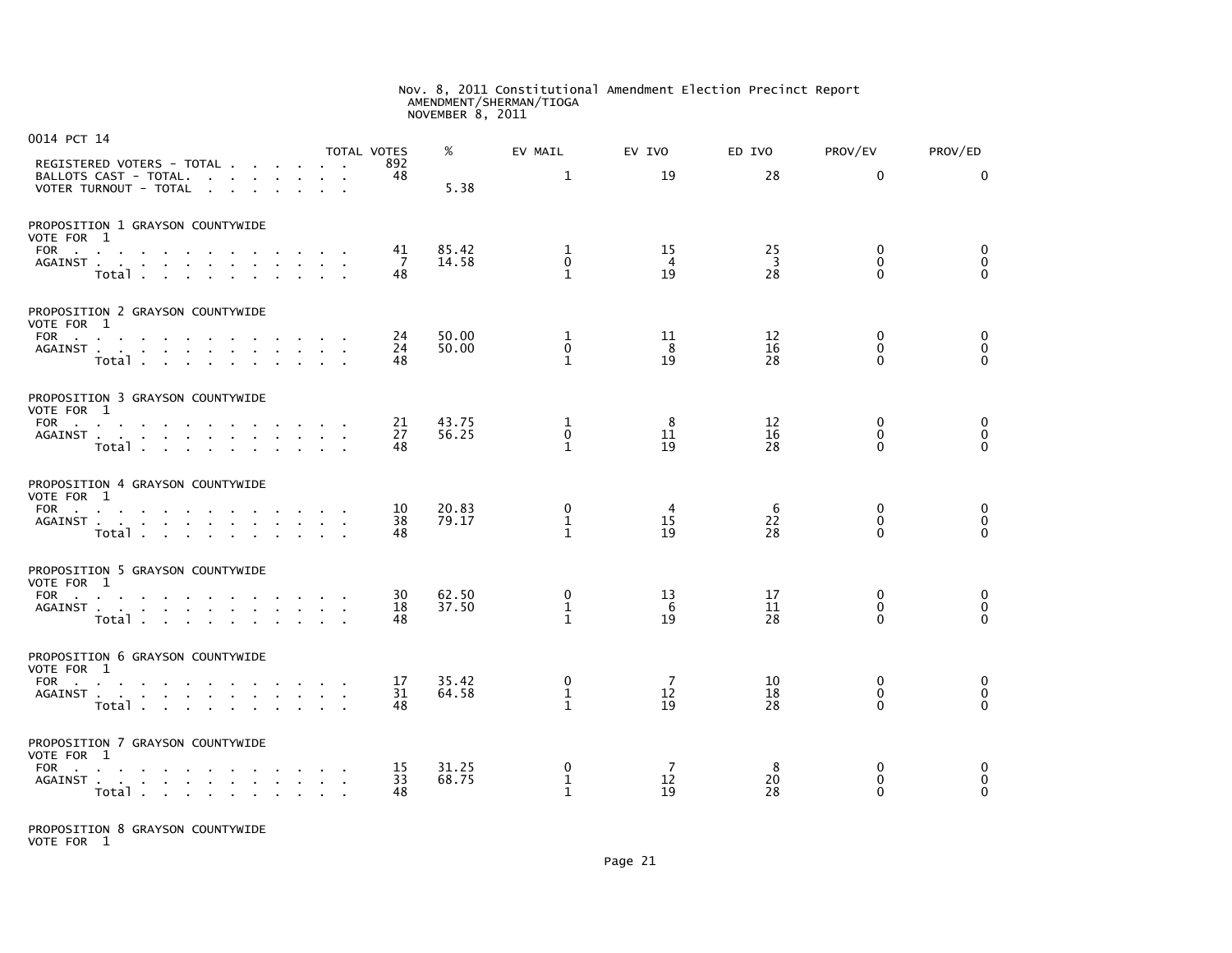Nov. 8, 2011 Constitutional Amendment Election Precinct Report
AMENDMENT/SHERMAN/TIOGA
NOVEMBER 8, 2011

## 0014 PCT 14

| | TOTAL VOTES | % | EV MAIL | EV IVO | ED IVO | PROV/EV | PROV/ED |
|---|---|---|---|---|---|---|---|
| REGISTERED VOTERS - TOTAL | 892 | | | | | | |
| BALLOTS CAST - TOTAL. | 48 | | 1 | 19 | 28 | 0 | 0 |
| VOTER TURNOUT - TOTAL | | 5.38 | | | | | |

### PROPOSITION 1 GRAYSON COUNTYWIDE
VOTE FOR 1

| | TOTAL VOTES | % | EV MAIL | EV IVO | ED IVO | PROV/EV | PROV/ED |
|---|---|---|---|---|---|---|---|
| FOR | 41 | 85.42 | 1 | 15 | 25 | 0 | 0 |
| AGAINST | 7 | 14.58 | 0 | 4 | 3 | 0 | 0 |
| Total | 48 | | 1 | 19 | 28 | 0 | 0 |

### PROPOSITION 2 GRAYSON COUNTYWIDE
VOTE FOR 1

| | TOTAL VOTES | % | EV MAIL | EV IVO | ED IVO | PROV/EV | PROV/ED |
|---|---|---|---|---|---|---|---|
| FOR | 24 | 50.00 | 1 | 11 | 12 | 0 | 0 |
| AGAINST | 24 | 50.00 | 0 | 8 | 16 | 0 | 0 |
| Total | 48 | | 1 | 19 | 28 | 0 | 0 |

### PROPOSITION 3 GRAYSON COUNTYWIDE
VOTE FOR 1

| | TOTAL VOTES | % | EV MAIL | EV IVO | ED IVO | PROV/EV | PROV/ED |
|---|---|---|---|---|---|---|---|
| FOR | 21 | 43.75 | 1 | 8 | 12 | 0 | 0 |
| AGAINST | 27 | 56.25 | 0 | 11 | 16 | 0 | 0 |
| Total | 48 | | 1 | 19 | 28 | 0 | 0 |

### PROPOSITION 4 GRAYSON COUNTYWIDE
VOTE FOR 1

| | TOTAL VOTES | % | EV MAIL | EV IVO | ED IVO | PROV/EV | PROV/ED |
|---|---|---|---|---|---|---|---|
| FOR | 10 | 20.83 | 0 | 4 | 6 | 0 | 0 |
| AGAINST | 38 | 79.17 | 1 | 15 | 22 | 0 | 0 |
| Total | 48 | | 1 | 19 | 28 | 0 | 0 |

### PROPOSITION 5 GRAYSON COUNTYWIDE
VOTE FOR 1

| | TOTAL VOTES | % | EV MAIL | EV IVO | ED IVO | PROV/EV | PROV/ED |
|---|---|---|---|---|---|---|---|
| FOR | 30 | 62.50 | 0 | 13 | 17 | 0 | 0 |
| AGAINST | 18 | 37.50 | 1 | 6 | 11 | 0 | 0 |
| Total | 48 | | 1 | 19 | 28 | 0 | 0 |

### PROPOSITION 6 GRAYSON COUNTYWIDE
VOTE FOR 1

| | TOTAL VOTES | % | EV MAIL | EV IVO | ED IVO | PROV/EV | PROV/ED |
|---|---|---|---|---|---|---|---|
| FOR | 17 | 35.42 | 0 | 7 | 10 | 0 | 0 |
| AGAINST | 31 | 64.58 | 1 | 12 | 18 | 0 | 0 |
| Total | 48 | | 1 | 19 | 28 | 0 | 0 |

### PROPOSITION 7 GRAYSON COUNTYWIDE
VOTE FOR 1

| | TOTAL VOTES | % | EV MAIL | EV IVO | ED IVO | PROV/EV | PROV/ED |
|---|---|---|---|---|---|---|---|
| FOR | 15 | 31.25 | 0 | 7 | 8 | 0 | 0 |
| AGAINST | 33 | 68.75 | 1 | 12 | 20 | 0 | 0 |
| Total | 48 | | 1 | 19 | 28 | 0 | 0 |

### PROPOSITION 8 GRAYSON COUNTYWIDE
VOTE FOR 1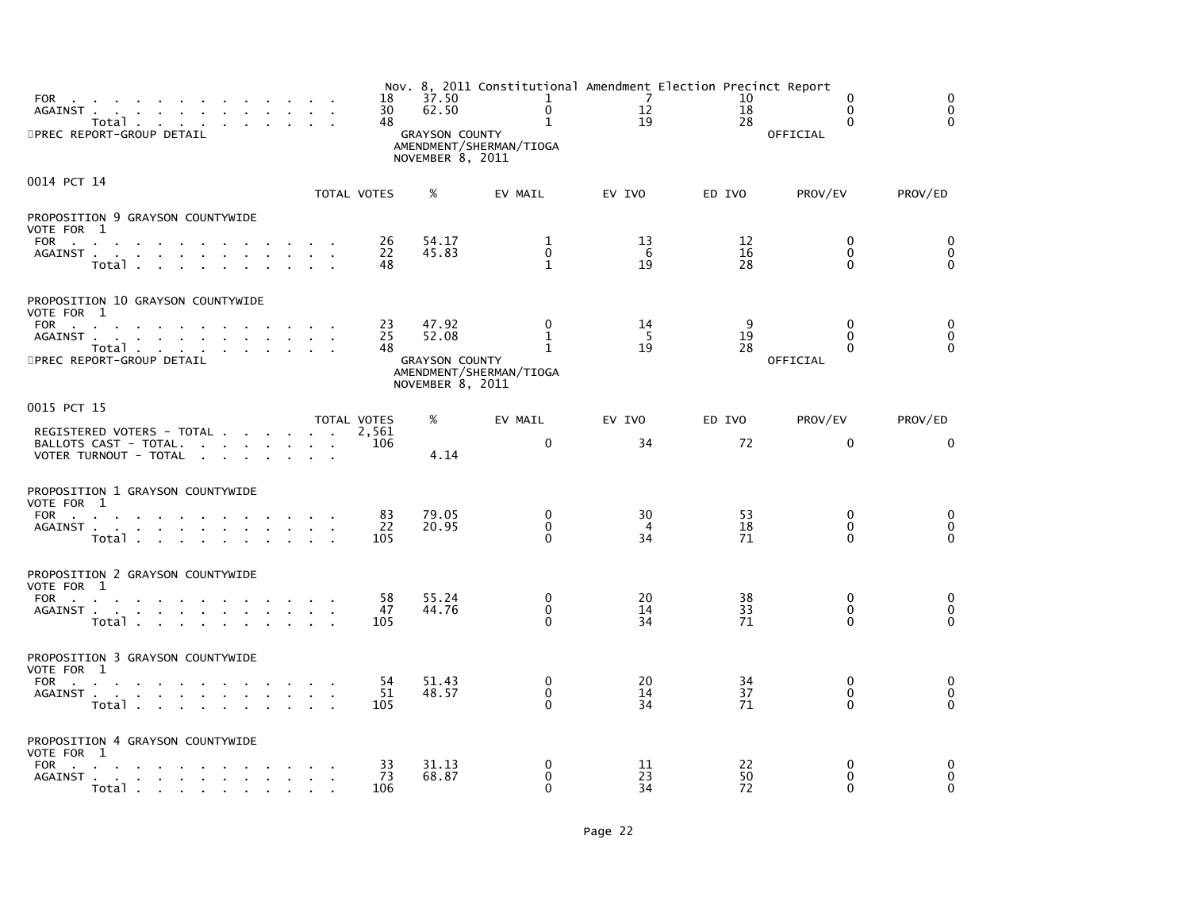| | TOTAL VOTES | % | EV MAIL | EV IVO | ED IVO | PROV/EV | PROV/ED |
|---|---|---|---|---|---|---|---|
| FOR | 18 | 37.50 | 1 | 7 | 10 | 0 | 0 |
| AGAINST | 30 | 62.50 | 0 | 12 | 18 | 0 | 0 |
| Total | 48 | | 1 | 19 | 28 | 0 | 0 |

PREC REPORT-GROUP DETAIL

GRAYSON COUNTY
AMENDMENT/SHERMAN/TIOGA
NOVEMBER 8, 2011

OFFICIAL

## 0014 PCT 14

| | TOTAL VOTES | % | EV MAIL | EV IVO | ED IVO | PROV/EV | PROV/ED |
|---|---|---|---|---|---|---|---|
| **PROPOSITION 9 GRAYSON COUNTYWIDE** | | | | | | | |
| VOTE FOR 1 | | | | | | | |
| FOR | 26 | 54.17 | 1 | 13 | 12 | 0 | 0 |
| AGAINST | 22 | 45.83 | 0 | 6 | 16 | 0 | 0 |
| Total | 48 | | 1 | 19 | 28 | 0 | 0 |
| **PROPOSITION 10 GRAYSON COUNTYWIDE** | | | | | | | |
| VOTE FOR 1 | | | | | | | |
| FOR | 23 | 47.92 | 0 | 14 | 9 | 0 | 0 |
| AGAINST | 25 | 52.08 | 1 | 5 | 19 | 0 | 0 |
| Total | 48 | | 1 | 19 | 28 | 0 | 0 |

PREC REPORT-GROUP DETAIL

GRAYSON COUNTY
AMENDMENT/SHERMAN/TIOGA
NOVEMBER 8, 2011

OFFICIAL

## 0015 PCT 15

| | TOTAL VOTES | % | EV MAIL | EV IVO | ED IVO | PROV/EV | PROV/ED |
|---|---|---|---|---|---|---|---|
| REGISTERED VOTERS - TOTAL | 2,561 | | | | | | |
| BALLOTS CAST - TOTAL. | 106 | | 0 | 34 | 72 | 0 | 0 |
| VOTER TURNOUT - TOTAL | | 4.14 | | | | | |
| **PROPOSITION 1 GRAYSON COUNTYWIDE** | | | | | | | |
| VOTE FOR 1 | | | | | | | |
| FOR | 83 | 79.05 | 0 | 30 | 53 | 0 | 0 |
| AGAINST | 22 | 20.95 | 0 | 4 | 18 | 0 | 0 |
| Total | 105 | | 0 | 34 | 71 | 0 | 0 |
| **PROPOSITION 2 GRAYSON COUNTYWIDE** | | | | | | | |
| VOTE FOR 1 | | | | | | | |
| FOR | 58 | 55.24 | 0 | 20 | 38 | 0 | 0 |
| AGAINST | 47 | 44.76 | 0 | 14 | 33 | 0 | 0 |
| Total | 105 | | 0 | 34 | 71 | 0 | 0 |
| **PROPOSITION 3 GRAYSON COUNTYWIDE** | | | | | | | |
| VOTE FOR 1 | | | | | | | |
| FOR | 54 | 51.43 | 0 | 20 | 34 | 0 | 0 |
| AGAINST | 51 | 48.57 | 0 | 14 | 37 | 0 | 0 |
| Total | 105 | | 0 | 34 | 71 | 0 | 0 |
| **PROPOSITION 4 GRAYSON COUNTYWIDE** | | | | | | | |
| VOTE FOR 1 | | | | | | | |
| FOR | 33 | 31.13 | 0 | 11 | 22 | 0 | 0 |
| AGAINST | 73 | 68.87 | 0 | 23 | 50 | 0 | 0 |
| Total | 106 | | 0 | 34 | 72 | 0 | 0 |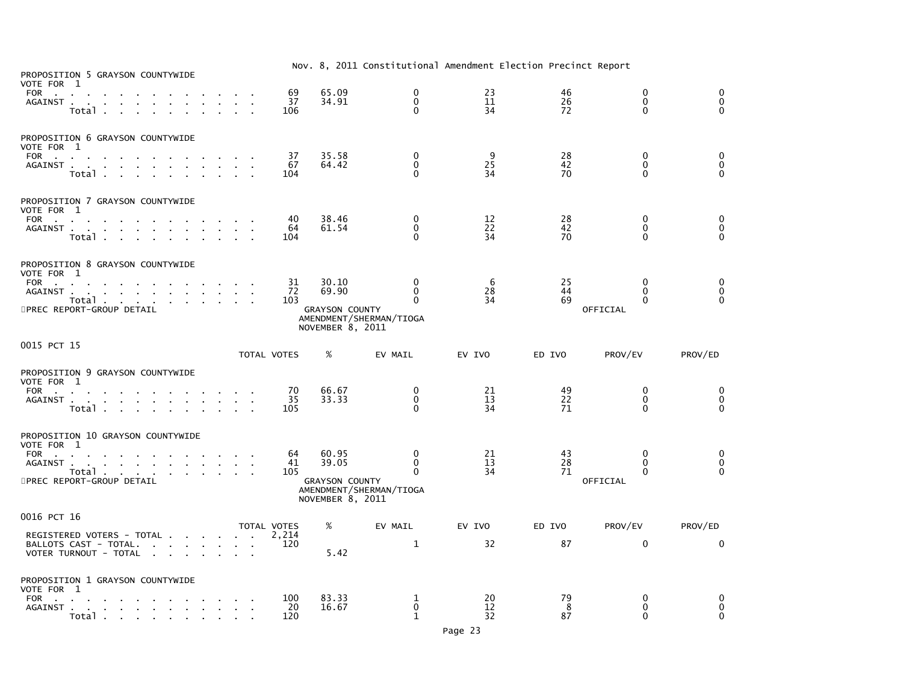Nov. 8, 2011 Constitutional Amendment Election Precinct Report

PROPOSITION 5 GRAYSON COUNTYWIDE
VOTE FOR 1

| | TOTAL VOTES | % | EV MAIL | EV IVO | ED IVO | PROV/EV | PROV/ED |
|---|---|---|---|---|---|---|---|
| FOR | 69 | 65.09 | 0 | 23 | 46 | 0 | 0 |
| AGAINST | 37 | 34.91 | 0 | 11 | 26 | 0 | 0 |
| Total | 106 | | 0 | 34 | 72 | 0 | 0 |

PROPOSITION 6 GRAYSON COUNTYWIDE
VOTE FOR 1

| | TOTAL VOTES | % | EV MAIL | EV IVO | ED IVO | PROV/EV | PROV/ED |
|---|---|---|---|---|---|---|---|
| FOR | 37 | 35.58 | 0 | 9 | 28 | 0 | 0 |
| AGAINST | 67 | 64.42 | 0 | 25 | 42 | 0 | 0 |
| Total | 104 | | 0 | 34 | 70 | 0 | 0 |

PROPOSITION 7 GRAYSON COUNTYWIDE
VOTE FOR 1

| | TOTAL VOTES | % | EV MAIL | EV IVO | ED IVO | PROV/EV | PROV/ED |
|---|---|---|---|---|---|---|---|
| FOR | 40 | 38.46 | 0 | 12 | 28 | 0 | 0 |
| AGAINST | 64 | 61.54 | 0 | 22 | 42 | 0 | 0 |
| Total | 104 | | 0 | 34 | 70 | 0 | 0 |

PROPOSITION 8 GRAYSON COUNTYWIDE
VOTE FOR 1

| | TOTAL VOTES | % | EV MAIL | EV IVO | ED IVO | PROV/EV | PROV/ED |
|---|---|---|---|---|---|---|---|
| FOR | 31 | 30.10 | 0 | 6 | 25 | 0 | 0 |
| AGAINST | 72 | 69.90 | 0 | 28 | 44 | 0 | 0 |
| Total | 103 | | 0 | 34 | 69 | 0 | 0 |

PREC REPORT-GROUP DETAIL
GRAYSON COUNTY
AMENDMENT/SHERMAN/TIOGA
NOVEMBER 8, 2011
OFFICIAL

## 0015 PCT 15

PROPOSITION 9 GRAYSON COUNTYWIDE
VOTE FOR 1

| | TOTAL VOTES | % | EV MAIL | EV IVO | ED IVO | PROV/EV | PROV/ED |
|---|---|---|---|---|---|---|---|
| FOR | 70 | 66.67 | 0 | 21 | 49 | 0 | 0 |
| AGAINST | 35 | 33.33 | 0 | 13 | 22 | 0 | 0 |
| Total | 105 | | 0 | 34 | 71 | 0 | 0 |

PROPOSITION 10 GRAYSON COUNTYWIDE
VOTE FOR 1

| | TOTAL VOTES | % | EV MAIL | EV IVO | ED IVO | PROV/EV | PROV/ED |
|---|---|---|---|---|---|---|---|
| FOR | 64 | 60.95 | 0 | 21 | 43 | 0 | 0 |
| AGAINST | 41 | 39.05 | 0 | 13 | 28 | 0 | 0 |
| Total | 105 | | 0 | 34 | 71 | 0 | 0 |

PREC REPORT-GROUP DETAIL
GRAYSON COUNTY
AMENDMENT/SHERMAN/TIOGA
NOVEMBER 8, 2011
OFFICIAL

## 0016 PCT 16

| | TOTAL VOTES | % | EV MAIL | EV IVO | ED IVO | PROV/EV | PROV/ED |
|---|---|---|---|---|---|---|---|
| REGISTERED VOTERS - TOTAL | 2,214 | | | | | | |
| BALLOTS CAST - TOTAL. | 120 | | 1 | 32 | 87 | 0 | 0 |
| VOTER TURNOUT - TOTAL | | 5.42 | | | | | |

PROPOSITION 1 GRAYSON COUNTYWIDE
VOTE FOR 1

| | TOTAL VOTES | % | EV MAIL | EV IVO | ED IVO | PROV/EV | PROV/ED |
|---|---|---|---|---|---|---|---|
| FOR | 100 | 83.33 | 1 | 20 | 79 | 0 | 0 |
| AGAINST | 20 | 16.67 | 0 | 12 | 8 | 0 | 0 |
| Total | 120 | | 1 | 32 | 87 | 0 | 0 |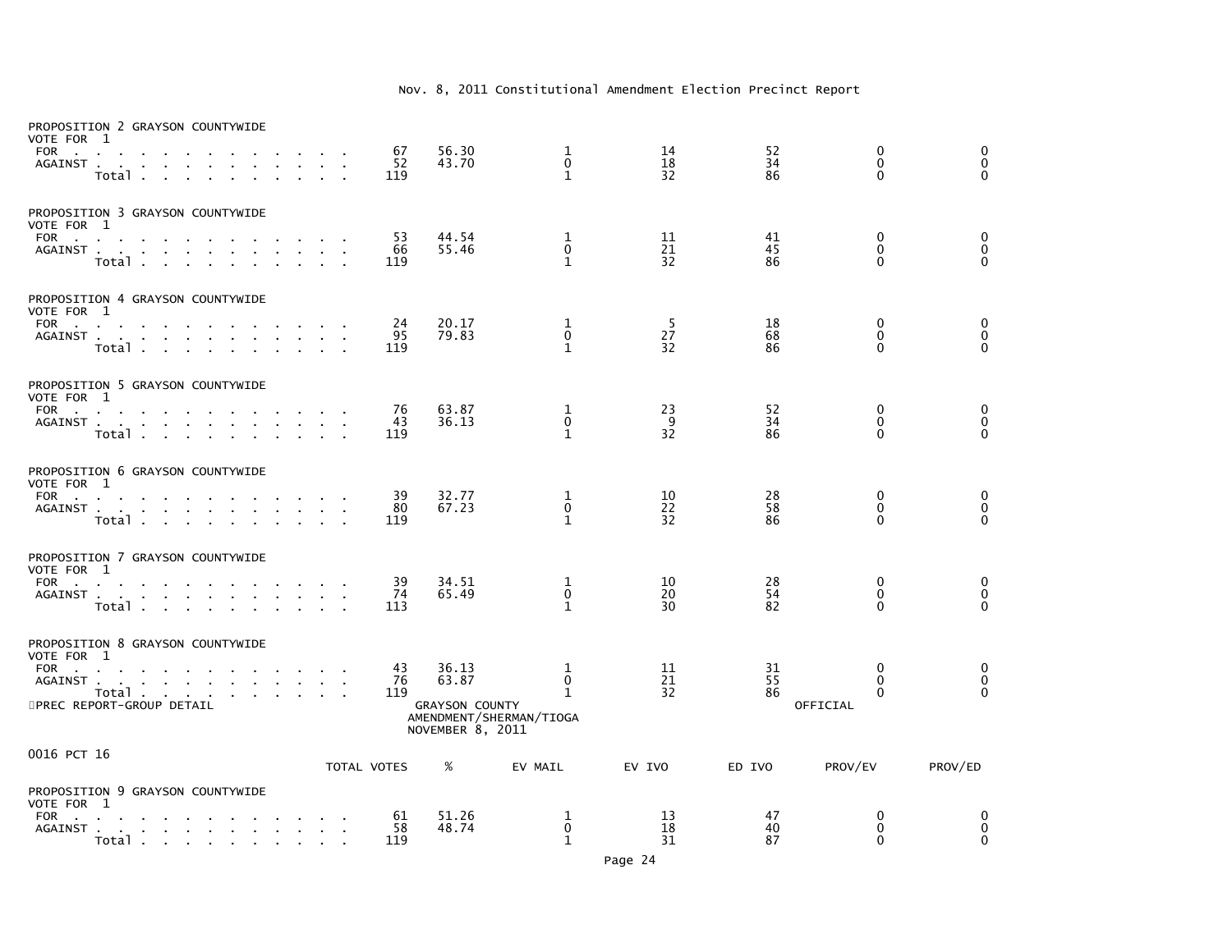Nov. 8, 2011 Constitutional Amendment Election Precinct Report

PROPOSITION 2 GRAYSON COUNTYWIDE
VOTE FOR 1

| | TOTAL VOTES | % | EV MAIL | EV IVO | ED IVO | PROV/EV | PROV/ED |
|---|---|---|---|---|---|---|---|
| FOR | 67 | 56.30 | 1 | 14 | 52 | 0 | 0 |
| AGAINST | 52 | 43.70 | 0 | 18 | 34 | 0 | 0 |
| Total | 119 | | 1 | 32 | 86 | 0 | 0 |

PROPOSITION 3 GRAYSON COUNTYWIDE
VOTE FOR 1

| | TOTAL VOTES | % | EV MAIL | EV IVO | ED IVO | PROV/EV | PROV/ED |
|---|---|---|---|---|---|---|---|
| FOR | 53 | 44.54 | 1 | 11 | 41 | 0 | 0 |
| AGAINST | 66 | 55.46 | 0 | 21 | 45 | 0 | 0 |
| Total | 119 | | 1 | 32 | 86 | 0 | 0 |

PROPOSITION 4 GRAYSON COUNTYWIDE
VOTE FOR 1

| | TOTAL VOTES | % | EV MAIL | EV IVO | ED IVO | PROV/EV | PROV/ED |
|---|---|---|---|---|---|---|---|
| FOR | 24 | 20.17 | 1 | 5 | 18 | 0 | 0 |
| AGAINST | 95 | 79.83 | 0 | 27 | 68 | 0 | 0 |
| Total | 119 | | 1 | 32 | 86 | 0 | 0 |

PROPOSITION 5 GRAYSON COUNTYWIDE
VOTE FOR 1

| | TOTAL VOTES | % | EV MAIL | EV IVO | ED IVO | PROV/EV | PROV/ED |
|---|---|---|---|---|---|---|---|
| FOR | 76 | 63.87 | 1 | 23 | 52 | 0 | 0 |
| AGAINST | 43 | 36.13 | 0 | 9 | 34 | 0 | 0 |
| Total | 119 | | 1 | 32 | 86 | 0 | 0 |

PROPOSITION 6 GRAYSON COUNTYWIDE
VOTE FOR 1

| | TOTAL VOTES | % | EV MAIL | EV IVO | ED IVO | PROV/EV | PROV/ED |
|---|---|---|---|---|---|---|---|
| FOR | 39 | 32.77 | 1 | 10 | 28 | 0 | 0 |
| AGAINST | 80 | 67.23 | 0 | 22 | 58 | 0 | 0 |
| Total | 119 | | 1 | 32 | 86 | 0 | 0 |

PROPOSITION 7 GRAYSON COUNTYWIDE
VOTE FOR 1

| | TOTAL VOTES | % | EV MAIL | EV IVO | ED IVO | PROV/EV | PROV/ED |
|---|---|---|---|---|---|---|---|
| FOR | 39 | 34.51 | 1 | 10 | 28 | 0 | 0 |
| AGAINST | 74 | 65.49 | 0 | 20 | 54 | 0 | 0 |
| Total | 113 | | 1 | 30 | 82 | 0 | 0 |

PROPOSITION 8 GRAYSON COUNTYWIDE
VOTE FOR 1

| | TOTAL VOTES | % | EV MAIL | EV IVO | ED IVO | PROV/EV | PROV/ED |
|---|---|---|---|---|---|---|---|
| FOR | 43 | 36.13 | 1 | 11 | 31 | 0 | 0 |
| AGAINST | 76 | 63.87 | 0 | 21 | 55 | 0 | 0 |
| Total | 119 | | 1 | 32 | 86 | 0 | 0 |

PREC REPORT-GROUP DETAIL — GRAYSON COUNTY AMENDMENT/SHERMAN/TIOGA NOVEMBER 8, 2011 — OFFICIAL

0016 PCT 16

PROPOSITION 9 GRAYSON COUNTYWIDE
VOTE FOR 1

| | TOTAL VOTES | % | EV MAIL | EV IVO | ED IVO | PROV/EV | PROV/ED |
|---|---|---|---|---|---|---|---|
| FOR | 61 | 51.26 | 1 | 13 | 47 | 0 | 0 |
| AGAINST | 58 | 48.74 | 0 | 18 | 40 | 0 | 0 |
| Total | 119 | | 1 | 31 | 87 | 0 | 0 |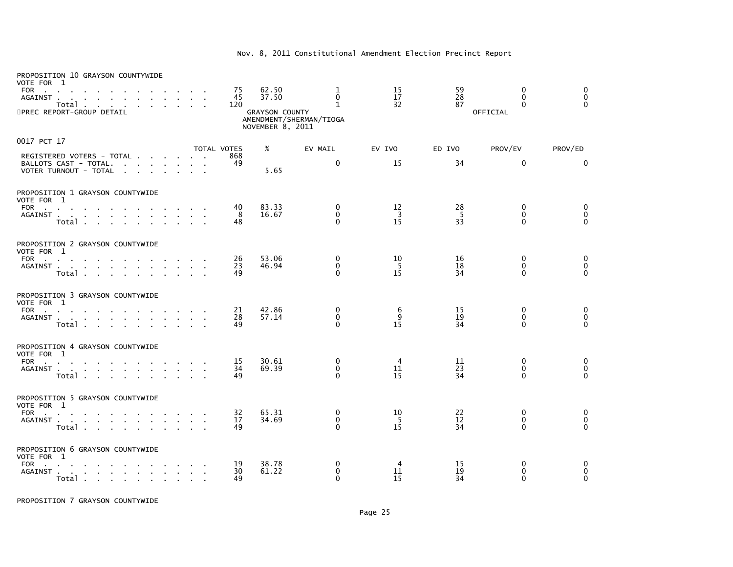## Nov. 8, 2011 Constitutional Amendment Election Precinct Report

PROPOSITION 10 GRAYSON COUNTYWIDE
VOTE FOR 1

| | TOTAL VOTES | % | EV MAIL | EV IVO | ED IVO | PROV/EV | PROV/ED |
|---|---|---|---|---|---|---|---|
| FOR | 75 | 62.50 | 1 | 15 | 59 | 0 | 0 |
| AGAINST | 45 | 37.50 | 0 | 17 | 28 | 0 | 0 |
| Total | 120 | | 1 | 32 | 87 | 0 | 0 |

PREC REPORT-GROUP DETAIL — GRAYSON COUNTY AMENDMENT/SHERMAN/TIOGA NOVEMBER 8, 2011 — OFFICIAL

### 0017 PCT 17

| | TOTAL VOTES | % | EV MAIL | EV IVO | ED IVO | PROV/EV | PROV/ED |
|---|---|---|---|---|---|---|---|
| REGISTERED VOTERS - TOTAL | 868 | | | | | | |
| BALLOTS CAST - TOTAL. | 49 | | 0 | 15 | 34 | 0 | 0 |
| VOTER TURNOUT - TOTAL | | 5.65 | | | | | |

PROPOSITION 1 GRAYSON COUNTYWIDE
VOTE FOR 1

| | TOTAL VOTES | % | EV MAIL | EV IVO | ED IVO | PROV/EV | PROV/ED |
|---|---|---|---|---|---|---|---|
| FOR | 40 | 83.33 | 0 | 12 | 28 | 0 | 0 |
| AGAINST | 8 | 16.67 | 0 | 3 | 5 | 0 | 0 |
| Total | 48 | | 0 | 15 | 33 | 0 | 0 |

PROPOSITION 2 GRAYSON COUNTYWIDE
VOTE FOR 1

| | TOTAL VOTES | % | EV MAIL | EV IVO | ED IVO | PROV/EV | PROV/ED |
|---|---|---|---|---|---|---|---|
| FOR | 26 | 53.06 | 0 | 10 | 16 | 0 | 0 |
| AGAINST | 23 | 46.94 | 0 | 5 | 18 | 0 | 0 |
| Total | 49 | | 0 | 15 | 34 | 0 | 0 |

PROPOSITION 3 GRAYSON COUNTYWIDE
VOTE FOR 1

| | TOTAL VOTES | % | EV MAIL | EV IVO | ED IVO | PROV/EV | PROV/ED |
|---|---|---|---|---|---|---|---|
| FOR | 21 | 42.86 | 0 | 6 | 15 | 0 | 0 |
| AGAINST | 28 | 57.14 | 0 | 9 | 19 | 0 | 0 |
| Total | 49 | | 0 | 15 | 34 | 0 | 0 |

PROPOSITION 4 GRAYSON COUNTYWIDE
VOTE FOR 1

| | TOTAL VOTES | % | EV MAIL | EV IVO | ED IVO | PROV/EV | PROV/ED |
|---|---|---|---|---|---|---|---|
| FOR | 15 | 30.61 | 0 | 4 | 11 | 0 | 0 |
| AGAINST | 34 | 69.39 | 0 | 11 | 23 | 0 | 0 |
| Total | 49 | | 0 | 15 | 34 | 0 | 0 |

PROPOSITION 5 GRAYSON COUNTYWIDE
VOTE FOR 1

| | TOTAL VOTES | % | EV MAIL | EV IVO | ED IVO | PROV/EV | PROV/ED |
|---|---|---|---|---|---|---|---|
| FOR | 32 | 65.31 | 0 | 10 | 22 | 0 | 0 |
| AGAINST | 17 | 34.69 | 0 | 5 | 12 | 0 | 0 |
| Total | 49 | | 0 | 15 | 34 | 0 | 0 |

PROPOSITION 6 GRAYSON COUNTYWIDE
VOTE FOR 1

| | TOTAL VOTES | % | EV MAIL | EV IVO | ED IVO | PROV/EV | PROV/ED |
|---|---|---|---|---|---|---|---|
| FOR | 19 | 38.78 | 0 | 4 | 15 | 0 | 0 |
| AGAINST | 30 | 61.22 | 0 | 11 | 19 | 0 | 0 |
| Total | 49 | | 0 | 15 | 34 | 0 | 0 |

PROPOSITION 7 GRAYSON COUNTYWIDE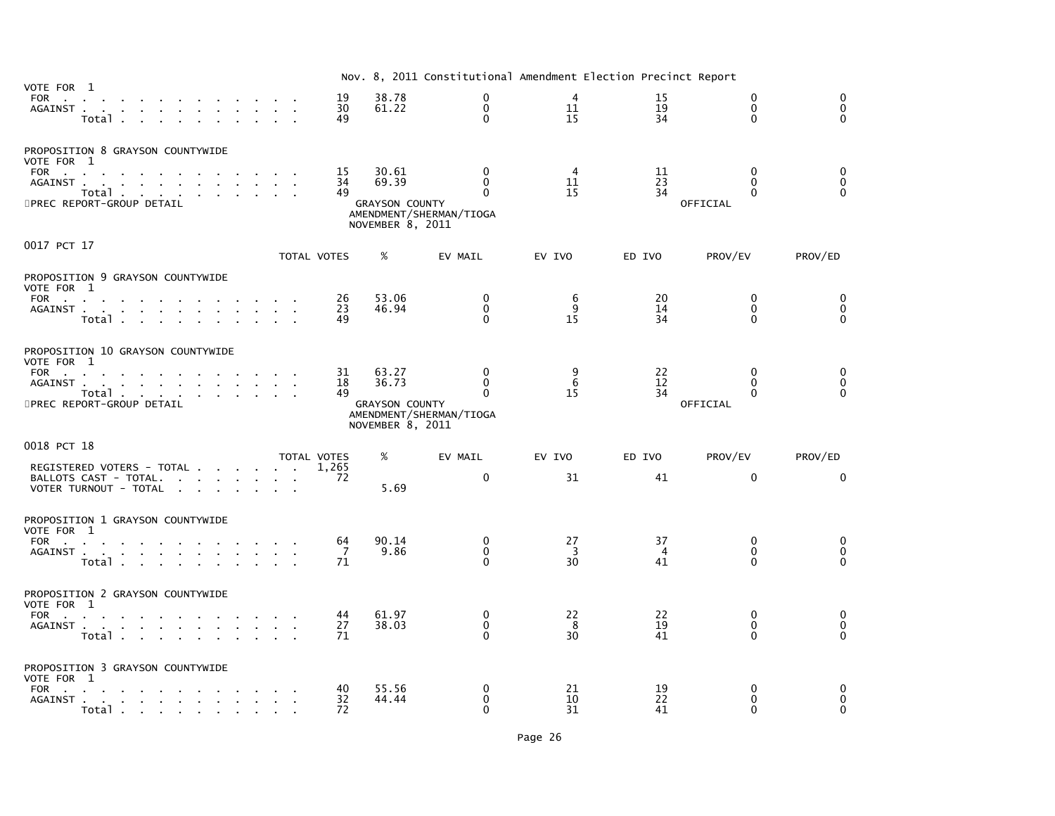Nov. 8, 2011 Constitutional Amendment Election Precinct Report

| VOTE FOR 1 | TOTAL VOTES | % | EV MAIL | EV IVO | ED IVO | PROV/EV | PROV/ED |
|---|---|---|---|---|---|---|---|
| FOR | 19 | 38.78 | 0 | 4 | 15 | 0 | 0 |
| AGAINST | 30 | 61.22 | 0 | 11 | 19 | 0 | 0 |
| Total | 49 | | 0 | 15 | 34 | 0 | 0 |

PROPOSITION 8 GRAYSON COUNTYWIDE

| VOTE FOR 1 | TOTAL VOTES | % | EV MAIL | EV IVO | ED IVO | PROV/EV | PROV/ED |
|---|---|---|---|---|---|---|---|
| FOR | 15 | 30.61 | 0 | 4 | 11 | 0 | 0 |
| AGAINST | 34 | 69.39 | 0 | 11 | 23 | 0 | 0 |
| Total | 49 | | 0 | 15 | 34 | 0 | 0 |

PREC REPORT-GROUP DETAIL — GRAYSON COUNTY AMENDMENT/SHERMAN/TIOGA NOVEMBER 8, 2011 — OFFICIAL

## 0017 PCT 17

PROPOSITION 9 GRAYSON COUNTYWIDE

| VOTE FOR 1 | TOTAL VOTES | % | EV MAIL | EV IVO | ED IVO | PROV/EV | PROV/ED |
|---|---|---|---|---|---|---|---|
| FOR | 26 | 53.06 | 0 | 6 | 20 | 0 | 0 |
| AGAINST | 23 | 46.94 | 0 | 9 | 14 | 0 | 0 |
| Total | 49 | | 0 | 15 | 34 | 0 | 0 |

PROPOSITION 10 GRAYSON COUNTYWIDE

| VOTE FOR 1 | TOTAL VOTES | % | EV MAIL | EV IVO | ED IVO | PROV/EV | PROV/ED |
|---|---|---|---|---|---|---|---|
| FOR | 31 | 63.27 | 0 | 9 | 22 | 0 | 0 |
| AGAINST | 18 | 36.73 | 0 | 6 | 12 | 0 | 0 |
| Total | 49 | | 0 | 15 | 34 | 0 | 0 |

PREC REPORT-GROUP DETAIL — GRAYSON COUNTY AMENDMENT/SHERMAN/TIOGA NOVEMBER 8, 2011 — OFFICIAL

## 0018 PCT 18

| | TOTAL VOTES | % | EV MAIL | EV IVO | ED IVO | PROV/EV | PROV/ED |
|---|---|---|---|---|---|---|---|
| REGISTERED VOTERS - TOTAL | 1,265 | | | | | | |
| BALLOTS CAST - TOTAL | 72 | | 0 | 31 | 41 | 0 | 0 |
| VOTER TURNOUT - TOTAL | | 5.69 | | | | | |

PROPOSITION 1 GRAYSON COUNTYWIDE

| VOTE FOR 1 | TOTAL VOTES | % | EV MAIL | EV IVO | ED IVO | PROV/EV | PROV/ED |
|---|---|---|---|---|---|---|---|
| FOR | 64 | 90.14 | 0 | 27 | 37 | 0 | 0 |
| AGAINST | 7 | 9.86 | 0 | 3 | 4 | 0 | 0 |
| Total | 71 | | 0 | 30 | 41 | 0 | 0 |

PROPOSITION 2 GRAYSON COUNTYWIDE

| VOTE FOR 1 | TOTAL VOTES | % | EV MAIL | EV IVO | ED IVO | PROV/EV | PROV/ED |
|---|---|---|---|---|---|---|---|
| FOR | 44 | 61.97 | 0 | 22 | 22 | 0 | 0 |
| AGAINST | 27 | 38.03 | 0 | 8 | 19 | 0 | 0 |
| Total | 71 | | 0 | 30 | 41 | 0 | 0 |

PROPOSITION 3 GRAYSON COUNTYWIDE

| VOTE FOR 1 | TOTAL VOTES | % | EV MAIL | EV IVO | ED IVO | PROV/EV | PROV/ED |
|---|---|---|---|---|---|---|---|
| FOR | 40 | 55.56 | 0 | 21 | 19 | 0 | 0 |
| AGAINST | 32 | 44.44 | 0 | 10 | 22 | 0 | 0 |
| Total | 72 | | 0 | 31 | 41 | 0 | 0 |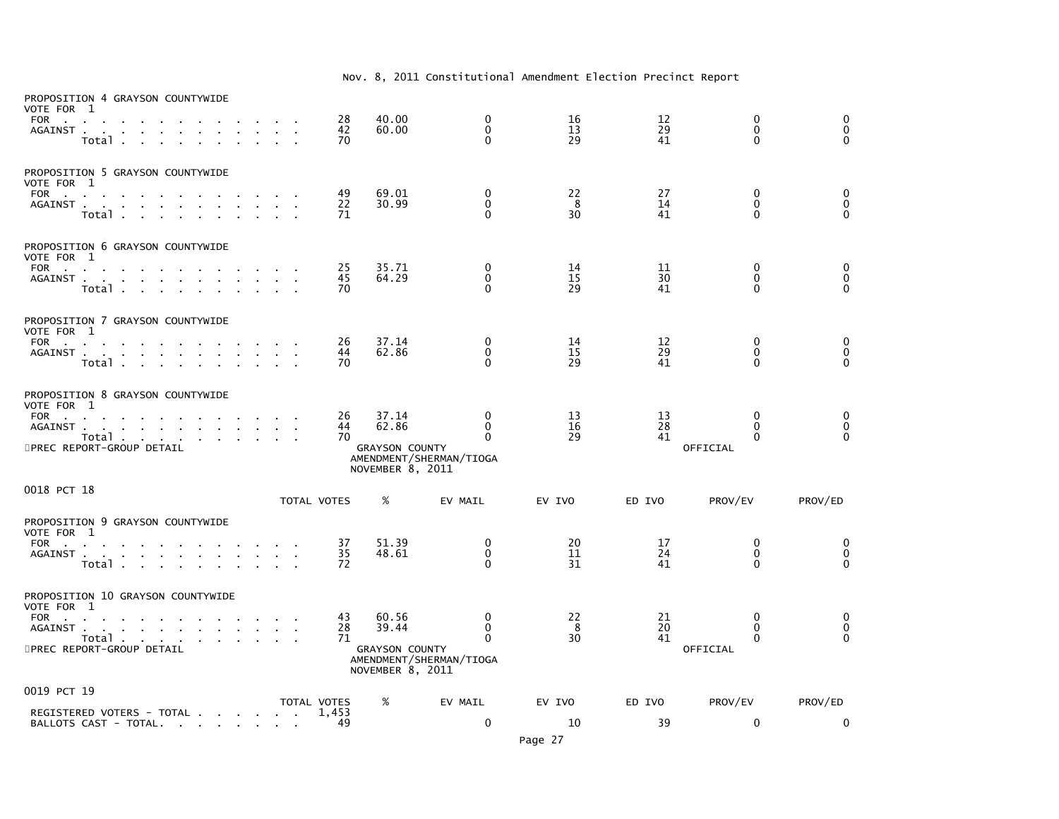Nov. 8, 2011 Constitutional Amendment Election Precinct Report

PROPOSITION 4 GRAYSON COUNTYWIDE
VOTE FOR 1

| | TOTAL VOTES | % | EV MAIL | EV IVO | ED IVO | PROV/EV | PROV/ED |
|---|---|---|---|---|---|---|---|
| FOR | 28 | 40.00 | 0 | 16 | 12 | 0 | 0 |
| AGAINST | 42 | 60.00 | 0 | 13 | 29 | 0 | 0 |
| Total | 70 | | 0 | 29 | 41 | 0 | 0 |

PROPOSITION 5 GRAYSON COUNTYWIDE
VOTE FOR 1

| | TOTAL VOTES | % | EV MAIL | EV IVO | ED IVO | PROV/EV | PROV/ED |
|---|---|---|---|---|---|---|---|
| FOR | 49 | 69.01 | 0 | 22 | 27 | 0 | 0 |
| AGAINST | 22 | 30.99 | 0 | 8 | 14 | 0 | 0 |
| Total | 71 | | 0 | 30 | 41 | 0 | 0 |

PROPOSITION 6 GRAYSON COUNTYWIDE
VOTE FOR 1

| | TOTAL VOTES | % | EV MAIL | EV IVO | ED IVO | PROV/EV | PROV/ED |
|---|---|---|---|---|---|---|---|
| FOR | 25 | 35.71 | 0 | 14 | 11 | 0 | 0 |
| AGAINST | 45 | 64.29 | 0 | 15 | 30 | 0 | 0 |
| Total | 70 | | 0 | 29 | 41 | 0 | 0 |

PROPOSITION 7 GRAYSON COUNTYWIDE
VOTE FOR 1

| | TOTAL VOTES | % | EV MAIL | EV IVO | ED IVO | PROV/EV | PROV/ED |
|---|---|---|---|---|---|---|---|
| FOR | 26 | 37.14 | 0 | 14 | 12 | 0 | 0 |
| AGAINST | 44 | 62.86 | 0 | 15 | 29 | 0 | 0 |
| Total | 70 | | 0 | 29 | 41 | 0 | 0 |

PROPOSITION 8 GRAYSON COUNTYWIDE
VOTE FOR 1

| | TOTAL VOTES | % | EV MAIL | EV IVO | ED IVO | PROV/EV | PROV/ED |
|---|---|---|---|---|---|---|---|
| FOR | 26 | 37.14 | 0 | 13 | 13 | 0 | 0 |
| AGAINST | 44 | 62.86 | 0 | 16 | 28 | 0 | 0 |
| Total | 70 | | 0 | 29 | 41 | 0 | 0 |

PREC REPORT-GROUP DETAIL — GRAYSON COUNTY AMENDMENT/SHERMAN/TIOGA NOVEMBER 8, 2011 — OFFICIAL

0018 PCT 18

PROPOSITION 9 GRAYSON COUNTYWIDE
VOTE FOR 1

| | TOTAL VOTES | % | EV MAIL | EV IVO | ED IVO | PROV/EV | PROV/ED |
|---|---|---|---|---|---|---|---|
| FOR | 37 | 51.39 | 0 | 20 | 17 | 0 | 0 |
| AGAINST | 35 | 48.61 | 0 | 11 | 24 | 0 | 0 |
| Total | 72 | | 0 | 31 | 41 | 0 | 0 |

PROPOSITION 10 GRAYSON COUNTYWIDE
VOTE FOR 1

| | TOTAL VOTES | % | EV MAIL | EV IVO | ED IVO | PROV/EV | PROV/ED |
|---|---|---|---|---|---|---|---|
| FOR | 43 | 60.56 | 0 | 22 | 21 | 0 | 0 |
| AGAINST | 28 | 39.44 | 0 | 8 | 20 | 0 | 0 |
| Total | 71 | | 0 | 30 | 41 | 0 | 0 |

PREC REPORT-GROUP DETAIL — GRAYSON COUNTY AMENDMENT/SHERMAN/TIOGA NOVEMBER 8, 2011 — OFFICIAL

0019 PCT 19

| | TOTAL VOTES | % | EV MAIL | EV IVO | ED IVO | PROV/EV | PROV/ED |
|---|---|---|---|---|---|---|---|
| REGISTERED VOTERS - TOTAL | 1,453 | | | | | | |
| BALLOTS CAST - TOTAL. | 49 | | 0 | 10 | 39 | 0 | 0 |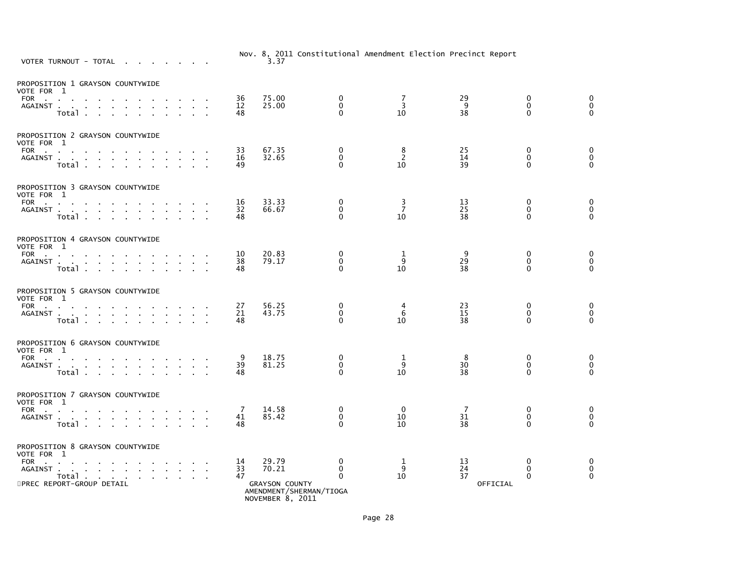Nov. 8, 2011 Constitutional Amendment Election Precinct Report

VOTER TURNOUT - TOTAL . . . . . . . . 3.37

PROPOSITION 1 GRAYSON COUNTYWIDE
VOTE FOR 1

| | | | | | | | |
|---|---|---|---|---|---|---|---|
| FOR | 36 | 75.00 | 0 | 7 | 29 | 0 | 0 |
| AGAINST | 12 | 25.00 | 0 | 3 | 9 | 0 | 0 |
| Total | 48 | | 0 | 10 | 38 | 0 | 0 |

PROPOSITION 2 GRAYSON COUNTYWIDE
VOTE FOR 1

| | | | | | | | |
|---|---|---|---|---|---|---|---|
| FOR | 33 | 67.35 | 0 | 8 | 25 | 0 | 0 |
| AGAINST | 16 | 32.65 | 0 | 2 | 14 | 0 | 0 |
| Total | 49 | | 0 | 10 | 39 | 0 | 0 |

PROPOSITION 3 GRAYSON COUNTYWIDE
VOTE FOR 1

| | | | | | | | |
|---|---|---|---|---|---|---|---|
| FOR | 16 | 33.33 | 0 | 3 | 13 | 0 | 0 |
| AGAINST | 32 | 66.67 | 0 | 7 | 25 | 0 | 0 |
| Total | 48 | | 0 | 10 | 38 | 0 | 0 |

PROPOSITION 4 GRAYSON COUNTYWIDE
VOTE FOR 1

| | | | | | | | |
|---|---|---|---|---|---|---|---|
| FOR | 10 | 20.83 | 0 | 1 | 9 | 0 | 0 |
| AGAINST | 38 | 79.17 | 0 | 9 | 29 | 0 | 0 |
| Total | 48 | | 0 | 10 | 38 | 0 | 0 |

PROPOSITION 5 GRAYSON COUNTYWIDE
VOTE FOR 1

| | | | | | | | |
|---|---|---|---|---|---|---|---|
| FOR | 27 | 56.25 | 0 | 4 | 23 | 0 | 0 |
| AGAINST | 21 | 43.75 | 0 | 6 | 15 | 0 | 0 |
| Total | 48 | | 0 | 10 | 38 | 0 | 0 |

PROPOSITION 6 GRAYSON COUNTYWIDE
VOTE FOR 1

| | | | | | | | |
|---|---|---|---|---|---|---|---|
| FOR | 9 | 18.75 | 0 | 1 | 8 | 0 | 0 |
| AGAINST | 39 | 81.25 | 0 | 9 | 30 | 0 | 0 |
| Total | 48 | | 0 | 10 | 38 | 0 | 0 |

PROPOSITION 7 GRAYSON COUNTYWIDE
VOTE FOR 1

| | | | | | | | |
|---|---|---|---|---|---|---|---|
| FOR | 7 | 14.58 | 0 | 0 | 7 | 0 | 0 |
| AGAINST | 41 | 85.42 | 0 | 10 | 31 | 0 | 0 |
| Total | 48 | | 0 | 10 | 38 | 0 | 0 |

PROPOSITION 8 GRAYSON COUNTYWIDE
VOTE FOR 1

| | | | | | | | |
|---|---|---|---|---|---|---|---|
| FOR | 14 | 29.79 | 0 | 1 | 13 | 0 | 0 |
| AGAINST | 33 | 70.21 | 0 | 9 | 24 | 0 | 0 |
| Total | 47 | | 0 | 10 | 37 | 0 | 0 |

PREC REPORT-GROUP DETAIL — GRAYSON COUNTY AMENDMENT/SHERMAN/TIOGA NOVEMBER 8, 2011 — OFFICIAL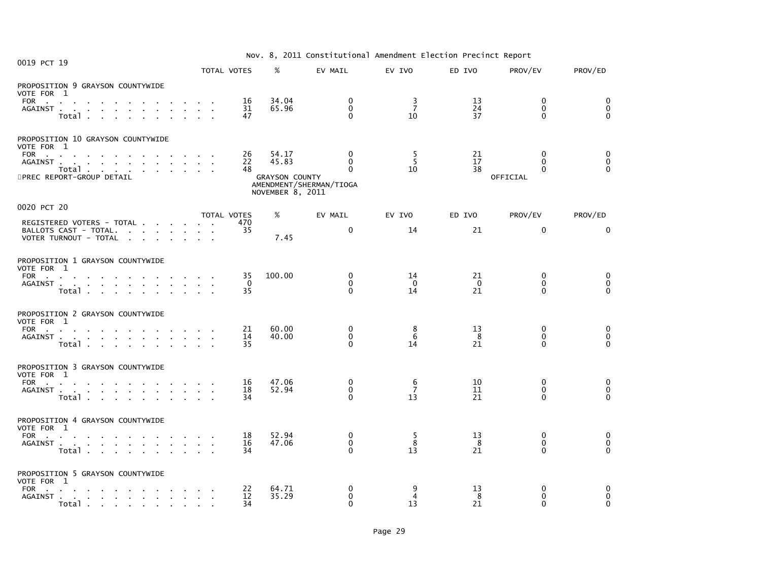Nov. 8, 2011 Constitutional Amendment Election Precinct Report

## 0019 PCT 19

| | TOTAL VOTES | % | EV MAIL | EV IVO | ED IVO | PROV/EV | PROV/ED |
|---|---|---|---|---|---|---|---|
| **PROPOSITION 9 GRAYSON COUNTYWIDE** | | | | | | | |
| VOTE FOR 1 | | | | | | | |
| FOR | 16 | 34.04 | 0 | 3 | 13 | 0 | 0 |
| AGAINST | 31 | 65.96 | 0 | 7 | 24 | 0 | 0 |
| Total | 47 | | 0 | 10 | 37 | 0 | 0 |
| **PROPOSITION 10 GRAYSON COUNTYWIDE** | | | | | | | |
| VOTE FOR 1 | | | | | | | |
| FOR | 26 | 54.17 | 0 | 5 | 21 | 0 | 0 |
| AGAINST | 22 | 45.83 | 0 | 5 | 17 | 0 | 0 |
| Total | 48 | | 0 | 10 | 38 | 0 | 0 |

PREC REPORT-GROUP DETAIL — GRAYSON COUNTY AMENDMENT/SHERMAN/TIOGA NOVEMBER 8, 2011 — OFFICIAL

## 0020 PCT 20

| | TOTAL VOTES | % | EV MAIL | EV IVO | ED IVO | PROV/EV | PROV/ED |
|---|---|---|---|---|---|---|---|
| REGISTERED VOTERS - TOTAL | 470 | | | | | | |
| BALLOTS CAST - TOTAL. | 35 | | 0 | 14 | 21 | 0 | 0 |
| VOTER TURNOUT - TOTAL | | 7.45 | | | | | |
| **PROPOSITION 1 GRAYSON COUNTYWIDE** | | | | | | | |
| VOTE FOR 1 | | | | | | | |
| FOR | 35 | 100.00 | 0 | 14 | 21 | 0 | 0 |
| AGAINST | 0 | | 0 | 0 | 0 | 0 | 0 |
| Total | 35 | | 0 | 14 | 21 | 0 | 0 |
| **PROPOSITION 2 GRAYSON COUNTYWIDE** | | | | | | | |
| VOTE FOR 1 | | | | | | | |
| FOR | 21 | 60.00 | 0 | 8 | 13 | 0 | 0 |
| AGAINST | 14 | 40.00 | 0 | 6 | 8 | 0 | 0 |
| Total | 35 | | 0 | 14 | 21 | 0 | 0 |
| **PROPOSITION 3 GRAYSON COUNTYWIDE** | | | | | | | |
| VOTE FOR 1 | | | | | | | |
| FOR | 16 | 47.06 | 0 | 6 | 10 | 0 | 0 |
| AGAINST | 18 | 52.94 | 0 | 7 | 11 | 0 | 0 |
| Total | 34 | | 0 | 13 | 21 | 0 | 0 |
| **PROPOSITION 4 GRAYSON COUNTYWIDE** | | | | | | | |
| VOTE FOR 1 | | | | | | | |
| FOR | 18 | 52.94 | 0 | 5 | 13 | 0 | 0 |
| AGAINST | 16 | 47.06 | 0 | 8 | 8 | 0 | 0 |
| Total | 34 | | 0 | 13 | 21 | 0 | 0 |
| **PROPOSITION 5 GRAYSON COUNTYWIDE** | | | | | | | |
| VOTE FOR 1 | | | | | | | |
| FOR | 22 | 64.71 | 0 | 9 | 13 | 0 | 0 |
| AGAINST | 12 | 35.29 | 0 | 4 | 8 | 0 | 0 |
| Total | 34 | | 0 | 13 | 21 | 0 | 0 |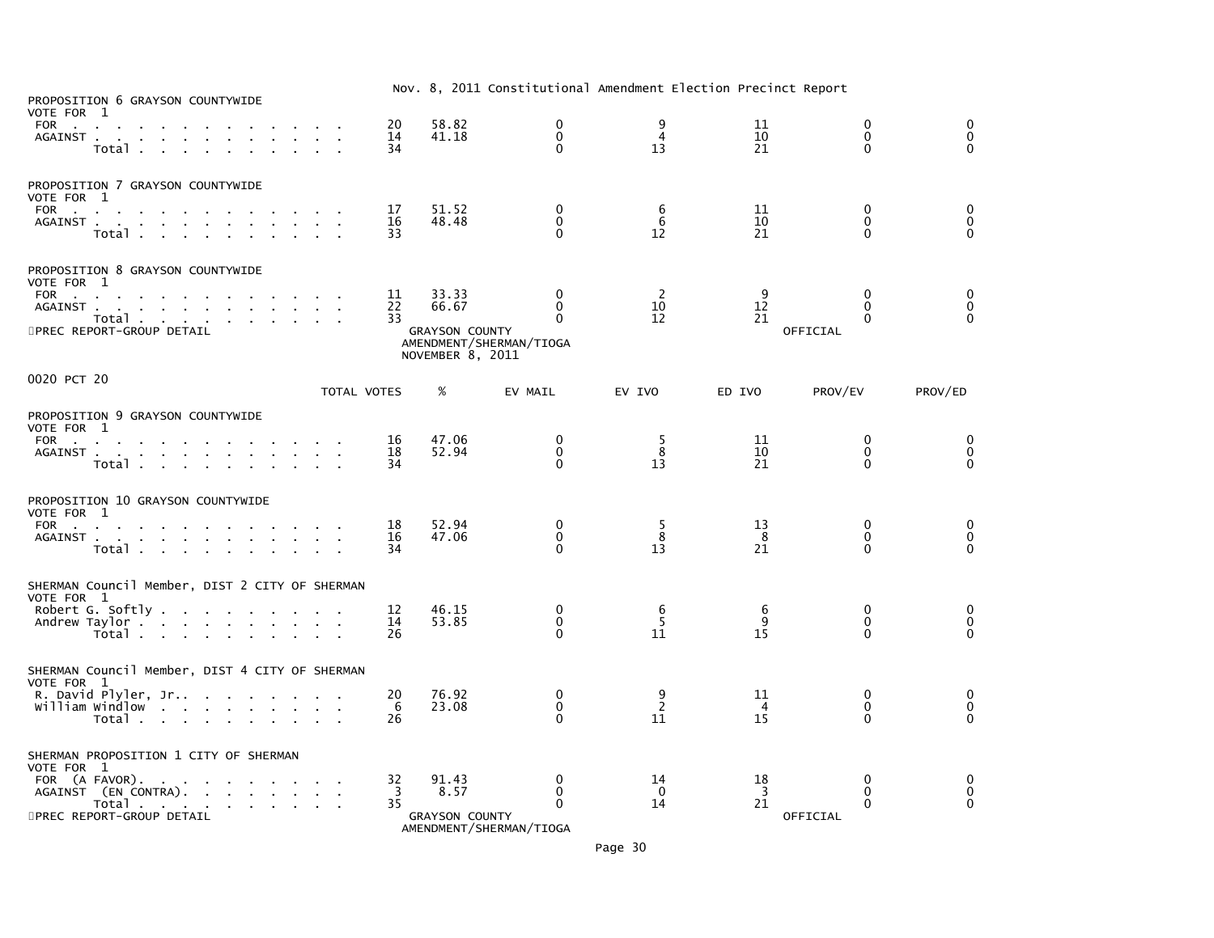Nov. 8, 2011 Constitutional Amendment Election Precinct Report

PROPOSITION 6 GRAYSON COUNTYWIDE
VOTE FOR 1

| | TOTAL VOTES | % | EV MAIL | EV IVO | ED IVO | PROV/EV | PROV/ED |
|---|---|---|---|---|---|---|---|
| FOR | 20 | 58.82 | 0 | 9 | 11 | 0 | 0 |
| AGAINST | 14 | 41.18 | 0 | 4 | 10 | 0 | 0 |
| Total | 34 | | 0 | 13 | 21 | 0 | 0 |

PROPOSITION 7 GRAYSON COUNTYWIDE
VOTE FOR 1

| | TOTAL VOTES | % | EV MAIL | EV IVO | ED IVO | PROV/EV | PROV/ED |
|---|---|---|---|---|---|---|---|
| FOR | 17 | 51.52 | 0 | 6 | 11 | 0 | 0 |
| AGAINST | 16 | 48.48 | 0 | 6 | 10 | 0 | 0 |
| Total | 33 | | 0 | 12 | 21 | 0 | 0 |

PROPOSITION 8 GRAYSON COUNTYWIDE
VOTE FOR 1

| | TOTAL VOTES | % | EV MAIL | EV IVO | ED IVO | PROV/EV | PROV/ED |
|---|---|---|---|---|---|---|---|
| FOR | 11 | 33.33 | 0 | 2 | 9 | 0 | 0 |
| AGAINST | 22 | 66.67 | 0 | 10 | 12 | 0 | 0 |
| Total | 33 | | 0 | 12 | 21 | 0 | 0 |

PREC REPORT-GROUP DETAIL — GRAYSON COUNTY — AMENDMENT/SHERMAN/TIOGA — NOVEMBER 8, 2011 — OFFICIAL

0020 PCT 20

PROPOSITION 9 GRAYSON COUNTYWIDE
VOTE FOR 1

| | TOTAL VOTES | % | EV MAIL | EV IVO | ED IVO | PROV/EV | PROV/ED |
|---|---|---|---|---|---|---|---|
| FOR | 16 | 47.06 | 0 | 5 | 11 | 0 | 0 |
| AGAINST | 18 | 52.94 | 0 | 8 | 10 | 0 | 0 |
| Total | 34 | | 0 | 13 | 21 | 0 | 0 |

PROPOSITION 10 GRAYSON COUNTYWIDE
VOTE FOR 1

| | TOTAL VOTES | % | EV MAIL | EV IVO | ED IVO | PROV/EV | PROV/ED |
|---|---|---|---|---|---|---|---|
| FOR | 18 | 52.94 | 0 | 5 | 13 | 0 | 0 |
| AGAINST | 16 | 47.06 | 0 | 8 | 8 | 0 | 0 |
| Total | 34 | | 0 | 13 | 21 | 0 | 0 |

SHERMAN Council Member, DIST 2 CITY OF SHERMAN
VOTE FOR 1

| | TOTAL VOTES | % | EV MAIL | EV IVO | ED IVO | PROV/EV | PROV/ED |
|---|---|---|---|---|---|---|---|
| Robert G. Softly | 12 | 46.15 | 0 | 6 | 6 | 0 | 0 |
| Andrew Taylor | 14 | 53.85 | 0 | 5 | 9 | 0 | 0 |
| Total | 26 | | 0 | 11 | 15 | 0 | 0 |

SHERMAN Council Member, DIST 4 CITY OF SHERMAN
VOTE FOR 1

| | TOTAL VOTES | % | EV MAIL | EV IVO | ED IVO | PROV/EV | PROV/ED |
|---|---|---|---|---|---|---|---|
| R. David Plyler, Jr. | 20 | 76.92 | 0 | 9 | 11 | 0 | 0 |
| William Windlow | 6 | 23.08 | 0 | 2 | 4 | 0 | 0 |
| Total | 26 | | 0 | 11 | 15 | 0 | 0 |

SHERMAN PROPOSITION 1 CITY OF SHERMAN
VOTE FOR 1

| | TOTAL VOTES | % | EV MAIL | EV IVO | ED IVO | PROV/EV | PROV/ED |
|---|---|---|---|---|---|---|---|
| FOR (A FAVOR) | 32 | 91.43 | 0 | 14 | 18 | 0 | 0 |
| AGAINST (EN CONTRA) | 3 | 8.57 | 0 | 0 | 3 | 0 | 0 |
| Total | 35 | | 0 | 14 | 21 | 0 | 0 |

PREC REPORT-GROUP DETAIL — GRAYSON COUNTY — AMENDMENT/SHERMAN/TIOGA — OFFICIAL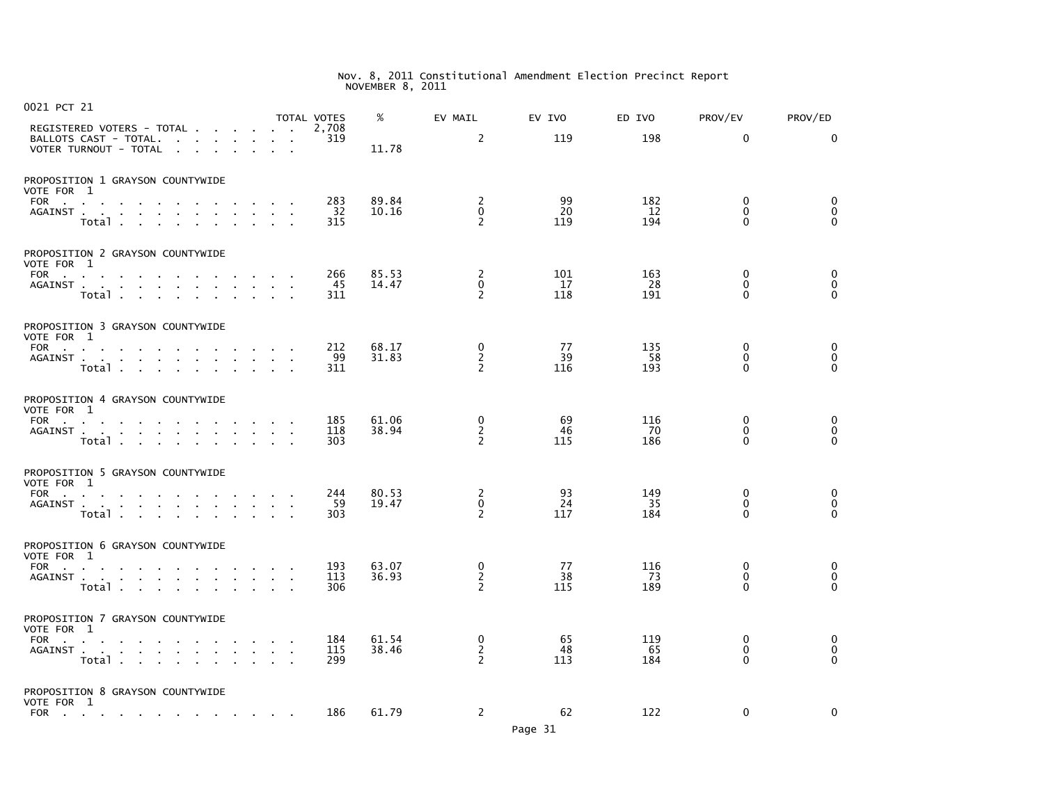# Nov. 8, 2011 Constitutional Amendment Election Precinct Report
NOVEMBER 8, 2011

## 0021 PCT 21

| | TOTAL VOTES | % | EV MAIL | EV IVO | ED IVO | PROV/EV | PROV/ED |
|---|---|---|---|---|---|---|---|
| REGISTERED VOTERS - TOTAL | 2,708 | | | | | | |
| BALLOTS CAST - TOTAL. | 319 | | 2 | 119 | 198 | 0 | 0 |
| VOTER TURNOUT - TOTAL | | 11.78 | | | | | |

### PROPOSITION 1 GRAYSON COUNTYWIDE
VOTE FOR 1

| | TOTAL VOTES | % | EV MAIL | EV IVO | ED IVO | PROV/EV | PROV/ED |
|---|---|---|---|---|---|---|---|
| FOR | 283 | 89.84 | 2 | 99 | 182 | 0 | 0 |
| AGAINST | 32 | 10.16 | 0 | 20 | 12 | 0 | 0 |
| Total | 315 | | 2 | 119 | 194 | 0 | 0 |

### PROPOSITION 2 GRAYSON COUNTYWIDE
VOTE FOR 1

| | TOTAL VOTES | % | EV MAIL | EV IVO | ED IVO | PROV/EV | PROV/ED |
|---|---|---|---|---|---|---|---|
| FOR | 266 | 85.53 | 2 | 101 | 163 | 0 | 0 |
| AGAINST | 45 | 14.47 | 0 | 17 | 28 | 0 | 0 |
| Total | 311 | | 2 | 118 | 191 | 0 | 0 |

### PROPOSITION 3 GRAYSON COUNTYWIDE
VOTE FOR 1

| | TOTAL VOTES | % | EV MAIL | EV IVO | ED IVO | PROV/EV | PROV/ED |
|---|---|---|---|---|---|---|---|
| FOR | 212 | 68.17 | 0 | 77 | 135 | 0 | 0 |
| AGAINST | 99 | 31.83 | 2 | 39 | 58 | 0 | 0 |
| Total | 311 | | 2 | 116 | 193 | 0 | 0 |

### PROPOSITION 4 GRAYSON COUNTYWIDE
VOTE FOR 1

| | TOTAL VOTES | % | EV MAIL | EV IVO | ED IVO | PROV/EV | PROV/ED |
|---|---|---|---|---|---|---|---|
| FOR | 185 | 61.06 | 0 | 69 | 116 | 0 | 0 |
| AGAINST | 118 | 38.94 | 2 | 46 | 70 | 0 | 0 |
| Total | 303 | | 2 | 115 | 186 | 0 | 0 |

### PROPOSITION 5 GRAYSON COUNTYWIDE
VOTE FOR 1

| | TOTAL VOTES | % | EV MAIL | EV IVO | ED IVO | PROV/EV | PROV/ED |
|---|---|---|---|---|---|---|---|
| FOR | 244 | 80.53 | 2 | 93 | 149 | 0 | 0 |
| AGAINST | 59 | 19.47 | 0 | 24 | 35 | 0 | 0 |
| Total | 303 | | 2 | 117 | 184 | 0 | 0 |

### PROPOSITION 6 GRAYSON COUNTYWIDE
VOTE FOR 1

| | TOTAL VOTES | % | EV MAIL | EV IVO | ED IVO | PROV/EV | PROV/ED |
|---|---|---|---|---|---|---|---|
| FOR | 193 | 63.07 | 0 | 77 | 116 | 0 | 0 |
| AGAINST | 113 | 36.93 | 2 | 38 | 73 | 0 | 0 |
| Total | 306 | | 2 | 115 | 189 | 0 | 0 |

### PROPOSITION 7 GRAYSON COUNTYWIDE
VOTE FOR 1

| | TOTAL VOTES | % | EV MAIL | EV IVO | ED IVO | PROV/EV | PROV/ED |
|---|---|---|---|---|---|---|---|
| FOR | 184 | 61.54 | 0 | 65 | 119 | 0 | 0 |
| AGAINST | 115 | 38.46 | 2 | 48 | 65 | 0 | 0 |
| Total | 299 | | 2 | 113 | 184 | 0 | 0 |

### PROPOSITION 8 GRAYSON COUNTYWIDE
VOTE FOR 1

| | TOTAL VOTES | % | EV MAIL | EV IVO | ED IVO | PROV/EV | PROV/ED |
|---|---|---|---|---|---|---|---|
| FOR | 186 | 61.79 | 2 | 62 | 122 | 0 | 0 |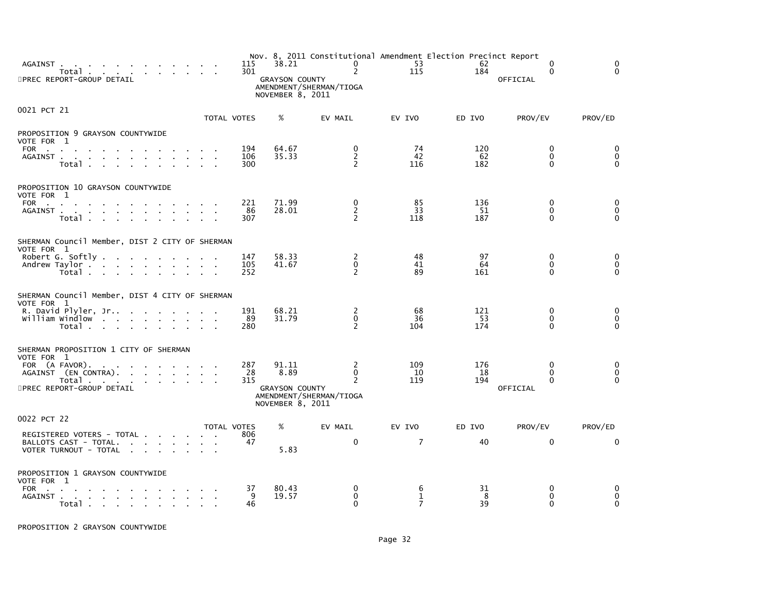Nov. 8, 2011 Constitutional Amendment Election Precinct Report

| | TOTAL VOTES | % | EV MAIL | EV IVO | ED IVO | PROV/EV | PROV/ED |
|---|---|---|---|---|---|---|---|
| AGAINST | 115 | 38.21 | 0 | 53 | 62 | 0 | 0 |
| Total | 301 | | 2 | 115 | 184 | 0 | 0 |

PREC REPORT-GROUP DETAIL — GRAYSON COUNTY — AMENDMENT/SHERMAN/TIOGA — NOVEMBER 8, 2011 — OFFICIAL

## 0021 PCT 21

| | TOTAL VOTES | % | EV MAIL | EV IVO | ED IVO | PROV/EV | PROV/ED |
|---|---|---|---|---|---|---|---|
| **PROPOSITION 9 GRAYSON COUNTYWIDE** | | | | | | | |
| VOTE FOR 1 | | | | | | | |
| FOR | 194 | 64.67 | 0 | 74 | 120 | 0 | 0 |
| AGAINST | 106 | 35.33 | 2 | 42 | 62 | 0 | 0 |
| Total | 300 | | 2 | 116 | 182 | 0 | 0 |
| **PROPOSITION 10 GRAYSON COUNTYWIDE** | | | | | | | |
| VOTE FOR 1 | | | | | | | |
| FOR | 221 | 71.99 | 0 | 85 | 136 | 0 | 0 |
| AGAINST | 86 | 28.01 | 2 | 33 | 51 | 0 | 0 |
| Total | 307 | | 2 | 118 | 187 | 0 | 0 |
| **SHERMAN Council Member, DIST 2 CITY OF SHERMAN** | | | | | | | |
| VOTE FOR 1 | | | | | | | |
| Robert G. Softly | 147 | 58.33 | 2 | 48 | 97 | 0 | 0 |
| Andrew Taylor | 105 | 41.67 | 0 | 41 | 64 | 0 | 0 |
| Total | 252 | | 2 | 89 | 161 | 0 | 0 |
| **SHERMAN Council Member, DIST 4 CITY OF SHERMAN** | | | | | | | |
| VOTE FOR 1 | | | | | | | |
| R. David Plyler, Jr. | 191 | 68.21 | 2 | 68 | 121 | 0 | 0 |
| William Windlow | 89 | 31.79 | 0 | 36 | 53 | 0 | 0 |
| Total | 280 | | 2 | 104 | 174 | 0 | 0 |
| **SHERMAN PROPOSITION 1 CITY OF SHERMAN** | | | | | | | |
| VOTE FOR 1 | | | | | | | |
| FOR (A FAVOR) | 287 | 91.11 | 2 | 109 | 176 | 0 | 0 |
| AGAINST (EN CONTRA) | 28 | 8.89 | 0 | 10 | 18 | 0 | 0 |
| Total | 315 | | 2 | 119 | 194 | 0 | 0 |

PREC REPORT-GROUP DETAIL — GRAYSON COUNTY — AMENDMENT/SHERMAN/TIOGA — NOVEMBER 8, 2011 — OFFICIAL

## 0022 PCT 22

| | TOTAL VOTES | % | EV MAIL | EV IVO | ED IVO | PROV/EV | PROV/ED |
|---|---|---|---|---|---|---|---|
| REGISTERED VOTERS - TOTAL | 806 | | | | | | |
| BALLOTS CAST - TOTAL. | 47 | | 0 | 7 | 40 | 0 | 0 |
| VOTER TURNOUT - TOTAL | | 5.83 | | | | | |
| **PROPOSITION 1 GRAYSON COUNTYWIDE** | | | | | | | |
| VOTE FOR 1 | | | | | | | |
| FOR | 37 | 80.43 | 0 | 6 | 31 | 0 | 0 |
| AGAINST | 9 | 19.57 | 0 | 1 | 8 | 0 | 0 |
| Total | 46 | | 0 | 7 | 39 | 0 | 0 |

PROPOSITION 2 GRAYSON COUNTYWIDE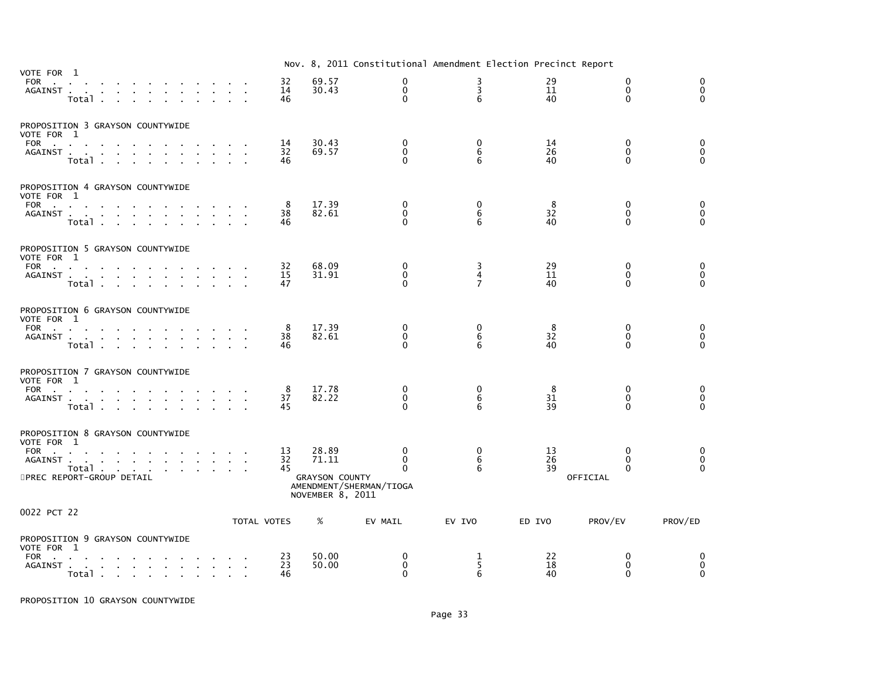Nov. 8, 2011 Constitutional Amendment Election Precinct Report

VOTE FOR 1

| | TOTAL VOTES | % | EV MAIL | EV IVO | ED IVO | PROV/EV | PROV/ED |
|---|---|---|---|---|---|---|---|
| FOR | 32 | 69.57 | 0 | 3 | 29 | 0 | 0 |
| AGAINST | 14 | 30.43 | 0 | 3 | 11 | 0 | 0 |
| Total | 46 | | 0 | 6 | 40 | 0 | 0 |

PROPOSITION 3 GRAYSON COUNTYWIDE
VOTE FOR 1

| | TOTAL VOTES | % | EV MAIL | EV IVO | ED IVO | PROV/EV | PROV/ED |
|---|---|---|---|---|---|---|---|
| FOR | 14 | 30.43 | 0 | 0 | 14 | 0 | 0 |
| AGAINST | 32 | 69.57 | 0 | 6 | 26 | 0 | 0 |
| Total | 46 | | 0 | 6 | 40 | 0 | 0 |

PROPOSITION 4 GRAYSON COUNTYWIDE
VOTE FOR 1

| | TOTAL VOTES | % | EV MAIL | EV IVO | ED IVO | PROV/EV | PROV/ED |
|---|---|---|---|---|---|---|---|
| FOR | 8 | 17.39 | 0 | 0 | 8 | 0 | 0 |
| AGAINST | 38 | 82.61 | 0 | 6 | 32 | 0 | 0 |
| Total | 46 | | 0 | 6 | 40 | 0 | 0 |

PROPOSITION 5 GRAYSON COUNTYWIDE
VOTE FOR 1

| | TOTAL VOTES | % | EV MAIL | EV IVO | ED IVO | PROV/EV | PROV/ED |
|---|---|---|---|---|---|---|---|
| FOR | 32 | 68.09 | 0 | 3 | 29 | 0 | 0 |
| AGAINST | 15 | 31.91 | 0 | 4 | 11 | 0 | 0 |
| Total | 47 | | 0 | 7 | 40 | 0 | 0 |

PROPOSITION 6 GRAYSON COUNTYWIDE
VOTE FOR 1

| | TOTAL VOTES | % | EV MAIL | EV IVO | ED IVO | PROV/EV | PROV/ED |
|---|---|---|---|---|---|---|---|
| FOR | 8 | 17.39 | 0 | 0 | 8 | 0 | 0 |
| AGAINST | 38 | 82.61 | 0 | 6 | 32 | 0 | 0 |
| Total | 46 | | 0 | 6 | 40 | 0 | 0 |

PROPOSITION 7 GRAYSON COUNTYWIDE
VOTE FOR 1

| | TOTAL VOTES | % | EV MAIL | EV IVO | ED IVO | PROV/EV | PROV/ED |
|---|---|---|---|---|---|---|---|
| FOR | 8 | 17.78 | 0 | 0 | 8 | 0 | 0 |
| AGAINST | 37 | 82.22 | 0 | 6 | 31 | 0 | 0 |
| Total | 45 | | 0 | 6 | 39 | 0 | 0 |

PROPOSITION 8 GRAYSON COUNTYWIDE
VOTE FOR 1

| | TOTAL VOTES | % | EV MAIL | EV IVO | ED IVO | PROV/EV | PROV/ED |
|---|---|---|---|---|---|---|---|
| FOR | 13 | 28.89 | 0 | 0 | 13 | 0 | 0 |
| AGAINST | 32 | 71.11 | 0 | 6 | 26 | 0 | 0 |
| Total | 45 | | 0 | 6 | 39 | 0 | 0 |

PREC REPORT-GROUP DETAIL

GRAYSON COUNTY
AMENDMENT/SHERMAN/TIOGA
NOVEMBER 8, 2011

OFFICIAL

0022 PCT 22

PROPOSITION 9 GRAYSON COUNTYWIDE
VOTE FOR 1

| | TOTAL VOTES | % | EV MAIL | EV IVO | ED IVO | PROV/EV | PROV/ED |
|---|---|---|---|---|---|---|---|
| FOR | 23 | 50.00 | 0 | 1 | 22 | 0 | 0 |
| AGAINST | 23 | 50.00 | 0 | 5 | 18 | 0 | 0 |
| Total | 46 | | 0 | 6 | 40 | 0 | 0 |

PROPOSITION 10 GRAYSON COUNTYWIDE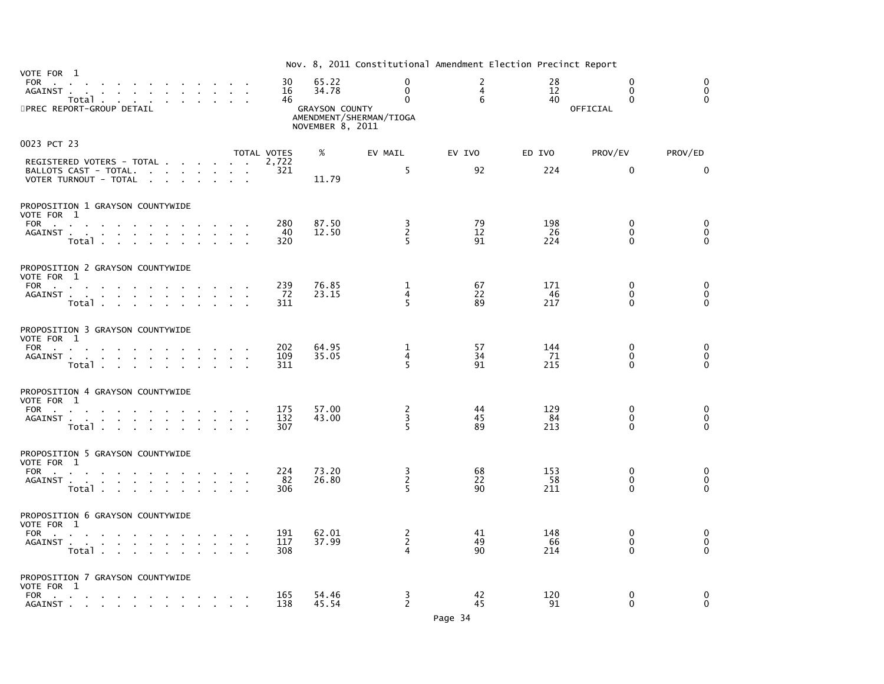Nov. 8, 2011 Constitutional Amendment Election Precinct Report

| VOTE FOR 1 | TOTAL VOTES | % | EV MAIL | EV IVO | ED IVO | PROV/EV | PROV/ED |
|---|---|---|---|---|---|---|---|
| FOR | 30 | 65.22 | 0 | 2 | 28 | 0 | 0 |
| AGAINST | 16 | 34.78 | 0 | 4 | 12 | 0 | 0 |
| Total | 46 | | 0 | 6 | 40 | 0 | 0 |

PREC REPORT-GROUP DETAIL

GRAYSON COUNTY
AMENDMENT/SHERMAN/TIOGA
NOVEMBER 8, 2011

OFFICIAL

## 0023 PCT 23

| | TOTAL VOTES | % | EV MAIL | EV IVO | ED IVO | PROV/EV | PROV/ED |
|---|---|---|---|---|---|---|---|
| REGISTERED VOTERS - TOTAL | 2,722 | | | | | | |
| BALLOTS CAST - TOTAL. | 321 | | 5 | 92 | 224 | 0 | 0 |
| VOTER TURNOUT - TOTAL | | 11.79 | | | | | |

### PROPOSITION 1 GRAYSON COUNTYWIDE

| VOTE FOR 1 | TOTAL VOTES | % | EV MAIL | EV IVO | ED IVO | PROV/EV | PROV/ED |
|---|---|---|---|---|---|---|---|
| FOR | 280 | 87.50 | 3 | 79 | 198 | 0 | 0 |
| AGAINST | 40 | 12.50 | 2 | 12 | 26 | 0 | 0 |
| Total | 320 | | 5 | 91 | 224 | 0 | 0 |

### PROPOSITION 2 GRAYSON COUNTYWIDE

| VOTE FOR 1 | TOTAL VOTES | % | EV MAIL | EV IVO | ED IVO | PROV/EV | PROV/ED |
|---|---|---|---|---|---|---|---|
| FOR | 239 | 76.85 | 1 | 67 | 171 | 0 | 0 |
| AGAINST | 72 | 23.15 | 4 | 22 | 46 | 0 | 0 |
| Total | 311 | | 5 | 89 | 217 | 0 | 0 |

### PROPOSITION 3 GRAYSON COUNTYWIDE

| VOTE FOR 1 | TOTAL VOTES | % | EV MAIL | EV IVO | ED IVO | PROV/EV | PROV/ED |
|---|---|---|---|---|---|---|---|
| FOR | 202 | 64.95 | 1 | 57 | 144 | 0 | 0 |
| AGAINST | 109 | 35.05 | 4 | 34 | 71 | 0 | 0 |
| Total | 311 | | 5 | 91 | 215 | 0 | 0 |

### PROPOSITION 4 GRAYSON COUNTYWIDE

| VOTE FOR 1 | TOTAL VOTES | % | EV MAIL | EV IVO | ED IVO | PROV/EV | PROV/ED |
|---|---|---|---|---|---|---|---|
| FOR | 175 | 57.00 | 2 | 44 | 129 | 0 | 0 |
| AGAINST | 132 | 43.00 | 3 | 45 | 84 | 0 | 0 |
| Total | 307 | | 5 | 89 | 213 | 0 | 0 |

### PROPOSITION 5 GRAYSON COUNTYWIDE

| VOTE FOR 1 | TOTAL VOTES | % | EV MAIL | EV IVO | ED IVO | PROV/EV | PROV/ED |
|---|---|---|---|---|---|---|---|
| FOR | 224 | 73.20 | 3 | 68 | 153 | 0 | 0 |
| AGAINST | 82 | 26.80 | 2 | 22 | 58 | 0 | 0 |
| Total | 306 | | 5 | 90 | 211 | 0 | 0 |

### PROPOSITION 6 GRAYSON COUNTYWIDE

| VOTE FOR 1 | TOTAL VOTES | % | EV MAIL | EV IVO | ED IVO | PROV/EV | PROV/ED |
|---|---|---|---|---|---|---|---|
| FOR | 191 | 62.01 | 2 | 41 | 148 | 0 | 0 |
| AGAINST | 117 | 37.99 | 2 | 49 | 66 | 0 | 0 |
| Total | 308 | | 4 | 90 | 214 | 0 | 0 |

### PROPOSITION 7 GRAYSON COUNTYWIDE

| VOTE FOR 1 | TOTAL VOTES | % | EV MAIL | EV IVO | ED IVO | PROV/EV | PROV/ED |
|---|---|---|---|---|---|---|---|
| FOR | 165 | 54.46 | 3 | 42 | 120 | 0 | 0 |
| AGAINST | 138 | 45.54 | 2 | 45 | 91 | 0 | 0 |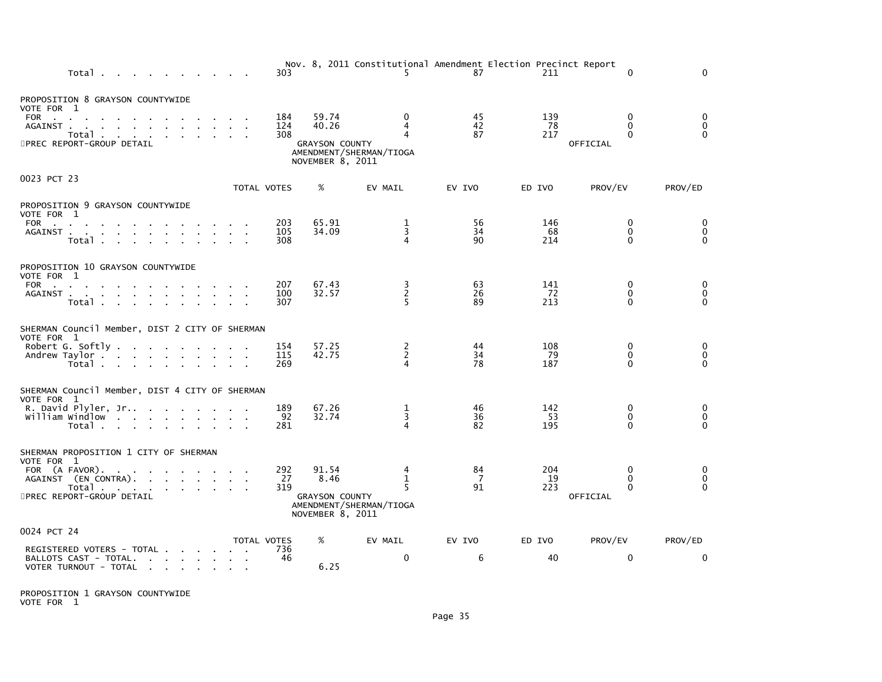Nov. 8, 2011 Constitutional Amendment Election Precinct Report

| | TOTAL VOTES | % | EV MAIL | EV IVO | ED IVO | PROV/EV | PROV/ED |
|---|---|---|---|---|---|---|---|
| Total | 303 | | 5 | 87 | 211 | 0 | 0 |

PROPOSITION 8 GRAYSON COUNTYWIDE
VOTE FOR 1

| | TOTAL VOTES | % | EV MAIL | EV IVO | ED IVO | PROV/EV | PROV/ED |
|---|---|---|---|---|---|---|---|
| FOR | 184 | 59.74 | 0 | 45 | 139 | 0 | 0 |
| AGAINST | 124 | 40.26 | 4 | 42 | 78 | 0 | 0 |
| Total | 308 | | 4 | 87 | 217 | 0 | 0 |

PREC REPORT-GROUP DETAIL — GRAYSON COUNTY AMENDMENT/SHERMAN/TIOGA NOVEMBER 8, 2011 — OFFICIAL

## 0023 PCT 23

PROPOSITION 9 GRAYSON COUNTYWIDE
VOTE FOR 1

| | TOTAL VOTES | % | EV MAIL | EV IVO | ED IVO | PROV/EV | PROV/ED |
|---|---|---|---|---|---|---|---|
| FOR | 203 | 65.91 | 1 | 56 | 146 | 0 | 0 |
| AGAINST | 105 | 34.09 | 3 | 34 | 68 | 0 | 0 |
| Total | 308 | | 4 | 90 | 214 | 0 | 0 |

PROPOSITION 10 GRAYSON COUNTYWIDE
VOTE FOR 1

| | TOTAL VOTES | % | EV MAIL | EV IVO | ED IVO | PROV/EV | PROV/ED |
|---|---|---|---|---|---|---|---|
| FOR | 207 | 67.43 | 3 | 63 | 141 | 0 | 0 |
| AGAINST | 100 | 32.57 | 2 | 26 | 72 | 0 | 0 |
| Total | 307 | | 5 | 89 | 213 | 0 | 0 |

SHERMAN Council Member, DIST 2 CITY OF SHERMAN
VOTE FOR 1

| | TOTAL VOTES | % | EV MAIL | EV IVO | ED IVO | PROV/EV | PROV/ED |
|---|---|---|---|---|---|---|---|
| Robert G. Softly | 154 | 57.25 | 2 | 44 | 108 | 0 | 0 |
| Andrew Taylor | 115 | 42.75 | 2 | 34 | 79 | 0 | 0 |
| Total | 269 | | 4 | 78 | 187 | 0 | 0 |

SHERMAN Council Member, DIST 4 CITY OF SHERMAN
VOTE FOR 1

| | TOTAL VOTES | % | EV MAIL | EV IVO | ED IVO | PROV/EV | PROV/ED |
|---|---|---|---|---|---|---|---|
| R. David Plyler, Jr. | 189 | 67.26 | 1 | 46 | 142 | 0 | 0 |
| William Windlow | 92 | 32.74 | 3 | 36 | 53 | 0 | 0 |
| Total | 281 | | 4 | 82 | 195 | 0 | 0 |

SHERMAN PROPOSITION 1 CITY OF SHERMAN
VOTE FOR 1

| | TOTAL VOTES | % | EV MAIL | EV IVO | ED IVO | PROV/EV | PROV/ED |
|---|---|---|---|---|---|---|---|
| FOR (A FAVOR) | 292 | 91.54 | 4 | 84 | 204 | 0 | 0 |
| AGAINST (EN CONTRA) | 27 | 8.46 | 1 | 7 | 19 | 0 | 0 |
| Total | 319 | | 5 | 91 | 223 | 0 | 0 |

PREC REPORT-GROUP DETAIL — GRAYSON COUNTY AMENDMENT/SHERMAN/TIOGA NOVEMBER 8, 2011 — OFFICIAL

## 0024 PCT 24

| | TOTAL VOTES | % | EV MAIL | EV IVO | ED IVO | PROV/EV | PROV/ED |
|---|---|---|---|---|---|---|---|
| REGISTERED VOTERS - TOTAL | 736 | | | | | | |
| BALLOTS CAST - TOTAL. | 46 | | 0 | 6 | 40 | 0 | 0 |
| VOTER TURNOUT - TOTAL | | 6.25 | | | | | |

PROPOSITION 1 GRAYSON COUNTYWIDE
VOTE FOR 1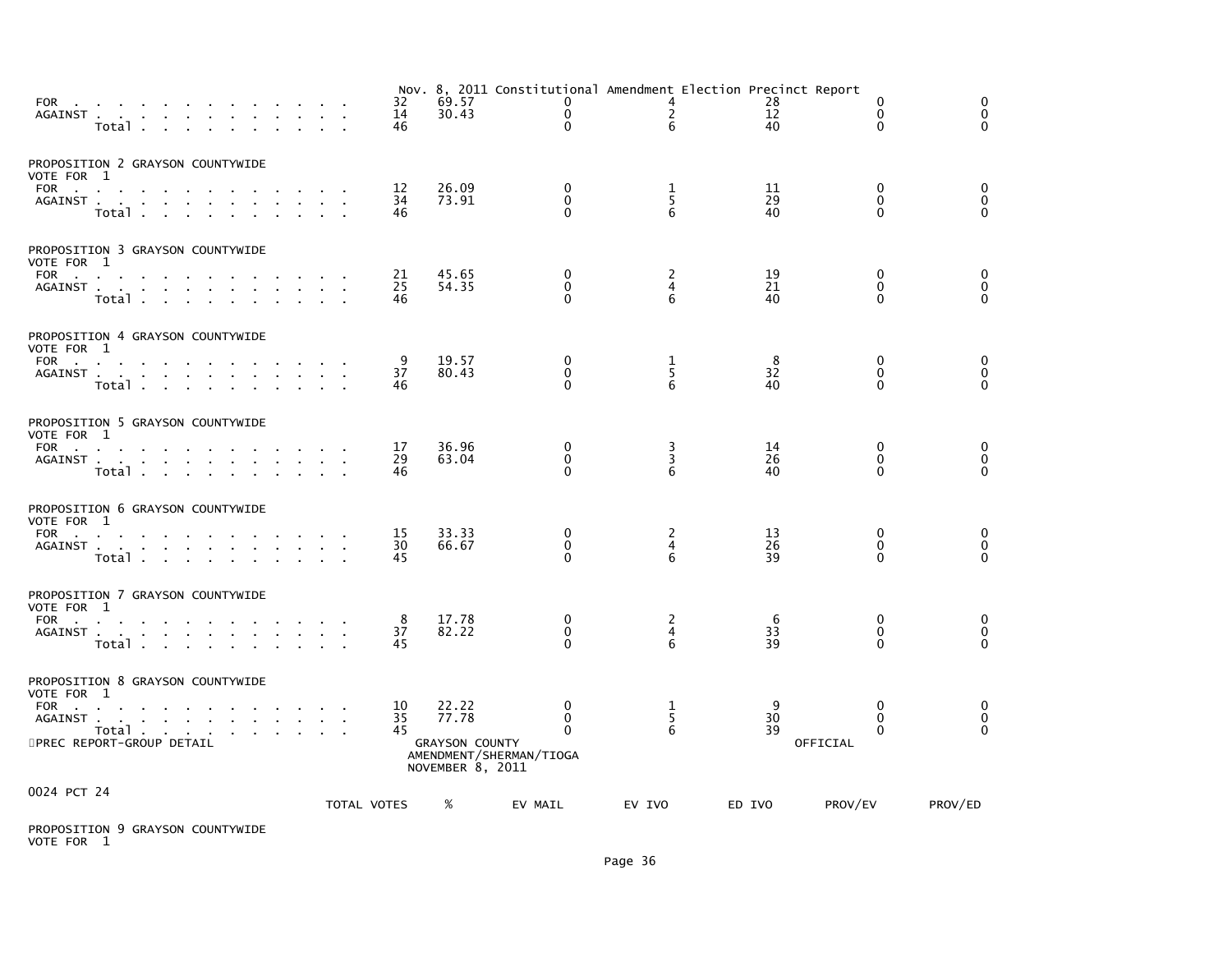Nov. 8, 2011 Constitutional Amendment Election Precinct Report

| | TOTAL VOTES | % | EV MAIL | EV IVO | ED IVO | PROV/EV | PROV/ED |
|---|---|---|---|---|---|---|---|
| FOR | 32 | 69.57 | 0 | 4 | 28 | 0 | 0 |
| AGAINST | 14 | 30.43 | 0 | 2 | 12 | 0 | 0 |
| Total | 46 | | 0 | 6 | 40 | 0 | 0 |

PROPOSITION 2 GRAYSON COUNTYWIDE
VOTE FOR 1

| | TOTAL VOTES | % | EV MAIL | EV IVO | ED IVO | PROV/EV | PROV/ED |
|---|---|---|---|---|---|---|---|
| FOR | 12 | 26.09 | 0 | 1 | 11 | 0 | 0 |
| AGAINST | 34 | 73.91 | 0 | 5 | 29 | 0 | 0 |
| Total | 46 | | 0 | 6 | 40 | 0 | 0 |

PROPOSITION 3 GRAYSON COUNTYWIDE
VOTE FOR 1

| | TOTAL VOTES | % | EV MAIL | EV IVO | ED IVO | PROV/EV | PROV/ED |
|---|---|---|---|---|---|---|---|
| FOR | 21 | 45.65 | 0 | 2 | 19 | 0 | 0 |
| AGAINST | 25 | 54.35 | 0 | 4 | 21 | 0 | 0 |
| Total | 46 | | 0 | 6 | 40 | 0 | 0 |

PROPOSITION 4 GRAYSON COUNTYWIDE
VOTE FOR 1

| | TOTAL VOTES | % | EV MAIL | EV IVO | ED IVO | PROV/EV | PROV/ED |
|---|---|---|---|---|---|---|---|
| FOR | 9 | 19.57 | 0 | 1 | 8 | 0 | 0 |
| AGAINST | 37 | 80.43 | 0 | 5 | 32 | 0 | 0 |
| Total | 46 | | 0 | 6 | 40 | 0 | 0 |

PROPOSITION 5 GRAYSON COUNTYWIDE
VOTE FOR 1

| | TOTAL VOTES | % | EV MAIL | EV IVO | ED IVO | PROV/EV | PROV/ED |
|---|---|---|---|---|---|---|---|
| FOR | 17 | 36.96 | 0 | 3 | 14 | 0 | 0 |
| AGAINST | 29 | 63.04 | 0 | 3 | 26 | 0 | 0 |
| Total | 46 | | 0 | 6 | 40 | 0 | 0 |

PROPOSITION 6 GRAYSON COUNTYWIDE
VOTE FOR 1

| | TOTAL VOTES | % | EV MAIL | EV IVO | ED IVO | PROV/EV | PROV/ED |
|---|---|---|---|---|---|---|---|
| FOR | 15 | 33.33 | 0 | 2 | 13 | 0 | 0 |
| AGAINST | 30 | 66.67 | 0 | 4 | 26 | 0 | 0 |
| Total | 45 | | 0 | 6 | 39 | 0 | 0 |

PROPOSITION 7 GRAYSON COUNTYWIDE
VOTE FOR 1

| | TOTAL VOTES | % | EV MAIL | EV IVO | ED IVO | PROV/EV | PROV/ED |
|---|---|---|---|---|---|---|---|
| FOR | 8 | 17.78 | 0 | 2 | 6 | 0 | 0 |
| AGAINST | 37 | 82.22 | 0 | 4 | 33 | 0 | 0 |
| Total | 45 | | 0 | 6 | 39 | 0 | 0 |

PROPOSITION 8 GRAYSON COUNTYWIDE
VOTE FOR 1

| | TOTAL VOTES | % | EV MAIL | EV IVO | ED IVO | PROV/EV | PROV/ED |
|---|---|---|---|---|---|---|---|
| FOR | 10 | 22.22 | 0 | 1 | 9 | 0 | 0 |
| AGAINST | 35 | 77.78 | 0 | 5 | 30 | 0 | 0 |
| Total | 45 | | 0 | 6 | 39 | 0 | 0 |

PREC REPORT-GROUP DETAIL

GRAYSON COUNTY
AMENDMENT/SHERMAN/TIOGA
NOVEMBER 8, 2011

OFFICIAL

0024 PCT 24

| | TOTAL VOTES | % | EV MAIL | EV IVO | ED IVO | PROV/EV | PROV/ED |
|---|---|---|---|---|---|---|---|

PROPOSITION 9 GRAYSON COUNTYWIDE
VOTE FOR 1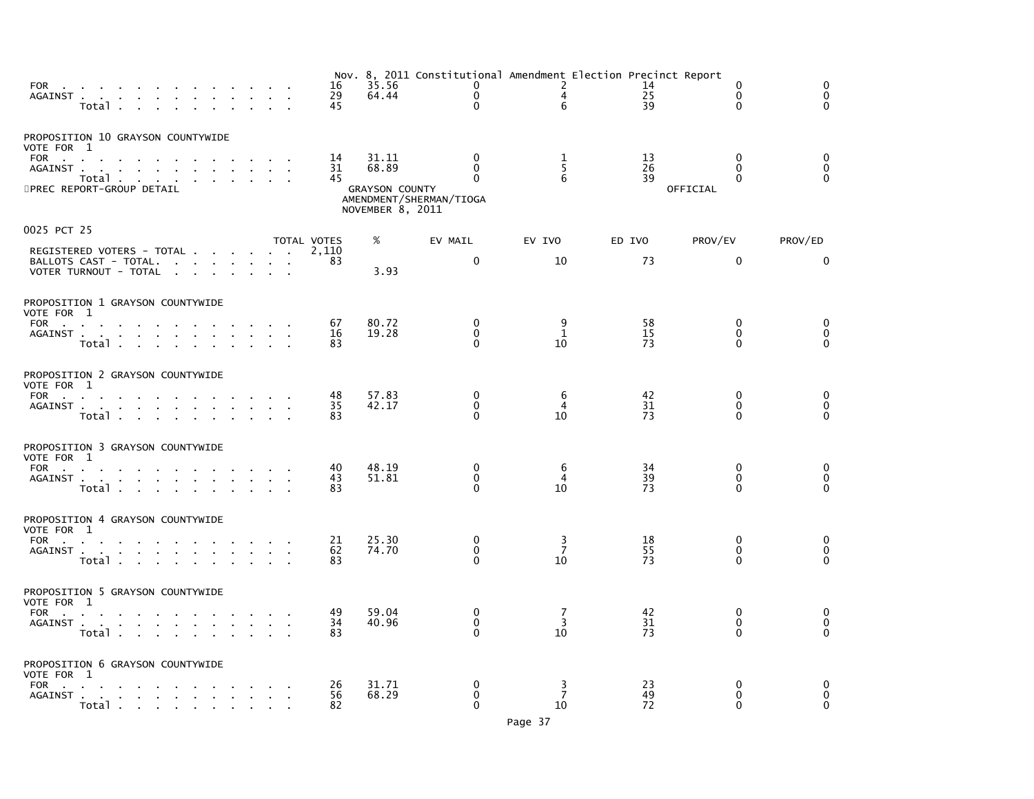Nov. 8, 2011 Constitutional Amendment Election Precinct Report

| | TOTAL VOTES | % | EV MAIL | EV IVO | ED IVO | PROV/EV | PROV/ED |
|---|---|---|---|---|---|---|---|
| FOR | 16 | 35.56 | 0 | 2 | 14 | 0 | 0 |
| AGAINST | 29 | 64.44 | 0 | 4 | 25 | 0 | 0 |
| Total | 45 | | 0 | 6 | 39 | 0 | 0 |

PROPOSITION 10 GRAYSON COUNTYWIDE
VOTE FOR 1

| | TOTAL VOTES | % | EV MAIL | EV IVO | ED IVO | PROV/EV | PROV/ED |
|---|---|---|---|---|---|---|---|
| FOR | 14 | 31.11 | 0 | 1 | 13 | 0 | 0 |
| AGAINST | 31 | 68.89 | 0 | 5 | 26 | 0 | 0 |
| Total | 45 | | 0 | 6 | 39 | 0 | 0 |

PREC REPORT-GROUP DETAIL

GRAYSON COUNTY
AMENDMENT/SHERMAN/TIOGA
NOVEMBER 8, 2011

OFFICIAL

## 0025 PCT 25

| | TOTAL VOTES | % | EV MAIL | EV IVO | ED IVO | PROV/EV | PROV/ED |
|---|---|---|---|---|---|---|---|
| REGISTERED VOTERS - TOTAL | 2,110 | | | | | | |
| BALLOTS CAST - TOTAL. | 83 | | 0 | 10 | 73 | 0 | 0 |
| VOTER TURNOUT - TOTAL | | 3.93 | | | | | |

PROPOSITION 1 GRAYSON COUNTYWIDE
VOTE FOR 1

| | TOTAL VOTES | % | EV MAIL | EV IVO | ED IVO | PROV/EV | PROV/ED |
|---|---|---|---|---|---|---|---|
| FOR | 67 | 80.72 | 0 | 9 | 58 | 0 | 0 |
| AGAINST | 16 | 19.28 | 0 | 1 | 15 | 0 | 0 |
| Total | 83 | | 0 | 10 | 73 | 0 | 0 |

PROPOSITION 2 GRAYSON COUNTYWIDE
VOTE FOR 1

| | TOTAL VOTES | % | EV MAIL | EV IVO | ED IVO | PROV/EV | PROV/ED |
|---|---|---|---|---|---|---|---|
| FOR | 48 | 57.83 | 0 | 6 | 42 | 0 | 0 |
| AGAINST | 35 | 42.17 | 0 | 4 | 31 | 0 | 0 |
| Total | 83 | | 0 | 10 | 73 | 0 | 0 |

PROPOSITION 3 GRAYSON COUNTYWIDE
VOTE FOR 1

| | TOTAL VOTES | % | EV MAIL | EV IVO | ED IVO | PROV/EV | PROV/ED |
|---|---|---|---|---|---|---|---|
| FOR | 40 | 48.19 | 0 | 6 | 34 | 0 | 0 |
| AGAINST | 43 | 51.81 | 0 | 4 | 39 | 0 | 0 |
| Total | 83 | | 0 | 10 | 73 | 0 | 0 |

PROPOSITION 4 GRAYSON COUNTYWIDE
VOTE FOR 1

| | TOTAL VOTES | % | EV MAIL | EV IVO | ED IVO | PROV/EV | PROV/ED |
|---|---|---|---|---|---|---|---|
| FOR | 21 | 25.30 | 0 | 3 | 18 | 0 | 0 |
| AGAINST | 62 | 74.70 | 0 | 7 | 55 | 0 | 0 |
| Total | 83 | | 0 | 10 | 73 | 0 | 0 |

PROPOSITION 5 GRAYSON COUNTYWIDE
VOTE FOR 1

| | TOTAL VOTES | % | EV MAIL | EV IVO | ED IVO | PROV/EV | PROV/ED |
|---|---|---|---|---|---|---|---|
| FOR | 49 | 59.04 | 0 | 7 | 42 | 0 | 0 |
| AGAINST | 34 | 40.96 | 0 | 3 | 31 | 0 | 0 |
| Total | 83 | | 0 | 10 | 73 | 0 | 0 |

PROPOSITION 6 GRAYSON COUNTYWIDE
VOTE FOR 1

| | TOTAL VOTES | % | EV MAIL | EV IVO | ED IVO | PROV/EV | PROV/ED |
|---|---|---|---|---|---|---|---|
| FOR | 26 | 31.71 | 0 | 3 | 23 | 0 | 0 |
| AGAINST | 56 | 68.29 | 0 | 7 | 49 | 0 | 0 |
| Total | 82 | | 0 | 10 | 72 | 0 | 0 |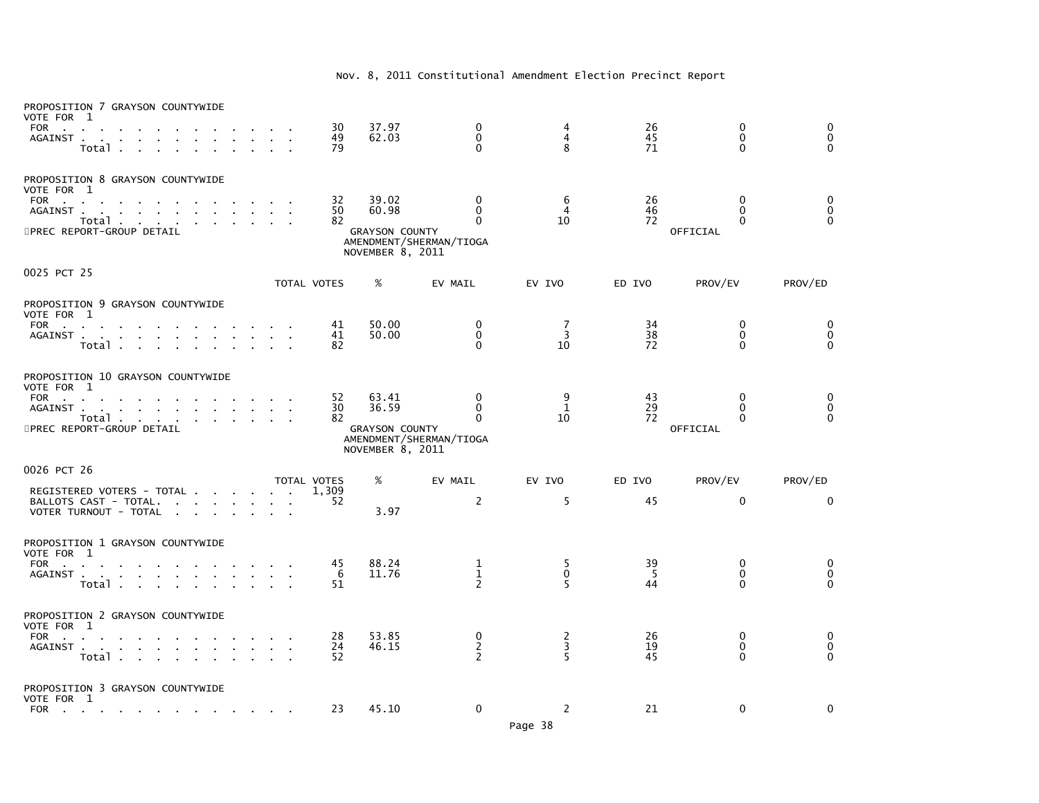Nov. 8, 2011 Constitutional Amendment Election Precinct Report

PROPOSITION 7 GRAYSON COUNTYWIDE
VOTE FOR 1

| | TOTAL VOTES | % | EV MAIL | EV IVO | ED IVO | PROV/EV | PROV/ED |
|---|---|---|---|---|---|---|---|
| FOR | 30 | 37.97 | 0 | 4 | 26 | 0 | 0 |
| AGAINST | 49 | 62.03 | 0 | 4 | 45 | 0 | 0 |
| Total | 79 | | 0 | 8 | 71 | 0 | 0 |

PROPOSITION 8 GRAYSON COUNTYWIDE
VOTE FOR 1

| | TOTAL VOTES | % | EV MAIL | EV IVO | ED IVO | PROV/EV | PROV/ED |
|---|---|---|---|---|---|---|---|
| FOR | 32 | 39.02 | 0 | 6 | 26 | 0 | 0 |
| AGAINST | 50 | 60.98 | 0 | 4 | 46 | 0 | 0 |
| Total | 82 | | 0 | 10 | 72 | 0 | 0 |

PREC REPORT-GROUP DETAIL — GRAYSON COUNTY AMENDMENT/SHERMAN/TIOGA NOVEMBER 8, 2011 — OFFICIAL

## 0025 PCT 25

PROPOSITION 9 GRAYSON COUNTYWIDE
VOTE FOR 1

| | TOTAL VOTES | % | EV MAIL | EV IVO | ED IVO | PROV/EV | PROV/ED |
|---|---|---|---|---|---|---|---|
| FOR | 41 | 50.00 | 0 | 7 | 34 | 0 | 0 |
| AGAINST | 41 | 50.00 | 0 | 3 | 38 | 0 | 0 |
| Total | 82 | | 0 | 10 | 72 | 0 | 0 |

PROPOSITION 10 GRAYSON COUNTYWIDE
VOTE FOR 1

| | TOTAL VOTES | % | EV MAIL | EV IVO | ED IVO | PROV/EV | PROV/ED |
|---|---|---|---|---|---|---|---|
| FOR | 52 | 63.41 | 0 | 9 | 43 | 0 | 0 |
| AGAINST | 30 | 36.59 | 0 | 1 | 29 | 0 | 0 |
| Total | 82 | | 0 | 10 | 72 | 0 | 0 |

PREC REPORT-GROUP DETAIL — GRAYSON COUNTY AMENDMENT/SHERMAN/TIOGA NOVEMBER 8, 2011 — OFFICIAL

## 0026 PCT 26

| | TOTAL VOTES | % | EV MAIL | EV IVO | ED IVO | PROV/EV | PROV/ED |
|---|---|---|---|---|---|---|---|
| REGISTERED VOTERS - TOTAL | 1,309 | | | | | | |
| BALLOTS CAST - TOTAL. | 52 | | 2 | 5 | 45 | 0 | 0 |
| VOTER TURNOUT - TOTAL | | 3.97 | | | | | |

PROPOSITION 1 GRAYSON COUNTYWIDE
VOTE FOR 1

| | TOTAL VOTES | % | EV MAIL | EV IVO | ED IVO | PROV/EV | PROV/ED |
|---|---|---|---|---|---|---|---|
| FOR | 45 | 88.24 | 1 | 5 | 39 | 0 | 0 |
| AGAINST | 6 | 11.76 | 1 | 0 | 5 | 0 | 0 |
| Total | 51 | | 2 | 5 | 44 | 0 | 0 |

PROPOSITION 2 GRAYSON COUNTYWIDE
VOTE FOR 1

| | TOTAL VOTES | % | EV MAIL | EV IVO | ED IVO | PROV/EV | PROV/ED |
|---|---|---|---|---|---|---|---|
| FOR | 28 | 53.85 | 0 | 2 | 26 | 0 | 0 |
| AGAINST | 24 | 46.15 | 2 | 3 | 19 | 0 | 0 |
| Total | 52 | | 2 | 5 | 45 | 0 | 0 |

PROPOSITION 3 GRAYSON COUNTYWIDE
VOTE FOR 1

| | TOTAL VOTES | % | EV MAIL | EV IVO | ED IVO | PROV/EV | PROV/ED |
|---|---|---|---|---|---|---|---|
| FOR | 23 | 45.10 | 0 | 2 | 21 | 0 | 0 |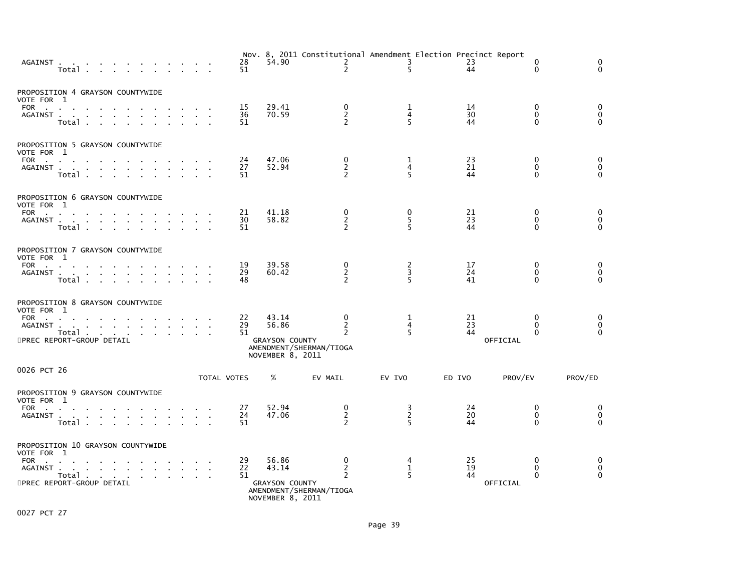Nov. 8, 2011 Constitutional Amendment Election Precinct Report

| | TOTAL VOTES | % | EV MAIL | EV IVO | ED IVO | PROV/EV | PROV/ED |
|---|---|---|---|---|---|---|---|
| AGAINST | 28 | 54.90 | 2 | 3 | 23 | 0 | 0 |
| Total | 51 | | 2 | 5 | 44 | 0 | 0 |

PROPOSITION 4 GRAYSON COUNTYWIDE
VOTE FOR 1

| | TOTAL VOTES | % | EV MAIL | EV IVO | ED IVO | PROV/EV | PROV/ED |
|---|---|---|---|---|---|---|---|
| FOR | 15 | 29.41 | 0 | 1 | 14 | 0 | 0 |
| AGAINST | 36 | 70.59 | 2 | 4 | 30 | 0 | 0 |
| Total | 51 | | 2 | 5 | 44 | 0 | 0 |

PROPOSITION 5 GRAYSON COUNTYWIDE
VOTE FOR 1

| | TOTAL VOTES | % | EV MAIL | EV IVO | ED IVO | PROV/EV | PROV/ED |
|---|---|---|---|---|---|---|---|
| FOR | 24 | 47.06 | 0 | 1 | 23 | 0 | 0 |
| AGAINST | 27 | 52.94 | 2 | 4 | 21 | 0 | 0 |
| Total | 51 | | 2 | 5 | 44 | 0 | 0 |

PROPOSITION 6 GRAYSON COUNTYWIDE
VOTE FOR 1

| | TOTAL VOTES | % | EV MAIL | EV IVO | ED IVO | PROV/EV | PROV/ED |
|---|---|---|---|---|---|---|---|
| FOR | 21 | 41.18 | 0 | 0 | 21 | 0 | 0 |
| AGAINST | 30 | 58.82 | 2 | 5 | 23 | 0 | 0 |
| Total | 51 | | 2 | 5 | 44 | 0 | 0 |

PROPOSITION 7 GRAYSON COUNTYWIDE
VOTE FOR 1

| | TOTAL VOTES | % | EV MAIL | EV IVO | ED IVO | PROV/EV | PROV/ED |
|---|---|---|---|---|---|---|---|
| FOR | 19 | 39.58 | 0 | 2 | 17 | 0 | 0 |
| AGAINST | 29 | 60.42 | 2 | 3 | 24 | 0 | 0 |
| Total | 48 | | 2 | 5 | 41 | 0 | 0 |

PROPOSITION 8 GRAYSON COUNTYWIDE
VOTE FOR 1

| | TOTAL VOTES | % | EV MAIL | EV IVO | ED IVO | PROV/EV | PROV/ED |
|---|---|---|---|---|---|---|---|
| FOR | 22 | 43.14 | 0 | 1 | 21 | 0 | 0 |
| AGAINST | 29 | 56.86 | 2 | 4 | 23 | 0 | 0 |
| Total | 51 | | 2 | 5 | 44 | 0 | 0 |

PREC REPORT-GROUP DETAIL — GRAYSON COUNTY AMENDMENT/SHERMAN/TIOGA NOVEMBER 8, 2011 — OFFICIAL

0026 PCT 26

PROPOSITION 9 GRAYSON COUNTYWIDE
VOTE FOR 1

| | TOTAL VOTES | % | EV MAIL | EV IVO | ED IVO | PROV/EV | PROV/ED |
|---|---|---|---|---|---|---|---|
| FOR | 27 | 52.94 | 0 | 3 | 24 | 0 | 0 |
| AGAINST | 24 | 47.06 | 2 | 2 | 20 | 0 | 0 |
| Total | 51 | | 2 | 5 | 44 | 0 | 0 |

PROPOSITION 10 GRAYSON COUNTYWIDE
VOTE FOR 1

| | TOTAL VOTES | % | EV MAIL | EV IVO | ED IVO | PROV/EV | PROV/ED |
|---|---|---|---|---|---|---|---|
| FOR | 29 | 56.86 | 0 | 4 | 25 | 0 | 0 |
| AGAINST | 22 | 43.14 | 2 | 1 | 19 | 0 | 0 |
| Total | 51 | | 2 | 5 | 44 | 0 | 0 |

PREC REPORT-GROUP DETAIL — GRAYSON COUNTY AMENDMENT/SHERMAN/TIOGA NOVEMBER 8, 2011 — OFFICIAL

0027 PCT 27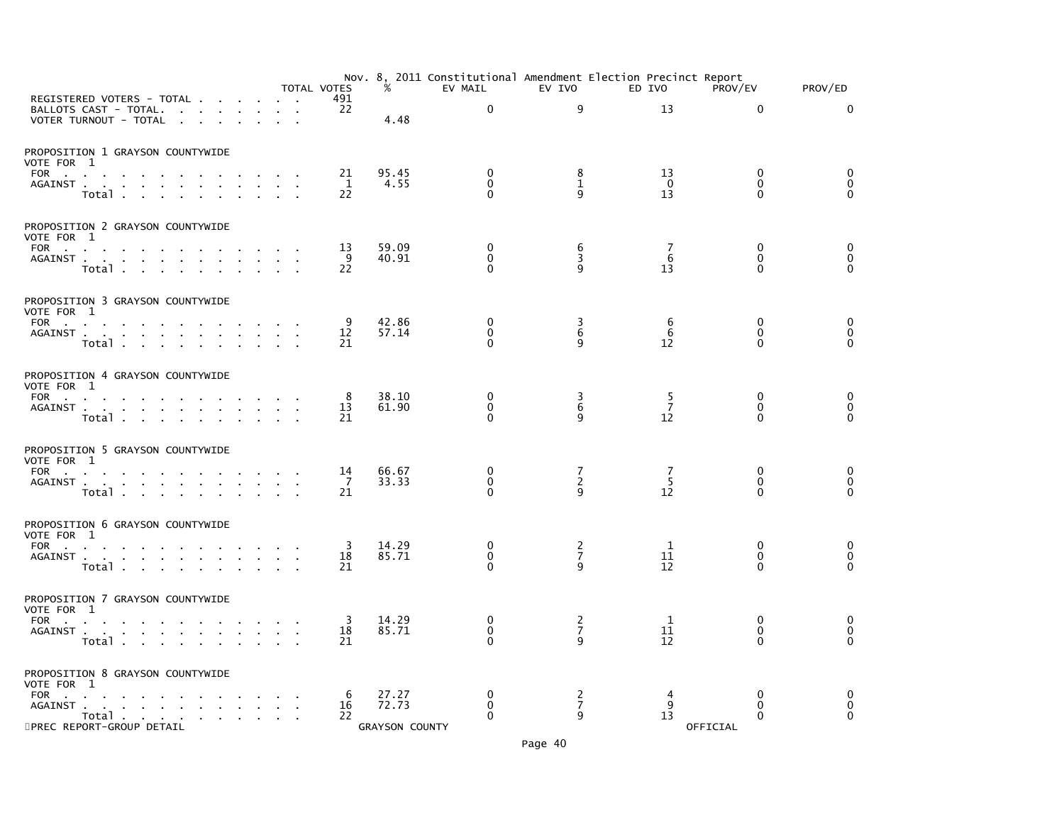## Nov. 8, 2011 Constitutional Amendment Election Precinct Report

| | TOTAL VOTES | % | EV MAIL | EV IVO | ED IVO | PROV/EV | PROV/ED |
|---|---|---|---|---|---|---|---|
| REGISTERED VOTERS - TOTAL | 491 | | | | | | |
| BALLOTS CAST - TOTAL. | 22 | | 0 | 9 | 13 | 0 | 0 |
| VOTER TURNOUT - TOTAL | | 4.48 | | | | | |

### PROPOSITION 1 GRAYSON COUNTYWIDE
VOTE FOR 1

| | TOTAL VOTES | % | EV MAIL | EV IVO | ED IVO | PROV/EV | PROV/ED |
|---|---|---|---|---|---|---|---|
| FOR | 21 | 95.45 | 0 | 8 | 13 | 0 | 0 |
| AGAINST | 1 | 4.55 | 0 | 1 | 0 | 0 | 0 |
| Total | 22 | | 0 | 9 | 13 | 0 | 0 |

### PROPOSITION 2 GRAYSON COUNTYWIDE
VOTE FOR 1

| | TOTAL VOTES | % | EV MAIL | EV IVO | ED IVO | PROV/EV | PROV/ED |
|---|---|---|---|---|---|---|---|
| FOR | 13 | 59.09 | 0 | 6 | 7 | 0 | 0 |
| AGAINST | 9 | 40.91 | 0 | 3 | 6 | 0 | 0 |
| Total | 22 | | 0 | 9 | 13 | 0 | 0 |

### PROPOSITION 3 GRAYSON COUNTYWIDE
VOTE FOR 1

| | TOTAL VOTES | % | EV MAIL | EV IVO | ED IVO | PROV/EV | PROV/ED |
|---|---|---|---|---|---|---|---|
| FOR | 9 | 42.86 | 0 | 3 | 6 | 0 | 0 |
| AGAINST | 12 | 57.14 | 0 | 6 | 6 | 0 | 0 |
| Total | 21 | | 0 | 9 | 12 | 0 | 0 |

### PROPOSITION 4 GRAYSON COUNTYWIDE
VOTE FOR 1

| | TOTAL VOTES | % | EV MAIL | EV IVO | ED IVO | PROV/EV | PROV/ED |
|---|---|---|---|---|---|---|---|
| FOR | 8 | 38.10 | 0 | 3 | 5 | 0 | 0 |
| AGAINST | 13 | 61.90 | 0 | 6 | 7 | 0 | 0 |
| Total | 21 | | 0 | 9 | 12 | 0 | 0 |

### PROPOSITION 5 GRAYSON COUNTYWIDE
VOTE FOR 1

| | TOTAL VOTES | % | EV MAIL | EV IVO | ED IVO | PROV/EV | PROV/ED |
|---|---|---|---|---|---|---|---|
| FOR | 14 | 66.67 | 0 | 7 | 7 | 0 | 0 |
| AGAINST | 7 | 33.33 | 0 | 2 | 5 | 0 | 0 |
| Total | 21 | | 0 | 9 | 12 | 0 | 0 |

### PROPOSITION 6 GRAYSON COUNTYWIDE
VOTE FOR 1

| | TOTAL VOTES | % | EV MAIL | EV IVO | ED IVO | PROV/EV | PROV/ED |
|---|---|---|---|---|---|---|---|
| FOR | 3 | 14.29 | 0 | 2 | 1 | 0 | 0 |
| AGAINST | 18 | 85.71 | 0 | 7 | 11 | 0 | 0 |
| Total | 21 | | 0 | 9 | 12 | 0 | 0 |

### PROPOSITION 7 GRAYSON COUNTYWIDE
VOTE FOR 1

| | TOTAL VOTES | % | EV MAIL | EV IVO | ED IVO | PROV/EV | PROV/ED |
|---|---|---|---|---|---|---|---|
| FOR | 3 | 14.29 | 0 | 2 | 1 | 0 | 0 |
| AGAINST | 18 | 85.71 | 0 | 7 | 11 | 0 | 0 |
| Total | 21 | | 0 | 9 | 12 | 0 | 0 |

### PROPOSITION 8 GRAYSON COUNTYWIDE
VOTE FOR 1

| | TOTAL VOTES | % | EV MAIL | EV IVO | ED IVO | PROV/EV | PROV/ED |
|---|---|---|---|---|---|---|---|
| FOR | 6 | 27.27 | 0 | 2 | 4 | 0 | 0 |
| AGAINST | 16 | 72.73 | 0 | 7 | 9 | 0 | 0 |
| Total | 22 | | 0 | 9 | 13 | 0 | 0 |

PREC REPORT-GROUP DETAIL — GRAYSON COUNTY — OFFICIAL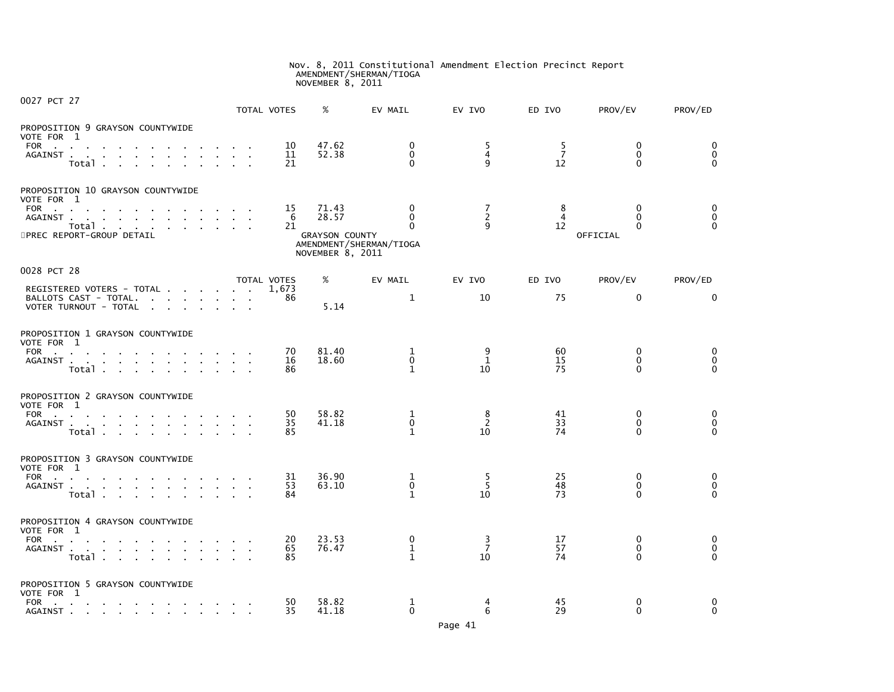Nov. 8, 2011 Constitutional Amendment Election Precinct Report
AMENDMENT/SHERMAN/TIOGA
NOVEMBER 8, 2011

## 0027 PCT 27

| | TOTAL VOTES | % | EV MAIL | EV IVO | ED IVO | PROV/EV | PROV/ED |
|---|---|---|---|---|---|---|---|
| **PROPOSITION 9 GRAYSON COUNTYWIDE** | | | | | | | |
| VOTE FOR 1 | | | | | | | |
| FOR | 10 | 47.62 | 0 | 5 | 5 | 0 | 0 |
| AGAINST | 11 | 52.38 | 0 | 4 | 7 | 0 | 0 |
| Total | 21 | | 0 | 9 | 12 | 0 | 0 |
| **PROPOSITION 10 GRAYSON COUNTYWIDE** | | | | | | | |
| VOTE FOR 1 | | | | | | | |
| FOR | 15 | 71.43 | 0 | 7 | 8 | 0 | 0 |
| AGAINST | 6 | 28.57 | 0 | 2 | 4 | 0 | 0 |
| Total | 21 | | 0 | 9 | 12 | 0 | 0 |

PREC REPORT-GROUP DETAIL — GRAYSON COUNTY — AMENDMENT/SHERMAN/TIOGA — NOVEMBER 8, 2011 — OFFICIAL

## 0028 PCT 28

| | TOTAL VOTES | % | EV MAIL | EV IVO | ED IVO | PROV/EV | PROV/ED |
|---|---|---|---|---|---|---|---|
| REGISTERED VOTERS - TOTAL | 1,673 | | | | | | |
| BALLOTS CAST - TOTAL. | 86 | | 1 | 10 | 75 | 0 | 0 |
| VOTER TURNOUT - TOTAL | | 5.14 | | | | | |
| **PROPOSITION 1 GRAYSON COUNTYWIDE** | | | | | | | |
| VOTE FOR 1 | | | | | | | |
| FOR | 70 | 81.40 | 1 | 9 | 60 | 0 | 0 |
| AGAINST | 16 | 18.60 | 0 | 1 | 15 | 0 | 0 |
| Total | 86 | | 1 | 10 | 75 | 0 | 0 |
| **PROPOSITION 2 GRAYSON COUNTYWIDE** | | | | | | | |
| VOTE FOR 1 | | | | | | | |
| FOR | 50 | 58.82 | 1 | 8 | 41 | 0 | 0 |
| AGAINST | 35 | 41.18 | 0 | 2 | 33 | 0 | 0 |
| Total | 85 | | 1 | 10 | 74 | 0 | 0 |
| **PROPOSITION 3 GRAYSON COUNTYWIDE** | | | | | | | |
| VOTE FOR 1 | | | | | | | |
| FOR | 31 | 36.90 | 1 | 5 | 25 | 0 | 0 |
| AGAINST | 53 | 63.10 | 0 | 5 | 48 | 0 | 0 |
| Total | 84 | | 1 | 10 | 73 | 0 | 0 |
| **PROPOSITION 4 GRAYSON COUNTYWIDE** | | | | | | | |
| VOTE FOR 1 | | | | | | | |
| FOR | 20 | 23.53 | 0 | 3 | 17 | 0 | 0 |
| AGAINST | 65 | 76.47 | 1 | 7 | 57 | 0 | 0 |
| Total | 85 | | 1 | 10 | 74 | 0 | 0 |
| **PROPOSITION 5 GRAYSON COUNTYWIDE** | | | | | | | |
| VOTE FOR 1 | | | | | | | |
| FOR | 50 | 58.82 | 1 | 4 | 45 | 0 | 0 |
| AGAINST | 35 | 41.18 | 0 | 6 | 29 | 0 | 0 |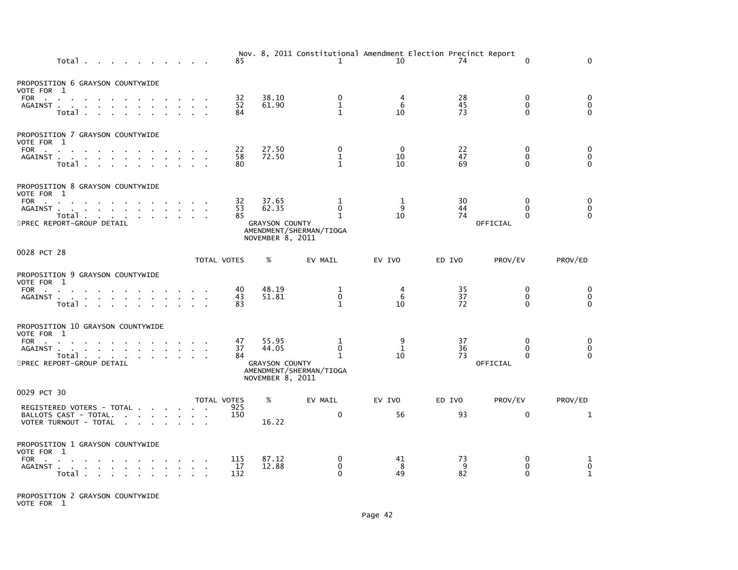Nov. 8, 2011 Constitutional Amendment Election Precinct Report

| | TOTAL VOTES | % | EV MAIL | EV IVO | ED IVO | PROV/EV | PROV/ED |
|---|---|---|---|---|---|---|---|
| Total | 85 | | 1 | 10 | 74 | 0 | 0 |

PROPOSITION 6 GRAYSON COUNTYWIDE
VOTE FOR 1

| | TOTAL VOTES | % | EV MAIL | EV IVO | ED IVO | PROV/EV | PROV/ED |
|---|---|---|---|---|---|---|---|
| FOR | 32 | 38.10 | 0 | 4 | 28 | 0 | 0 |
| AGAINST | 52 | 61.90 | 1 | 6 | 45 | 0 | 0 |
| Total | 84 | | 1 | 10 | 73 | 0 | 0 |

PROPOSITION 7 GRAYSON COUNTYWIDE
VOTE FOR 1

| | TOTAL VOTES | % | EV MAIL | EV IVO | ED IVO | PROV/EV | PROV/ED |
|---|---|---|---|---|---|---|---|
| FOR | 22 | 27.50 | 0 | 0 | 22 | 0 | 0 |
| AGAINST | 58 | 72.50 | 1 | 10 | 47 | 0 | 0 |
| Total | 80 | | 1 | 10 | 69 | 0 | 0 |

PROPOSITION 8 GRAYSON COUNTYWIDE
VOTE FOR 1

| | TOTAL VOTES | % | EV MAIL | EV IVO | ED IVO | PROV/EV | PROV/ED |
|---|---|---|---|---|---|---|---|
| FOR | 32 | 37.65 | 1 | 1 | 30 | 0 | 0 |
| AGAINST | 53 | 62.35 | 0 | 9 | 44 | 0 | 0 |
| Total | 85 | | 1 | 10 | 74 | 0 | 0 |

PREC REPORT-GROUP DETAIL

GRAYSON COUNTY
AMENDMENT/SHERMAN/TIOGA
NOVEMBER 8, 2011

OFFICIAL

0028 PCT 28

PROPOSITION 9 GRAYSON COUNTYWIDE
VOTE FOR 1

| | TOTAL VOTES | % | EV MAIL | EV IVO | ED IVO | PROV/EV | PROV/ED |
|---|---|---|---|---|---|---|---|
| FOR | 40 | 48.19 | 1 | 4 | 35 | 0 | 0 |
| AGAINST | 43 | 51.81 | 0 | 6 | 37 | 0 | 0 |
| Total | 83 | | 1 | 10 | 72 | 0 | 0 |

PROPOSITION 10 GRAYSON COUNTYWIDE
VOTE FOR 1

| | TOTAL VOTES | % | EV MAIL | EV IVO | ED IVO | PROV/EV | PROV/ED |
|---|---|---|---|---|---|---|---|
| FOR | 47 | 55.95 | 1 | 9 | 37 | 0 | 0 |
| AGAINST | 37 | 44.05 | 0 | 1 | 36 | 0 | 0 |
| Total | 84 | | 1 | 10 | 73 | 0 | 0 |

PREC REPORT-GROUP DETAIL

GRAYSON COUNTY
AMENDMENT/SHERMAN/TIOGA
NOVEMBER 8, 2011

OFFICIAL

0029 PCT 30

| | TOTAL VOTES | % | EV MAIL | EV IVO | ED IVO | PROV/EV | PROV/ED |
|---|---|---|---|---|---|---|---|
| REGISTERED VOTERS - TOTAL | 925 | | | | | | |
| BALLOTS CAST - TOTAL. | 150 | | 0 | 56 | 93 | 0 | 1 |
| VOTER TURNOUT - TOTAL | | 16.22 | | | | | |

PROPOSITION 1 GRAYSON COUNTYWIDE
VOTE FOR 1

| | TOTAL VOTES | % | EV MAIL | EV IVO | ED IVO | PROV/EV | PROV/ED |
|---|---|---|---|---|---|---|---|
| FOR | 115 | 87.12 | 0 | 41 | 73 | 0 | 1 |
| AGAINST | 17 | 12.88 | 0 | 8 | 9 | 0 | 0 |
| Total | 132 | | 0 | 49 | 82 | 0 | 1 |

PROPOSITION 2 GRAYSON COUNTYWIDE
VOTE FOR 1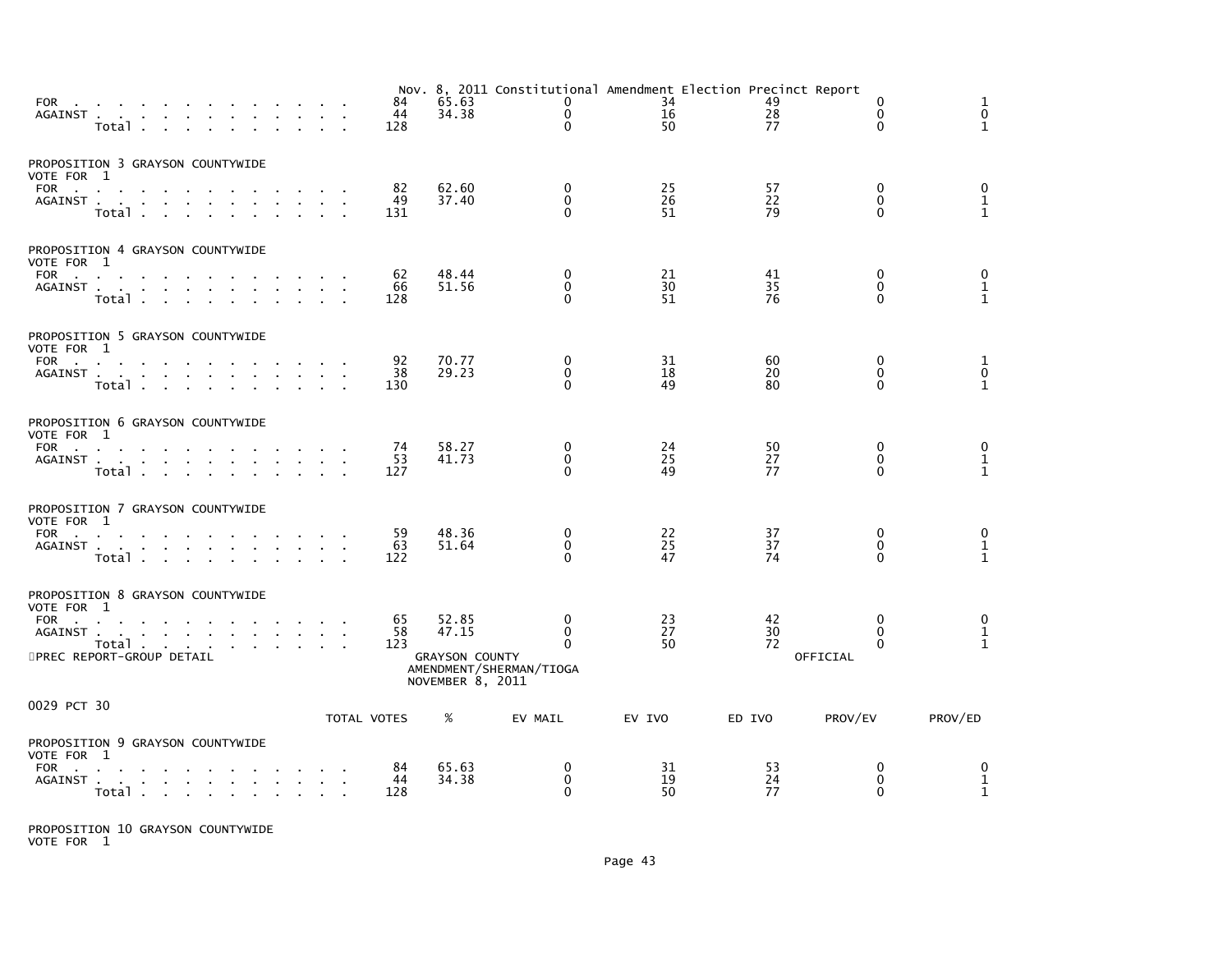Nov. 8, 2011 Constitutional Amendment Election Precinct Report

| | TOTAL VOTES | % | EV MAIL | EV IVO | ED IVO | PROV/EV | PROV/ED |
|---|---|---|---|---|---|---|---|
| FOR | 84 | 65.63 | 0 | 34 | 49 | 0 | 1 |
| AGAINST | 44 | 34.38 | 0 | 16 | 28 | 0 | 0 |
| Total | 128 | | 0 | 50 | 77 | 0 | 1 |

PROPOSITION 3 GRAYSON COUNTYWIDE
VOTE FOR 1

| | TOTAL VOTES | % | EV MAIL | EV IVO | ED IVO | PROV/EV | PROV/ED |
|---|---|---|---|---|---|---|---|
| FOR | 82 | 62.60 | 0 | 25 | 57 | 0 | 0 |
| AGAINST | 49 | 37.40 | 0 | 26 | 22 | 0 | 1 |
| Total | 131 | | 0 | 51 | 79 | 0 | 1 |

PROPOSITION 4 GRAYSON COUNTYWIDE
VOTE FOR 1

| | TOTAL VOTES | % | EV MAIL | EV IVO | ED IVO | PROV/EV | PROV/ED |
|---|---|---|---|---|---|---|---|
| FOR | 62 | 48.44 | 0 | 21 | 41 | 0 | 0 |
| AGAINST | 66 | 51.56 | 0 | 30 | 35 | 0 | 1 |
| Total | 128 | | 0 | 51 | 76 | 0 | 1 |

PROPOSITION 5 GRAYSON COUNTYWIDE
VOTE FOR 1

| | TOTAL VOTES | % | EV MAIL | EV IVO | ED IVO | PROV/EV | PROV/ED |
|---|---|---|---|---|---|---|---|
| FOR | 92 | 70.77 | 0 | 31 | 60 | 0 | 1 |
| AGAINST | 38 | 29.23 | 0 | 18 | 20 | 0 | 0 |
| Total | 130 | | 0 | 49 | 80 | 0 | 1 |

PROPOSITION 6 GRAYSON COUNTYWIDE
VOTE FOR 1

| | TOTAL VOTES | % | EV MAIL | EV IVO | ED IVO | PROV/EV | PROV/ED |
|---|---|---|---|---|---|---|---|
| FOR | 74 | 58.27 | 0 | 24 | 50 | 0 | 0 |
| AGAINST | 53 | 41.73 | 0 | 25 | 27 | 0 | 1 |
| Total | 127 | | 0 | 49 | 77 | 0 | 1 |

PROPOSITION 7 GRAYSON COUNTYWIDE
VOTE FOR 1

| | TOTAL VOTES | % | EV MAIL | EV IVO | ED IVO | PROV/EV | PROV/ED |
|---|---|---|---|---|---|---|---|
| FOR | 59 | 48.36 | 0 | 22 | 37 | 0 | 0 |
| AGAINST | 63 | 51.64 | 0 | 25 | 37 | 0 | 1 |
| Total | 122 | | 0 | 47 | 74 | 0 | 1 |

PROPOSITION 8 GRAYSON COUNTYWIDE
VOTE FOR 1

| | TOTAL VOTES | % | EV MAIL | EV IVO | ED IVO | PROV/EV | PROV/ED |
|---|---|---|---|---|---|---|---|
| FOR | 65 | 52.85 | 0 | 23 | 42 | 0 | 0 |
| AGAINST | 58 | 47.15 | 0 | 27 | 30 | 0 | 1 |
| Total | 123 | | 0 | 50 | 72 | 0 | 1 |

PREC REPORT-GROUP DETAIL

GRAYSON COUNTY
AMENDMENT/SHERMAN/TIOGA
NOVEMBER 8, 2011

OFFICIAL

0029 PCT 30

PROPOSITION 9 GRAYSON COUNTYWIDE
VOTE FOR 1

| | TOTAL VOTES | % | EV MAIL | EV IVO | ED IVO | PROV/EV | PROV/ED |
|---|---|---|---|---|---|---|---|
| FOR | 84 | 65.63 | 0 | 31 | 53 | 0 | 0 |
| AGAINST | 44 | 34.38 | 0 | 19 | 24 | 0 | 1 |
| Total | 128 | | 0 | 50 | 77 | 0 | 1 |

PROPOSITION 10 GRAYSON COUNTYWIDE
VOTE FOR 1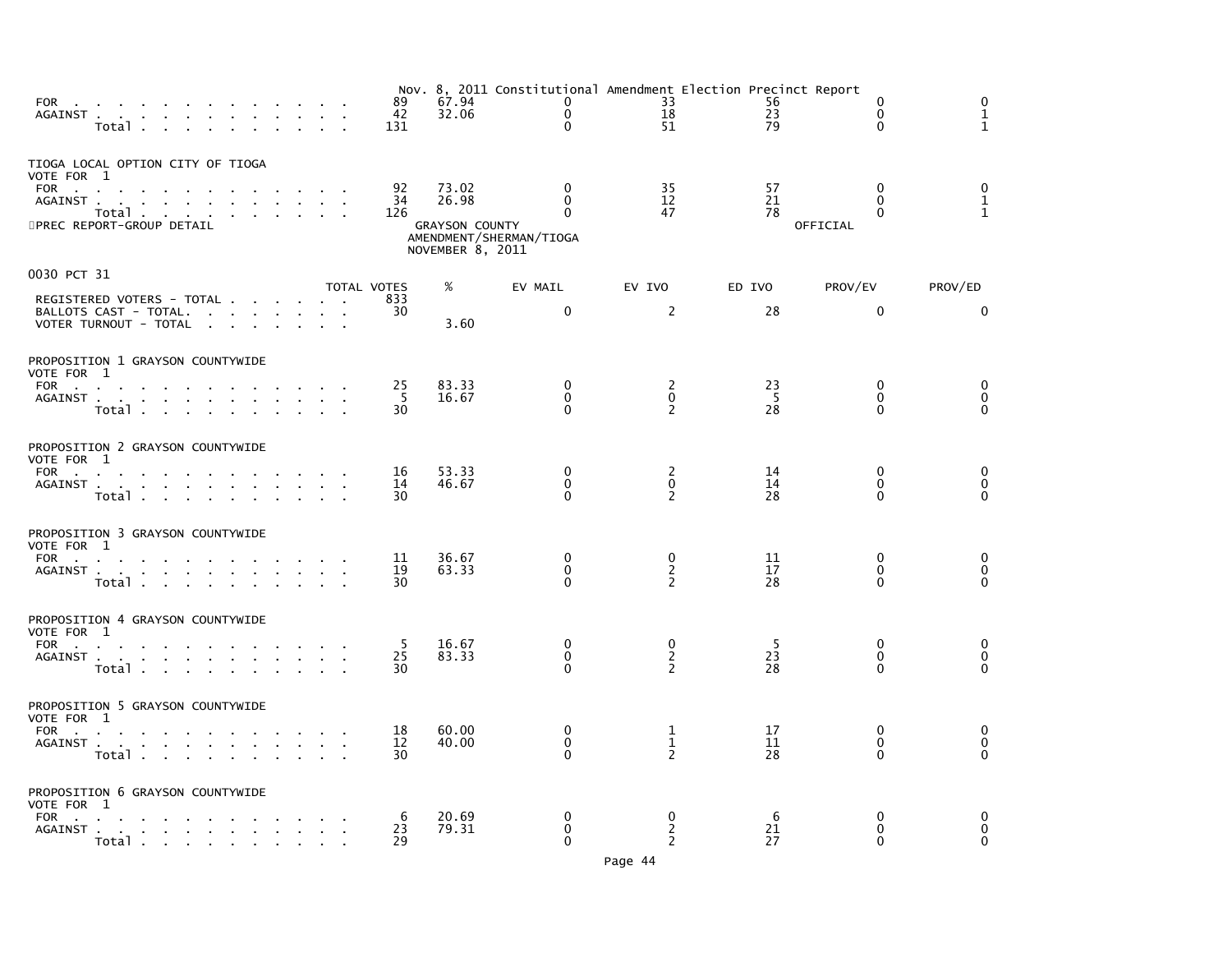Nov. 8, 2011 Constitutional Amendment Election Precinct Report

| | TOTAL VOTES | % | EV MAIL | EV IVO | ED IVO | PROV/EV | PROV/ED |
|---|---|---|---|---|---|---|---|
| FOR | 89 | 67.94 | 0 | 33 | 56 | 0 | 0 |
| AGAINST | 42 | 32.06 | 0 | 18 | 23 | 0 | 1 |
| Total | 131 | | 0 | 51 | 79 | 0 | 1 |

TIOGA LOCAL OPTION CITY OF TIOGA
VOTE FOR 1

| | TOTAL VOTES | % | EV MAIL | EV IVO | ED IVO | PROV/EV | PROV/ED |
|---|---|---|---|---|---|---|---|
| FOR | 92 | 73.02 | 0 | 35 | 57 | 0 | 0 |
| AGAINST | 34 | 26.98 | 0 | 12 | 21 | 0 | 1 |
| Total | 126 | | 0 | 47 | 78 | 0 | 1 |

PREC REPORT-GROUP DETAIL

GRAYSON COUNTY
AMENDMENT/SHERMAN/TIOGA
NOVEMBER 8, 2011

OFFICIAL

## 0030 PCT 31

| | TOTAL VOTES | % | EV MAIL | EV IVO | ED IVO | PROV/EV | PROV/ED |
|---|---|---|---|---|---|---|---|
| REGISTERED VOTERS - TOTAL | 833 | | | | | | |
| BALLOTS CAST - TOTAL. | 30 | | 0 | 2 | 28 | 0 | 0 |
| VOTER TURNOUT - TOTAL | | 3.60 | | | | | |

PROPOSITION 1 GRAYSON COUNTYWIDE
VOTE FOR 1

| | TOTAL VOTES | % | EV MAIL | EV IVO | ED IVO | PROV/EV | PROV/ED |
|---|---|---|---|---|---|---|---|
| FOR | 25 | 83.33 | 0 | 2 | 23 | 0 | 0 |
| AGAINST | 5 | 16.67 | 0 | 0 | 5 | 0 | 0 |
| Total | 30 | | 0 | 2 | 28 | 0 | 0 |

PROPOSITION 2 GRAYSON COUNTYWIDE
VOTE FOR 1

| | TOTAL VOTES | % | EV MAIL | EV IVO | ED IVO | PROV/EV | PROV/ED |
|---|---|---|---|---|---|---|---|
| FOR | 16 | 53.33 | 0 | 2 | 14 | 0 | 0 |
| AGAINST | 14 | 46.67 | 0 | 0 | 14 | 0 | 0 |
| Total | 30 | | 0 | 2 | 28 | 0 | 0 |

PROPOSITION 3 GRAYSON COUNTYWIDE
VOTE FOR 1

| | TOTAL VOTES | % | EV MAIL | EV IVO | ED IVO | PROV/EV | PROV/ED |
|---|---|---|---|---|---|---|---|
| FOR | 11 | 36.67 | 0 | 0 | 11 | 0 | 0 |
| AGAINST | 19 | 63.33 | 0 | 2 | 17 | 0 | 0 |
| Total | 30 | | 0 | 2 | 28 | 0 | 0 |

PROPOSITION 4 GRAYSON COUNTYWIDE
VOTE FOR 1

| | TOTAL VOTES | % | EV MAIL | EV IVO | ED IVO | PROV/EV | PROV/ED |
|---|---|---|---|---|---|---|---|
| FOR | 5 | 16.67 | 0 | 0 | 5 | 0 | 0 |
| AGAINST | 25 | 83.33 | 0 | 2 | 23 | 0 | 0 |
| Total | 30 | | 0 | 2 | 28 | 0 | 0 |

PROPOSITION 5 GRAYSON COUNTYWIDE
VOTE FOR 1

| | TOTAL VOTES | % | EV MAIL | EV IVO | ED IVO | PROV/EV | PROV/ED |
|---|---|---|---|---|---|---|---|
| FOR | 18 | 60.00 | 0 | 1 | 17 | 0 | 0 |
| AGAINST | 12 | 40.00 | 0 | 1 | 11 | 0 | 0 |
| Total | 30 | | 0 | 2 | 28 | 0 | 0 |

PROPOSITION 6 GRAYSON COUNTYWIDE
VOTE FOR 1

| | TOTAL VOTES | % | EV MAIL | EV IVO | ED IVO | PROV/EV | PROV/ED |
|---|---|---|---|---|---|---|---|
| FOR | 6 | 20.69 | 0 | 0 | 6 | 0 | 0 |
| AGAINST | 23 | 79.31 | 0 | 2 | 21 | 0 | 0 |
| Total | 29 | | 0 | 2 | 27 | 0 | 0 |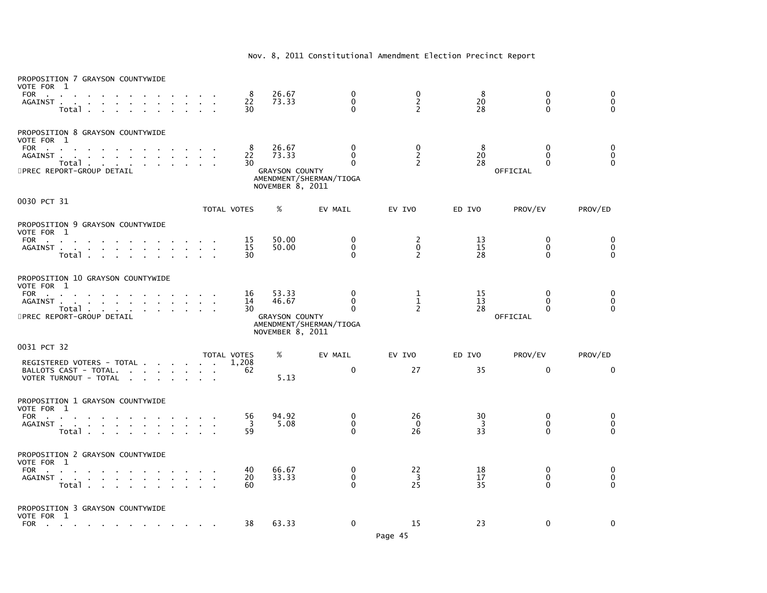Nov. 8, 2011 Constitutional Amendment Election Precinct Report

PROPOSITION 7 GRAYSON COUNTYWIDE
VOTE FOR 1

| | TOTAL VOTES | % | EV MAIL | EV IVO | ED IVO | PROV/EV | PROV/ED |
|---|---|---|---|---|---|---|---|
| FOR | 8 | 26.67 | 0 | 0 | 8 | 0 | 0 |
| AGAINST | 22 | 73.33 | 0 | 2 | 20 | 0 | 0 |
| Total | 30 | | 0 | 2 | 28 | 0 | 0 |

PROPOSITION 8 GRAYSON COUNTYWIDE
VOTE FOR 1

| | TOTAL VOTES | % | EV MAIL | EV IVO | ED IVO | PROV/EV | PROV/ED |
|---|---|---|---|---|---|---|---|
| FOR | 8 | 26.67 | 0 | 0 | 8 | 0 | 0 |
| AGAINST | 22 | 73.33 | 0 | 2 | 20 | 0 | 0 |
| Total | 30 | | 0 | 2 | 28 | 0 | 0 |

PREC REPORT-GROUP DETAIL — GRAYSON COUNTY AMENDMENT/SHERMAN/TIOGA NOVEMBER 8, 2011 — OFFICIAL

## 0030 PCT 31

PROPOSITION 9 GRAYSON COUNTYWIDE
VOTE FOR 1

| | TOTAL VOTES | % | EV MAIL | EV IVO | ED IVO | PROV/EV | PROV/ED |
|---|---|---|---|---|---|---|---|
| FOR | 15 | 50.00 | 0 | 2 | 13 | 0 | 0 |
| AGAINST | 15 | 50.00 | 0 | 0 | 15 | 0 | 0 |
| Total | 30 | | 0 | 2 | 28 | 0 | 0 |

PROPOSITION 10 GRAYSON COUNTYWIDE
VOTE FOR 1

| | TOTAL VOTES | % | EV MAIL | EV IVO | ED IVO | PROV/EV | PROV/ED |
|---|---|---|---|---|---|---|---|
| FOR | 16 | 53.33 | 0 | 1 | 15 | 0 | 0 |
| AGAINST | 14 | 46.67 | 0 | 1 | 13 | 0 | 0 |
| Total | 30 | | 0 | 2 | 28 | 0 | 0 |

PREC REPORT-GROUP DETAIL — GRAYSON COUNTY AMENDMENT/SHERMAN/TIOGA NOVEMBER 8, 2011 — OFFICIAL

## 0031 PCT 32

| | TOTAL VOTES | % | EV MAIL | EV IVO | ED IVO | PROV/EV | PROV/ED |
|---|---|---|---|---|---|---|---|
| REGISTERED VOTERS - TOTAL | 1,208 | | | | | | |
| BALLOTS CAST - TOTAL. | 62 | | 0 | 27 | 35 | 0 | 0 |
| VOTER TURNOUT - TOTAL | | 5.13 | | | | | |

PROPOSITION 1 GRAYSON COUNTYWIDE
VOTE FOR 1

| | TOTAL VOTES | % | EV MAIL | EV IVO | ED IVO | PROV/EV | PROV/ED |
|---|---|---|---|---|---|---|---|
| FOR | 56 | 94.92 | 0 | 26 | 30 | 0 | 0 |
| AGAINST | 3 | 5.08 | 0 | 0 | 3 | 0 | 0 |
| Total | 59 | | 0 | 26 | 33 | 0 | 0 |

PROPOSITION 2 GRAYSON COUNTYWIDE
VOTE FOR 1

| | TOTAL VOTES | % | EV MAIL | EV IVO | ED IVO | PROV/EV | PROV/ED |
|---|---|---|---|---|---|---|---|
| FOR | 40 | 66.67 | 0 | 22 | 18 | 0 | 0 |
| AGAINST | 20 | 33.33 | 0 | 3 | 17 | 0 | 0 |
| Total | 60 | | 0 | 25 | 35 | 0 | 0 |

PROPOSITION 3 GRAYSON COUNTYWIDE
VOTE FOR 1

| | TOTAL VOTES | % | EV MAIL | EV IVO | ED IVO | PROV/EV | PROV/ED |
|---|---|---|---|---|---|---|---|
| FOR | 38 | 63.33 | 0 | 15 | 23 | 0 | 0 |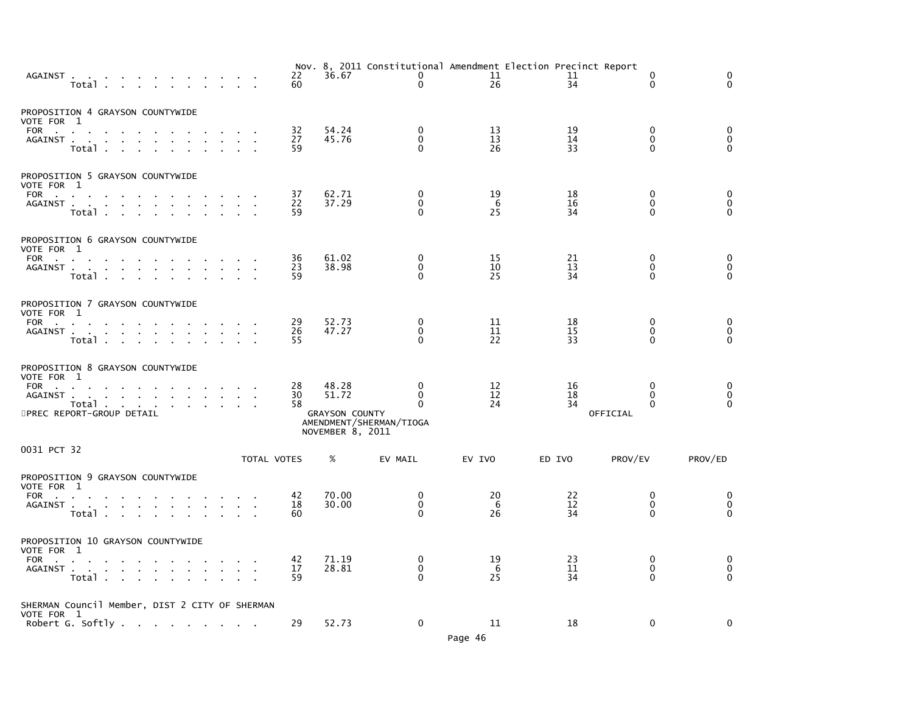Nov. 8, 2011 Constitutional Amendment Election Precinct Report

| | TOTAL VOTES | % | EV MAIL | EV IVO | ED IVO | PROV/EV | PROV/ED |
|---|---|---|---|---|---|---|---|
| AGAINST | 22 | 36.67 | 0 | 11 | 11 | 0 | 0 |
| Total | 60 | | 0 | 26 | 34 | 0 | 0 |

PROPOSITION 4 GRAYSON COUNTYWIDE
VOTE FOR 1

| | TOTAL VOTES | % | EV MAIL | EV IVO | ED IVO | PROV/EV | PROV/ED |
|---|---|---|---|---|---|---|---|
| FOR | 32 | 54.24 | 0 | 13 | 19 | 0 | 0 |
| AGAINST | 27 | 45.76 | 0 | 13 | 14 | 0 | 0 |
| Total | 59 | | 0 | 26 | 33 | 0 | 0 |

PROPOSITION 5 GRAYSON COUNTYWIDE
VOTE FOR 1

| | TOTAL VOTES | % | EV MAIL | EV IVO | ED IVO | PROV/EV | PROV/ED |
|---|---|---|---|---|---|---|---|
| FOR | 37 | 62.71 | 0 | 19 | 18 | 0 | 0 |
| AGAINST | 22 | 37.29 | 0 | 6 | 16 | 0 | 0 |
| Total | 59 | | 0 | 25 | 34 | 0 | 0 |

PROPOSITION 6 GRAYSON COUNTYWIDE
VOTE FOR 1

| | TOTAL VOTES | % | EV MAIL | EV IVO | ED IVO | PROV/EV | PROV/ED |
|---|---|---|---|---|---|---|---|
| FOR | 36 | 61.02 | 0 | 15 | 21 | 0 | 0 |
| AGAINST | 23 | 38.98 | 0 | 10 | 13 | 0 | 0 |
| Total | 59 | | 0 | 25 | 34 | 0 | 0 |

PROPOSITION 7 GRAYSON COUNTYWIDE
VOTE FOR 1

| | TOTAL VOTES | % | EV MAIL | EV IVO | ED IVO | PROV/EV | PROV/ED |
|---|---|---|---|---|---|---|---|
| FOR | 29 | 52.73 | 0 | 11 | 18 | 0 | 0 |
| AGAINST | 26 | 47.27 | 0 | 11 | 15 | 0 | 0 |
| Total | 55 | | 0 | 22 | 33 | 0 | 0 |

PROPOSITION 8 GRAYSON COUNTYWIDE
VOTE FOR 1

| | TOTAL VOTES | % | EV MAIL | EV IVO | ED IVO | PROV/EV | PROV/ED |
|---|---|---|---|---|---|---|---|
| FOR | 28 | 48.28 | 0 | 12 | 16 | 0 | 0 |
| AGAINST | 30 | 51.72 | 0 | 12 | 18 | 0 | 0 |
| Total | 58 | | 0 | 24 | 34 | 0 | 0 |

PREC REPORT-GROUP DETAIL — GRAYSON COUNTY AMENDMENT/SHERMAN/TIOGA NOVEMBER 8, 2011 — OFFICIAL

0031 PCT 32

PROPOSITION 9 GRAYSON COUNTYWIDE
VOTE FOR 1

| | TOTAL VOTES | % | EV MAIL | EV IVO | ED IVO | PROV/EV | PROV/ED |
|---|---|---|---|---|---|---|---|
| FOR | 42 | 70.00 | 0 | 20 | 22 | 0 | 0 |
| AGAINST | 18 | 30.00 | 0 | 6 | 12 | 0 | 0 |
| Total | 60 | | 0 | 26 | 34 | 0 | 0 |

PROPOSITION 10 GRAYSON COUNTYWIDE
VOTE FOR 1

| | TOTAL VOTES | % | EV MAIL | EV IVO | ED IVO | PROV/EV | PROV/ED |
|---|---|---|---|---|---|---|---|
| FOR | 42 | 71.19 | 0 | 19 | 23 | 0 | 0 |
| AGAINST | 17 | 28.81 | 0 | 6 | 11 | 0 | 0 |
| Total | 59 | | 0 | 25 | 34 | 0 | 0 |

SHERMAN Council Member, DIST 2 CITY OF SHERMAN
VOTE FOR 1

| | TOTAL VOTES | % | EV MAIL | EV IVO | ED IVO | PROV/EV | PROV/ED |
|---|---|---|---|---|---|---|---|
| Robert G. Softly | 29 | 52.73 | 0 | 11 | 18 | 0 | 0 |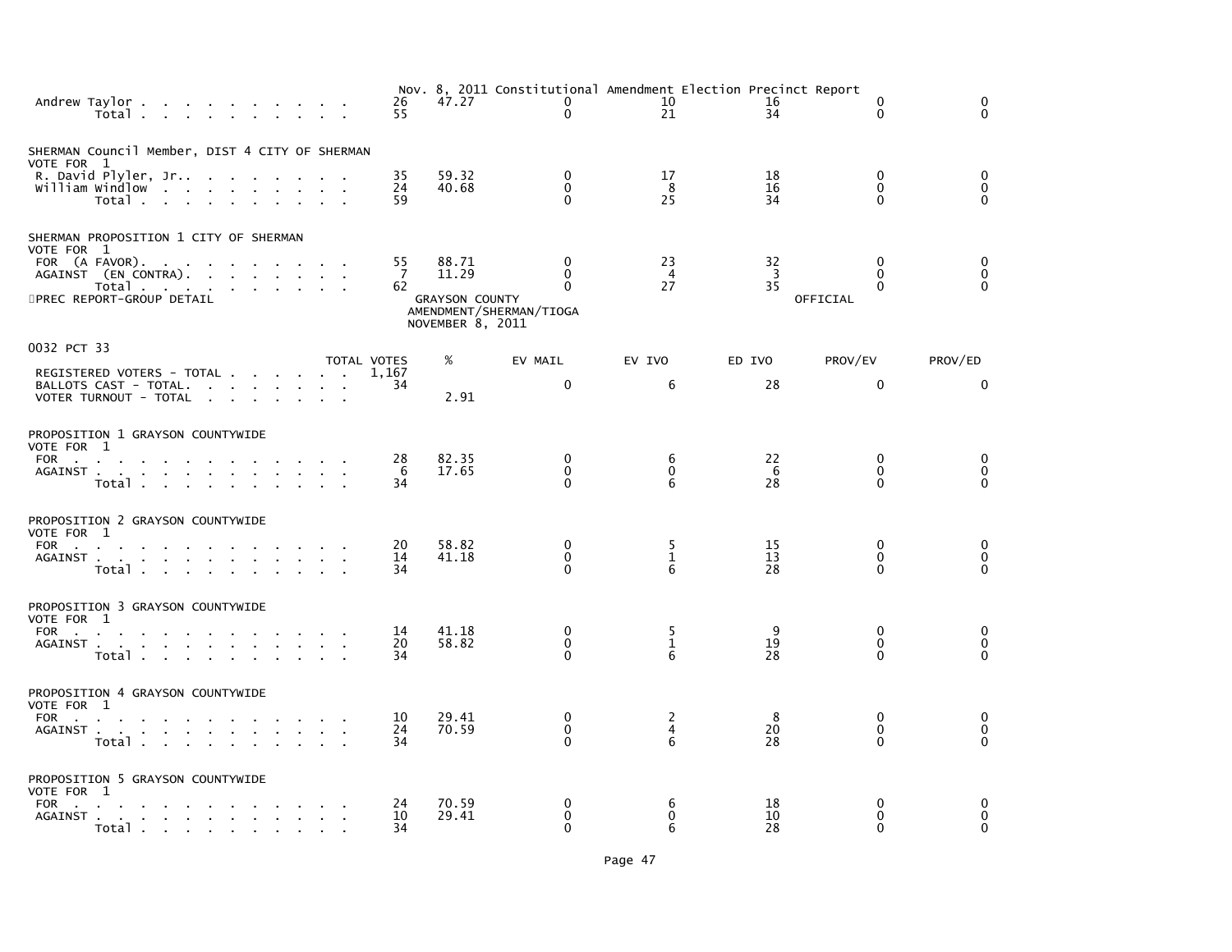Nov. 8, 2011 Constitutional Amendment Election Precinct Report

| | TOTAL VOTES | % | EV MAIL | EV IVO | ED IVO | PROV/EV | PROV/ED |
|---|---|---|---|---|---|---|---|
| Andrew Taylor | 26 | 47.27 | 0 | 10 | 16 | 0 | 0 |
| Total | 55 | | 0 | 21 | 34 | 0 | 0 |

SHERMAN Council Member, DIST 4 CITY OF SHERMAN
VOTE FOR 1

| | TOTAL VOTES | % | EV MAIL | EV IVO | ED IVO | PROV/EV | PROV/ED |
|---|---|---|---|---|---|---|---|
| R. David Plyler, Jr. | 35 | 59.32 | 0 | 17 | 18 | 0 | 0 |
| William Windlow | 24 | 40.68 | 0 | 8 | 16 | 0 | 0 |
| Total | 59 | | 0 | 25 | 34 | 0 | 0 |

SHERMAN PROPOSITION 1 CITY OF SHERMAN
VOTE FOR 1

| | TOTAL VOTES | % | EV MAIL | EV IVO | ED IVO | PROV/EV | PROV/ED |
|---|---|---|---|---|---|---|---|
| FOR (A FAVOR) | 55 | 88.71 | 0 | 23 | 32 | 0 | 0 |
| AGAINST (EN CONTRA) | 7 | 11.29 | 0 | 4 | 3 | 0 | 0 |
| Total | 62 | | 0 | 27 | 35 | 0 | 0 |

PREC REPORT-GROUP DETAIL

GRAYSON COUNTY
AMENDMENT/SHERMAN/TIOGA
NOVEMBER 8, 2011

OFFICIAL

## 0032 PCT 33

| | TOTAL VOTES | % | EV MAIL | EV IVO | ED IVO | PROV/EV | PROV/ED |
|---|---|---|---|---|---|---|---|
| REGISTERED VOTERS - TOTAL | 1,167 | | | | | | |
| BALLOTS CAST - TOTAL. | 34 | | 0 | 6 | 28 | 0 | 0 |
| VOTER TURNOUT - TOTAL | | 2.91 | | | | | |

PROPOSITION 1 GRAYSON COUNTYWIDE
VOTE FOR 1

| | TOTAL VOTES | % | EV MAIL | EV IVO | ED IVO | PROV/EV | PROV/ED |
|---|---|---|---|---|---|---|---|
| FOR | 28 | 82.35 | 0 | 6 | 22 | 0 | 0 |
| AGAINST | 6 | 17.65 | 0 | 0 | 6 | 0 | 0 |
| Total | 34 | | 0 | 6 | 28 | 0 | 0 |

PROPOSITION 2 GRAYSON COUNTYWIDE
VOTE FOR 1

| | TOTAL VOTES | % | EV MAIL | EV IVO | ED IVO | PROV/EV | PROV/ED |
|---|---|---|---|---|---|---|---|
| FOR | 20 | 58.82 | 0 | 5 | 15 | 0 | 0 |
| AGAINST | 14 | 41.18 | 0 | 1 | 13 | 0 | 0 |
| Total | 34 | | 0 | 6 | 28 | 0 | 0 |

PROPOSITION 3 GRAYSON COUNTYWIDE
VOTE FOR 1

| | TOTAL VOTES | % | EV MAIL | EV IVO | ED IVO | PROV/EV | PROV/ED |
|---|---|---|---|---|---|---|---|
| FOR | 14 | 41.18 | 0 | 5 | 9 | 0 | 0 |
| AGAINST | 20 | 58.82 | 0 | 1 | 19 | 0 | 0 |
| Total | 34 | | 0 | 6 | 28 | 0 | 0 |

PROPOSITION 4 GRAYSON COUNTYWIDE
VOTE FOR 1

| | TOTAL VOTES | % | EV MAIL | EV IVO | ED IVO | PROV/EV | PROV/ED |
|---|---|---|---|---|---|---|---|
| FOR | 10 | 29.41 | 0 | 2 | 8 | 0 | 0 |
| AGAINST | 24 | 70.59 | 0 | 4 | 20 | 0 | 0 |
| Total | 34 | | 0 | 6 | 28 | 0 | 0 |

PROPOSITION 5 GRAYSON COUNTYWIDE
VOTE FOR 1

| | TOTAL VOTES | % | EV MAIL | EV IVO | ED IVO | PROV/EV | PROV/ED |
|---|---|---|---|---|---|---|---|
| FOR | 24 | 70.59 | 0 | 6 | 18 | 0 | 0 |
| AGAINST | 10 | 29.41 | 0 | 0 | 10 | 0 | 0 |
| Total | 34 | | 0 | 6 | 28 | 0 | 0 |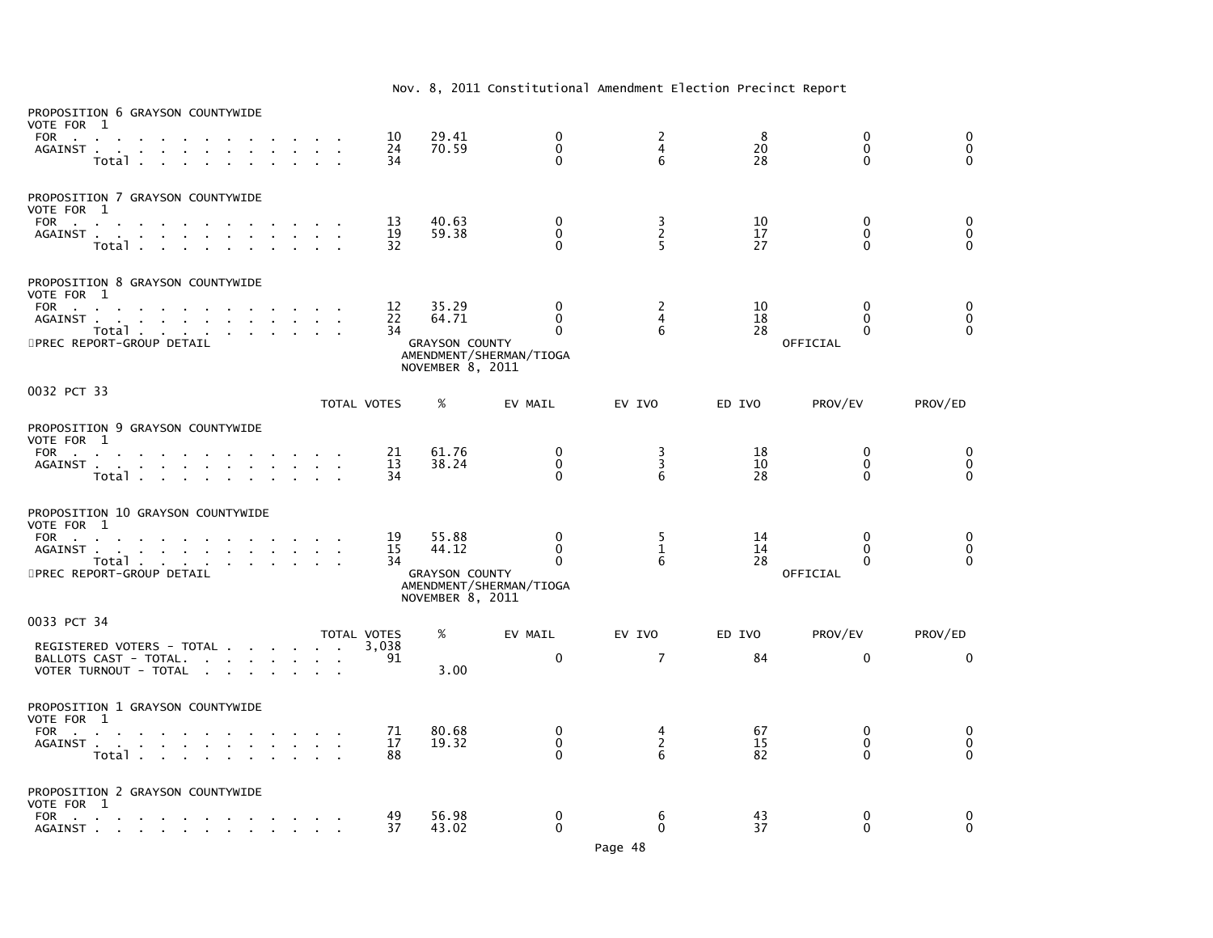Nov. 8, 2011 Constitutional Amendment Election Precinct Report

PROPOSITION 6 GRAYSON COUNTYWIDE
VOTE FOR 1

| | TOTAL VOTES | % | EV MAIL | EV IVO | ED IVO | PROV/EV | PROV/ED |
|---|---|---|---|---|---|---|---|
| FOR | 10 | 29.41 | 0 | 2 | 8 | 0 | 0 |
| AGAINST | 24 | 70.59 | 0 | 4 | 20 | 0 | 0 |
| Total | 34 | | 0 | 6 | 28 | 0 | 0 |

PROPOSITION 7 GRAYSON COUNTYWIDE
VOTE FOR 1

| | TOTAL VOTES | % | EV MAIL | EV IVO | ED IVO | PROV/EV | PROV/ED |
|---|---|---|---|---|---|---|---|
| FOR | 13 | 40.63 | 0 | 3 | 10 | 0 | 0 |
| AGAINST | 19 | 59.38 | 0 | 2 | 17 | 0 | 0 |
| Total | 32 | | 0 | 5 | 27 | 0 | 0 |

PROPOSITION 8 GRAYSON COUNTYWIDE
VOTE FOR 1

| | TOTAL VOTES | % | EV MAIL | EV IVO | ED IVO | PROV/EV | PROV/ED |
|---|---|---|---|---|---|---|---|
| FOR | 12 | 35.29 | 0 | 2 | 10 | 0 | 0 |
| AGAINST | 22 | 64.71 | 0 | 4 | 18 | 0 | 0 |
| Total | 34 | | 0 | 6 | 28 | 0 | 0 |

PREC REPORT-GROUP DETAIL — GRAYSON COUNTY AMENDMENT/SHERMAN/TIOGA NOVEMBER 8, 2011 — OFFICIAL

0032 PCT 33

PROPOSITION 9 GRAYSON COUNTYWIDE
VOTE FOR 1

| | TOTAL VOTES | % | EV MAIL | EV IVO | ED IVO | PROV/EV | PROV/ED |
|---|---|---|---|---|---|---|---|
| FOR | 21 | 61.76 | 0 | 3 | 18 | 0 | 0 |
| AGAINST | 13 | 38.24 | 0 | 3 | 10 | 0 | 0 |
| Total | 34 | | 0 | 6 | 28 | 0 | 0 |

PROPOSITION 10 GRAYSON COUNTYWIDE
VOTE FOR 1

| | TOTAL VOTES | % | EV MAIL | EV IVO | ED IVO | PROV/EV | PROV/ED |
|---|---|---|---|---|---|---|---|
| FOR | 19 | 55.88 | 0 | 5 | 14 | 0 | 0 |
| AGAINST | 15 | 44.12 | 0 | 1 | 14 | 0 | 0 |
| Total | 34 | | 0 | 6 | 28 | 0 | 0 |

PREC REPORT-GROUP DETAIL — GRAYSON COUNTY AMENDMENT/SHERMAN/TIOGA NOVEMBER 8, 2011 — OFFICIAL

0033 PCT 34

| | TOTAL VOTES | % | EV MAIL | EV IVO | ED IVO | PROV/EV | PROV/ED |
|---|---|---|---|---|---|---|---|
| REGISTERED VOTERS - TOTAL | 3,038 | | | | | | |
| BALLOTS CAST - TOTAL. | 91 | | 0 | 7 | 84 | 0 | 0 |
| VOTER TURNOUT - TOTAL | | 3.00 | | | | | |

PROPOSITION 1 GRAYSON COUNTYWIDE
VOTE FOR 1

| | TOTAL VOTES | % | EV MAIL | EV IVO | ED IVO | PROV/EV | PROV/ED |
|---|---|---|---|---|---|---|---|
| FOR | 71 | 80.68 | 0 | 4 | 67 | 0 | 0 |
| AGAINST | 17 | 19.32 | 0 | 2 | 15 | 0 | 0 |
| Total | 88 | | 0 | 6 | 82 | 0 | 0 |

PROPOSITION 2 GRAYSON COUNTYWIDE
VOTE FOR 1

| | TOTAL VOTES | % | EV MAIL | EV IVO | ED IVO | PROV/EV | PROV/ED |
|---|---|---|---|---|---|---|---|
| FOR | 49 | 56.98 | 0 | 6 | 43 | 0 | 0 |
| AGAINST | 37 | 43.02 | 0 | 0 | 37 | 0 | 0 |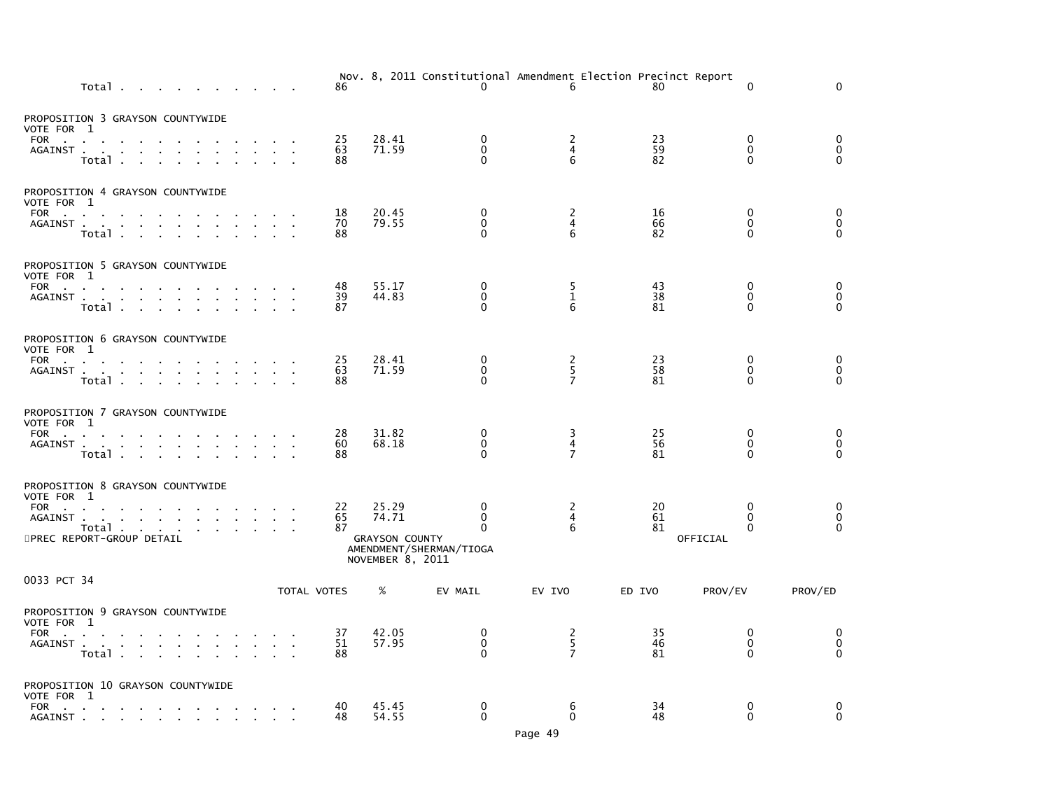Nov. 8, 2011 Constitutional Amendment Election Precinct Report

| | TOTAL VOTES | % | EV MAIL | EV IVO | ED IVO | PROV/EV | PROV/ED |
|---|---|---|---|---|---|---|---|
| Total | 86 | | 0 | 6 | 80 | 0 | 0 |

PROPOSITION 3 GRAYSON COUNTYWIDE
VOTE FOR 1

| | TOTAL VOTES | % | EV MAIL | EV IVO | ED IVO | PROV/EV | PROV/ED |
|---|---|---|---|---|---|---|---|
| FOR | 25 | 28.41 | 0 | 2 | 23 | 0 | 0 |
| AGAINST | 63 | 71.59 | 0 | 4 | 59 | 0 | 0 |
| Total | 88 | | 0 | 6 | 82 | 0 | 0 |

PROPOSITION 4 GRAYSON COUNTYWIDE
VOTE FOR 1

| | TOTAL VOTES | % | EV MAIL | EV IVO | ED IVO | PROV/EV | PROV/ED |
|---|---|---|---|---|---|---|---|
| FOR | 18 | 20.45 | 0 | 2 | 16 | 0 | 0 |
| AGAINST | 70 | 79.55 | 0 | 4 | 66 | 0 | 0 |
| Total | 88 | | 0 | 6 | 82 | 0 | 0 |

PROPOSITION 5 GRAYSON COUNTYWIDE
VOTE FOR 1

| | TOTAL VOTES | % | EV MAIL | EV IVO | ED IVO | PROV/EV | PROV/ED |
|---|---|---|---|---|---|---|---|
| FOR | 48 | 55.17 | 0 | 5 | 43 | 0 | 0 |
| AGAINST | 39 | 44.83 | 0 | 1 | 38 | 0 | 0 |
| Total | 87 | | 0 | 6 | 81 | 0 | 0 |

PROPOSITION 6 GRAYSON COUNTYWIDE
VOTE FOR 1

| | TOTAL VOTES | % | EV MAIL | EV IVO | ED IVO | PROV/EV | PROV/ED |
|---|---|---|---|---|---|---|---|
| FOR | 25 | 28.41 | 0 | 2 | 23 | 0 | 0 |
| AGAINST | 63 | 71.59 | 0 | 5 | 58 | 0 | 0 |
| Total | 88 | | 0 | 7 | 81 | 0 | 0 |

PROPOSITION 7 GRAYSON COUNTYWIDE
VOTE FOR 1

| | TOTAL VOTES | % | EV MAIL | EV IVO | ED IVO | PROV/EV | PROV/ED |
|---|---|---|---|---|---|---|---|
| FOR | 28 | 31.82 | 0 | 3 | 25 | 0 | 0 |
| AGAINST | 60 | 68.18 | 0 | 4 | 56 | 0 | 0 |
| Total | 88 | | 0 | 7 | 81 | 0 | 0 |

PROPOSITION 8 GRAYSON COUNTYWIDE
VOTE FOR 1

| | TOTAL VOTES | % | EV MAIL | EV IVO | ED IVO | PROV/EV | PROV/ED |
|---|---|---|---|---|---|---|---|
| FOR | 22 | 25.29 | 0 | 2 | 20 | 0 | 0 |
| AGAINST | 65 | 74.71 | 0 | 4 | 61 | 0 | 0 |
| Total | 87 | | 0 | 6 | 81 | 0 | 0 |

PREC REPORT-GROUP DETAIL — GRAYSON COUNTY AMENDMENT/SHERMAN/TIOGA NOVEMBER 8, 2011 — OFFICIAL

0033 PCT 34

PROPOSITION 9 GRAYSON COUNTYWIDE
VOTE FOR 1

| | TOTAL VOTES | % | EV MAIL | EV IVO | ED IVO | PROV/EV | PROV/ED |
|---|---|---|---|---|---|---|---|
| FOR | 37 | 42.05 | 0 | 2 | 35 | 0 | 0 |
| AGAINST | 51 | 57.95 | 0 | 5 | 46 | 0 | 0 |
| Total | 88 | | 0 | 7 | 81 | 0 | 0 |

PROPOSITION 10 GRAYSON COUNTYWIDE
VOTE FOR 1

| | TOTAL VOTES | % | EV MAIL | EV IVO | ED IVO | PROV/EV | PROV/ED |
|---|---|---|---|---|---|---|---|
| FOR | 40 | 45.45 | 0 | 6 | 34 | 0 | 0 |
| AGAINST | 48 | 54.55 | 0 | 0 | 48 | 0 | 0 |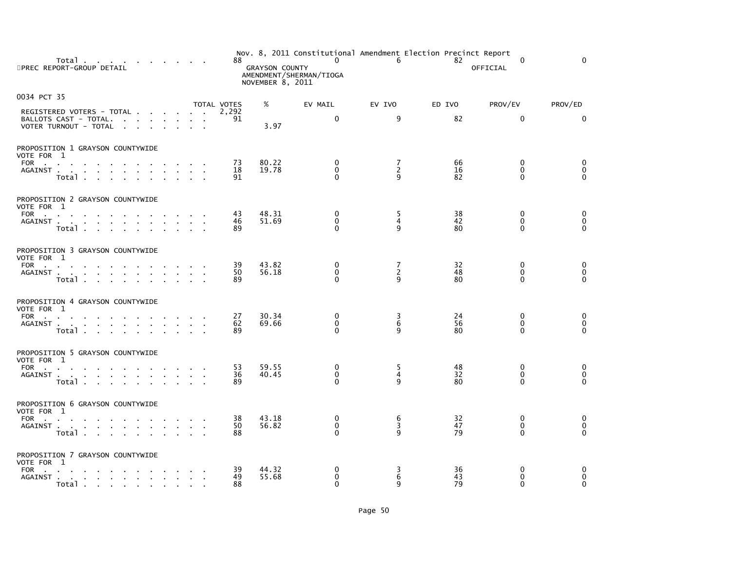| | TOTAL VOTES | % | EV MAIL | EV IVO | ED IVO | PROV/EV | PROV/ED |
|---|---|---|---|---|---|---|---|
| Total . . . . . . . . . . | 88 | | 0 | 6 | 82 | 0 | 0 |

PREC REPORT-GROUP DETAIL

Nov. 8, 2011 Constitutional Amendment Election Precinct Report
GRAYSON COUNTY
AMENDMENT/SHERMAN/TIOGA
NOVEMBER 8, 2011

OFFICIAL

## 0034 PCT 35

| | TOTAL VOTES | % | EV MAIL | EV IVO | ED IVO | PROV/EV | PROV/ED |
|---|---|---|---|---|---|---|---|
| REGISTERED VOTERS - TOTAL . . . . . . | 2,292 | | | | | | |
| BALLOTS CAST - TOTAL. . . . . . . . | 91 | | 0 | 9 | 82 | 0 | 0 |
| VOTER TURNOUT - TOTAL . . . . . . . | | 3.97 | | | | | |

### PROPOSITION 1 GRAYSON COUNTYWIDE
VOTE FOR 1

| | TOTAL VOTES | % | EV MAIL | EV IVO | ED IVO | PROV/EV | PROV/ED |
|---|---|---|---|---|---|---|---|
| FOR . . . . . . . . . . . . . . | 73 | 80.22 | 0 | 7 | 66 | 0 | 0 |
| AGAINST . . . . . . . . . . . . . | 18 | 19.78 | 0 | 2 | 16 | 0 | 0 |
| Total . . . . . . . . . . | 91 | | 0 | 9 | 82 | 0 | 0 |

### PROPOSITION 2 GRAYSON COUNTYWIDE
VOTE FOR 1

| | TOTAL VOTES | % | EV MAIL | EV IVO | ED IVO | PROV/EV | PROV/ED |
|---|---|---|---|---|---|---|---|
| FOR . . . . . . . . . . . . . . | 43 | 48.31 | 0 | 5 | 38 | 0 | 0 |
| AGAINST . . . . . . . . . . . . . | 46 | 51.69 | 0 | 4 | 42 | 0 | 0 |
| Total . . . . . . . . . . | 89 | | 0 | 9 | 80 | 0 | 0 |

### PROPOSITION 3 GRAYSON COUNTYWIDE
VOTE FOR 1

| | TOTAL VOTES | % | EV MAIL | EV IVO | ED IVO | PROV/EV | PROV/ED |
|---|---|---|---|---|---|---|---|
| FOR . . . . . . . . . . . . . . | 39 | 43.82 | 0 | 7 | 32 | 0 | 0 |
| AGAINST . . . . . . . . . . . . . | 50 | 56.18 | 0 | 2 | 48 | 0 | 0 |
| Total . . . . . . . . . . | 89 | | 0 | 9 | 80 | 0 | 0 |

### PROPOSITION 4 GRAYSON COUNTYWIDE
VOTE FOR 1

| | TOTAL VOTES | % | EV MAIL | EV IVO | ED IVO | PROV/EV | PROV/ED |
|---|---|---|---|---|---|---|---|
| FOR . . . . . . . . . . . . . . | 27 | 30.34 | 0 | 3 | 24 | 0 | 0 |
| AGAINST . . . . . . . . . . . . . | 62 | 69.66 | 0 | 6 | 56 | 0 | 0 |
| Total . . . . . . . . . . | 89 | | 0 | 9 | 80 | 0 | 0 |

### PROPOSITION 5 GRAYSON COUNTYWIDE
VOTE FOR 1

| | TOTAL VOTES | % | EV MAIL | EV IVO | ED IVO | PROV/EV | PROV/ED |
|---|---|---|---|---|---|---|---|
| FOR . . . . . . . . . . . . . . | 53 | 59.55 | 0 | 5 | 48 | 0 | 0 |
| AGAINST . . . . . . . . . . . . . | 36 | 40.45 | 0 | 4 | 32 | 0 | 0 |
| Total . . . . . . . . . . | 89 | | 0 | 9 | 80 | 0 | 0 |

### PROPOSITION 6 GRAYSON COUNTYWIDE
VOTE FOR 1

| | TOTAL VOTES | % | EV MAIL | EV IVO | ED IVO | PROV/EV | PROV/ED |
|---|---|---|---|---|---|---|---|
| FOR . . . . . . . . . . . . . . | 38 | 43.18 | 0 | 6 | 32 | 0 | 0 |
| AGAINST . . . . . . . . . . . . . | 50 | 56.82 | 0 | 3 | 47 | 0 | 0 |
| Total . . . . . . . . . . | 88 | | 0 | 9 | 79 | 0 | 0 |

### PROPOSITION 7 GRAYSON COUNTYWIDE
VOTE FOR 1

| | TOTAL VOTES | % | EV MAIL | EV IVO | ED IVO | PROV/EV | PROV/ED |
|---|---|---|---|---|---|---|---|
| FOR . . . . . . . . . . . . . . | 39 | 44.32 | 0 | 3 | 36 | 0 | 0 |
| AGAINST . . . . . . . . . . . . . | 49 | 55.68 | 0 | 6 | 43 | 0 | 0 |
| Total . . . . . . . . . . | 88 | | 0 | 9 | 79 | 0 | 0 |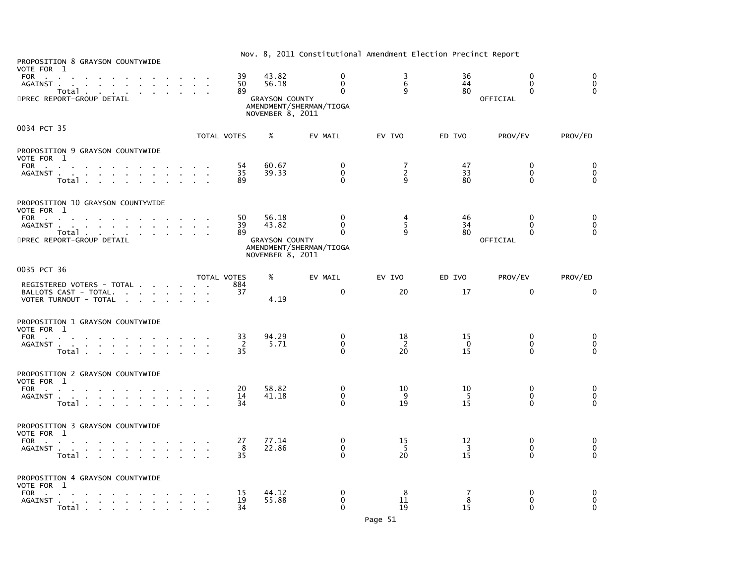Nov. 8, 2011 Constitutional Amendment Election Precinct Report

PROPOSITION 8 GRAYSON COUNTYWIDE
VOTE FOR 1

| | TOTAL VOTES | % | EV MAIL | EV IVO | ED IVO | PROV/EV | PROV/ED |
|---|---|---|---|---|---|---|---|
| FOR | 39 | 43.82 | 0 | 3 | 36 | 0 | 0 |
| AGAINST | 50 | 56.18 | 0 | 6 | 44 | 0 | 0 |
| Total | 89 | | 0 | 9 | 80 | 0 | 0 |

PREC REPORT-GROUP DETAIL — GRAYSON COUNTY AMENDMENT/SHERMAN/TIOGA NOVEMBER 8, 2011 — OFFICIAL

## 0034 PCT 35

PROPOSITION 9 GRAYSON COUNTYWIDE
VOTE FOR 1

| | TOTAL VOTES | % | EV MAIL | EV IVO | ED IVO | PROV/EV | PROV/ED |
|---|---|---|---|---|---|---|---|
| FOR | 54 | 60.67 | 0 | 7 | 47 | 0 | 0 |
| AGAINST | 35 | 39.33 | 0 | 2 | 33 | 0 | 0 |
| Total | 89 | | 0 | 9 | 80 | 0 | 0 |

PROPOSITION 10 GRAYSON COUNTYWIDE
VOTE FOR 1

| | TOTAL VOTES | % | EV MAIL | EV IVO | ED IVO | PROV/EV | PROV/ED |
|---|---|---|---|---|---|---|---|
| FOR | 50 | 56.18 | 0 | 4 | 46 | 0 | 0 |
| AGAINST | 39 | 43.82 | 0 | 5 | 34 | 0 | 0 |
| Total | 89 | | 0 | 9 | 80 | 0 | 0 |

PREC REPORT-GROUP DETAIL — GRAYSON COUNTY AMENDMENT/SHERMAN/TIOGA NOVEMBER 8, 2011 — OFFICIAL

## 0035 PCT 36

| | TOTAL VOTES | % | EV MAIL | EV IVO | ED IVO | PROV/EV | PROV/ED |
|---|---|---|---|---|---|---|---|
| REGISTERED VOTERS - TOTAL | 884 | | | | | | |
| BALLOTS CAST - TOTAL. | 37 | | 0 | 20 | 17 | 0 | 0 |
| VOTER TURNOUT - TOTAL | | 4.19 | | | | | |

PROPOSITION 1 GRAYSON COUNTYWIDE
VOTE FOR 1

| | TOTAL VOTES | % | EV MAIL | EV IVO | ED IVO | PROV/EV | PROV/ED |
|---|---|---|---|---|---|---|---|
| FOR | 33 | 94.29 | 0 | 18 | 15 | 0 | 0 |
| AGAINST | 2 | 5.71 | 0 | 2 | 0 | 0 | 0 |
| Total | 35 | | 0 | 20 | 15 | 0 | 0 |

PROPOSITION 2 GRAYSON COUNTYWIDE
VOTE FOR 1

| | TOTAL VOTES | % | EV MAIL | EV IVO | ED IVO | PROV/EV | PROV/ED |
|---|---|---|---|---|---|---|---|
| FOR | 20 | 58.82 | 0 | 10 | 10 | 0 | 0 |
| AGAINST | 14 | 41.18 | 0 | 9 | 5 | 0 | 0 |
| Total | 34 | | 0 | 19 | 15 | 0 | 0 |

PROPOSITION 3 GRAYSON COUNTYWIDE
VOTE FOR 1

| | TOTAL VOTES | % | EV MAIL | EV IVO | ED IVO | PROV/EV | PROV/ED |
|---|---|---|---|---|---|---|---|
| FOR | 27 | 77.14 | 0 | 15 | 12 | 0 | 0 |
| AGAINST | 8 | 22.86 | 0 | 5 | 3 | 0 | 0 |
| Total | 35 | | 0 | 20 | 15 | 0 | 0 |

PROPOSITION 4 GRAYSON COUNTYWIDE
VOTE FOR 1

| | TOTAL VOTES | % | EV MAIL | EV IVO | ED IVO | PROV/EV | PROV/ED |
|---|---|---|---|---|---|---|---|
| FOR | 15 | 44.12 | 0 | 8 | 7 | 0 | 0 |
| AGAINST | 19 | 55.88 | 0 | 11 | 8 | 0 | 0 |
| Total | 34 | | 0 | 19 | 15 | 0 | 0 |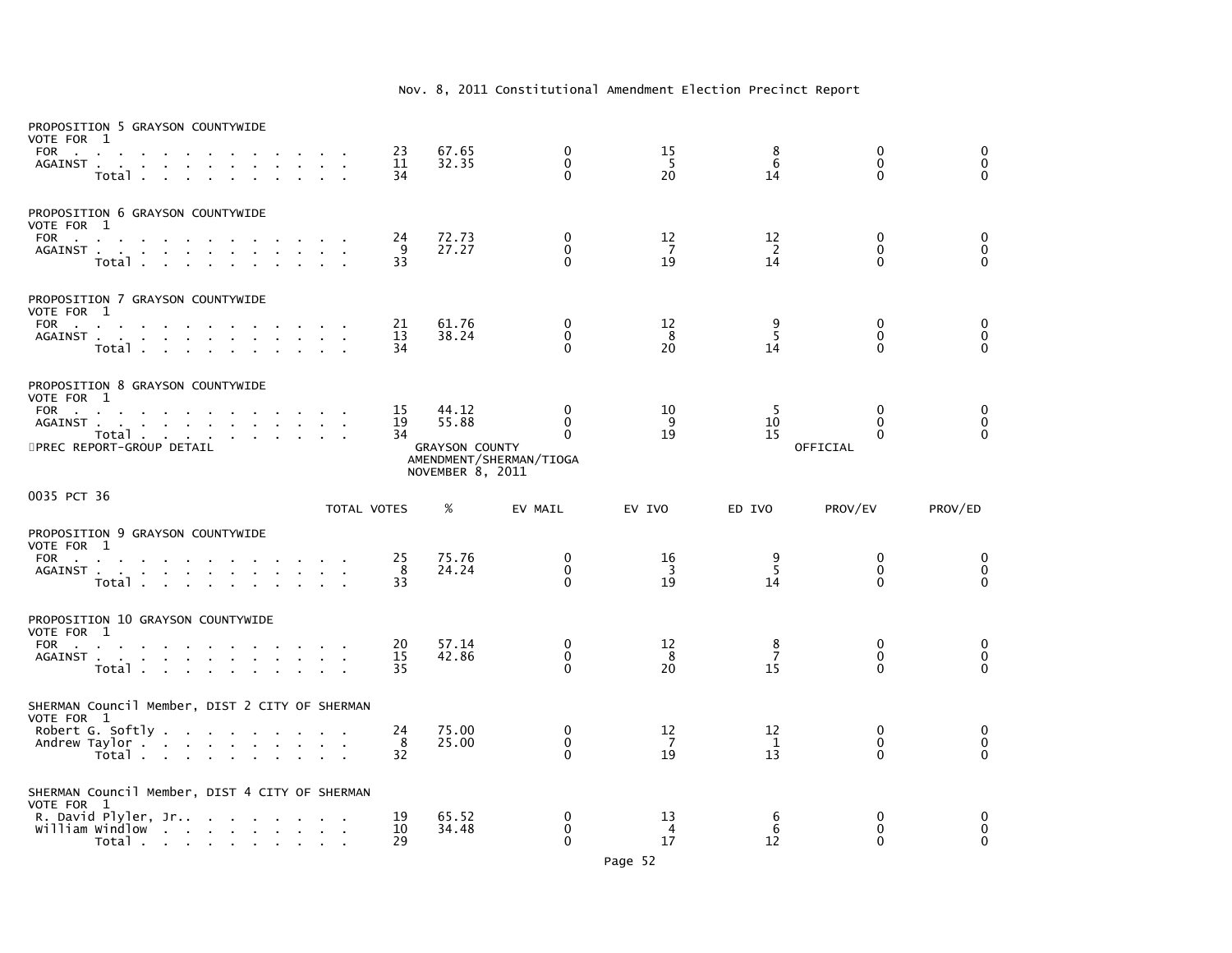Nov. 8, 2011 Constitutional Amendment Election Precinct Report

PROPOSITION 5 GRAYSON COUNTYWIDE
VOTE FOR 1

| | TOTAL VOTES | % | EV MAIL | EV IVO | ED IVO | PROV/EV | PROV/ED |
|---|---|---|---|---|---|---|---|
| FOR | 23 | 67.65 | 0 | 15 | 8 | 0 | 0 |
| AGAINST | 11 | 32.35 | 0 | 5 | 6 | 0 | 0 |
| Total | 34 | | 0 | 20 | 14 | 0 | 0 |

PROPOSITION 6 GRAYSON COUNTYWIDE
VOTE FOR 1

| | TOTAL VOTES | % | EV MAIL | EV IVO | ED IVO | PROV/EV | PROV/ED |
|---|---|---|---|---|---|---|---|
| FOR | 24 | 72.73 | 0 | 12 | 12 | 0 | 0 |
| AGAINST | 9 | 27.27 | 0 | 7 | 2 | 0 | 0 |
| Total | 33 | | 0 | 19 | 14 | 0 | 0 |

PROPOSITION 7 GRAYSON COUNTYWIDE
VOTE FOR 1

| | TOTAL VOTES | % | EV MAIL | EV IVO | ED IVO | PROV/EV | PROV/ED |
|---|---|---|---|---|---|---|---|
| FOR | 21 | 61.76 | 0 | 12 | 9 | 0 | 0 |
| AGAINST | 13 | 38.24 | 0 | 8 | 5 | 0 | 0 |
| Total | 34 | | 0 | 20 | 14 | 0 | 0 |

PROPOSITION 8 GRAYSON COUNTYWIDE
VOTE FOR 1

| | TOTAL VOTES | % | EV MAIL | EV IVO | ED IVO | PROV/EV | PROV/ED |
|---|---|---|---|---|---|---|---|
| FOR | 15 | 44.12 | 0 | 10 | 5 | 0 | 0 |
| AGAINST | 19 | 55.88 | 0 | 9 | 10 | 0 | 0 |
| Total | 34 | | 0 | 19 | 15 | 0 | 0 |

PREC REPORT-GROUP DETAIL — GRAYSON COUNTY AMENDMENT/SHERMAN/TIOGA NOVEMBER 8, 2011 — OFFICIAL

0035 PCT 36

PROPOSITION 9 GRAYSON COUNTYWIDE
VOTE FOR 1

| | TOTAL VOTES | % | EV MAIL | EV IVO | ED IVO | PROV/EV | PROV/ED |
|---|---|---|---|---|---|---|---|
| FOR | 25 | 75.76 | 0 | 16 | 9 | 0 | 0 |
| AGAINST | 8 | 24.24 | 0 | 3 | 5 | 0 | 0 |
| Total | 33 | | 0 | 19 | 14 | 0 | 0 |

PROPOSITION 10 GRAYSON COUNTYWIDE
VOTE FOR 1

| | TOTAL VOTES | % | EV MAIL | EV IVO | ED IVO | PROV/EV | PROV/ED |
|---|---|---|---|---|---|---|---|
| FOR | 20 | 57.14 | 0 | 12 | 8 | 0 | 0 |
| AGAINST | 15 | 42.86 | 0 | 8 | 7 | 0 | 0 |
| Total | 35 | | 0 | 20 | 15 | 0 | 0 |

SHERMAN Council Member, DIST 2 CITY OF SHERMAN
VOTE FOR 1

| | TOTAL VOTES | % | EV MAIL | EV IVO | ED IVO | PROV/EV | PROV/ED |
|---|---|---|---|---|---|---|---|
| Robert G. Softly | 24 | 75.00 | 0 | 12 | 12 | 0 | 0 |
| Andrew Taylor | 8 | 25.00 | 0 | 7 | 1 | 0 | 0 |
| Total | 32 | | 0 | 19 | 13 | 0 | 0 |

SHERMAN Council Member, DIST 4 CITY OF SHERMAN
VOTE FOR 1

| | TOTAL VOTES | % | EV MAIL | EV IVO | ED IVO | PROV/EV | PROV/ED |
|---|---|---|---|---|---|---|---|
| R. David Plyler, Jr. | 19 | 65.52 | 0 | 13 | 6 | 0 | 0 |
| William Windlow | 10 | 34.48 | 0 | 4 | 6 | 0 | 0 |
| Total | 29 | | 0 | 17 | 12 | 0 | 0 |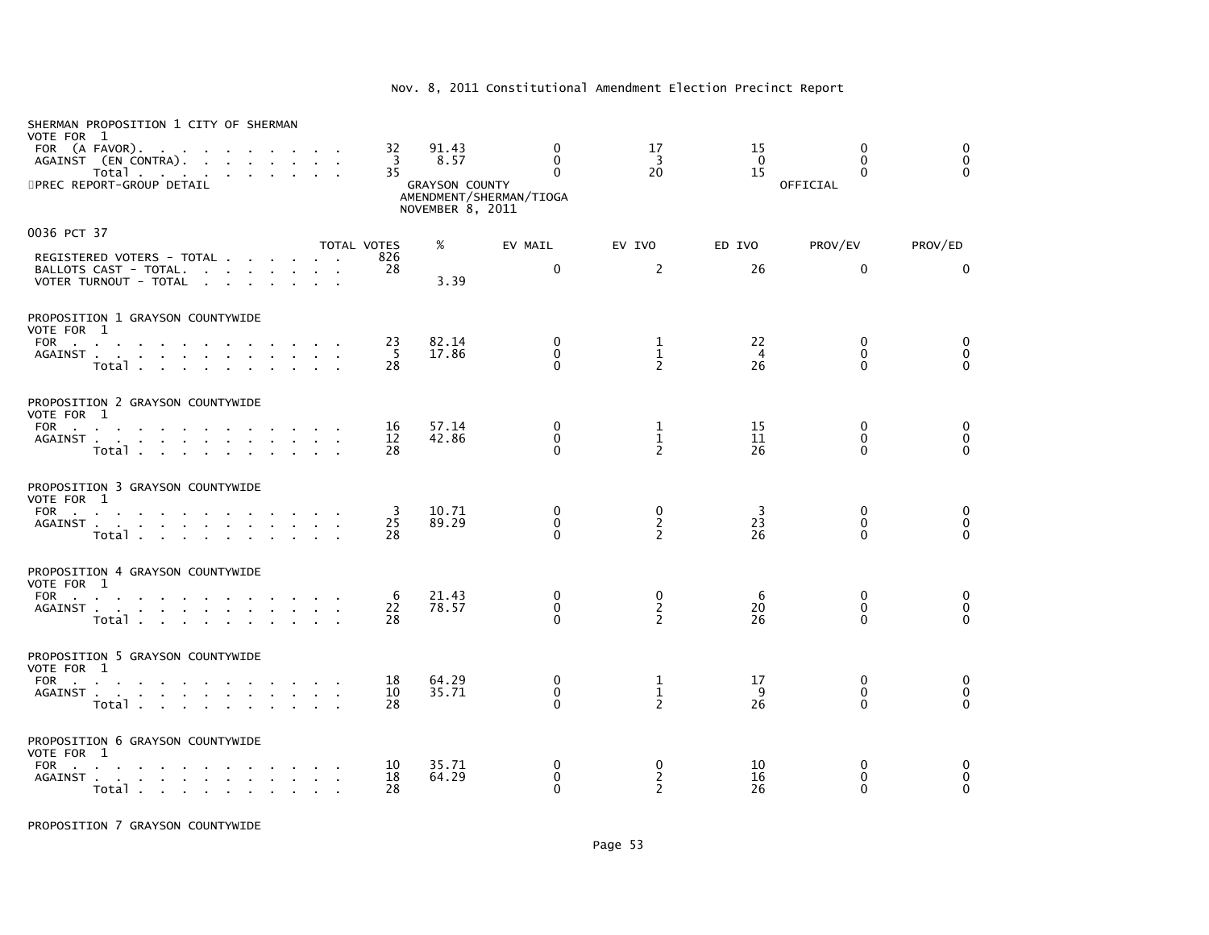SHERMAN PROPOSITION 1 CITY OF SHERMAN
VOTE FOR 1

| | TOTAL VOTES | % | EV MAIL | EV IVO | ED IVO | PROV/EV | PROV/ED |
|---|---|---|---|---|---|---|---|
| FOR (A FAVOR) | 32 | 91.43 | 0 | 17 | 15 | 0 | 0 |
| AGAINST (EN CONTRA) | 3 | 8.57 | 0 | 3 | 0 | 0 | 0 |
| Total | 35 | | 0 | 20 | 15 | 0 | 0 |

PREC REPORT-GROUP DETAIL

GRAYSON COUNTY
AMENDMENT/SHERMAN/TIOGA
NOVEMBER 8, 2011

OFFICIAL

## 0036 PCT 37

| | TOTAL VOTES | % | EV MAIL | EV IVO | ED IVO | PROV/EV | PROV/ED |
|---|---|---|---|---|---|---|---|
| REGISTERED VOTERS - TOTAL | 826 | | | | | | |
| BALLOTS CAST - TOTAL | 28 | | 0 | 2 | 26 | 0 | 0 |
| VOTER TURNOUT - TOTAL | | 3.39 | | | | | |

PROPOSITION 1 GRAYSON COUNTYWIDE
VOTE FOR 1

| | TOTAL VOTES | % | EV MAIL | EV IVO | ED IVO | PROV/EV | PROV/ED |
|---|---|---|---|---|---|---|---|
| FOR | 23 | 82.14 | 0 | 1 | 22 | 0 | 0 |
| AGAINST | 5 | 17.86 | 0 | 1 | 4 | 0 | 0 |
| Total | 28 | | 0 | 2 | 26 | 0 | 0 |

PROPOSITION 2 GRAYSON COUNTYWIDE
VOTE FOR 1

| | TOTAL VOTES | % | EV MAIL | EV IVO | ED IVO | PROV/EV | PROV/ED |
|---|---|---|---|---|---|---|---|
| FOR | 16 | 57.14 | 0 | 1 | 15 | 0 | 0 |
| AGAINST | 12 | 42.86 | 0 | 1 | 11 | 0 | 0 |
| Total | 28 | | 0 | 2 | 26 | 0 | 0 |

PROPOSITION 3 GRAYSON COUNTYWIDE
VOTE FOR 1

| | TOTAL VOTES | % | EV MAIL | EV IVO | ED IVO | PROV/EV | PROV/ED |
|---|---|---|---|---|---|---|---|
| FOR | 3 | 10.71 | 0 | 0 | 3 | 0 | 0 |
| AGAINST | 25 | 89.29 | 0 | 2 | 23 | 0 | 0 |
| Total | 28 | | 0 | 2 | 26 | 0 | 0 |

PROPOSITION 4 GRAYSON COUNTYWIDE
VOTE FOR 1

| | TOTAL VOTES | % | EV MAIL | EV IVO | ED IVO | PROV/EV | PROV/ED |
|---|---|---|---|---|---|---|---|
| FOR | 6 | 21.43 | 0 | 0 | 6 | 0 | 0 |
| AGAINST | 22 | 78.57 | 0 | 2 | 20 | 0 | 0 |
| Total | 28 | | 0 | 2 | 26 | 0 | 0 |

PROPOSITION 5 GRAYSON COUNTYWIDE
VOTE FOR 1

| | TOTAL VOTES | % | EV MAIL | EV IVO | ED IVO | PROV/EV | PROV/ED |
|---|---|---|---|---|---|---|---|
| FOR | 18 | 64.29 | 0 | 1 | 17 | 0 | 0 |
| AGAINST | 10 | 35.71 | 0 | 1 | 9 | 0 | 0 |
| Total | 28 | | 0 | 2 | 26 | 0 | 0 |

PROPOSITION 6 GRAYSON COUNTYWIDE
VOTE FOR 1

| | TOTAL VOTES | % | EV MAIL | EV IVO | ED IVO | PROV/EV | PROV/ED |
|---|---|---|---|---|---|---|---|
| FOR | 10 | 35.71 | 0 | 0 | 10 | 0 | 0 |
| AGAINST | 18 | 64.29 | 0 | 2 | 16 | 0 | 0 |
| Total | 28 | | 0 | 2 | 26 | 0 | 0 |

PROPOSITION 7 GRAYSON COUNTYWIDE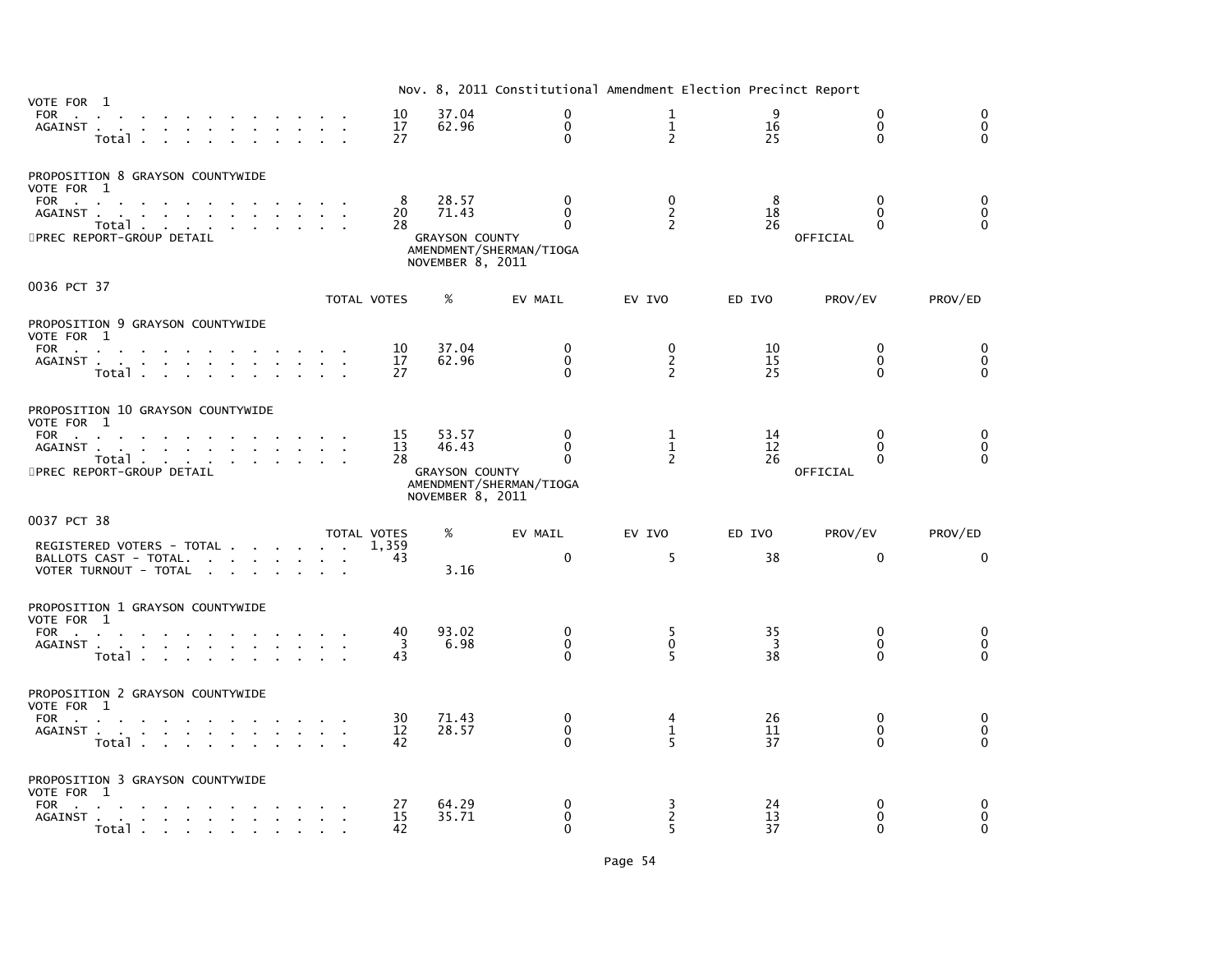Nov. 8, 2011 Constitutional Amendment Election Precinct Report

VOTE FOR 1

| | TOTAL VOTES | % | EV MAIL | EV IVO | ED IVO | PROV/EV | PROV/ED |
|---|---|---|---|---|---|---|---|
| FOR | 10 | 37.04 | 0 | 1 | 9 | 0 | 0 |
| AGAINST | 17 | 62.96 | 0 | 1 | 16 | 0 | 0 |
| Total | 27 | | 0 | 2 | 25 | 0 | 0 |

PROPOSITION 8 GRAYSON COUNTYWIDE
VOTE FOR 1

| | TOTAL VOTES | % | EV MAIL | EV IVO | ED IVO | PROV/EV | PROV/ED |
|---|---|---|---|---|---|---|---|
| FOR | 8 | 28.57 | 0 | 0 | 8 | 0 | 0 |
| AGAINST | 20 | 71.43 | 0 | 2 | 18 | 0 | 0 |
| Total | 28 | | 0 | 2 | 26 | 0 | 0 |

PREC REPORT-GROUP DETAIL — GRAYSON COUNTY AMENDMENT/SHERMAN/TIOGA NOVEMBER 8, 2011 — OFFICIAL

0036 PCT 37

PROPOSITION 9 GRAYSON COUNTYWIDE
VOTE FOR 1

| | TOTAL VOTES | % | EV MAIL | EV IVO | ED IVO | PROV/EV | PROV/ED |
|---|---|---|---|---|---|---|---|
| FOR | 10 | 37.04 | 0 | 0 | 10 | 0 | 0 |
| AGAINST | 17 | 62.96 | 0 | 2 | 15 | 0 | 0 |
| Total | 27 | | 0 | 2 | 25 | 0 | 0 |

PROPOSITION 10 GRAYSON COUNTYWIDE
VOTE FOR 1

| | TOTAL VOTES | % | EV MAIL | EV IVO | ED IVO | PROV/EV | PROV/ED |
|---|---|---|---|---|---|---|---|
| FOR | 15 | 53.57 | 0 | 1 | 14 | 0 | 0 |
| AGAINST | 13 | 46.43 | 0 | 1 | 12 | 0 | 0 |
| Total | 28 | | 0 | 2 | 26 | 0 | 0 |

PREC REPORT-GROUP DETAIL — GRAYSON COUNTY AMENDMENT/SHERMAN/TIOGA NOVEMBER 8, 2011 — OFFICIAL

0037 PCT 38

| | TOTAL VOTES | % | EV MAIL | EV IVO | ED IVO | PROV/EV | PROV/ED |
|---|---|---|---|---|---|---|---|
| REGISTERED VOTERS - TOTAL | 1,359 | | | | | | |
| BALLOTS CAST - TOTAL. | 43 | | 0 | 5 | 38 | 0 | 0 |
| VOTER TURNOUT - TOTAL | | 3.16 | | | | | |

PROPOSITION 1 GRAYSON COUNTYWIDE
VOTE FOR 1

| | TOTAL VOTES | % | EV MAIL | EV IVO | ED IVO | PROV/EV | PROV/ED |
|---|---|---|---|---|---|---|---|
| FOR | 40 | 93.02 | 0 | 5 | 35 | 0 | 0 |
| AGAINST | 3 | 6.98 | 0 | 0 | 3 | 0 | 0 |
| Total | 43 | | 0 | 5 | 38 | 0 | 0 |

PROPOSITION 2 GRAYSON COUNTYWIDE
VOTE FOR 1

| | TOTAL VOTES | % | EV MAIL | EV IVO | ED IVO | PROV/EV | PROV/ED |
|---|---|---|---|---|---|---|---|
| FOR | 30 | 71.43 | 0 | 4 | 26 | 0 | 0 |
| AGAINST | 12 | 28.57 | 0 | 1 | 11 | 0 | 0 |
| Total | 42 | | 0 | 5 | 37 | 0 | 0 |

PROPOSITION 3 GRAYSON COUNTYWIDE
VOTE FOR 1

| | TOTAL VOTES | % | EV MAIL | EV IVO | ED IVO | PROV/EV | PROV/ED |
|---|---|---|---|---|---|---|---|
| FOR | 27 | 64.29 | 0 | 3 | 24 | 0 | 0 |
| AGAINST | 15 | 35.71 | 0 | 2 | 13 | 0 | 0 |
| Total | 42 | | 0 | 5 | 37 | 0 | 0 |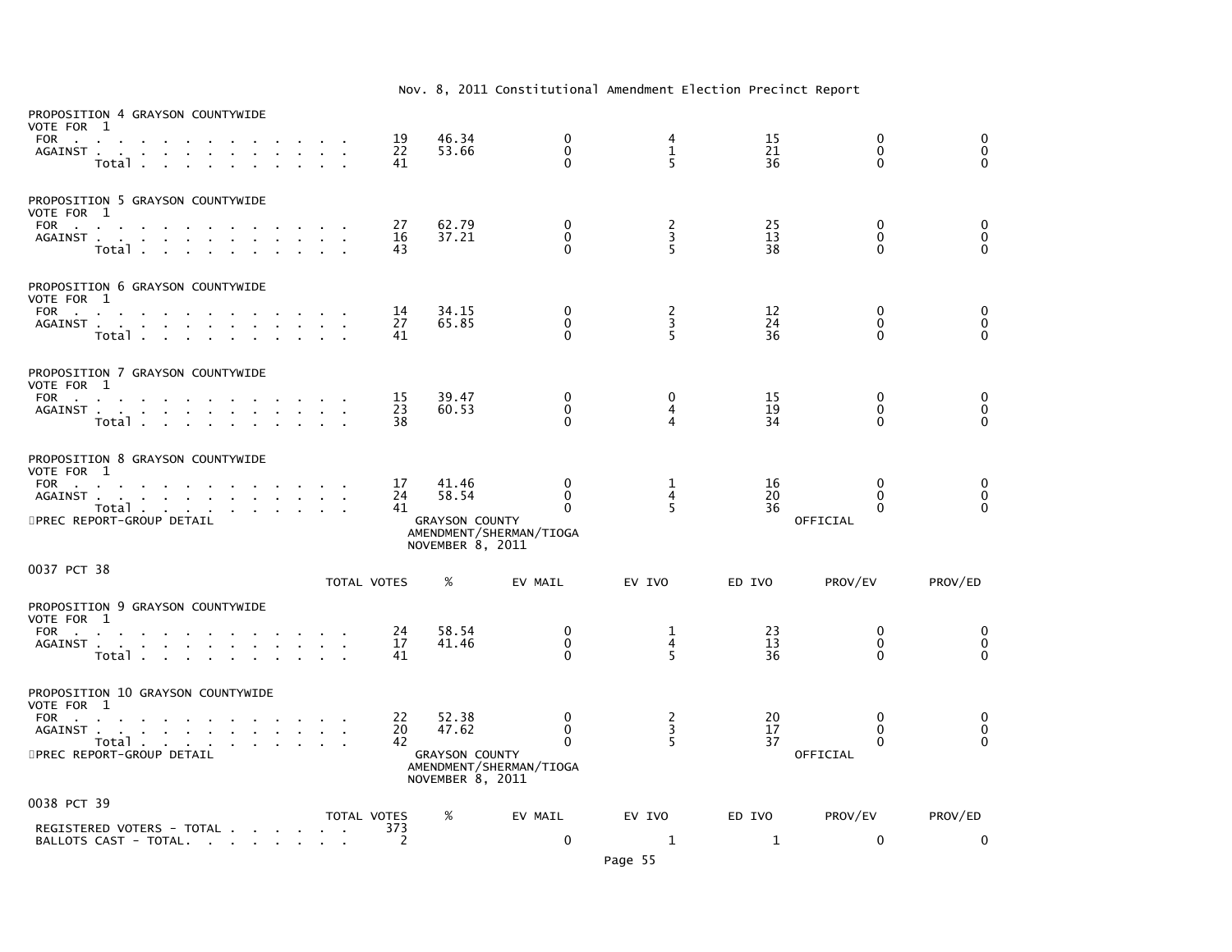Nov. 8, 2011 Constitutional Amendment Election Precinct Report

PROPOSITION 4 GRAYSON COUNTYWIDE
VOTE FOR 1

| | TOTAL VOTES | % | EV MAIL | EV IVO | ED IVO | PROV/EV | PROV/ED |
|---|---|---|---|---|---|---|---|
| FOR | 19 | 46.34 | 0 | 4 | 15 | 0 | 0 |
| AGAINST | 22 | 53.66 | 0 | 1 | 21 | 0 | 0 |
| Total | 41 | | 0 | 5 | 36 | 0 | 0 |

PROPOSITION 5 GRAYSON COUNTYWIDE
VOTE FOR 1

| | TOTAL VOTES | % | EV MAIL | EV IVO | ED IVO | PROV/EV | PROV/ED |
|---|---|---|---|---|---|---|---|
| FOR | 27 | 62.79 | 0 | 2 | 25 | 0 | 0 |
| AGAINST | 16 | 37.21 | 0 | 3 | 13 | 0 | 0 |
| Total | 43 | | 0 | 5 | 38 | 0 | 0 |

PROPOSITION 6 GRAYSON COUNTYWIDE
VOTE FOR 1

| | TOTAL VOTES | % | EV MAIL | EV IVO | ED IVO | PROV/EV | PROV/ED |
|---|---|---|---|---|---|---|---|
| FOR | 14 | 34.15 | 0 | 2 | 12 | 0 | 0 |
| AGAINST | 27 | 65.85 | 0 | 3 | 24 | 0 | 0 |
| Total | 41 | | 0 | 5 | 36 | 0 | 0 |

PROPOSITION 7 GRAYSON COUNTYWIDE
VOTE FOR 1

| | TOTAL VOTES | % | EV MAIL | EV IVO | ED IVO | PROV/EV | PROV/ED |
|---|---|---|---|---|---|---|---|
| FOR | 15 | 39.47 | 0 | 0 | 15 | 0 | 0 |
| AGAINST | 23 | 60.53 | 0 | 4 | 19 | 0 | 0 |
| Total | 38 | | 0 | 4 | 34 | 0 | 0 |

PROPOSITION 8 GRAYSON COUNTYWIDE
VOTE FOR 1

| | TOTAL VOTES | % | EV MAIL | EV IVO | ED IVO | PROV/EV | PROV/ED |
|---|---|---|---|---|---|---|---|
| FOR | 17 | 41.46 | 0 | 1 | 16 | 0 | 0 |
| AGAINST | 24 | 58.54 | 0 | 4 | 20 | 0 | 0 |
| Total | 41 | | 0 | 5 | 36 | 0 | 0 |

PREC REPORT-GROUP DETAIL — GRAYSON COUNTY AMENDMENT/SHERMAN/TIOGA NOVEMBER 8, 2011 — OFFICIAL

0037 PCT 38

PROPOSITION 9 GRAYSON COUNTYWIDE
VOTE FOR 1

| | TOTAL VOTES | % | EV MAIL | EV IVO | ED IVO | PROV/EV | PROV/ED |
|---|---|---|---|---|---|---|---|
| FOR | 24 | 58.54 | 0 | 1 | 23 | 0 | 0 |
| AGAINST | 17 | 41.46 | 0 | 4 | 13 | 0 | 0 |
| Total | 41 | | 0 | 5 | 36 | 0 | 0 |

PROPOSITION 10 GRAYSON COUNTYWIDE
VOTE FOR 1

| | TOTAL VOTES | % | EV MAIL | EV IVO | ED IVO | PROV/EV | PROV/ED |
|---|---|---|---|---|---|---|---|
| FOR | 22 | 52.38 | 0 | 2 | 20 | 0 | 0 |
| AGAINST | 20 | 47.62 | 0 | 3 | 17 | 0 | 0 |
| Total | 42 | | 0 | 5 | 37 | 0 | 0 |

PREC REPORT-GROUP DETAIL — GRAYSON COUNTY AMENDMENT/SHERMAN/TIOGA NOVEMBER 8, 2011 — OFFICIAL

0038 PCT 39

| | TOTAL VOTES | % | EV MAIL | EV IVO | ED IVO | PROV/EV | PROV/ED |
|---|---|---|---|---|---|---|---|
| REGISTERED VOTERS - TOTAL | 373 | | | | | | |
| BALLOTS CAST - TOTAL. | 2 | | 0 | 1 | 1 | 0 | 0 |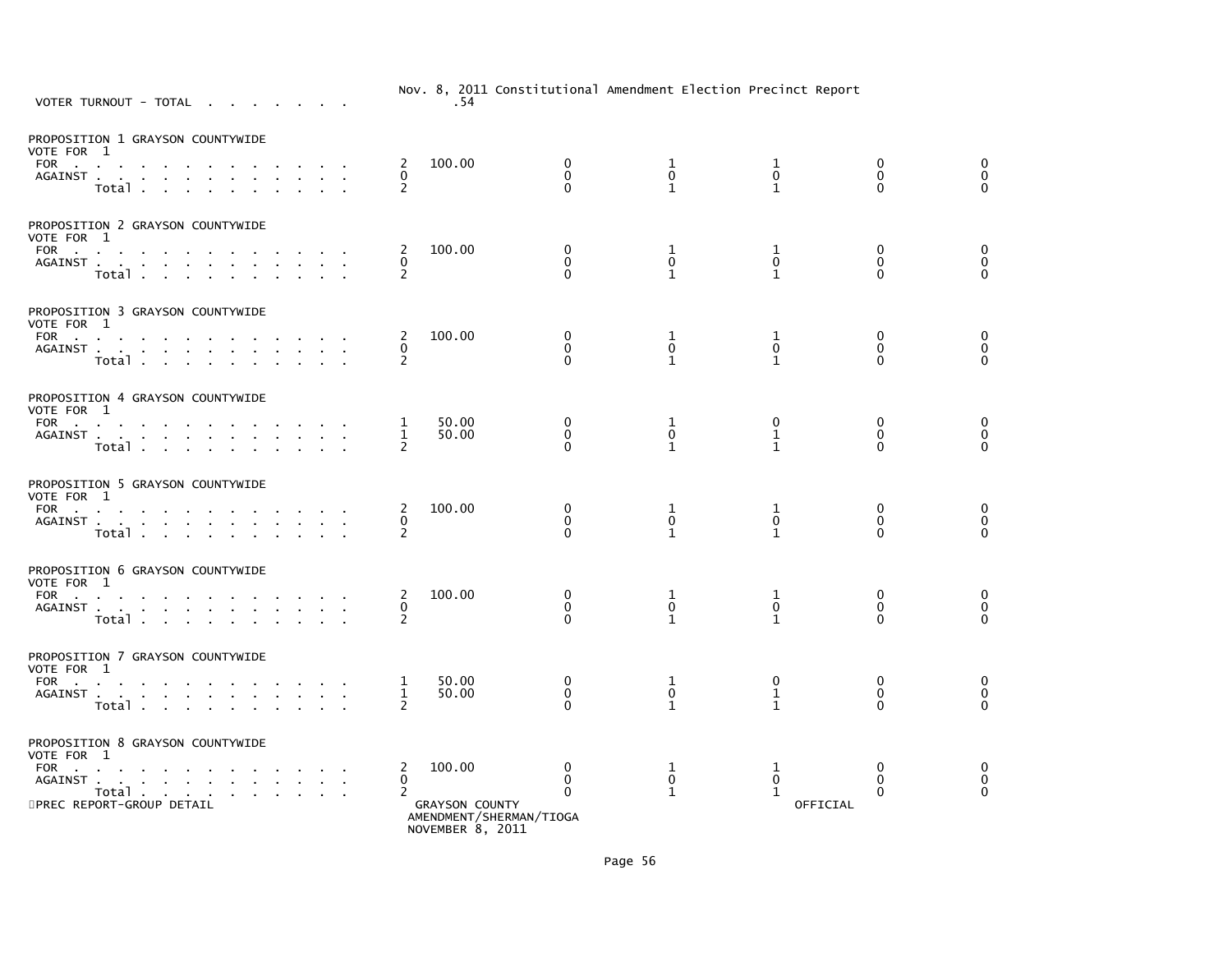Nov. 8, 2011 Constitutional Amendment Election Precinct Report

VOTER TURNOUT - TOTAL . . . . . . . . .54

| | | | | | | | |
|---|---|---|---|---|---|---|---|
| **PROPOSITION 1 GRAYSON COUNTYWIDE** | | | | | | | |
| VOTE FOR 1 | | | | | | | |
| FOR | 2 | 100.00 | 0 | 1 | 1 | 0 | 0 |
| AGAINST | 0 | | 0 | 0 | 0 | 0 | 0 |
| Total | 2 | | 0 | 1 | 1 | 0 | 0 |
| **PROPOSITION 2 GRAYSON COUNTYWIDE** | | | | | | | |
| VOTE FOR 1 | | | | | | | |
| FOR | 2 | 100.00 | 0 | 1 | 1 | 0 | 0 |
| AGAINST | 0 | | 0 | 0 | 0 | 0 | 0 |
| Total | 2 | | 0 | 1 | 1 | 0 | 0 |
| **PROPOSITION 3 GRAYSON COUNTYWIDE** | | | | | | | |
| VOTE FOR 1 | | | | | | | |
| FOR | 2 | 100.00 | 0 | 1 | 1 | 0 | 0 |
| AGAINST | 0 | | 0 | 0 | 0 | 0 | 0 |
| Total | 2 | | 0 | 1 | 1 | 0 | 0 |
| **PROPOSITION 4 GRAYSON COUNTYWIDE** | | | | | | | |
| VOTE FOR 1 | | | | | | | |
| FOR | 1 | 50.00 | 0 | 1 | 0 | 0 | 0 |
| AGAINST | 1 | 50.00 | 0 | 0 | 1 | 0 | 0 |
| Total | 2 | | 0 | 1 | 1 | 0 | 0 |
| **PROPOSITION 5 GRAYSON COUNTYWIDE** | | | | | | | |
| VOTE FOR 1 | | | | | | | |
| FOR | 2 | 100.00 | 0 | 1 | 1 | 0 | 0 |
| AGAINST | 0 | | 0 | 0 | 0 | 0 | 0 |
| Total | 2 | | 0 | 1 | 1 | 0 | 0 |
| **PROPOSITION 6 GRAYSON COUNTYWIDE** | | | | | | | |
| VOTE FOR 1 | | | | | | | |
| FOR | 2 | 100.00 | 0 | 1 | 1 | 0 | 0 |
| AGAINST | 0 | | 0 | 0 | 0 | 0 | 0 |
| Total | 2 | | 0 | 1 | 1 | 0 | 0 |
| **PROPOSITION 7 GRAYSON COUNTYWIDE** | | | | | | | |
| VOTE FOR 1 | | | | | | | |
| FOR | 1 | 50.00 | 0 | 1 | 0 | 0 | 0 |
| AGAINST | 1 | 50.00 | 0 | 0 | 1 | 0 | 0 |
| Total | 2 | | 0 | 1 | 1 | 0 | 0 |
| **PROPOSITION 8 GRAYSON COUNTYWIDE** | | | | | | | |
| VOTE FOR 1 | | | | | | | |
| FOR | 2 | 100.00 | 0 | 1 | 1 | 0 | 0 |
| AGAINST | 0 | | 0 | 0 | 0 | 0 | 0 |
| Total | 2 | | 0 | 1 | 1 | 0 | 0 |

PREC REPORT-GROUP DETAIL

GRAYSON COUNTY
AMENDMENT/SHERMAN/TIOGA
NOVEMBER 8, 2011

OFFICIAL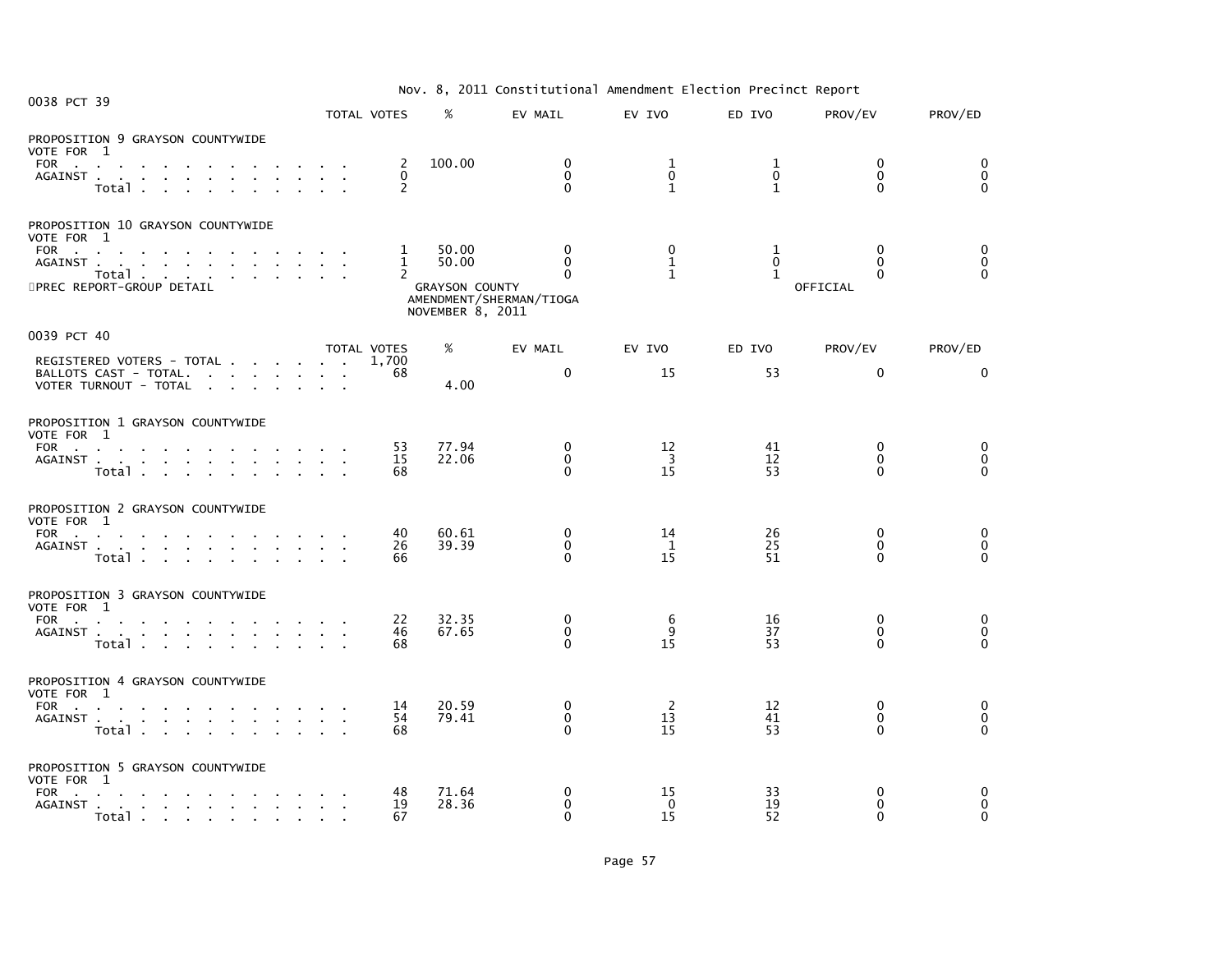Nov. 8, 2011 Constitutional Amendment Election Precinct Report

## 0038 PCT 39

| | TOTAL VOTES | % | EV MAIL | EV IVO | ED IVO | PROV/EV | PROV/ED |
|---|---|---|---|---|---|---|---|
| **PROPOSITION 9 GRAYSON COUNTYWIDE** | | | | | | | |
| VOTE FOR 1 | | | | | | | |
| FOR | 2 | 100.00 | 0 | 1 | 1 | 0 | 0 |
| AGAINST | 0 | | 0 | 0 | 0 | 0 | 0 |
| Total | 2 | | 0 | 1 | 1 | 0 | 0 |
| **PROPOSITION 10 GRAYSON COUNTYWIDE** | | | | | | | |
| VOTE FOR 1 | | | | | | | |
| FOR | 1 | 50.00 | 0 | 0 | 1 | 0 | 0 |
| AGAINST | 1 | 50.00 | 0 | 1 | 0 | 0 | 0 |
| Total | 2 | | 0 | 1 | 1 | 0 | 0 |

PREC REPORT-GROUP DETAIL

GRAYSON COUNTY
AMENDMENT/SHERMAN/TIOGA
NOVEMBER 8, 2011

OFFICIAL

## 0039 PCT 40

| | TOTAL VOTES | % | EV MAIL | EV IVO | ED IVO | PROV/EV | PROV/ED |
|---|---|---|---|---|---|---|---|
| REGISTERED VOTERS - TOTAL | 1,700 | | | | | | |
| BALLOTS CAST - TOTAL. | 68 | | 0 | 15 | 53 | 0 | 0 |
| VOTER TURNOUT - TOTAL | | 4.00 | | | | | |
| **PROPOSITION 1 GRAYSON COUNTYWIDE** | | | | | | | |
| VOTE FOR 1 | | | | | | | |
| FOR | 53 | 77.94 | 0 | 12 | 41 | 0 | 0 |
| AGAINST | 15 | 22.06 | 0 | 3 | 12 | 0 | 0 |
| Total | 68 | | 0 | 15 | 53 | 0 | 0 |
| **PROPOSITION 2 GRAYSON COUNTYWIDE** | | | | | | | |
| VOTE FOR 1 | | | | | | | |
| FOR | 40 | 60.61 | 0 | 14 | 26 | 0 | 0 |
| AGAINST | 26 | 39.39 | 0 | 1 | 25 | 0 | 0 |
| Total | 66 | | 0 | 15 | 51 | 0 | 0 |
| **PROPOSITION 3 GRAYSON COUNTYWIDE** | | | | | | | |
| VOTE FOR 1 | | | | | | | |
| FOR | 22 | 32.35 | 0 | 6 | 16 | 0 | 0 |
| AGAINST | 46 | 67.65 | 0 | 9 | 37 | 0 | 0 |
| Total | 68 | | 0 | 15 | 53 | 0 | 0 |
| **PROPOSITION 4 GRAYSON COUNTYWIDE** | | | | | | | |
| VOTE FOR 1 | | | | | | | |
| FOR | 14 | 20.59 | 0 | 2 | 12 | 0 | 0 |
| AGAINST | 54 | 79.41 | 0 | 13 | 41 | 0 | 0 |
| Total | 68 | | 0 | 15 | 53 | 0 | 0 |
| **PROPOSITION 5 GRAYSON COUNTYWIDE** | | | | | | | |
| VOTE FOR 1 | | | | | | | |
| FOR | 48 | 71.64 | 0 | 15 | 33 | 0 | 0 |
| AGAINST | 19 | 28.36 | 0 | 0 | 19 | 0 | 0 |
| Total | 67 | | 0 | 15 | 52 | 0 | 0 |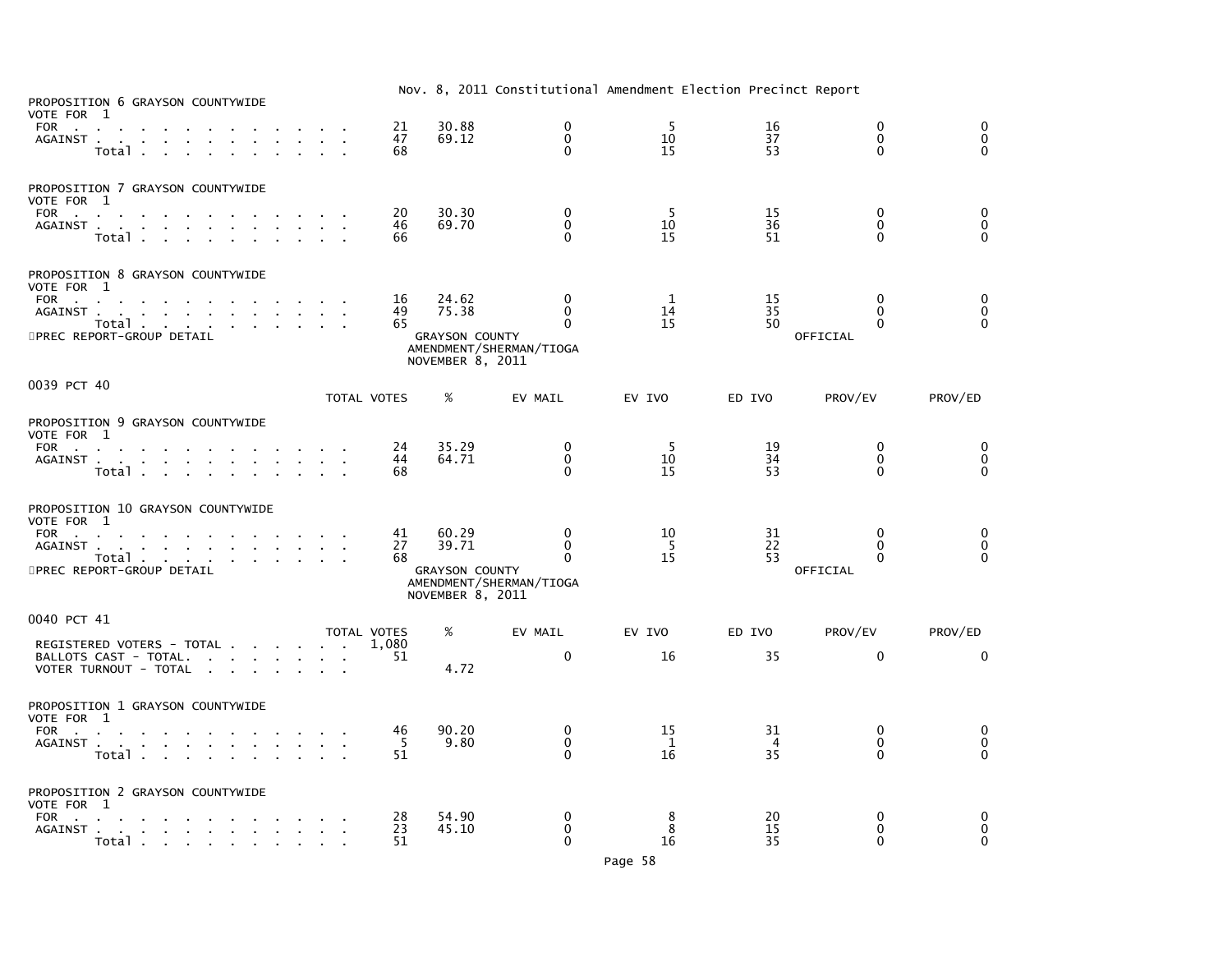Nov. 8, 2011 Constitutional Amendment Election Precinct Report

PROPOSITION 6 GRAYSON COUNTYWIDE
VOTE FOR 1

| | TOTAL VOTES | % | EV MAIL | EV IVO | ED IVO | PROV/EV | PROV/ED |
|---|---|---|---|---|---|---|---|
| FOR | 21 | 30.88 | 0 | 5 | 16 | 0 | 0 |
| AGAINST | 47 | 69.12 | 0 | 10 | 37 | 0 | 0 |
| Total | 68 | | 0 | 15 | 53 | 0 | 0 |

PROPOSITION 7 GRAYSON COUNTYWIDE
VOTE FOR 1

| | TOTAL VOTES | % | EV MAIL | EV IVO | ED IVO | PROV/EV | PROV/ED |
|---|---|---|---|---|---|---|---|
| FOR | 20 | 30.30 | 0 | 5 | 15 | 0 | 0 |
| AGAINST | 46 | 69.70 | 0 | 10 | 36 | 0 | 0 |
| Total | 66 | | 0 | 15 | 51 | 0 | 0 |

PROPOSITION 8 GRAYSON COUNTYWIDE
VOTE FOR 1

| | TOTAL VOTES | % | EV MAIL | EV IVO | ED IVO | PROV/EV | PROV/ED |
|---|---|---|---|---|---|---|---|
| FOR | 16 | 24.62 | 0 | 1 | 15 | 0 | 0 |
| AGAINST | 49 | 75.38 | 0 | 14 | 35 | 0 | 0 |
| Total | 65 | | 0 | 15 | 50 | 0 | 0 |

PREC REPORT-GROUP DETAIL — GRAYSON COUNTY AMENDMENT/SHERMAN/TIOGA NOVEMBER 8, 2011 — OFFICIAL

## 0039 PCT 40

PROPOSITION 9 GRAYSON COUNTYWIDE
VOTE FOR 1

| | TOTAL VOTES | % | EV MAIL | EV IVO | ED IVO | PROV/EV | PROV/ED |
|---|---|---|---|---|---|---|---|
| FOR | 24 | 35.29 | 0 | 5 | 19 | 0 | 0 |
| AGAINST | 44 | 64.71 | 0 | 10 | 34 | 0 | 0 |
| Total | 68 | | 0 | 15 | 53 | 0 | 0 |

PROPOSITION 10 GRAYSON COUNTYWIDE
VOTE FOR 1

| | TOTAL VOTES | % | EV MAIL | EV IVO | ED IVO | PROV/EV | PROV/ED |
|---|---|---|---|---|---|---|---|
| FOR | 41 | 60.29 | 0 | 10 | 31 | 0 | 0 |
| AGAINST | 27 | 39.71 | 0 | 5 | 22 | 0 | 0 |
| Total | 68 | | 0 | 15 | 53 | 0 | 0 |

PREC REPORT-GROUP DETAIL — GRAYSON COUNTY AMENDMENT/SHERMAN/TIOGA NOVEMBER 8, 2011 — OFFICIAL

## 0040 PCT 41

| | TOTAL VOTES | % | EV MAIL | EV IVO | ED IVO | PROV/EV | PROV/ED |
|---|---|---|---|---|---|---|---|
| REGISTERED VOTERS - TOTAL | 1,080 | | | | | | |
| BALLOTS CAST - TOTAL. | 51 | | 0 | 16 | 35 | 0 | 0 |
| VOTER TURNOUT - TOTAL | | 4.72 | | | | | |

PROPOSITION 1 GRAYSON COUNTYWIDE
VOTE FOR 1

| | TOTAL VOTES | % | EV MAIL | EV IVO | ED IVO | PROV/EV | PROV/ED |
|---|---|---|---|---|---|---|---|
| FOR | 46 | 90.20 | 0 | 15 | 31 | 0 | 0 |
| AGAINST | 5 | 9.80 | 0 | 1 | 4 | 0 | 0 |
| Total | 51 | | 0 | 16 | 35 | 0 | 0 |

PROPOSITION 2 GRAYSON COUNTYWIDE
VOTE FOR 1

| | TOTAL VOTES | % | EV MAIL | EV IVO | ED IVO | PROV/EV | PROV/ED |
|---|---|---|---|---|---|---|---|
| FOR | 28 | 54.90 | 0 | 8 | 20 | 0 | 0 |
| AGAINST | 23 | 45.10 | 0 | 8 | 15 | 0 | 0 |
| Total | 51 | | 0 | 16 | 35 | 0 | 0 |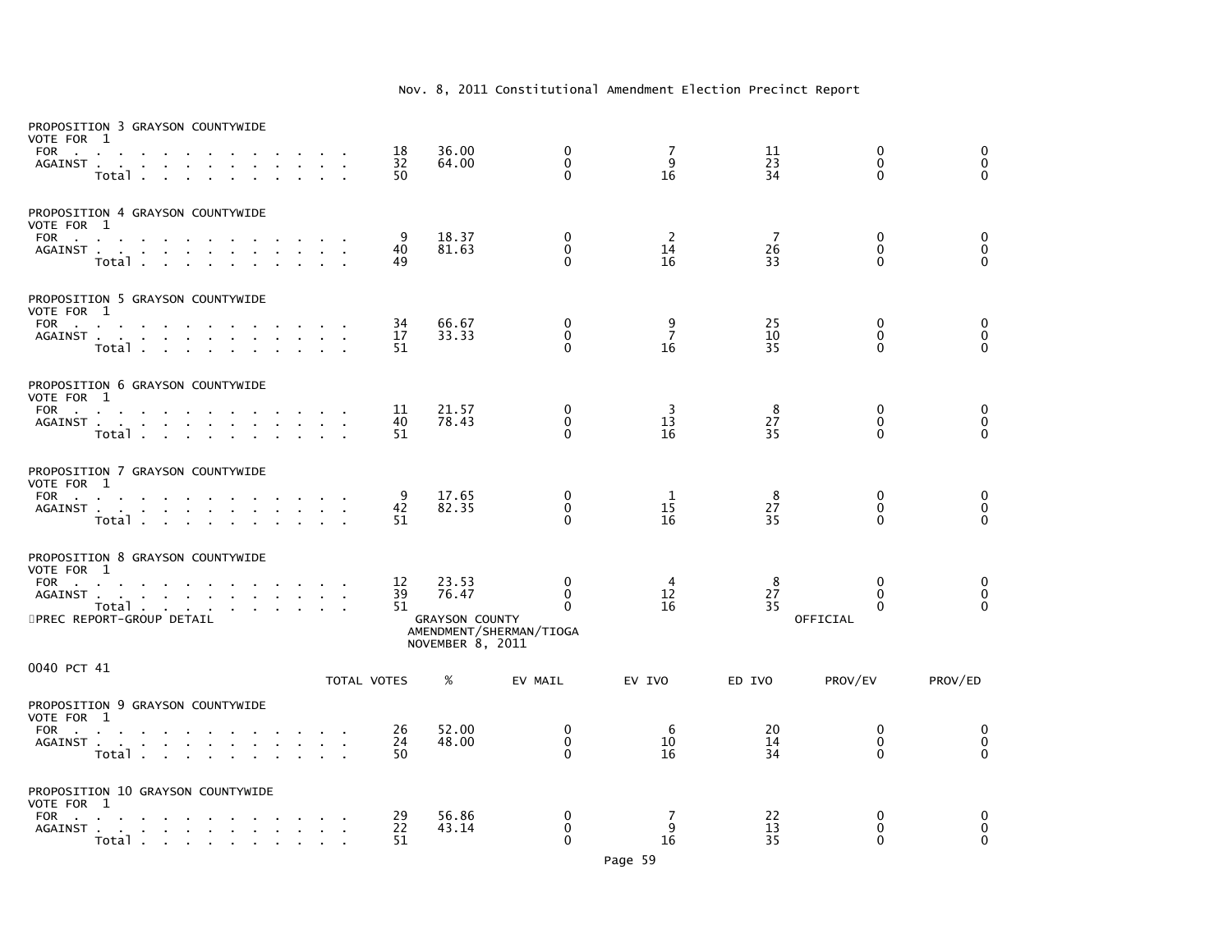Nov. 8, 2011 Constitutional Amendment Election Precinct Report

PROPOSITION 3 GRAYSON COUNTYWIDE
VOTE FOR 1

| | TOTAL VOTES | % | EV MAIL | EV IVO | ED IVO | PROV/EV | PROV/ED |
|---|---|---|---|---|---|---|---|
| FOR | 18 | 36.00 | 0 | 7 | 11 | 0 | 0 |
| AGAINST | 32 | 64.00 | 0 | 9 | 23 | 0 | 0 |
| Total | 50 | | 0 | 16 | 34 | 0 | 0 |

PROPOSITION 4 GRAYSON COUNTYWIDE
VOTE FOR 1

| | TOTAL VOTES | % | EV MAIL | EV IVO | ED IVO | PROV/EV | PROV/ED |
|---|---|---|---|---|---|---|---|
| FOR | 9 | 18.37 | 0 | 2 | 7 | 0 | 0 |
| AGAINST | 40 | 81.63 | 0 | 14 | 26 | 0 | 0 |
| Total | 49 | | 0 | 16 | 33 | 0 | 0 |

PROPOSITION 5 GRAYSON COUNTYWIDE
VOTE FOR 1

| | TOTAL VOTES | % | EV MAIL | EV IVO | ED IVO | PROV/EV | PROV/ED |
|---|---|---|---|---|---|---|---|
| FOR | 34 | 66.67 | 0 | 9 | 25 | 0 | 0 |
| AGAINST | 17 | 33.33 | 0 | 7 | 10 | 0 | 0 |
| Total | 51 | | 0 | 16 | 35 | 0 | 0 |

PROPOSITION 6 GRAYSON COUNTYWIDE
VOTE FOR 1

| | TOTAL VOTES | % | EV MAIL | EV IVO | ED IVO | PROV/EV | PROV/ED |
|---|---|---|---|---|---|---|---|
| FOR | 11 | 21.57 | 0 | 3 | 8 | 0 | 0 |
| AGAINST | 40 | 78.43 | 0 | 13 | 27 | 0 | 0 |
| Total | 51 | | 0 | 16 | 35 | 0 | 0 |

PROPOSITION 7 GRAYSON COUNTYWIDE
VOTE FOR 1

| | TOTAL VOTES | % | EV MAIL | EV IVO | ED IVO | PROV/EV | PROV/ED |
|---|---|---|---|---|---|---|---|
| FOR | 9 | 17.65 | 0 | 1 | 8 | 0 | 0 |
| AGAINST | 42 | 82.35 | 0 | 15 | 27 | 0 | 0 |
| Total | 51 | | 0 | 16 | 35 | 0 | 0 |

PROPOSITION 8 GRAYSON COUNTYWIDE
VOTE FOR 1

| | TOTAL VOTES | % | EV MAIL | EV IVO | ED IVO | PROV/EV | PROV/ED |
|---|---|---|---|---|---|---|---|
| FOR | 12 | 23.53 | 0 | 4 | 8 | 0 | 0 |
| AGAINST | 39 | 76.47 | 0 | 12 | 27 | 0 | 0 |
| Total | 51 | | 0 | 16 | 35 | 0 | 0 |

PREC REPORT-GROUP DETAIL — GRAYSON COUNTY AMENDMENT/SHERMAN/TIOGA NOVEMBER 8, 2011 — OFFICIAL

0040 PCT 41

PROPOSITION 9 GRAYSON COUNTYWIDE
VOTE FOR 1

| | TOTAL VOTES | % | EV MAIL | EV IVO | ED IVO | PROV/EV | PROV/ED |
|---|---|---|---|---|---|---|---|
| FOR | 26 | 52.00 | 0 | 6 | 20 | 0 | 0 |
| AGAINST | 24 | 48.00 | 0 | 10 | 14 | 0 | 0 |
| Total | 50 | | 0 | 16 | 34 | 0 | 0 |

PROPOSITION 10 GRAYSON COUNTYWIDE
VOTE FOR 1

| | TOTAL VOTES | % | EV MAIL | EV IVO | ED IVO | PROV/EV | PROV/ED |
|---|---|---|---|---|---|---|---|
| FOR | 29 | 56.86 | 0 | 7 | 22 | 0 | 0 |
| AGAINST | 22 | 43.14 | 0 | 9 | 13 | 0 | 0 |
| Total | 51 | | 0 | 16 | 35 | 0 | 0 |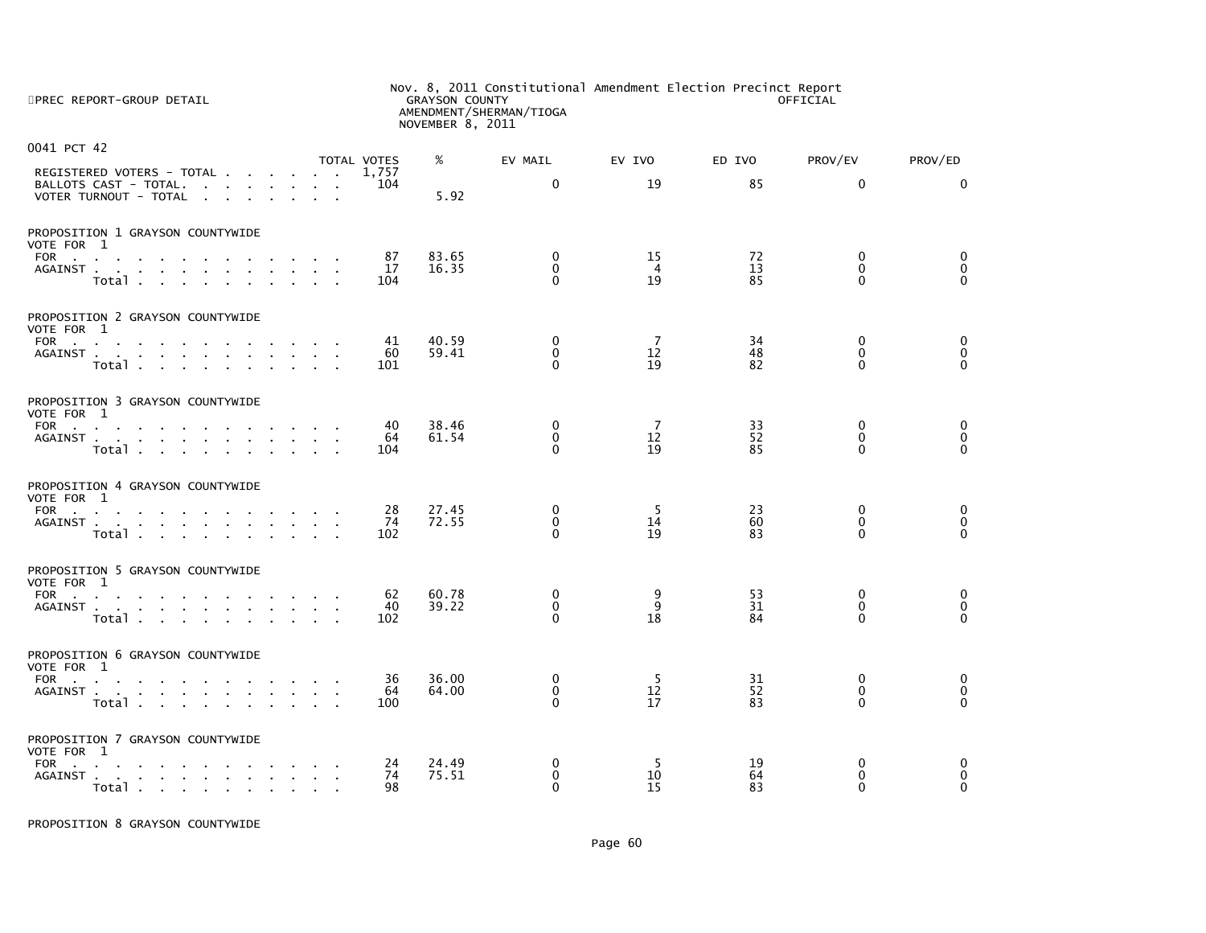PREC REPORT-GROUP DETAIL

Nov. 8, 2011 Constitutional Amendment Election Precinct Report
GRAYSON COUNTY
AMENDMENT/SHERMAN/TIOGA
NOVEMBER 8, 2011

OFFICIAL

## 0041 PCT 42

| | TOTAL VOTES | % | EV MAIL | EV IVO | ED IVO | PROV/EV | PROV/ED |
|---|---|---|---|---|---|---|---|
| REGISTERED VOTERS - TOTAL | 1,757 | | | | | | |
| BALLOTS CAST - TOTAL. | 104 | | 0 | 19 | 85 | 0 | 0 |
| VOTER TURNOUT - TOTAL | | 5.92 | | | | | |

### PROPOSITION 1 GRAYSON COUNTYWIDE
VOTE FOR 1

| | TOTAL VOTES | % | EV MAIL | EV IVO | ED IVO | PROV/EV | PROV/ED |
|---|---|---|---|---|---|---|---|
| FOR | 87 | 83.65 | 0 | 15 | 72 | 0 | 0 |
| AGAINST | 17 | 16.35 | 0 | 4 | 13 | 0 | 0 |
| Total | 104 | | 0 | 19 | 85 | 0 | 0 |

### PROPOSITION 2 GRAYSON COUNTYWIDE
VOTE FOR 1

| | TOTAL VOTES | % | EV MAIL | EV IVO | ED IVO | PROV/EV | PROV/ED |
|---|---|---|---|---|---|---|---|
| FOR | 41 | 40.59 | 0 | 7 | 34 | 0 | 0 |
| AGAINST | 60 | 59.41 | 0 | 12 | 48 | 0 | 0 |
| Total | 101 | | 0 | 19 | 82 | 0 | 0 |

### PROPOSITION 3 GRAYSON COUNTYWIDE
VOTE FOR 1

| | TOTAL VOTES | % | EV MAIL | EV IVO | ED IVO | PROV/EV | PROV/ED |
|---|---|---|---|---|---|---|---|
| FOR | 40 | 38.46 | 0 | 7 | 33 | 0 | 0 |
| AGAINST | 64 | 61.54 | 0 | 12 | 52 | 0 | 0 |
| Total | 104 | | 0 | 19 | 85 | 0 | 0 |

### PROPOSITION 4 GRAYSON COUNTYWIDE
VOTE FOR 1

| | TOTAL VOTES | % | EV MAIL | EV IVO | ED IVO | PROV/EV | PROV/ED |
|---|---|---|---|---|---|---|---|
| FOR | 28 | 27.45 | 0 | 5 | 23 | 0 | 0 |
| AGAINST | 74 | 72.55 | 0 | 14 | 60 | 0 | 0 |
| Total | 102 | | 0 | 19 | 83 | 0 | 0 |

### PROPOSITION 5 GRAYSON COUNTYWIDE
VOTE FOR 1

| | TOTAL VOTES | % | EV MAIL | EV IVO | ED IVO | PROV/EV | PROV/ED |
|---|---|---|---|---|---|---|---|
| FOR | 62 | 60.78 | 0 | 9 | 53 | 0 | 0 |
| AGAINST | 40 | 39.22 | 0 | 9 | 31 | 0 | 0 |
| Total | 102 | | 0 | 18 | 84 | 0 | 0 |

### PROPOSITION 6 GRAYSON COUNTYWIDE
VOTE FOR 1

| | TOTAL VOTES | % | EV MAIL | EV IVO | ED IVO | PROV/EV | PROV/ED |
|---|---|---|---|---|---|---|---|
| FOR | 36 | 36.00 | 0 | 5 | 31 | 0 | 0 |
| AGAINST | 64 | 64.00 | 0 | 12 | 52 | 0 | 0 |
| Total | 100 | | 0 | 17 | 83 | 0 | 0 |

### PROPOSITION 7 GRAYSON COUNTYWIDE
VOTE FOR 1

| | TOTAL VOTES | % | EV MAIL | EV IVO | ED IVO | PROV/EV | PROV/ED |
|---|---|---|---|---|---|---|---|
| FOR | 24 | 24.49 | 0 | 5 | 19 | 0 | 0 |
| AGAINST | 74 | 75.51 | 0 | 10 | 64 | 0 | 0 |
| Total | 98 | | 0 | 15 | 83 | 0 | 0 |

### PROPOSITION 8 GRAYSON COUNTYWIDE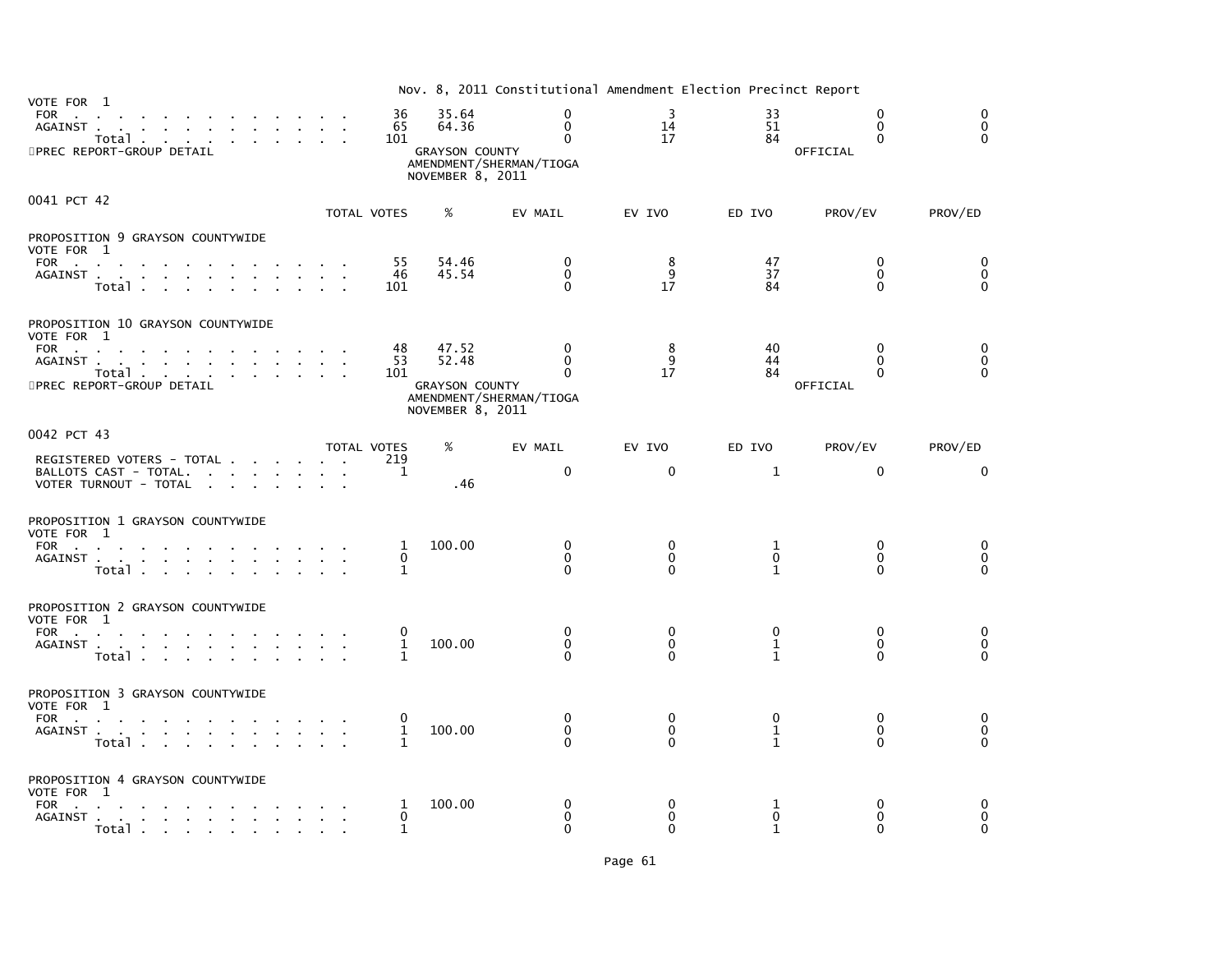Nov. 8, 2011 Constitutional Amendment Election Precinct Report

| VOTE FOR 1 | TOTAL VOTES | % | EV MAIL | EV IVO | ED IVO | PROV/EV | PROV/ED |
|---|---|---|---|---|---|---|---|
| FOR | 36 | 35.64 | 0 | 3 | 33 | 0 | 0 |
| AGAINST | 65 | 64.36 | 0 | 14 | 51 | 0 | 0 |
| Total | 101 | | 0 | 17 | 84 | 0 | 0 |

PREC REPORT-GROUP DETAIL

GRAYSON COUNTY
AMENDMENT/SHERMAN/TIOGA
NOVEMBER 8, 2011

OFFICIAL

## 0041 PCT 42

| PROPOSITION 9 GRAYSON COUNTYWIDE<br>VOTE FOR 1 | TOTAL VOTES | % | EV MAIL | EV IVO | ED IVO | PROV/EV | PROV/ED |
|---|---|---|---|---|---|---|---|
| FOR | 55 | 54.46 | 0 | 8 | 47 | 0 | 0 |
| AGAINST | 46 | 45.54 | 0 | 9 | 37 | 0 | 0 |
| Total | 101 | | 0 | 17 | 84 | 0 | 0 |

| PROPOSITION 10 GRAYSON COUNTYWIDE<br>VOTE FOR 1 | TOTAL VOTES | % | EV MAIL | EV IVO | ED IVO | PROV/EV | PROV/ED |
|---|---|---|---|---|---|---|---|
| FOR | 48 | 47.52 | 0 | 8 | 40 | 0 | 0 |
| AGAINST | 53 | 52.48 | 0 | 9 | 44 | 0 | 0 |
| Total | 101 | | 0 | 17 | 84 | 0 | 0 |

PREC REPORT-GROUP DETAIL

GRAYSON COUNTY
AMENDMENT/SHERMAN/TIOGA
NOVEMBER 8, 2011

OFFICIAL

## 0042 PCT 43

| | TOTAL VOTES | % | EV MAIL | EV IVO | ED IVO | PROV/EV | PROV/ED |
|---|---|---|---|---|---|---|---|
| REGISTERED VOTERS - TOTAL | 219 | | | | | | |
| BALLOTS CAST - TOTAL. | 1 | | 0 | 0 | 1 | 0 | 0 |
| VOTER TURNOUT - TOTAL | | .46 | | | | | |

| PROPOSITION 1 GRAYSON COUNTYWIDE<br>VOTE FOR 1 | TOTAL VOTES | % | EV MAIL | EV IVO | ED IVO | PROV/EV | PROV/ED |
|---|---|---|---|---|---|---|---|
| FOR | 1 | 100.00 | 0 | 0 | 1 | 0 | 0 |
| AGAINST | 0 | | 0 | 0 | 0 | 0 | 0 |
| Total | 1 | | 0 | 0 | 1 | 0 | 0 |

| PROPOSITION 2 GRAYSON COUNTYWIDE<br>VOTE FOR 1 | TOTAL VOTES | % | EV MAIL | EV IVO | ED IVO | PROV/EV | PROV/ED |
|---|---|---|---|---|---|---|---|
| FOR | 0 | | 0 | 0 | 0 | 0 | 0 |
| AGAINST | 1 | 100.00 | 0 | 0 | 1 | 0 | 0 |
| Total | 1 | | 0 | 0 | 1 | 0 | 0 |

| PROPOSITION 3 GRAYSON COUNTYWIDE<br>VOTE FOR 1 | TOTAL VOTES | % | EV MAIL | EV IVO | ED IVO | PROV/EV | PROV/ED |
|---|---|---|---|---|---|---|---|
| FOR | 0 | | 0 | 0 | 0 | 0 | 0 |
| AGAINST | 1 | 100.00 | 0 | 0 | 1 | 0 | 0 |
| Total | 1 | | 0 | 0 | 1 | 0 | 0 |

| PROPOSITION 4 GRAYSON COUNTYWIDE<br>VOTE FOR 1 | TOTAL VOTES | % | EV MAIL | EV IVO | ED IVO | PROV/EV | PROV/ED |
|---|---|---|---|---|---|---|---|
| FOR | 1 | 100.00 | 0 | 0 | 1 | 0 | 0 |
| AGAINST | 0 | | 0 | 0 | 0 | 0 | 0 |
| Total | 1 | | 0 | 0 | 1 | 0 | 0 |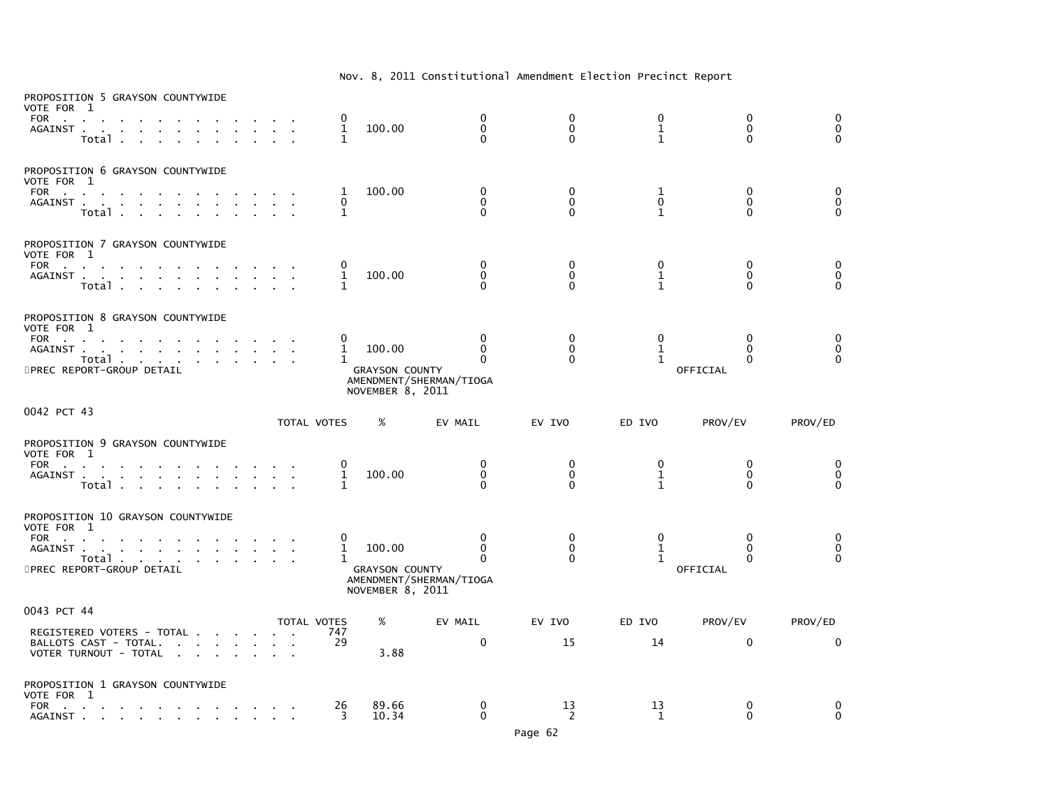Nov. 8, 2011 Constitutional Amendment Election Precinct Report

PROPOSITION 5 GRAYSON COUNTYWIDE
VOTE FOR 1

| | TOTAL VOTES | % | EV MAIL | EV IVO | ED IVO | PROV/EV | PROV/ED |
|---|---|---|---|---|---|---|---|
| FOR | 0 | | 0 | 0 | 0 | 0 | 0 |
| AGAINST | 1 | 100.00 | 0 | 0 | 1 | 0 | 0 |
| Total | 1 | | 0 | 0 | 1 | 0 | 0 |

PROPOSITION 6 GRAYSON COUNTYWIDE
VOTE FOR 1

| | TOTAL VOTES | % | EV MAIL | EV IVO | ED IVO | PROV/EV | PROV/ED |
|---|---|---|---|---|---|---|---|
| FOR | 1 | 100.00 | 0 | 0 | 1 | 0 | 0 |
| AGAINST | 0 | | 0 | 0 | 0 | 0 | 0 |
| Total | 1 | | 0 | 0 | 1 | 0 | 0 |

PROPOSITION 7 GRAYSON COUNTYWIDE
VOTE FOR 1

| | TOTAL VOTES | % | EV MAIL | EV IVO | ED IVO | PROV/EV | PROV/ED |
|---|---|---|---|---|---|---|---|
| FOR | 0 | | 0 | 0 | 0 | 0 | 0 |
| AGAINST | 1 | 100.00 | 0 | 0 | 1 | 0 | 0 |
| Total | 1 | | 0 | 0 | 1 | 0 | 0 |

PROPOSITION 8 GRAYSON COUNTYWIDE
VOTE FOR 1

| | TOTAL VOTES | % | EV MAIL | EV IVO | ED IVO | PROV/EV | PROV/ED |
|---|---|---|---|---|---|---|---|
| FOR | 0 | | 0 | 0 | 0 | 0 | 0 |
| AGAINST | 1 | 100.00 | 0 | 0 | 1 | 0 | 0 |
| Total | 1 | | 0 | 0 | 1 | 0 | 0 |

PREC REPORT-GROUP DETAIL — GRAYSON COUNTY AMENDMENT/SHERMAN/TIOGA NOVEMBER 8, 2011 — OFFICIAL

0042 PCT 43

PROPOSITION 9 GRAYSON COUNTYWIDE
VOTE FOR 1

| | TOTAL VOTES | % | EV MAIL | EV IVO | ED IVO | PROV/EV | PROV/ED |
|---|---|---|---|---|---|---|---|
| FOR | 0 | | 0 | 0 | 0 | 0 | 0 |
| AGAINST | 1 | 100.00 | 0 | 0 | 1 | 0 | 0 |
| Total | 1 | | 0 | 0 | 1 | 0 | 0 |

PROPOSITION 10 GRAYSON COUNTYWIDE
VOTE FOR 1

| | TOTAL VOTES | % | EV MAIL | EV IVO | ED IVO | PROV/EV | PROV/ED |
|---|---|---|---|---|---|---|---|
| FOR | 0 | | 0 | 0 | 0 | 0 | 0 |
| AGAINST | 1 | 100.00 | 0 | 0 | 1 | 0 | 0 |
| Total | 1 | | 0 | 0 | 1 | 0 | 0 |

PREC REPORT-GROUP DETAIL — GRAYSON COUNTY AMENDMENT/SHERMAN/TIOGA NOVEMBER 8, 2011 — OFFICIAL

0043 PCT 44

| | TOTAL VOTES | % | EV MAIL | EV IVO | ED IVO | PROV/EV | PROV/ED |
|---|---|---|---|---|---|---|---|
| REGISTERED VOTERS - TOTAL | 747 | | | | | | |
| BALLOTS CAST - TOTAL. | 29 | | 0 | 15 | 14 | 0 | 0 |
| VOTER TURNOUT - TOTAL | | 3.88 | | | | | |

PROPOSITION 1 GRAYSON COUNTYWIDE
VOTE FOR 1

| | TOTAL VOTES | % | EV MAIL | EV IVO | ED IVO | PROV/EV | PROV/ED |
|---|---|---|---|---|---|---|---|
| FOR | 26 | 89.66 | 0 | 13 | 13 | 0 | 0 |
| AGAINST | 3 | 10.34 | 0 | 2 | 1 | 0 | 0 |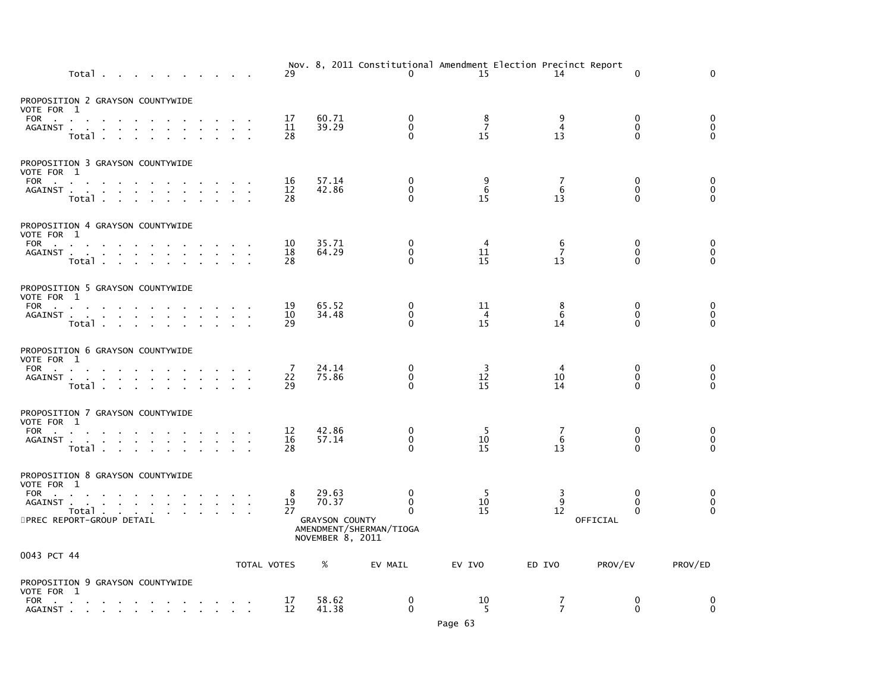Nov. 8, 2011 Constitutional Amendment Election Precinct Report

| | TOTAL VOTES | % | EV MAIL | EV IVO | ED IVO | PROV/EV | PROV/ED |
|---|---|---|---|---|---|---|---|
| Total | 29 | | 0 | 15 | 14 | 0 | 0 |

PROPOSITION 2 GRAYSON COUNTYWIDE
VOTE FOR 1

| | TOTAL VOTES | % | EV MAIL | EV IVO | ED IVO | PROV/EV | PROV/ED |
|---|---|---|---|---|---|---|---|
| FOR | 17 | 60.71 | 0 | 8 | 9 | 0 | 0 |
| AGAINST | 11 | 39.29 | 0 | 7 | 4 | 0 | 0 |
| Total | 28 | | 0 | 15 | 13 | 0 | 0 |

PROPOSITION 3 GRAYSON COUNTYWIDE
VOTE FOR 1

| | TOTAL VOTES | % | EV MAIL | EV IVO | ED IVO | PROV/EV | PROV/ED |
|---|---|---|---|---|---|---|---|
| FOR | 16 | 57.14 | 0 | 9 | 7 | 0 | 0 |
| AGAINST | 12 | 42.86 | 0 | 6 | 6 | 0 | 0 |
| Total | 28 | | 0 | 15 | 13 | 0 | 0 |

PROPOSITION 4 GRAYSON COUNTYWIDE
VOTE FOR 1

| | TOTAL VOTES | % | EV MAIL | EV IVO | ED IVO | PROV/EV | PROV/ED |
|---|---|---|---|---|---|---|---|
| FOR | 10 | 35.71 | 0 | 4 | 6 | 0 | 0 |
| AGAINST | 18 | 64.29 | 0 | 11 | 7 | 0 | 0 |
| Total | 28 | | 0 | 15 | 13 | 0 | 0 |

PROPOSITION 5 GRAYSON COUNTYWIDE
VOTE FOR 1

| | TOTAL VOTES | % | EV MAIL | EV IVO | ED IVO | PROV/EV | PROV/ED |
|---|---|---|---|---|---|---|---|
| FOR | 19 | 65.52 | 0 | 11 | 8 | 0 | 0 |
| AGAINST | 10 | 34.48 | 0 | 4 | 6 | 0 | 0 |
| Total | 29 | | 0 | 15 | 14 | 0 | 0 |

PROPOSITION 6 GRAYSON COUNTYWIDE
VOTE FOR 1

| | TOTAL VOTES | % | EV MAIL | EV IVO | ED IVO | PROV/EV | PROV/ED |
|---|---|---|---|---|---|---|---|
| FOR | 7 | 24.14 | 0 | 3 | 4 | 0 | 0 |
| AGAINST | 22 | 75.86 | 0 | 12 | 10 | 0 | 0 |
| Total | 29 | | 0 | 15 | 14 | 0 | 0 |

PROPOSITION 7 GRAYSON COUNTYWIDE
VOTE FOR 1

| | TOTAL VOTES | % | EV MAIL | EV IVO | ED IVO | PROV/EV | PROV/ED |
|---|---|---|---|---|---|---|---|
| FOR | 12 | 42.86 | 0 | 5 | 7 | 0 | 0 |
| AGAINST | 16 | 57.14 | 0 | 10 | 6 | 0 | 0 |
| Total | 28 | | 0 | 15 | 13 | 0 | 0 |

PROPOSITION 8 GRAYSON COUNTYWIDE
VOTE FOR 1

| | TOTAL VOTES | % | EV MAIL | EV IVO | ED IVO | PROV/EV | PROV/ED |
|---|---|---|---|---|---|---|---|
| FOR | 8 | 29.63 | 0 | 5 | 3 | 0 | 0 |
| AGAINST | 19 | 70.37 | 0 | 10 | 9 | 0 | 0 |
| Total | 27 | | 0 | 15 | 12 | 0 | 0 |

PREC REPORT-GROUP DETAIL

GRAYSON COUNTY
AMENDMENT/SHERMAN/TIOGA
NOVEMBER 8, 2011

OFFICIAL

0043 PCT 44

PROPOSITION 9 GRAYSON COUNTYWIDE
VOTE FOR 1

| | TOTAL VOTES | % | EV MAIL | EV IVO | ED IVO | PROV/EV | PROV/ED |
|---|---|---|---|---|---|---|---|
| FOR | 17 | 58.62 | 0 | 10 | 7 | 0 | 0 |
| AGAINST | 12 | 41.38 | 0 | 5 | 7 | 0 | 0 |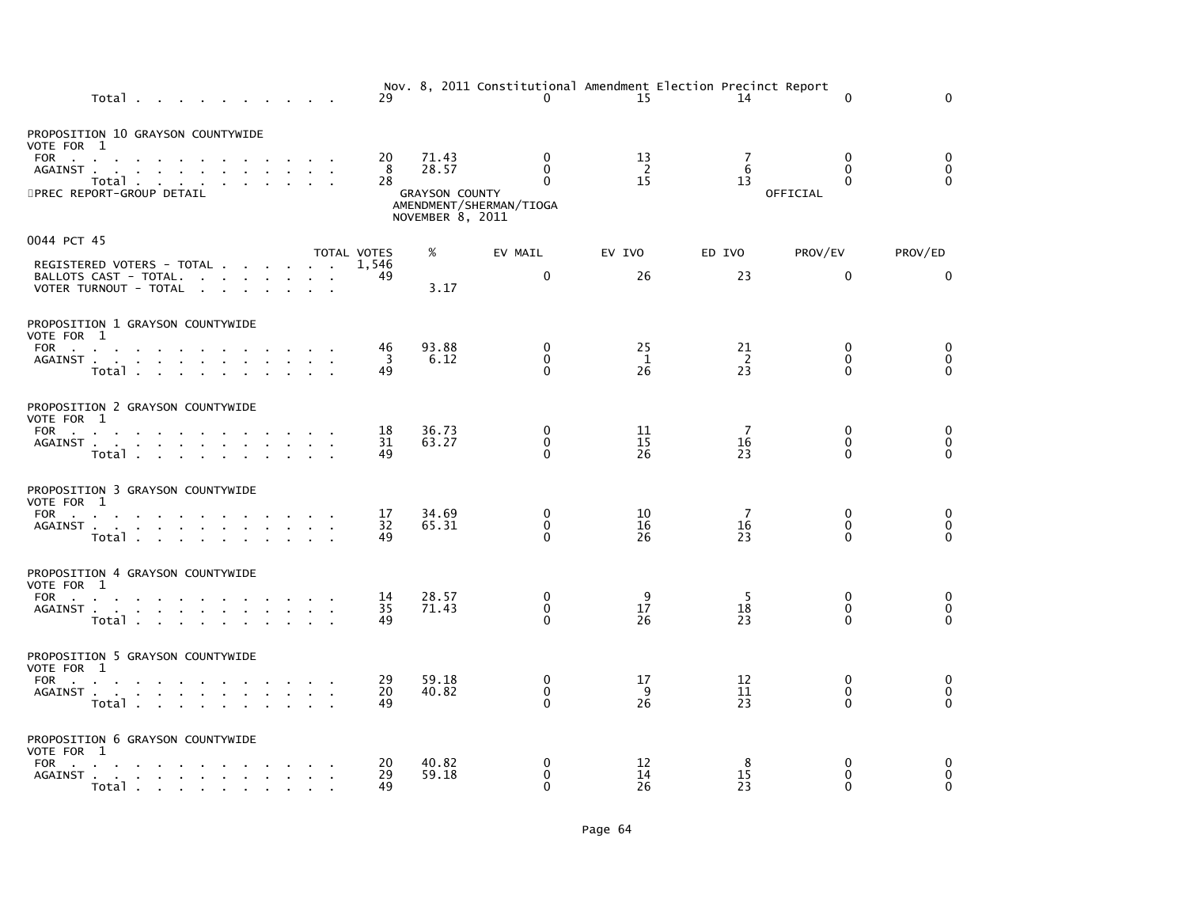Nov. 8, 2011 Constitutional Amendment Election Precinct Report

| | TOTAL VOTES | % | EV MAIL | EV IVO | ED IVO | PROV/EV | PROV/ED |
|---|---|---|---|---|---|---|---|
| Total | 29 | | 0 | 15 | 14 | 0 | 0 |

PROPOSITION 10 GRAYSON COUNTYWIDE
VOTE FOR 1

| | TOTAL VOTES | % | EV MAIL | EV IVO | ED IVO | PROV/EV | PROV/ED |
|---|---|---|---|---|---|---|---|
| FOR | 20 | 71.43 | 0 | 13 | 7 | 0 | 0 |
| AGAINST | 8 | 28.57 | 0 | 2 | 6 | 0 | 0 |
| Total | 28 | | 0 | 15 | 13 | 0 | 0 |

PREC REPORT-GROUP DETAIL — GRAYSON COUNTY AMENDMENT/SHERMAN/TIOGA NOVEMBER 8, 2011 — OFFICIAL

## 0044 PCT 45

| | TOTAL VOTES | % | EV MAIL | EV IVO | ED IVO | PROV/EV | PROV/ED |
|---|---|---|---|---|---|---|---|
| REGISTERED VOTERS - TOTAL | 1,546 | | | | | | |
| BALLOTS CAST - TOTAL. | 49 | | 0 | 26 | 23 | 0 | 0 |
| VOTER TURNOUT - TOTAL | | 3.17 | | | | | |

PROPOSITION 1 GRAYSON COUNTYWIDE
VOTE FOR 1

| | TOTAL VOTES | % | EV MAIL | EV IVO | ED IVO | PROV/EV | PROV/ED |
|---|---|---|---|---|---|---|---|
| FOR | 46 | 93.88 | 0 | 25 | 21 | 0 | 0 |
| AGAINST | 3 | 6.12 | 0 | 1 | 2 | 0 | 0 |
| Total | 49 | | 0 | 26 | 23 | 0 | 0 |

PROPOSITION 2 GRAYSON COUNTYWIDE
VOTE FOR 1

| | TOTAL VOTES | % | EV MAIL | EV IVO | ED IVO | PROV/EV | PROV/ED |
|---|---|---|---|---|---|---|---|
| FOR | 18 | 36.73 | 0 | 11 | 7 | 0 | 0 |
| AGAINST | 31 | 63.27 | 0 | 15 | 16 | 0 | 0 |
| Total | 49 | | 0 | 26 | 23 | 0 | 0 |

PROPOSITION 3 GRAYSON COUNTYWIDE
VOTE FOR 1

| | TOTAL VOTES | % | EV MAIL | EV IVO | ED IVO | PROV/EV | PROV/ED |
|---|---|---|---|---|---|---|---|
| FOR | 17 | 34.69 | 0 | 10 | 7 | 0 | 0 |
| AGAINST | 32 | 65.31 | 0 | 16 | 16 | 0 | 0 |
| Total | 49 | | 0 | 26 | 23 | 0 | 0 |

PROPOSITION 4 GRAYSON COUNTYWIDE
VOTE FOR 1

| | TOTAL VOTES | % | EV MAIL | EV IVO | ED IVO | PROV/EV | PROV/ED |
|---|---|---|---|---|---|---|---|
| FOR | 14 | 28.57 | 0 | 9 | 5 | 0 | 0 |
| AGAINST | 35 | 71.43 | 0 | 17 | 18 | 0 | 0 |
| Total | 49 | | 0 | 26 | 23 | 0 | 0 |

PROPOSITION 5 GRAYSON COUNTYWIDE
VOTE FOR 1

| | TOTAL VOTES | % | EV MAIL | EV IVO | ED IVO | PROV/EV | PROV/ED |
|---|---|---|---|---|---|---|---|
| FOR | 29 | 59.18 | 0 | 17 | 12 | 0 | 0 |
| AGAINST | 20 | 40.82 | 0 | 9 | 11 | 0 | 0 |
| Total | 49 | | 0 | 26 | 23 | 0 | 0 |

PROPOSITION 6 GRAYSON COUNTYWIDE
VOTE FOR 1

| | TOTAL VOTES | % | EV MAIL | EV IVO | ED IVO | PROV/EV | PROV/ED |
|---|---|---|---|---|---|---|---|
| FOR | 20 | 40.82 | 0 | 12 | 8 | 0 | 0 |
| AGAINST | 29 | 59.18 | 0 | 14 | 15 | 0 | 0 |
| Total | 49 | | 0 | 26 | 23 | 0 | 0 |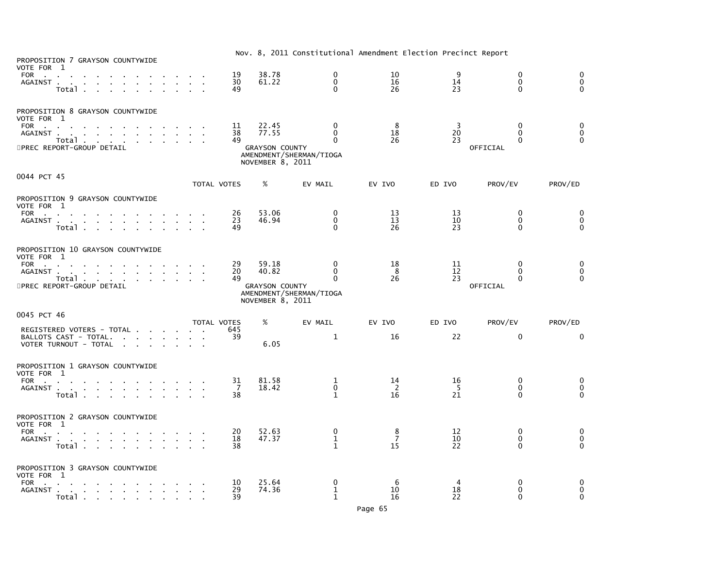Nov. 8, 2011 Constitutional Amendment Election Precinct Report

PROPOSITION 7 GRAYSON COUNTYWIDE
VOTE FOR 1

| | TOTAL VOTES | % | EV MAIL | EV IVO | ED IVO | PROV/EV | PROV/ED |
|---|---|---|---|---|---|---|---|
| FOR | 19 | 38.78 | 0 | 10 | 9 | 0 | 0 |
| AGAINST | 30 | 61.22 | 0 | 16 | 14 | 0 | 0 |
| Total | 49 | | 0 | 26 | 23 | 0 | 0 |

PROPOSITION 8 GRAYSON COUNTYWIDE
VOTE FOR 1

| | TOTAL VOTES | % | EV MAIL | EV IVO | ED IVO | PROV/EV | PROV/ED |
|---|---|---|---|---|---|---|---|
| FOR | 11 | 22.45 | 0 | 8 | 3 | 0 | 0 |
| AGAINST | 38 | 77.55 | 0 | 18 | 20 | 0 | 0 |
| Total | 49 | | 0 | 26 | 23 | 0 | 0 |

PREC REPORT-GROUP DETAIL — GRAYSON COUNTY AMENDMENT/SHERMAN/TIOGA NOVEMBER 8, 2011 — OFFICIAL

## 0044 PCT 45

PROPOSITION 9 GRAYSON COUNTYWIDE
VOTE FOR 1

| | TOTAL VOTES | % | EV MAIL | EV IVO | ED IVO | PROV/EV | PROV/ED |
|---|---|---|---|---|---|---|---|
| FOR | 26 | 53.06 | 0 | 13 | 13 | 0 | 0 |
| AGAINST | 23 | 46.94 | 0 | 13 | 10 | 0 | 0 |
| Total | 49 | | 0 | 26 | 23 | 0 | 0 |

PROPOSITION 10 GRAYSON COUNTYWIDE
VOTE FOR 1

| | TOTAL VOTES | % | EV MAIL | EV IVO | ED IVO | PROV/EV | PROV/ED |
|---|---|---|---|---|---|---|---|
| FOR | 29 | 59.18 | 0 | 18 | 11 | 0 | 0 |
| AGAINST | 20 | 40.82 | 0 | 8 | 12 | 0 | 0 |
| Total | 49 | | 0 | 26 | 23 | 0 | 0 |

PREC REPORT-GROUP DETAIL — GRAYSON COUNTY AMENDMENT/SHERMAN/TIOGA NOVEMBER 8, 2011 — OFFICIAL

## 0045 PCT 46

| | TOTAL VOTES | % | EV MAIL | EV IVO | ED IVO | PROV/EV | PROV/ED |
|---|---|---|---|---|---|---|---|
| REGISTERED VOTERS - TOTAL | 645 | | | | | | |
| BALLOTS CAST - TOTAL. | 39 | | 1 | 16 | 22 | 0 | 0 |
| VOTER TURNOUT - TOTAL | | 6.05 | | | | | |

PROPOSITION 1 GRAYSON COUNTYWIDE
VOTE FOR 1

| | TOTAL VOTES | % | EV MAIL | EV IVO | ED IVO | PROV/EV | PROV/ED |
|---|---|---|---|---|---|---|---|
| FOR | 31 | 81.58 | 1 | 14 | 16 | 0 | 0 |
| AGAINST | 7 | 18.42 | 0 | 2 | 5 | 0 | 0 |
| Total | 38 | | 1 | 16 | 21 | 0 | 0 |

PROPOSITION 2 GRAYSON COUNTYWIDE
VOTE FOR 1

| | TOTAL VOTES | % | EV MAIL | EV IVO | ED IVO | PROV/EV | PROV/ED |
|---|---|---|---|---|---|---|---|
| FOR | 20 | 52.63 | 0 | 8 | 12 | 0 | 0 |
| AGAINST | 18 | 47.37 | 1 | 7 | 10 | 0 | 0 |
| Total | 38 | | 1 | 15 | 22 | 0 | 0 |

PROPOSITION 3 GRAYSON COUNTYWIDE
VOTE FOR 1

| | TOTAL VOTES | % | EV MAIL | EV IVO | ED IVO | PROV/EV | PROV/ED |
|---|---|---|---|---|---|---|---|
| FOR | 10 | 25.64 | 0 | 6 | 4 | 0 | 0 |
| AGAINST | 29 | 74.36 | 1 | 10 | 18 | 0 | 0 |
| Total | 39 | | 1 | 16 | 22 | 0 | 0 |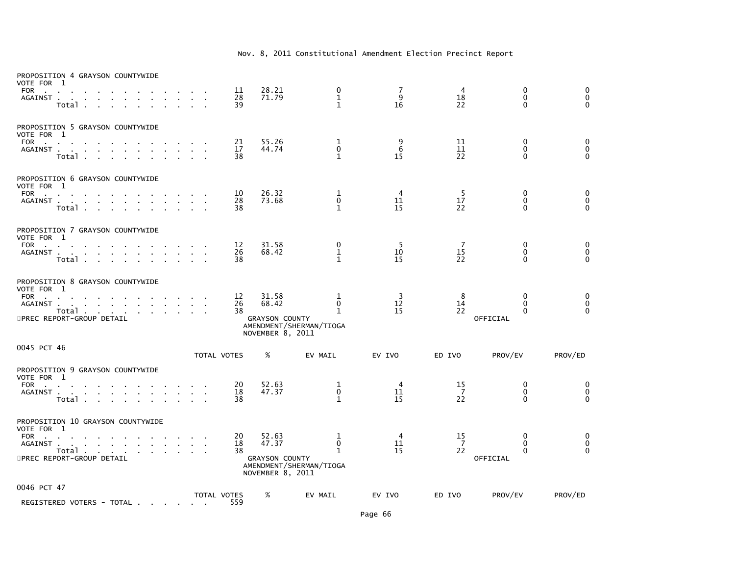Nov. 8, 2011 Constitutional Amendment Election Precinct Report

PROPOSITION 4 GRAYSON COUNTYWIDE
VOTE FOR 1

| | TOTAL VOTES | % | EV MAIL | EV IVO | ED IVO | PROV/EV | PROV/ED |
|---|---|---|---|---|---|---|---|
| FOR | 11 | 28.21 | 0 | 7 | 4 | 0 | 0 |
| AGAINST | 28 | 71.79 | 1 | 9 | 18 | 0 | 0 |
| Total | 39 | | 1 | 16 | 22 | 0 | 0 |

PROPOSITION 5 GRAYSON COUNTYWIDE
VOTE FOR 1

| | TOTAL VOTES | % | EV MAIL | EV IVO | ED IVO | PROV/EV | PROV/ED |
|---|---|---|---|---|---|---|---|
| FOR | 21 | 55.26 | 1 | 9 | 11 | 0 | 0 |
| AGAINST | 17 | 44.74 | 0 | 6 | 11 | 0 | 0 |
| Total | 38 | | 1 | 15 | 22 | 0 | 0 |

PROPOSITION 6 GRAYSON COUNTYWIDE
VOTE FOR 1

| | TOTAL VOTES | % | EV MAIL | EV IVO | ED IVO | PROV/EV | PROV/ED |
|---|---|---|---|---|---|---|---|
| FOR | 10 | 26.32 | 1 | 4 | 5 | 0 | 0 |
| AGAINST | 28 | 73.68 | 0 | 11 | 17 | 0 | 0 |
| Total | 38 | | 1 | 15 | 22 | 0 | 0 |

PROPOSITION 7 GRAYSON COUNTYWIDE
VOTE FOR 1

| | TOTAL VOTES | % | EV MAIL | EV IVO | ED IVO | PROV/EV | PROV/ED |
|---|---|---|---|---|---|---|---|
| FOR | 12 | 31.58 | 0 | 5 | 7 | 0 | 0 |
| AGAINST | 26 | 68.42 | 1 | 10 | 15 | 0 | 0 |
| Total | 38 | | 1 | 15 | 22 | 0 | 0 |

PROPOSITION 8 GRAYSON COUNTYWIDE
VOTE FOR 1

| | TOTAL VOTES | % | EV MAIL | EV IVO | ED IVO | PROV/EV | PROV/ED |
|---|---|---|---|---|---|---|---|
| FOR | 12 | 31.58 | 1 | 3 | 8 | 0 | 0 |
| AGAINST | 26 | 68.42 | 0 | 12 | 14 | 0 | 0 |
| Total | 38 | | 1 | 15 | 22 | 0 | 0 |

PREC REPORT-GROUP DETAIL — GRAYSON COUNTY AMENDMENT/SHERMAN/TIOGA NOVEMBER 8, 2011 — OFFICIAL

0045 PCT 46

PROPOSITION 9 GRAYSON COUNTYWIDE
VOTE FOR 1

| | TOTAL VOTES | % | EV MAIL | EV IVO | ED IVO | PROV/EV | PROV/ED |
|---|---|---|---|---|---|---|---|
| FOR | 20 | 52.63 | 1 | 4 | 15 | 0 | 0 |
| AGAINST | 18 | 47.37 | 0 | 11 | 7 | 0 | 0 |
| Total | 38 | | 1 | 15 | 22 | 0 | 0 |

PROPOSITION 10 GRAYSON COUNTYWIDE
VOTE FOR 1

| | TOTAL VOTES | % | EV MAIL | EV IVO | ED IVO | PROV/EV | PROV/ED |
|---|---|---|---|---|---|---|---|
| FOR | 20 | 52.63 | 1 | 4 | 15 | 0 | 0 |
| AGAINST | 18 | 47.37 | 0 | 11 | 7 | 0 | 0 |
| Total | 38 | | 1 | 15 | 22 | 0 | 0 |

PREC REPORT-GROUP DETAIL — GRAYSON COUNTY AMENDMENT/SHERMAN/TIOGA NOVEMBER 8, 2011 — OFFICIAL

0046 PCT 47

| | TOTAL VOTES | % | EV MAIL | EV IVO | ED IVO | PROV/EV | PROV/ED |
|---|---|---|---|---|---|---|---|
| REGISTERED VOTERS - TOTAL | 559 | | | | | | |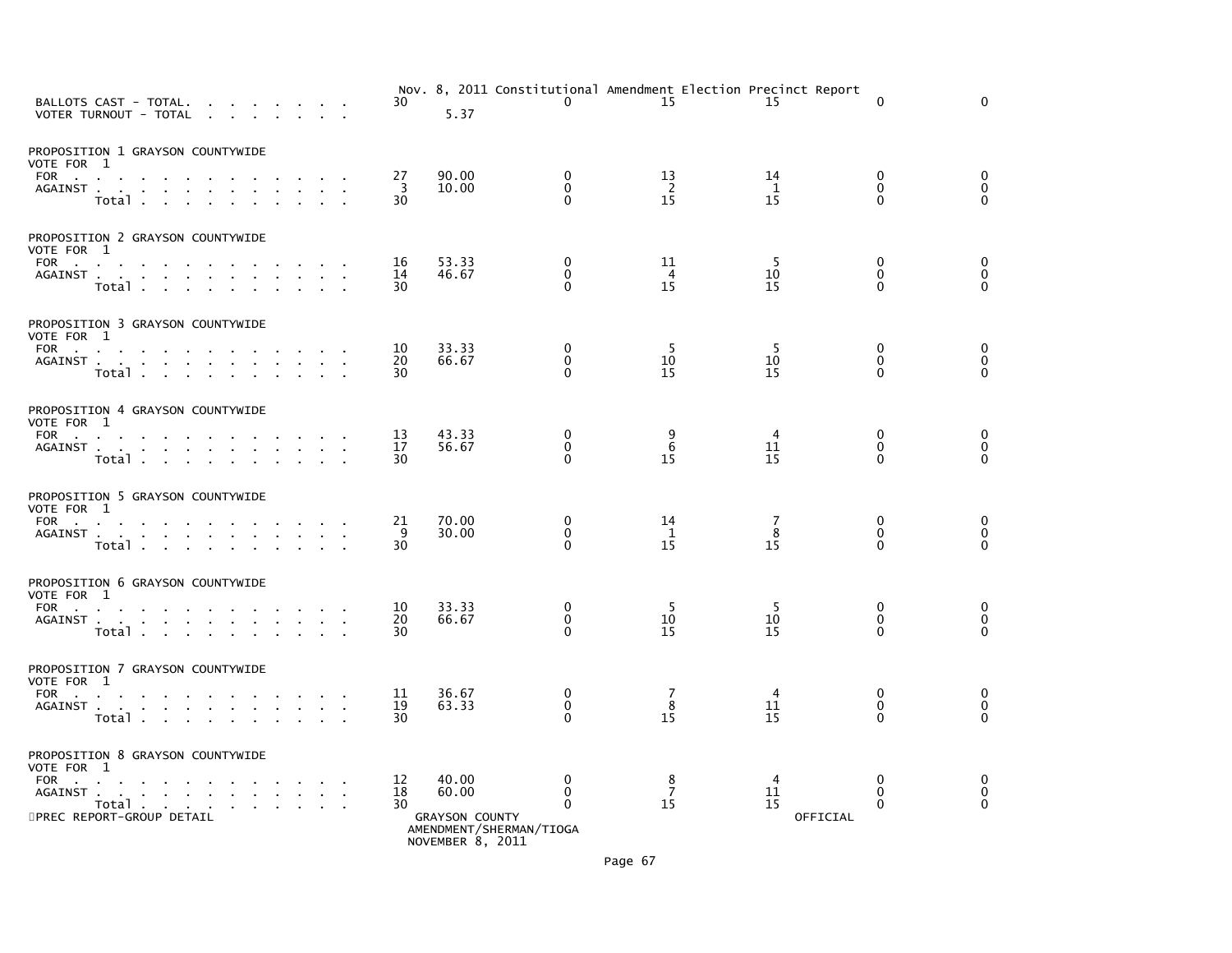Nov. 8, 2011 Constitutional Amendment Election Precinct Report

| | | | | | | | |
|---|---|---|---|---|---|---|---|
| BALLOTS CAST - TOTAL. | 30 | | 0 | 15 | 15 | 0 | 0 |
| VOTER TURNOUT - TOTAL | | 5.37 | | | | | |
| **PROPOSITION 1 GRAYSON COUNTYWIDE** | | | | | | | |
| VOTE FOR 1 | | | | | | | |
| FOR | 27 | 90.00 | 0 | 13 | 14 | 0 | 0 |
| AGAINST | 3 | 10.00 | 0 | 2 | 1 | 0 | 0 |
| Total | 30 | | 0 | 15 | 15 | 0 | 0 |
| **PROPOSITION 2 GRAYSON COUNTYWIDE** | | | | | | | |
| VOTE FOR 1 | | | | | | | |
| FOR | 16 | 53.33 | 0 | 11 | 5 | 0 | 0 |
| AGAINST | 14 | 46.67 | 0 | 4 | 10 | 0 | 0 |
| Total | 30 | | 0 | 15 | 15 | 0 | 0 |
| **PROPOSITION 3 GRAYSON COUNTYWIDE** | | | | | | | |
| VOTE FOR 1 | | | | | | | |
| FOR | 10 | 33.33 | 0 | 5 | 5 | 0 | 0 |
| AGAINST | 20 | 66.67 | 0 | 10 | 10 | 0 | 0 |
| Total | 30 | | 0 | 15 | 15 | 0 | 0 |
| **PROPOSITION 4 GRAYSON COUNTYWIDE** | | | | | | | |
| VOTE FOR 1 | | | | | | | |
| FOR | 13 | 43.33 | 0 | 9 | 4 | 0 | 0 |
| AGAINST | 17 | 56.67 | 0 | 6 | 11 | 0 | 0 |
| Total | 30 | | 0 | 15 | 15 | 0 | 0 |
| **PROPOSITION 5 GRAYSON COUNTYWIDE** | | | | | | | |
| VOTE FOR 1 | | | | | | | |
| FOR | 21 | 70.00 | 0 | 14 | 7 | 0 | 0 |
| AGAINST | 9 | 30.00 | 0 | 1 | 8 | 0 | 0 |
| Total | 30 | | 0 | 15 | 15 | 0 | 0 |
| **PROPOSITION 6 GRAYSON COUNTYWIDE** | | | | | | | |
| VOTE FOR 1 | | | | | | | |
| FOR | 10 | 33.33 | 0 | 5 | 5 | 0 | 0 |
| AGAINST | 20 | 66.67 | 0 | 10 | 10 | 0 | 0 |
| Total | 30 | | 0 | 15 | 15 | 0 | 0 |
| **PROPOSITION 7 GRAYSON COUNTYWIDE** | | | | | | | |
| VOTE FOR 1 | | | | | | | |
| FOR | 11 | 36.67 | 0 | 7 | 4 | 0 | 0 |
| AGAINST | 19 | 63.33 | 0 | 8 | 11 | 0 | 0 |
| Total | 30 | | 0 | 15 | 15 | 0 | 0 |
| **PROPOSITION 8 GRAYSON COUNTYWIDE** | | | | | | | |
| VOTE FOR 1 | | | | | | | |
| FOR | 12 | 40.00 | 0 | 8 | 4 | 0 | 0 |
| AGAINST | 18 | 60.00 | 0 | 7 | 11 | 0 | 0 |
| Total | 30 | | 0 | 15 | 15 | 0 | 0 |

PREC REPORT-GROUP DETAIL

GRAYSON COUNTY
AMENDMENT/SHERMAN/TIOGA
NOVEMBER 8, 2011

OFFICIAL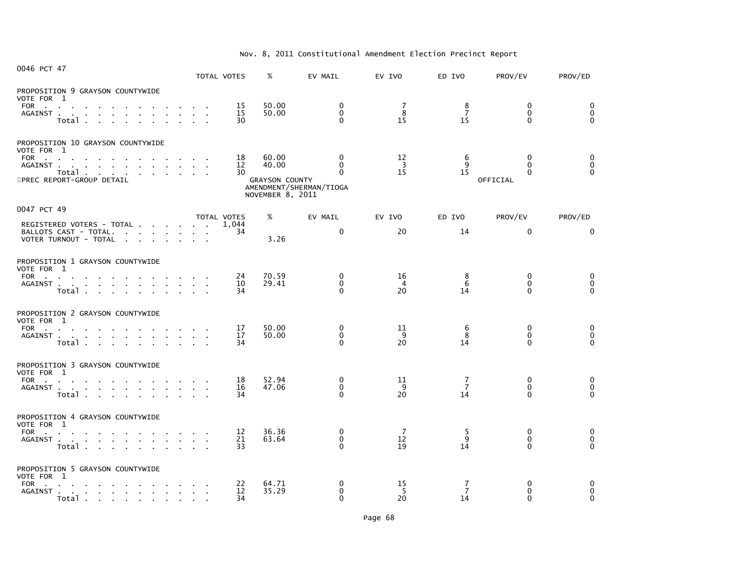Nov. 8, 2011 Constitutional Amendment Election Precinct Report

## 0046 PCT 47

| | TOTAL VOTES | % | EV MAIL | EV IVO | ED IVO | PROV/EV | PROV/ED |
|---|---|---|---|---|---|---|---|
| **PROPOSITION 9 GRAYSON COUNTYWIDE** | | | | | | | |
| VOTE FOR 1 | | | | | | | |
| FOR | 15 | 50.00 | 0 | 7 | 8 | 0 | 0 |
| AGAINST | 15 | 50.00 | 0 | 8 | 7 | 0 | 0 |
| Total | 30 | | 0 | 15 | 15 | 0 | 0 |
| **PROPOSITION 10 GRAYSON COUNTYWIDE** | | | | | | | |
| VOTE FOR 1 | | | | | | | |
| FOR | 18 | 60.00 | 0 | 12 | 6 | 0 | 0 |
| AGAINST | 12 | 40.00 | 0 | 3 | 9 | 0 | 0 |
| Total | 30 | | 0 | 15 | 15 | 0 | 0 |

PREC REPORT-GROUP DETAIL — GRAYSON COUNTY AMENDMENT/SHERMAN/TIOGA NOVEMBER 8, 2011 — OFFICIAL

## 0047 PCT 49

| | TOTAL VOTES | % | EV MAIL | EV IVO | ED IVO | PROV/EV | PROV/ED |
|---|---|---|---|---|---|---|---|
| REGISTERED VOTERS - TOTAL | 1,044 | | | | | | |
| BALLOTS CAST - TOTAL. | 34 | | 0 | 20 | 14 | 0 | 0 |
| VOTER TURNOUT - TOTAL | | 3.26 | | | | | |
| **PROPOSITION 1 GRAYSON COUNTYWIDE** | | | | | | | |
| VOTE FOR 1 | | | | | | | |
| FOR | 24 | 70.59 | 0 | 16 | 8 | 0 | 0 |
| AGAINST | 10 | 29.41 | 0 | 4 | 6 | 0 | 0 |
| Total | 34 | | 0 | 20 | 14 | 0 | 0 |
| **PROPOSITION 2 GRAYSON COUNTYWIDE** | | | | | | | |
| VOTE FOR 1 | | | | | | | |
| FOR | 17 | 50.00 | 0 | 11 | 6 | 0 | 0 |
| AGAINST | 17 | 50.00 | 0 | 9 | 8 | 0 | 0 |
| Total | 34 | | 0 | 20 | 14 | 0 | 0 |
| **PROPOSITION 3 GRAYSON COUNTYWIDE** | | | | | | | |
| VOTE FOR 1 | | | | | | | |
| FOR | 18 | 52.94 | 0 | 11 | 7 | 0 | 0 |
| AGAINST | 16 | 47.06 | 0 | 9 | 7 | 0 | 0 |
| Total | 34 | | 0 | 20 | 14 | 0 | 0 |
| **PROPOSITION 4 GRAYSON COUNTYWIDE** | | | | | | | |
| VOTE FOR 1 | | | | | | | |
| FOR | 12 | 36.36 | 0 | 7 | 5 | 0 | 0 |
| AGAINST | 21 | 63.64 | 0 | 12 | 9 | 0 | 0 |
| Total | 33 | | 0 | 19 | 14 | 0 | 0 |
| **PROPOSITION 5 GRAYSON COUNTYWIDE** | | | | | | | |
| VOTE FOR 1 | | | | | | | |
| FOR | 22 | 64.71 | 0 | 15 | 7 | 0 | 0 |
| AGAINST | 12 | 35.29 | 0 | 5 | 7 | 0 | 0 |
| Total | 34 | | 0 | 20 | 14 | 0 | 0 |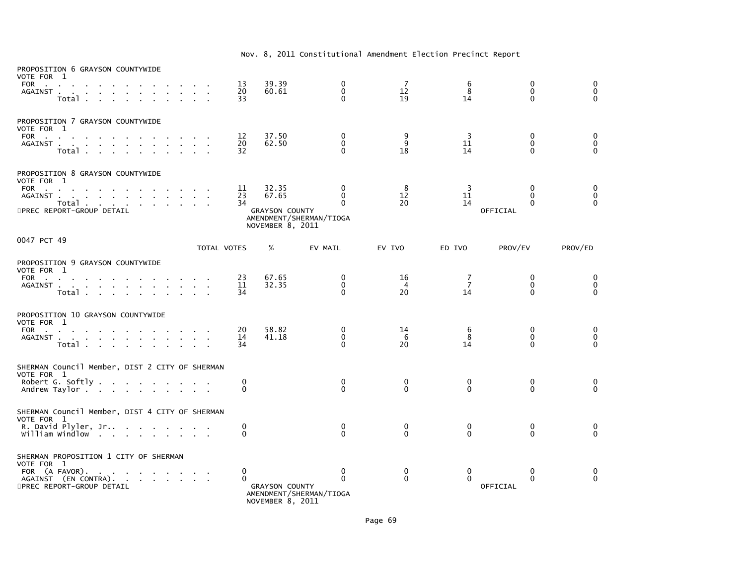Nov. 8, 2011 Constitutional Amendment Election Precinct Report

PROPOSITION 6 GRAYSON COUNTYWIDE
VOTE FOR 1

| | TOTAL VOTES | % | EV MAIL | EV IVO | ED IVO | PROV/EV | PROV/ED |
|---|---|---|---|---|---|---|---|
| FOR | 13 | 39.39 | 0 | 7 | 6 | 0 | 0 |
| AGAINST | 20 | 60.61 | 0 | 12 | 8 | 0 | 0 |
| Total | 33 | | 0 | 19 | 14 | 0 | 0 |

PROPOSITION 7 GRAYSON COUNTYWIDE
VOTE FOR 1

| | TOTAL VOTES | % | EV MAIL | EV IVO | ED IVO | PROV/EV | PROV/ED |
|---|---|---|---|---|---|---|---|
| FOR | 12 | 37.50 | 0 | 9 | 3 | 0 | 0 |
| AGAINST | 20 | 62.50 | 0 | 9 | 11 | 0 | 0 |
| Total | 32 | | 0 | 18 | 14 | 0 | 0 |

PROPOSITION 8 GRAYSON COUNTYWIDE
VOTE FOR 1

| | TOTAL VOTES | % | EV MAIL | EV IVO | ED IVO | PROV/EV | PROV/ED |
|---|---|---|---|---|---|---|---|
| FOR | 11 | 32.35 | 0 | 8 | 3 | 0 | 0 |
| AGAINST | 23 | 67.65 | 0 | 12 | 11 | 0 | 0 |
| Total | 34 | | 0 | 20 | 14 | 0 | 0 |

PREC REPORT-GROUP DETAIL — GRAYSON COUNTY AMENDMENT/SHERMAN/TIOGA NOVEMBER 8, 2011 — OFFICIAL

0047 PCT 49

PROPOSITION 9 GRAYSON COUNTYWIDE
VOTE FOR 1

| | TOTAL VOTES | % | EV MAIL | EV IVO | ED IVO | PROV/EV | PROV/ED |
|---|---|---|---|---|---|---|---|
| FOR | 23 | 67.65 | 0 | 16 | 7 | 0 | 0 |
| AGAINST | 11 | 32.35 | 0 | 4 | 7 | 0 | 0 |
| Total | 34 | | 0 | 20 | 14 | 0 | 0 |

PROPOSITION 10 GRAYSON COUNTYWIDE
VOTE FOR 1

| | TOTAL VOTES | % | EV MAIL | EV IVO | ED IVO | PROV/EV | PROV/ED |
|---|---|---|---|---|---|---|---|
| FOR | 20 | 58.82 | 0 | 14 | 6 | 0 | 0 |
| AGAINST | 14 | 41.18 | 0 | 6 | 8 | 0 | 0 |
| Total | 34 | | 0 | 20 | 14 | 0 | 0 |

SHERMAN Council Member, DIST 2 CITY OF SHERMAN
VOTE FOR 1

| | TOTAL VOTES | % | EV MAIL | EV IVO | ED IVO | PROV/EV | PROV/ED |
|---|---|---|---|---|---|---|---|
| Robert G. Softly | 0 | | 0 | 0 | 0 | 0 | 0 |
| Andrew Taylor | 0 | | 0 | 0 | 0 | 0 | 0 |

SHERMAN Council Member, DIST 4 CITY OF SHERMAN
VOTE FOR 1

| | TOTAL VOTES | % | EV MAIL | EV IVO | ED IVO | PROV/EV | PROV/ED |
|---|---|---|---|---|---|---|---|
| R. David Plyler, Jr. | 0 | | 0 | 0 | 0 | 0 | 0 |
| William Windlow | 0 | | 0 | 0 | 0 | 0 | 0 |

SHERMAN PROPOSITION 1 CITY OF SHERMAN
VOTE FOR 1

| | TOTAL VOTES | % | EV MAIL | EV IVO | ED IVO | PROV/EV | PROV/ED |
|---|---|---|---|---|---|---|---|
| FOR (A FAVOR) | 0 | | 0 | 0 | 0 | 0 | 0 |
| AGAINST (EN CONTRA) | 0 | | 0 | 0 | 0 | 0 | 0 |

PREC REPORT-GROUP DETAIL — GRAYSON COUNTY AMENDMENT/SHERMAN/TIOGA NOVEMBER 8, 2011 — OFFICIAL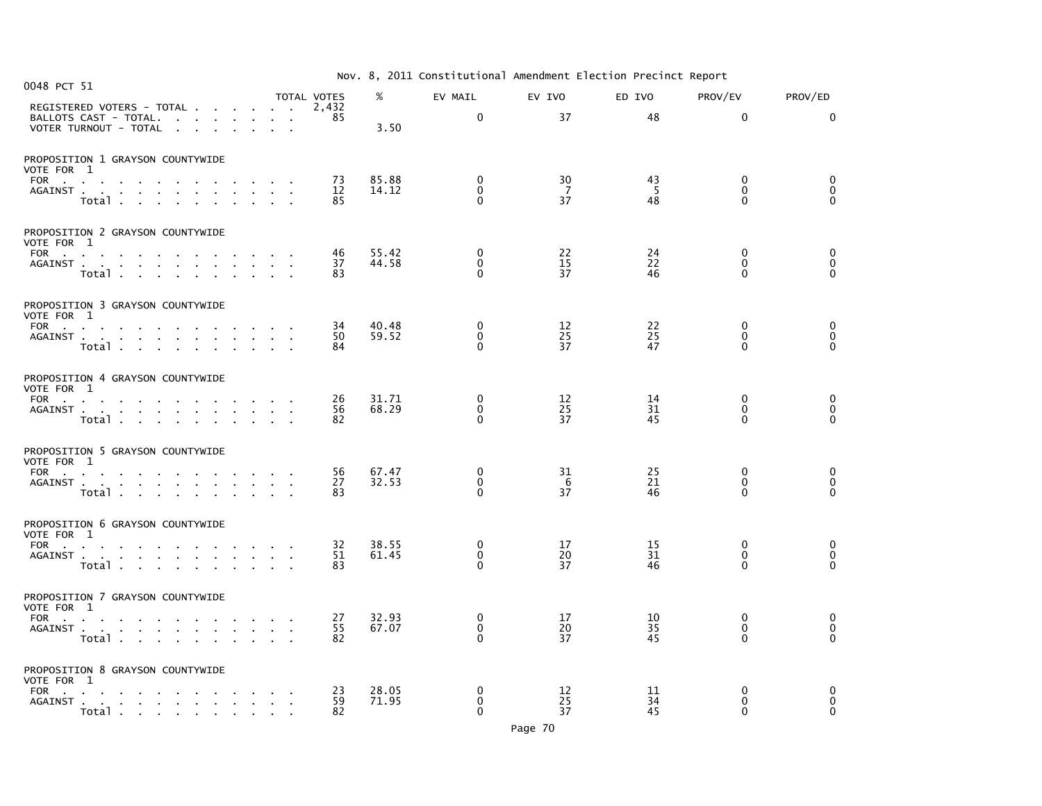Nov. 8, 2011 Constitutional Amendment Election Precinct Report

0048 PCT 51

| | TOTAL VOTES | % | EV MAIL | EV IVO | ED IVO | PROV/EV | PROV/ED |
|---|---|---|---|---|---|---|---|
| REGISTERED VOTERS - TOTAL | 2,432 | | | | | | |
| BALLOTS CAST - TOTAL. | 85 | | 0 | 37 | 48 | 0 | 0 |
| VOTER TURNOUT - TOTAL | | 3.50 | | | | | |

PROPOSITION 1 GRAYSON COUNTYWIDE
VOTE FOR 1

| | TOTAL VOTES | % | EV MAIL | EV IVO | ED IVO | PROV/EV | PROV/ED |
|---|---|---|---|---|---|---|---|
| FOR | 73 | 85.88 | 0 | 30 | 43 | 0 | 0 |
| AGAINST | 12 | 14.12 | 0 | 7 | 5 | 0 | 0 |
| Total | 85 | | 0 | 37 | 48 | 0 | 0 |

PROPOSITION 2 GRAYSON COUNTYWIDE
VOTE FOR 1

| | TOTAL VOTES | % | EV MAIL | EV IVO | ED IVO | PROV/EV | PROV/ED |
|---|---|---|---|---|---|---|---|
| FOR | 46 | 55.42 | 0 | 22 | 24 | 0 | 0 |
| AGAINST | 37 | 44.58 | 0 | 15 | 22 | 0 | 0 |
| Total | 83 | | 0 | 37 | 46 | 0 | 0 |

PROPOSITION 3 GRAYSON COUNTYWIDE
VOTE FOR 1

| | TOTAL VOTES | % | EV MAIL | EV IVO | ED IVO | PROV/EV | PROV/ED |
|---|---|---|---|---|---|---|---|
| FOR | 34 | 40.48 | 0 | 12 | 22 | 0 | 0 |
| AGAINST | 50 | 59.52 | 0 | 25 | 25 | 0 | 0 |
| Total | 84 | | 0 | 37 | 47 | 0 | 0 |

PROPOSITION 4 GRAYSON COUNTYWIDE
VOTE FOR 1

| | TOTAL VOTES | % | EV MAIL | EV IVO | ED IVO | PROV/EV | PROV/ED |
|---|---|---|---|---|---|---|---|
| FOR | 26 | 31.71 | 0 | 12 | 14 | 0 | 0 |
| AGAINST | 56 | 68.29 | 0 | 25 | 31 | 0 | 0 |
| Total | 82 | | 0 | 37 | 45 | 0 | 0 |

PROPOSITION 5 GRAYSON COUNTYWIDE
VOTE FOR 1

| | TOTAL VOTES | % | EV MAIL | EV IVO | ED IVO | PROV/EV | PROV/ED |
|---|---|---|---|---|---|---|---|
| FOR | 56 | 67.47 | 0 | 31 | 25 | 0 | 0 |
| AGAINST | 27 | 32.53 | 0 | 6 | 21 | 0 | 0 |
| Total | 83 | | 0 | 37 | 46 | 0 | 0 |

PROPOSITION 6 GRAYSON COUNTYWIDE
VOTE FOR 1

| | TOTAL VOTES | % | EV MAIL | EV IVO | ED IVO | PROV/EV | PROV/ED |
|---|---|---|---|---|---|---|---|
| FOR | 32 | 38.55 | 0 | 17 | 15 | 0 | 0 |
| AGAINST | 51 | 61.45 | 0 | 20 | 31 | 0 | 0 |
| Total | 83 | | 0 | 37 | 46 | 0 | 0 |

PROPOSITION 7 GRAYSON COUNTYWIDE
VOTE FOR 1

| | TOTAL VOTES | % | EV MAIL | EV IVO | ED IVO | PROV/EV | PROV/ED |
|---|---|---|---|---|---|---|---|
| FOR | 27 | 32.93 | 0 | 17 | 10 | 0 | 0 |
| AGAINST | 55 | 67.07 | 0 | 20 | 35 | 0 | 0 |
| Total | 82 | | 0 | 37 | 45 | 0 | 0 |

PROPOSITION 8 GRAYSON COUNTYWIDE
VOTE FOR 1

| | TOTAL VOTES | % | EV MAIL | EV IVO | ED IVO | PROV/EV | PROV/ED |
|---|---|---|---|---|---|---|---|
| FOR | 23 | 28.05 | 0 | 12 | 11 | 0 | 0 |
| AGAINST | 59 | 71.95 | 0 | 25 | 34 | 0 | 0 |
| Total | 82 | | 0 | 37 | 45 | 0 | 0 |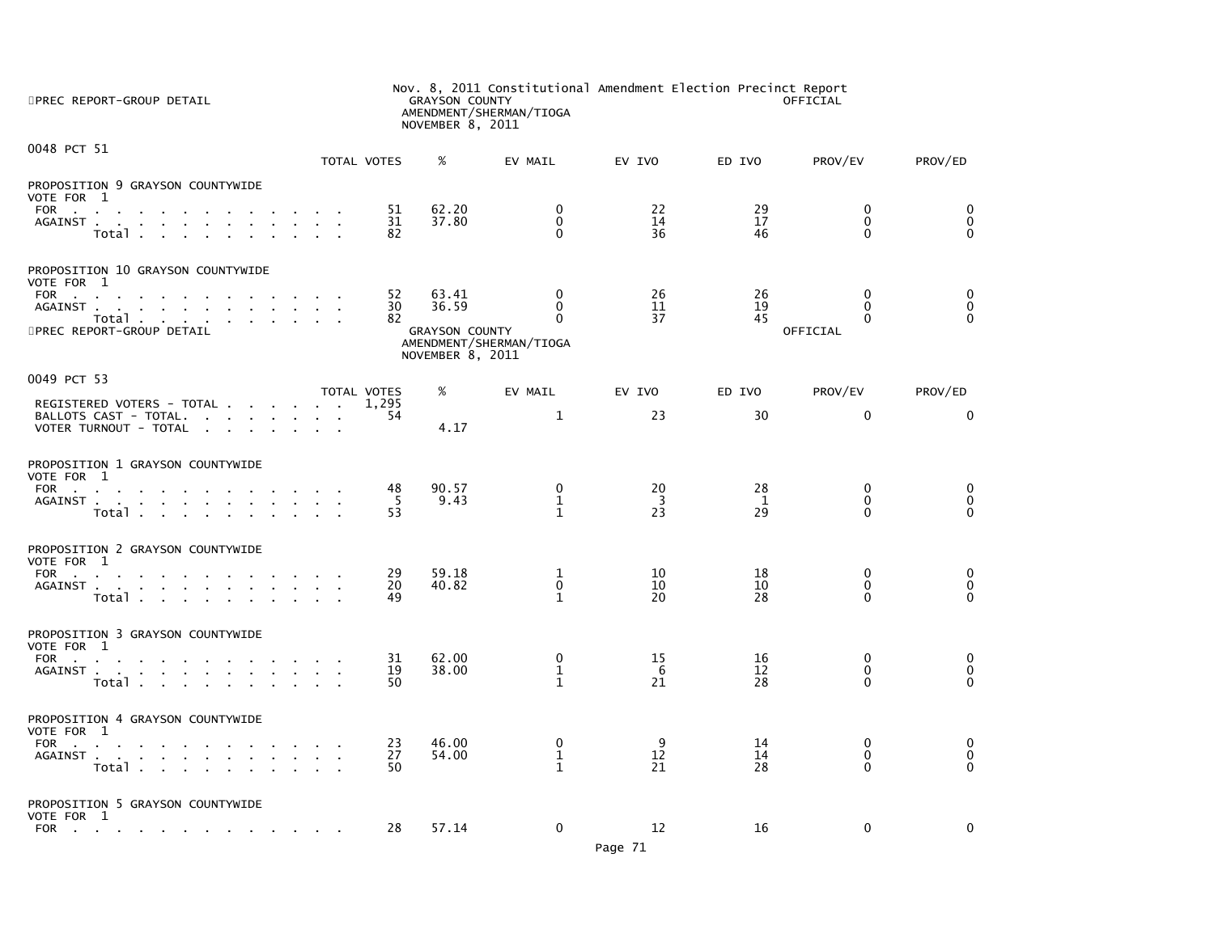Nov. 8, 2011 Constitutional Amendment Election Precinct Report

PREC REPORT-GROUP DETAIL — GRAYSON COUNTY — AMENDMENT/SHERMAN/TIOGA — NOVEMBER 8, 2011 — OFFICIAL

## 0048 PCT 51

| | TOTAL VOTES | % | EV MAIL | EV IVO | ED IVO | PROV/EV | PROV/ED |
|---|---|---|---|---|---|---|---|
| **PROPOSITION 9 GRAYSON COUNTYWIDE** | | | | | | | |
| VOTE FOR 1 | | | | | | | |
| FOR | 51 | 62.20 | 0 | 22 | 29 | 0 | 0 |
| AGAINST | 31 | 37.80 | 0 | 14 | 17 | 0 | 0 |
| Total | 82 | | 0 | 36 | 46 | 0 | 0 |
| **PROPOSITION 10 GRAYSON COUNTYWIDE** | | | | | | | |
| VOTE FOR 1 | | | | | | | |
| FOR | 52 | 63.41 | 0 | 26 | 26 | 0 | 0 |
| AGAINST | 30 | 36.59 | 0 | 11 | 19 | 0 | 0 |
| Total | 82 | | 0 | 37 | 45 | 0 | 0 |

PREC REPORT-GROUP DETAIL — GRAYSON COUNTY — AMENDMENT/SHERMAN/TIOGA — NOVEMBER 8, 2011 — OFFICIAL

## 0049 PCT 53

| | TOTAL VOTES | % | EV MAIL | EV IVO | ED IVO | PROV/EV | PROV/ED |
|---|---|---|---|---|---|---|---|
| REGISTERED VOTERS - TOTAL | 1,295 | | | | | | |
| BALLOTS CAST - TOTAL. | 54 | | 1 | 23 | 30 | 0 | 0 |
| VOTER TURNOUT - TOTAL | | 4.17 | | | | | |
| **PROPOSITION 1 GRAYSON COUNTYWIDE** | | | | | | | |
| VOTE FOR 1 | | | | | | | |
| FOR | 48 | 90.57 | 0 | 20 | 28 | 0 | 0 |
| AGAINST | 5 | 9.43 | 1 | 3 | 1 | 0 | 0 |
| Total | 53 | | 1 | 23 | 29 | 0 | 0 |
| **PROPOSITION 2 GRAYSON COUNTYWIDE** | | | | | | | |
| VOTE FOR 1 | | | | | | | |
| FOR | 29 | 59.18 | 1 | 10 | 18 | 0 | 0 |
| AGAINST | 20 | 40.82 | 0 | 10 | 10 | 0 | 0 |
| Total | 49 | | 1 | 20 | 28 | 0 | 0 |
| **PROPOSITION 3 GRAYSON COUNTYWIDE** | | | | | | | |
| VOTE FOR 1 | | | | | | | |
| FOR | 31 | 62.00 | 0 | 15 | 16 | 0 | 0 |
| AGAINST | 19 | 38.00 | 1 | 6 | 12 | 0 | 0 |
| Total | 50 | | 1 | 21 | 28 | 0 | 0 |
| **PROPOSITION 4 GRAYSON COUNTYWIDE** | | | | | | | |
| VOTE FOR 1 | | | | | | | |
| FOR | 23 | 46.00 | 0 | 9 | 14 | 0 | 0 |
| AGAINST | 27 | 54.00 | 1 | 12 | 14 | 0 | 0 |
| Total | 50 | | 1 | 21 | 28 | 0 | 0 |
| **PROPOSITION 5 GRAYSON COUNTYWIDE** | | | | | | | |
| VOTE FOR 1 | | | | | | | |
| FOR | 28 | 57.14 | 0 | 12 | 16 | 0 | 0 |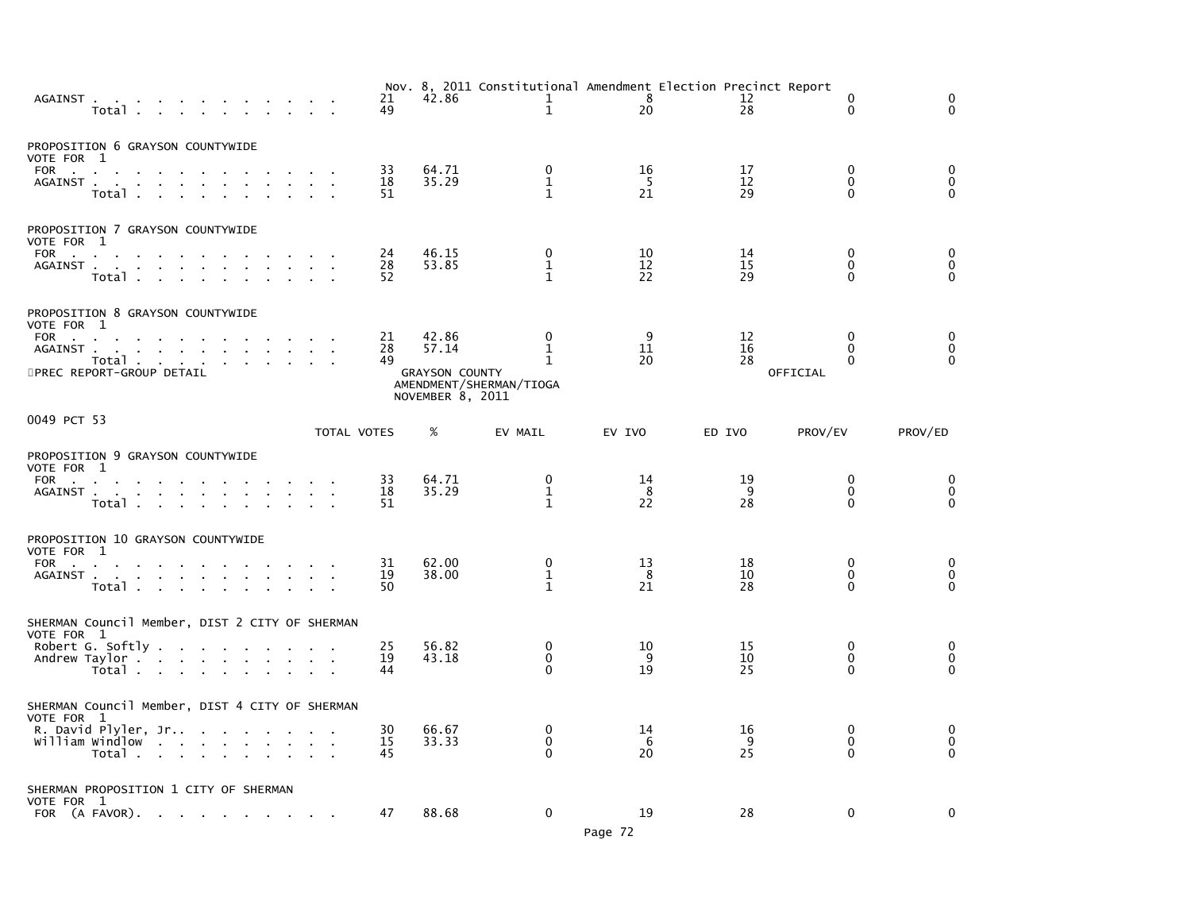Nov. 8, 2011 Constitutional Amendment Election Precinct Report

| | TOTAL VOTES | % | EV MAIL | EV IVO | ED IVO | PROV/EV | PROV/ED |
|---|---|---|---|---|---|---|---|
| AGAINST | 21 | 42.86 | 1 | 8 | 12 | 0 | 0 |
| Total | 49 | | 1 | 20 | 28 | 0 | 0 |

PROPOSITION 6 GRAYSON COUNTYWIDE
VOTE FOR 1

| | TOTAL VOTES | % | EV MAIL | EV IVO | ED IVO | PROV/EV | PROV/ED |
|---|---|---|---|---|---|---|---|
| FOR | 33 | 64.71 | 0 | 16 | 17 | 0 | 0 |
| AGAINST | 18 | 35.29 | 1 | 5 | 12 | 0 | 0 |
| Total | 51 | | 1 | 21 | 29 | 0 | 0 |

PROPOSITION 7 GRAYSON COUNTYWIDE
VOTE FOR 1

| | TOTAL VOTES | % | EV MAIL | EV IVO | ED IVO | PROV/EV | PROV/ED |
|---|---|---|---|---|---|---|---|
| FOR | 24 | 46.15 | 0 | 10 | 14 | 0 | 0 |
| AGAINST | 28 | 53.85 | 1 | 12 | 15 | 0 | 0 |
| Total | 52 | | 1 | 22 | 29 | 0 | 0 |

PROPOSITION 8 GRAYSON COUNTYWIDE
VOTE FOR 1

| | TOTAL VOTES | % | EV MAIL | EV IVO | ED IVO | PROV/EV | PROV/ED |
|---|---|---|---|---|---|---|---|
| FOR | 21 | 42.86 | 0 | 9 | 12 | 0 | 0 |
| AGAINST | 28 | 57.14 | 1 | 11 | 16 | 0 | 0 |
| Total | 49 | | 1 | 20 | 28 | 0 | 0 |

PREC REPORT-GROUP DETAIL — GRAYSON COUNTY AMENDMENT/SHERMAN/TIOGA NOVEMBER 8, 2011 — OFFICIAL

0049 PCT 53

PROPOSITION 9 GRAYSON COUNTYWIDE
VOTE FOR 1

| | TOTAL VOTES | % | EV MAIL | EV IVO | ED IVO | PROV/EV | PROV/ED |
|---|---|---|---|---|---|---|---|
| FOR | 33 | 64.71 | 0 | 14 | 19 | 0 | 0 |
| AGAINST | 18 | 35.29 | 1 | 8 | 9 | 0 | 0 |
| Total | 51 | | 1 | 22 | 28 | 0 | 0 |

PROPOSITION 10 GRAYSON COUNTYWIDE
VOTE FOR 1

| | TOTAL VOTES | % | EV MAIL | EV IVO | ED IVO | PROV/EV | PROV/ED |
|---|---|---|---|---|---|---|---|
| FOR | 31 | 62.00 | 0 | 13 | 18 | 0 | 0 |
| AGAINST | 19 | 38.00 | 1 | 8 | 10 | 0 | 0 |
| Total | 50 | | 1 | 21 | 28 | 0 | 0 |

SHERMAN Council Member, DIST 2 CITY OF SHERMAN
VOTE FOR 1

| | TOTAL VOTES | % | EV MAIL | EV IVO | ED IVO | PROV/EV | PROV/ED |
|---|---|---|---|---|---|---|---|
| Robert G. Softly | 25 | 56.82 | 0 | 10 | 15 | 0 | 0 |
| Andrew Taylor | 19 | 43.18 | 0 | 9 | 10 | 0 | 0 |
| Total | 44 | | 0 | 19 | 25 | 0 | 0 |

SHERMAN Council Member, DIST 4 CITY OF SHERMAN
VOTE FOR 1

| | TOTAL VOTES | % | EV MAIL | EV IVO | ED IVO | PROV/EV | PROV/ED |
|---|---|---|---|---|---|---|---|
| R. David Plyler, Jr. | 30 | 66.67 | 0 | 14 | 16 | 0 | 0 |
| William Windlow | 15 | 33.33 | 0 | 6 | 9 | 0 | 0 |
| Total | 45 | | 0 | 20 | 25 | 0 | 0 |

SHERMAN PROPOSITION 1 CITY OF SHERMAN
VOTE FOR 1

| | TOTAL VOTES | % | EV MAIL | EV IVO | ED IVO | PROV/EV | PROV/ED |
|---|---|---|---|---|---|---|---|
| FOR (A FAVOR) | 47 | 88.68 | 0 | 19 | 28 | 0 | 0 |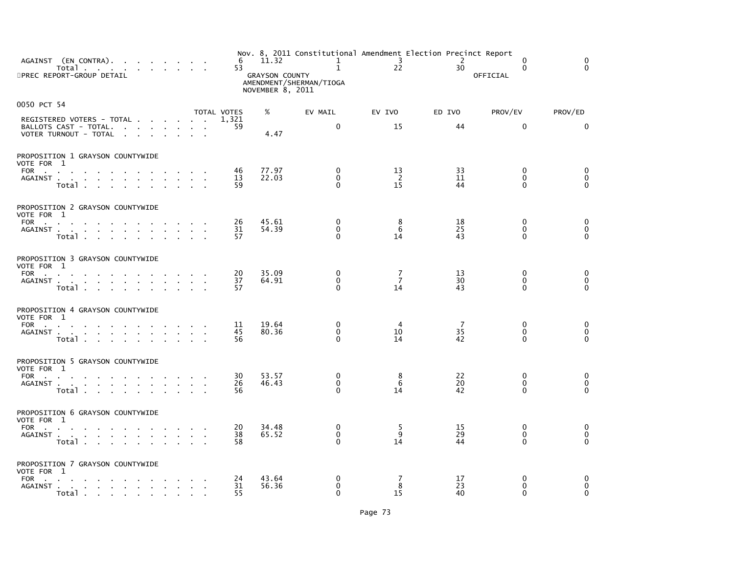| | TOTAL VOTES | % | EV MAIL | EV IVO | ED IVO | PROV/EV | PROV/ED |
|---|---|---|---|---|---|---|---|
| AGAINST (EN CONTRA) | 6 | 11.32 | 1 | 3 | 2 | 0 | 0 |
| Total | 53 | | 1 | 22 | 30 | 0 | 0 |

PREC REPORT-GROUP DETAIL

Nov. 8, 2011 Constitutional Amendment Election Precinct Report

GRAYSON COUNTY
AMENDMENT/SHERMAN/TIOGA
NOVEMBER 8, 2011

OFFICIAL

## 0050 PCT 54

| | TOTAL VOTES | % | EV MAIL | EV IVO | ED IVO | PROV/EV | PROV/ED |
|---|---|---|---|---|---|---|---|
| REGISTERED VOTERS - TOTAL | 1,321 | | | | | | |
| BALLOTS CAST - TOTAL | 59 | | 0 | 15 | 44 | 0 | 0 |
| VOTER TURNOUT - TOTAL | | 4.47 | | | | | |

### PROPOSITION 1 GRAYSON COUNTYWIDE
VOTE FOR 1

| | TOTAL VOTES | % | EV MAIL | EV IVO | ED IVO | PROV/EV | PROV/ED |
|---|---|---|---|---|---|---|---|
| FOR | 46 | 77.97 | 0 | 13 | 33 | 0 | 0 |
| AGAINST | 13 | 22.03 | 0 | 2 | 11 | 0 | 0 |
| Total | 59 | | 0 | 15 | 44 | 0 | 0 |

### PROPOSITION 2 GRAYSON COUNTYWIDE
VOTE FOR 1

| | TOTAL VOTES | % | EV MAIL | EV IVO | ED IVO | PROV/EV | PROV/ED |
|---|---|---|---|---|---|---|---|
| FOR | 26 | 45.61 | 0 | 8 | 18 | 0 | 0 |
| AGAINST | 31 | 54.39 | 0 | 6 | 25 | 0 | 0 |
| Total | 57 | | 0 | 14 | 43 | 0 | 0 |

### PROPOSITION 3 GRAYSON COUNTYWIDE
VOTE FOR 1

| | TOTAL VOTES | % | EV MAIL | EV IVO | ED IVO | PROV/EV | PROV/ED |
|---|---|---|---|---|---|---|---|
| FOR | 20 | 35.09 | 0 | 7 | 13 | 0 | 0 |
| AGAINST | 37 | 64.91 | 0 | 7 | 30 | 0 | 0 |
| Total | 57 | | 0 | 14 | 43 | 0 | 0 |

### PROPOSITION 4 GRAYSON COUNTYWIDE
VOTE FOR 1

| | TOTAL VOTES | % | EV MAIL | EV IVO | ED IVO | PROV/EV | PROV/ED |
|---|---|---|---|---|---|---|---|
| FOR | 11 | 19.64 | 0 | 4 | 7 | 0 | 0 |
| AGAINST | 45 | 80.36 | 0 | 10 | 35 | 0 | 0 |
| Total | 56 | | 0 | 14 | 42 | 0 | 0 |

### PROPOSITION 5 GRAYSON COUNTYWIDE
VOTE FOR 1

| | TOTAL VOTES | % | EV MAIL | EV IVO | ED IVO | PROV/EV | PROV/ED |
|---|---|---|---|---|---|---|---|
| FOR | 30 | 53.57 | 0 | 8 | 22 | 0 | 0 |
| AGAINST | 26 | 46.43 | 0 | 6 | 20 | 0 | 0 |
| Total | 56 | | 0 | 14 | 42 | 0 | 0 |

### PROPOSITION 6 GRAYSON COUNTYWIDE
VOTE FOR 1

| | TOTAL VOTES | % | EV MAIL | EV IVO | ED IVO | PROV/EV | PROV/ED |
|---|---|---|---|---|---|---|---|
| FOR | 20 | 34.48 | 0 | 5 | 15 | 0 | 0 |
| AGAINST | 38 | 65.52 | 0 | 9 | 29 | 0 | 0 |
| Total | 58 | | 0 | 14 | 44 | 0 | 0 |

### PROPOSITION 7 GRAYSON COUNTYWIDE
VOTE FOR 1

| | TOTAL VOTES | % | EV MAIL | EV IVO | ED IVO | PROV/EV | PROV/ED |
|---|---|---|---|---|---|---|---|
| FOR | 24 | 43.64 | 0 | 7 | 17 | 0 | 0 |
| AGAINST | 31 | 56.36 | 0 | 8 | 23 | 0 | 0 |
| Total | 55 | | 0 | 15 | 40 | 0 | 0 |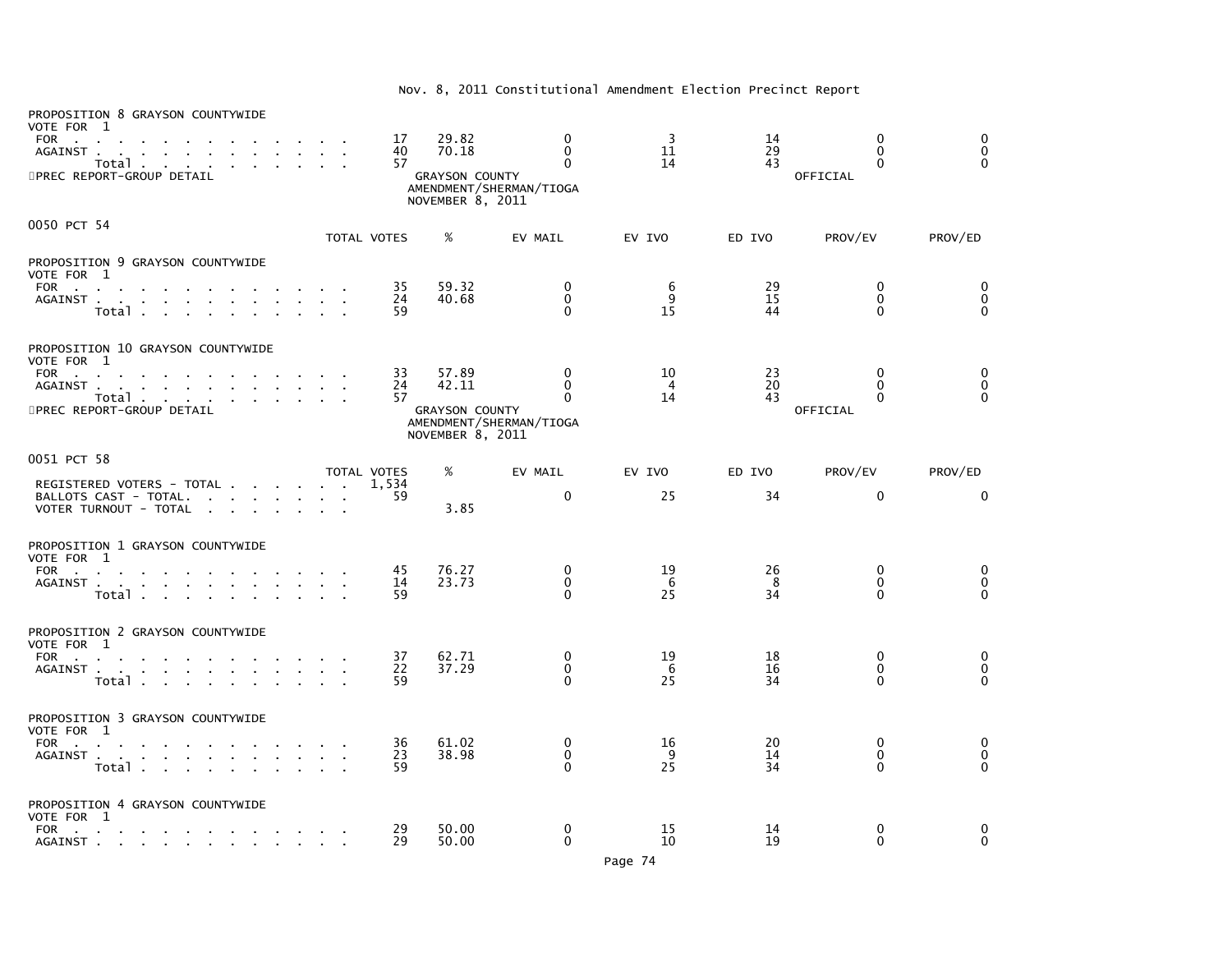Nov. 8, 2011 Constitutional Amendment Election Precinct Report

PROPOSITION 8 GRAYSON COUNTYWIDE
VOTE FOR 1

| | TOTAL VOTES | % | EV MAIL | EV IVO | ED IVO | PROV/EV | PROV/ED |
|---|---|---|---|---|---|---|---|
| FOR | 17 | 29.82 | 0 | 3 | 14 | 0 | 0 |
| AGAINST | 40 | 70.18 | 0 | 11 | 29 | 0 | 0 |
| Total | 57 | | 0 | 14 | 43 | 0 | 0 |

PREC REPORT-GROUP DETAIL — GRAYSON COUNTY AMENDMENT/SHERMAN/TIOGA NOVEMBER 8, 2011 — OFFICIAL

## 0050 PCT 54

PROPOSITION 9 GRAYSON COUNTYWIDE
VOTE FOR 1

| | TOTAL VOTES | % | EV MAIL | EV IVO | ED IVO | PROV/EV | PROV/ED |
|---|---|---|---|---|---|---|---|
| FOR | 35 | 59.32 | 0 | 6 | 29 | 0 | 0 |
| AGAINST | 24 | 40.68 | 0 | 9 | 15 | 0 | 0 |
| Total | 59 | | 0 | 15 | 44 | 0 | 0 |

PROPOSITION 10 GRAYSON COUNTYWIDE
VOTE FOR 1

| | TOTAL VOTES | % | EV MAIL | EV IVO | ED IVO | PROV/EV | PROV/ED |
|---|---|---|---|---|---|---|---|
| FOR | 33 | 57.89 | 0 | 10 | 23 | 0 | 0 |
| AGAINST | 24 | 42.11 | 0 | 4 | 20 | 0 | 0 |
| Total | 57 | | 0 | 14 | 43 | 0 | 0 |

PREC REPORT-GROUP DETAIL — GRAYSON COUNTY AMENDMENT/SHERMAN/TIOGA NOVEMBER 8, 2011 — OFFICIAL

## 0051 PCT 58

| | TOTAL VOTES | % | EV MAIL | EV IVO | ED IVO | PROV/EV | PROV/ED |
|---|---|---|---|---|---|---|---|
| REGISTERED VOTERS - TOTAL | 1,534 | | | | | | |
| BALLOTS CAST - TOTAL. | 59 | | 0 | 25 | 34 | 0 | 0 |
| VOTER TURNOUT - TOTAL | | 3.85 | | | | | |

PROPOSITION 1 GRAYSON COUNTYWIDE
VOTE FOR 1

| | TOTAL VOTES | % | EV MAIL | EV IVO | ED IVO | PROV/EV | PROV/ED |
|---|---|---|---|---|---|---|---|
| FOR | 45 | 76.27 | 0 | 19 | 26 | 0 | 0 |
| AGAINST | 14 | 23.73 | 0 | 6 | 8 | 0 | 0 |
| Total | 59 | | 0 | 25 | 34 | 0 | 0 |

PROPOSITION 2 GRAYSON COUNTYWIDE
VOTE FOR 1

| | TOTAL VOTES | % | EV MAIL | EV IVO | ED IVO | PROV/EV | PROV/ED |
|---|---|---|---|---|---|---|---|
| FOR | 37 | 62.71 | 0 | 19 | 18 | 0 | 0 |
| AGAINST | 22 | 37.29 | 0 | 6 | 16 | 0 | 0 |
| Total | 59 | | 0 | 25 | 34 | 0 | 0 |

PROPOSITION 3 GRAYSON COUNTYWIDE
VOTE FOR 1

| | TOTAL VOTES | % | EV MAIL | EV IVO | ED IVO | PROV/EV | PROV/ED |
|---|---|---|---|---|---|---|---|
| FOR | 36 | 61.02 | 0 | 16 | 20 | 0 | 0 |
| AGAINST | 23 | 38.98 | 0 | 9 | 14 | 0 | 0 |
| Total | 59 | | 0 | 25 | 34 | 0 | 0 |

PROPOSITION 4 GRAYSON COUNTYWIDE
VOTE FOR 1

| | TOTAL VOTES | % | EV MAIL | EV IVO | ED IVO | PROV/EV | PROV/ED |
|---|---|---|---|---|---|---|---|
| FOR | 29 | 50.00 | 0 | 15 | 14 | 0 | 0 |
| AGAINST | 29 | 50.00 | 0 | 10 | 19 | 0 | 0 |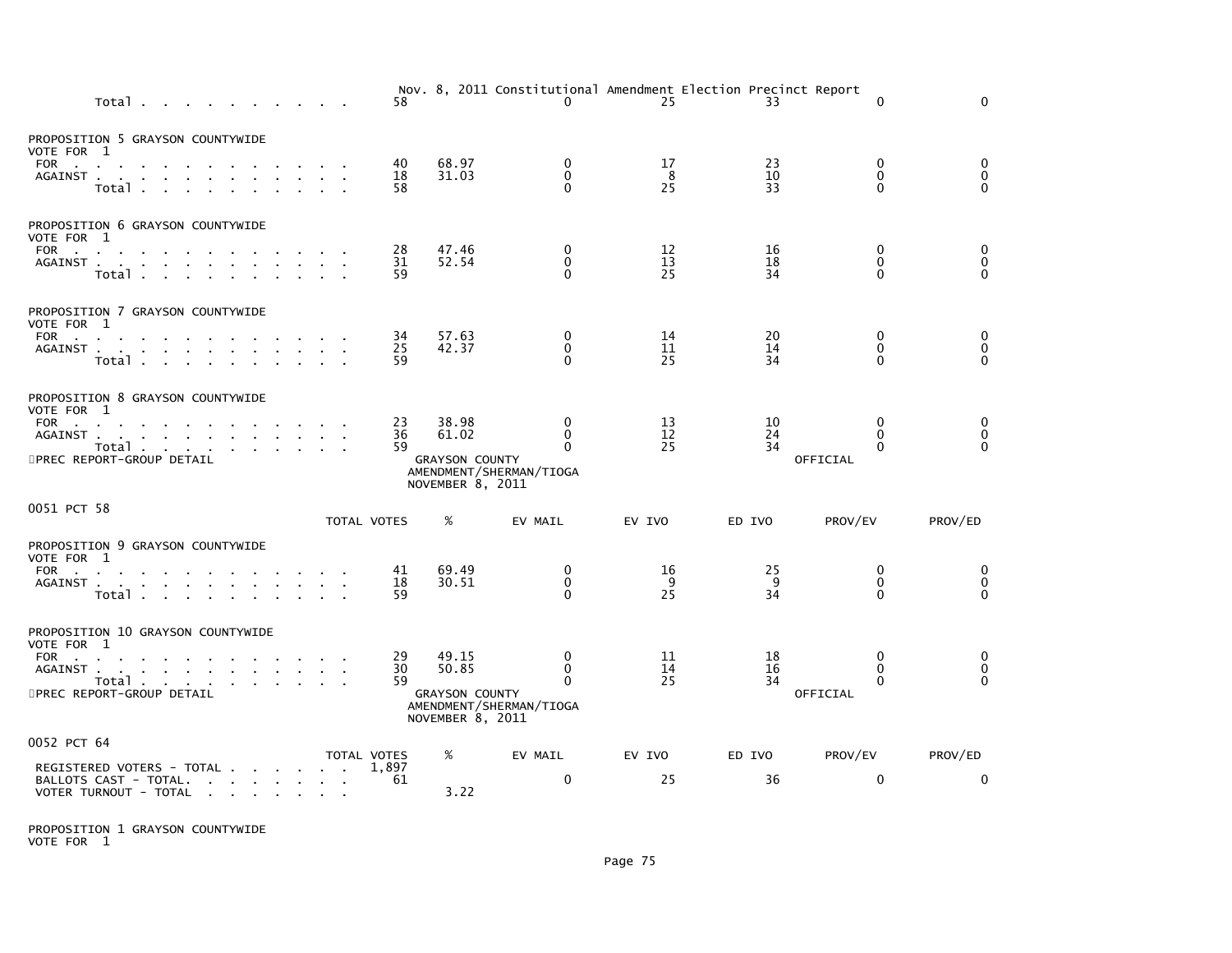Nov. 8, 2011 Constitutional Amendment Election Precinct Report

| | TOTAL VOTES | % | EV MAIL | EV IVO | ED IVO | PROV/EV | PROV/ED |
|---|---|---|---|---|---|---|---|
| Total | 58 | | 0 | 25 | 33 | 0 | 0 |

PROPOSITION 5 GRAYSON COUNTYWIDE
VOTE FOR 1

| | TOTAL VOTES | % | EV MAIL | EV IVO | ED IVO | PROV/EV | PROV/ED |
|---|---|---|---|---|---|---|---|
| FOR | 40 | 68.97 | 0 | 17 | 23 | 0 | 0 |
| AGAINST | 18 | 31.03 | 0 | 8 | 10 | 0 | 0 |
| Total | 58 | | 0 | 25 | 33 | 0 | 0 |

PROPOSITION 6 GRAYSON COUNTYWIDE
VOTE FOR 1

| | TOTAL VOTES | % | EV MAIL | EV IVO | ED IVO | PROV/EV | PROV/ED |
|---|---|---|---|---|---|---|---|
| FOR | 28 | 47.46 | 0 | 12 | 16 | 0 | 0 |
| AGAINST | 31 | 52.54 | 0 | 13 | 18 | 0 | 0 |
| Total | 59 | | 0 | 25 | 34 | 0 | 0 |

PROPOSITION 7 GRAYSON COUNTYWIDE
VOTE FOR 1

| | TOTAL VOTES | % | EV MAIL | EV IVO | ED IVO | PROV/EV | PROV/ED |
|---|---|---|---|---|---|---|---|
| FOR | 34 | 57.63 | 0 | 14 | 20 | 0 | 0 |
| AGAINST | 25 | 42.37 | 0 | 11 | 14 | 0 | 0 |
| Total | 59 | | 0 | 25 | 34 | 0 | 0 |

PROPOSITION 8 GRAYSON COUNTYWIDE
VOTE FOR 1

| | TOTAL VOTES | % | EV MAIL | EV IVO | ED IVO | PROV/EV | PROV/ED |
|---|---|---|---|---|---|---|---|
| FOR | 23 | 38.98 | 0 | 13 | 10 | 0 | 0 |
| AGAINST | 36 | 61.02 | 0 | 12 | 24 | 0 | 0 |
| Total | 59 | | 0 | 25 | 34 | 0 | 0 |

PREC REPORT-GROUP DETAIL — GRAYSON COUNTY — AMENDMENT/SHERMAN/TIOGA — NOVEMBER 8, 2011 — OFFICIAL

0051 PCT 58

PROPOSITION 9 GRAYSON COUNTYWIDE
VOTE FOR 1

| | TOTAL VOTES | % | EV MAIL | EV IVO | ED IVO | PROV/EV | PROV/ED |
|---|---|---|---|---|---|---|---|
| FOR | 41 | 69.49 | 0 | 16 | 25 | 0 | 0 |
| AGAINST | 18 | 30.51 | 0 | 9 | 9 | 0 | 0 |
| Total | 59 | | 0 | 25 | 34 | 0 | 0 |

PROPOSITION 10 GRAYSON COUNTYWIDE
VOTE FOR 1

| | TOTAL VOTES | % | EV MAIL | EV IVO | ED IVO | PROV/EV | PROV/ED |
|---|---|---|---|---|---|---|---|
| FOR | 29 | 49.15 | 0 | 11 | 18 | 0 | 0 |
| AGAINST | 30 | 50.85 | 0 | 14 | 16 | 0 | 0 |
| Total | 59 | | 0 | 25 | 34 | 0 | 0 |

PREC REPORT-GROUP DETAIL — GRAYSON COUNTY — AMENDMENT/SHERMAN/TIOGA — NOVEMBER 8, 2011 — OFFICIAL

0052 PCT 64

| | TOTAL VOTES | % | EV MAIL | EV IVO | ED IVO | PROV/EV | PROV/ED |
|---|---|---|---|---|---|---|---|
| REGISTERED VOTERS - TOTAL | 1,897 | | | | | | |
| BALLOTS CAST - TOTAL. | 61 | | 0 | 25 | 36 | 0 | 0 |
| VOTER TURNOUT - TOTAL | | 3.22 | | | | | |

PROPOSITION 1 GRAYSON COUNTYWIDE
VOTE FOR 1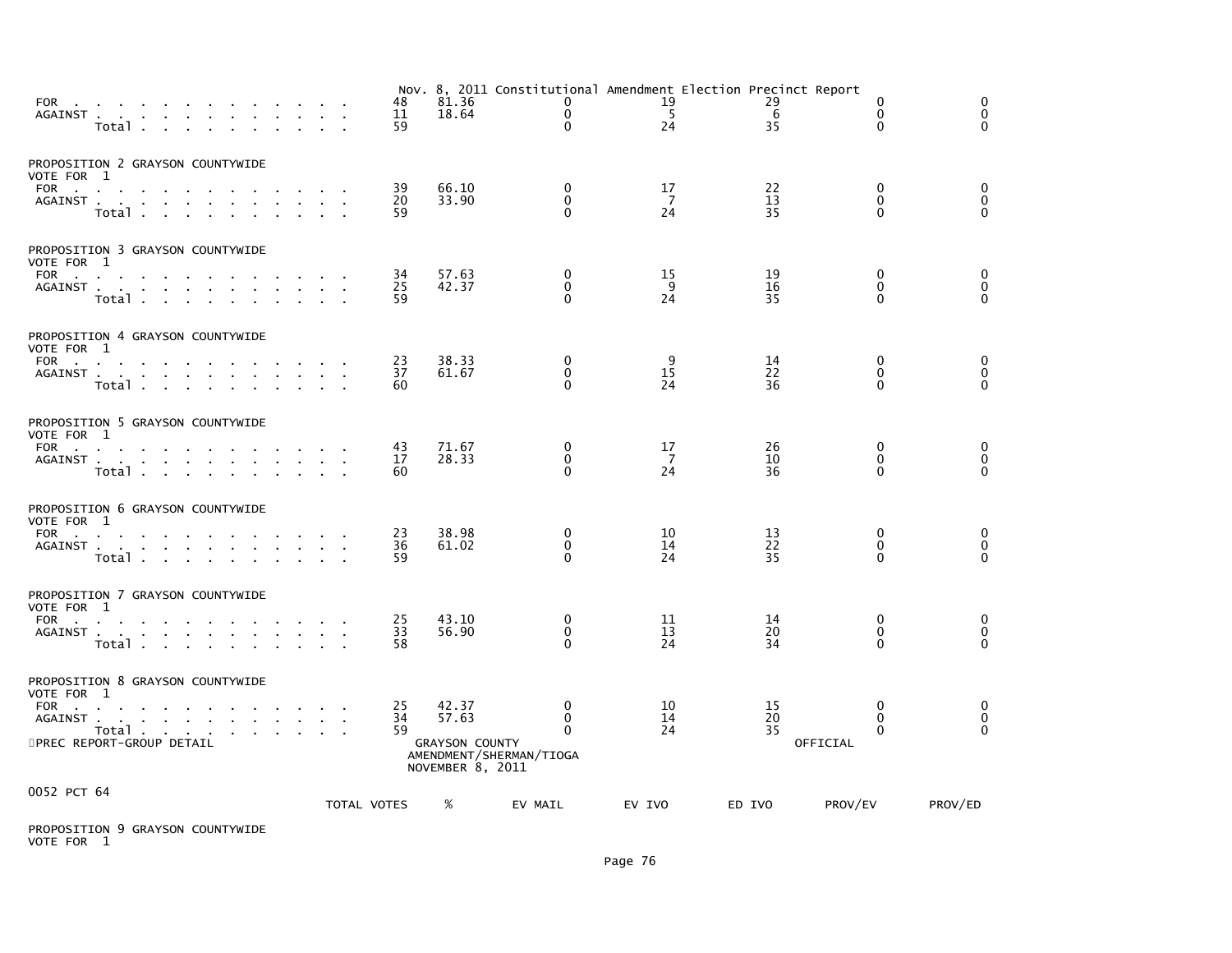Nov. 8, 2011 Constitutional Amendment Election Precinct Report

| | TOTAL VOTES | % | EV MAIL | EV IVO | ED IVO | PROV/EV | PROV/ED |
|---|---|---|---|---|---|---|---|
| FOR | 48 | 81.36 | 0 | 19 | 29 | 0 | 0 |
| AGAINST | 11 | 18.64 | 0 | 5 | 6 | 0 | 0 |
| Total | 59 | | 0 | 24 | 35 | 0 | 0 |

PROPOSITION 2 GRAYSON COUNTYWIDE
VOTE FOR 1

| | TOTAL VOTES | % | EV MAIL | EV IVO | ED IVO | PROV/EV | PROV/ED |
|---|---|---|---|---|---|---|---|
| FOR | 39 | 66.10 | 0 | 17 | 22 | 0 | 0 |
| AGAINST | 20 | 33.90 | 0 | 7 | 13 | 0 | 0 |
| Total | 59 | | 0 | 24 | 35 | 0 | 0 |

PROPOSITION 3 GRAYSON COUNTYWIDE
VOTE FOR 1

| | TOTAL VOTES | % | EV MAIL | EV IVO | ED IVO | PROV/EV | PROV/ED |
|---|---|---|---|---|---|---|---|
| FOR | 34 | 57.63 | 0 | 15 | 19 | 0 | 0 |
| AGAINST | 25 | 42.37 | 0 | 9 | 16 | 0 | 0 |
| Total | 59 | | 0 | 24 | 35 | 0 | 0 |

PROPOSITION 4 GRAYSON COUNTYWIDE
VOTE FOR 1

| | TOTAL VOTES | % | EV MAIL | EV IVO | ED IVO | PROV/EV | PROV/ED |
|---|---|---|---|---|---|---|---|
| FOR | 23 | 38.33 | 0 | 9 | 14 | 0 | 0 |
| AGAINST | 37 | 61.67 | 0 | 15 | 22 | 0 | 0 |
| Total | 60 | | 0 | 24 | 36 | 0 | 0 |

PROPOSITION 5 GRAYSON COUNTYWIDE
VOTE FOR 1

| | TOTAL VOTES | % | EV MAIL | EV IVO | ED IVO | PROV/EV | PROV/ED |
|---|---|---|---|---|---|---|---|
| FOR | 43 | 71.67 | 0 | 17 | 26 | 0 | 0 |
| AGAINST | 17 | 28.33 | 0 | 7 | 10 | 0 | 0 |
| Total | 60 | | 0 | 24 | 36 | 0 | 0 |

PROPOSITION 6 GRAYSON COUNTYWIDE
VOTE FOR 1

| | TOTAL VOTES | % | EV MAIL | EV IVO | ED IVO | PROV/EV | PROV/ED |
|---|---|---|---|---|---|---|---|
| FOR | 23 | 38.98 | 0 | 10 | 13 | 0 | 0 |
| AGAINST | 36 | 61.02 | 0 | 14 | 22 | 0 | 0 |
| Total | 59 | | 0 | 24 | 35 | 0 | 0 |

PROPOSITION 7 GRAYSON COUNTYWIDE
VOTE FOR 1

| | TOTAL VOTES | % | EV MAIL | EV IVO | ED IVO | PROV/EV | PROV/ED |
|---|---|---|---|---|---|---|---|
| FOR | 25 | 43.10 | 0 | 11 | 14 | 0 | 0 |
| AGAINST | 33 | 56.90 | 0 | 13 | 20 | 0 | 0 |
| Total | 58 | | 0 | 24 | 34 | 0 | 0 |

PROPOSITION 8 GRAYSON COUNTYWIDE
VOTE FOR 1

| | TOTAL VOTES | % | EV MAIL | EV IVO | ED IVO | PROV/EV | PROV/ED |
|---|---|---|---|---|---|---|---|
| FOR | 25 | 42.37 | 0 | 10 | 15 | 0 | 0 |
| AGAINST | 34 | 57.63 | 0 | 14 | 20 | 0 | 0 |
| Total | 59 | | 0 | 24 | 35 | 0 | 0 |

PREC REPORT-GROUP DETAIL

GRAYSON COUNTY
AMENDMENT/SHERMAN/TIOGA
NOVEMBER 8, 2011

OFFICIAL

0052 PCT 64

| | TOTAL VOTES | % | EV MAIL | EV IVO | ED IVO | PROV/EV | PROV/ED |
|---|---|---|---|---|---|---|---|

PROPOSITION 9 GRAYSON COUNTYWIDE
VOTE FOR 1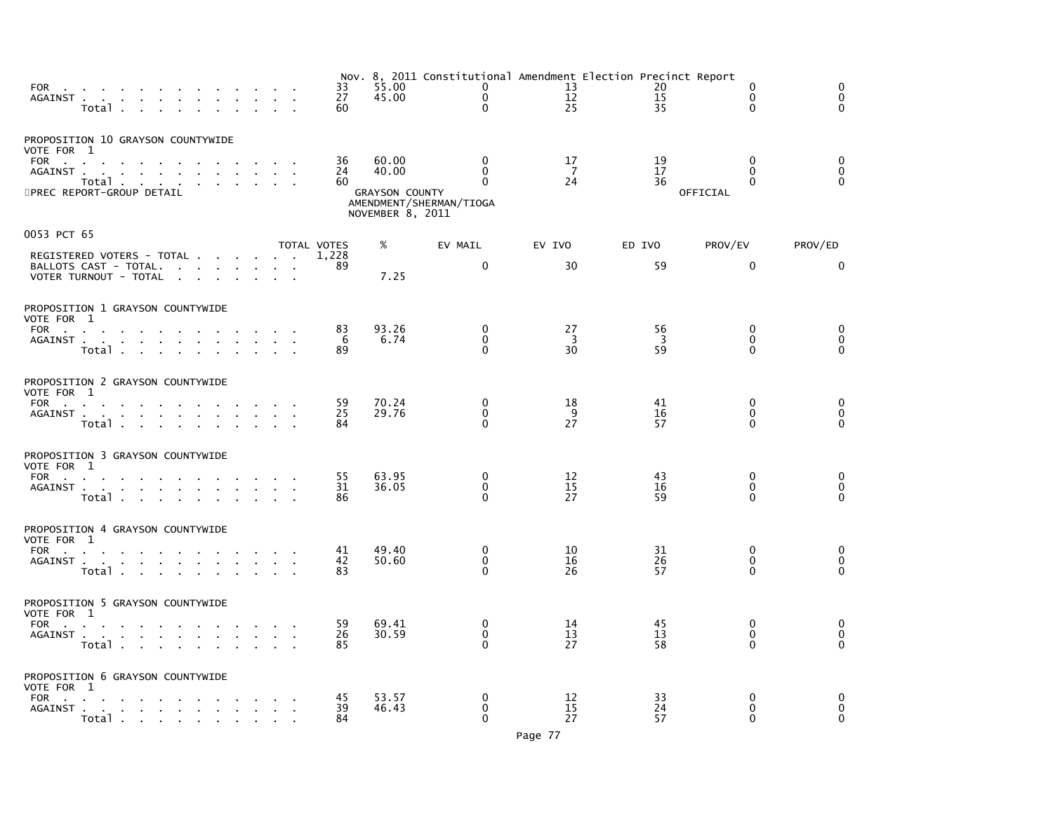Nov. 8, 2011 Constitutional Amendment Election Precinct Report

| | TOTAL VOTES | % | EV MAIL | EV IVO | ED IVO | PROV/EV | PROV/ED |
|---|---|---|---|---|---|---|---|
| FOR | 33 | 55.00 | 0 | 13 | 20 | 0 | 0 |
| AGAINST | 27 | 45.00 | 0 | 12 | 15 | 0 | 0 |
| Total | 60 | | 0 | 25 | 35 | 0 | 0 |

PROPOSITION 10 GRAYSON COUNTYWIDE
VOTE FOR 1

| | TOTAL VOTES | % | EV MAIL | EV IVO | ED IVO | PROV/EV | PROV/ED |
|---|---|---|---|---|---|---|---|
| FOR | 36 | 60.00 | 0 | 17 | 19 | 0 | 0 |
| AGAINST | 24 | 40.00 | 0 | 7 | 17 | 0 | 0 |
| Total | 60 | | 0 | 24 | 36 | 0 | 0 |

PREC REPORT-GROUP DETAIL

GRAYSON COUNTY
AMENDMENT/SHERMAN/TIOGA
NOVEMBER 8, 2011

OFFICIAL

## 0053 PCT 65

| | TOTAL VOTES | % | EV MAIL | EV IVO | ED IVO | PROV/EV | PROV/ED |
|---|---|---|---|---|---|---|---|
| REGISTERED VOTERS - TOTAL | 1,228 | | | | | | |
| BALLOTS CAST - TOTAL. | 89 | | 0 | 30 | 59 | 0 | 0 |
| VOTER TURNOUT - TOTAL | | 7.25 | | | | | |

PROPOSITION 1 GRAYSON COUNTYWIDE
VOTE FOR 1

| | TOTAL VOTES | % | EV MAIL | EV IVO | ED IVO | PROV/EV | PROV/ED |
|---|---|---|---|---|---|---|---|
| FOR | 83 | 93.26 | 0 | 27 | 56 | 0 | 0 |
| AGAINST | 6 | 6.74 | 0 | 3 | 3 | 0 | 0 |
| Total | 89 | | 0 | 30 | 59 | 0 | 0 |

PROPOSITION 2 GRAYSON COUNTYWIDE
VOTE FOR 1

| | TOTAL VOTES | % | EV MAIL | EV IVO | ED IVO | PROV/EV | PROV/ED |
|---|---|---|---|---|---|---|---|
| FOR | 59 | 70.24 | 0 | 18 | 41 | 0 | 0 |
| AGAINST | 25 | 29.76 | 0 | 9 | 16 | 0 | 0 |
| Total | 84 | | 0 | 27 | 57 | 0 | 0 |

PROPOSITION 3 GRAYSON COUNTYWIDE
VOTE FOR 1

| | TOTAL VOTES | % | EV MAIL | EV IVO | ED IVO | PROV/EV | PROV/ED |
|---|---|---|---|---|---|---|---|
| FOR | 55 | 63.95 | 0 | 12 | 43 | 0 | 0 |
| AGAINST | 31 | 36.05 | 0 | 15 | 16 | 0 | 0 |
| Total | 86 | | 0 | 27 | 59 | 0 | 0 |

PROPOSITION 4 GRAYSON COUNTYWIDE
VOTE FOR 1

| | TOTAL VOTES | % | EV MAIL | EV IVO | ED IVO | PROV/EV | PROV/ED |
|---|---|---|---|---|---|---|---|
| FOR | 41 | 49.40 | 0 | 10 | 31 | 0 | 0 |
| AGAINST | 42 | 50.60 | 0 | 16 | 26 | 0 | 0 |
| Total | 83 | | 0 | 26 | 57 | 0 | 0 |

PROPOSITION 5 GRAYSON COUNTYWIDE
VOTE FOR 1

| | TOTAL VOTES | % | EV MAIL | EV IVO | ED IVO | PROV/EV | PROV/ED |
|---|---|---|---|---|---|---|---|
| FOR | 59 | 69.41 | 0 | 14 | 45 | 0 | 0 |
| AGAINST | 26 | 30.59 | 0 | 13 | 13 | 0 | 0 |
| Total | 85 | | 0 | 27 | 58 | 0 | 0 |

PROPOSITION 6 GRAYSON COUNTYWIDE
VOTE FOR 1

| | TOTAL VOTES | % | EV MAIL | EV IVO | ED IVO | PROV/EV | PROV/ED |
|---|---|---|---|---|---|---|---|
| FOR | 45 | 53.57 | 0 | 12 | 33 | 0 | 0 |
| AGAINST | 39 | 46.43 | 0 | 15 | 24 | 0 | 0 |
| Total | 84 | | 0 | 27 | 57 | 0 | 0 |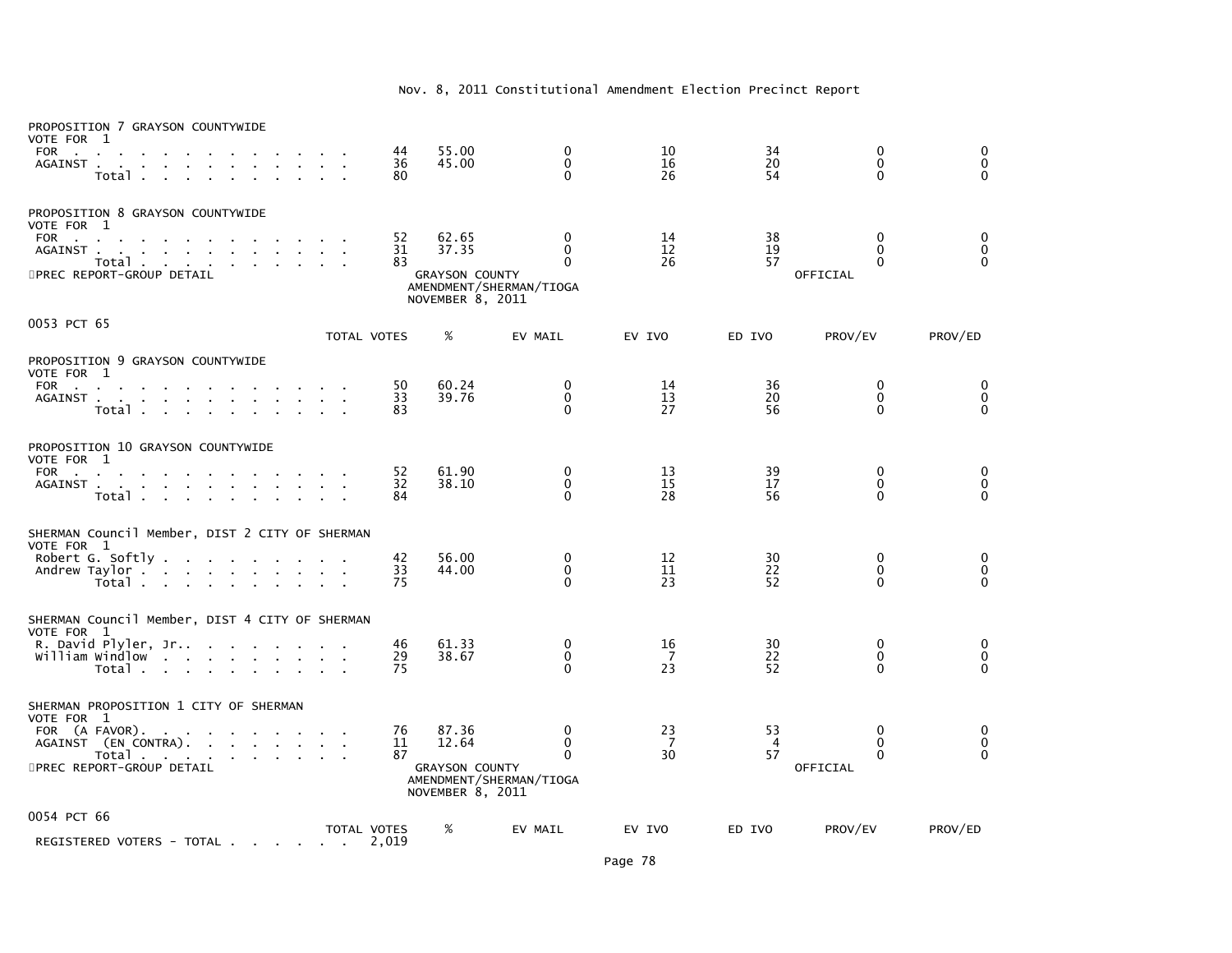Nov. 8, 2011 Constitutional Amendment Election Precinct Report

PROPOSITION 7 GRAYSON COUNTYWIDE
VOTE FOR 1

| | TOTAL VOTES | % | EV MAIL | EV IVO | ED IVO | PROV/EV | PROV/ED |
|---|---|---|---|---|---|---|---|
| FOR | 44 | 55.00 | 0 | 10 | 34 | 0 | 0 |
| AGAINST | 36 | 45.00 | 0 | 16 | 20 | 0 | 0 |
| Total | 80 | | 0 | 26 | 54 | 0 | 0 |

PROPOSITION 8 GRAYSON COUNTYWIDE
VOTE FOR 1

| | TOTAL VOTES | % | EV MAIL | EV IVO | ED IVO | PROV/EV | PROV/ED |
|---|---|---|---|---|---|---|---|
| FOR | 52 | 62.65 | 0 | 14 | 38 | 0 | 0 |
| AGAINST | 31 | 37.35 | 0 | 12 | 19 | 0 | 0 |
| Total | 83 | | 0 | 26 | 57 | 0 | 0 |

PREC REPORT-GROUP DETAIL — GRAYSON COUNTY AMENDMENT/SHERMAN/TIOGA NOVEMBER 8, 2011 — OFFICIAL

0053 PCT 65

PROPOSITION 9 GRAYSON COUNTYWIDE
VOTE FOR 1

| | TOTAL VOTES | % | EV MAIL | EV IVO | ED IVO | PROV/EV | PROV/ED |
|---|---|---|---|---|---|---|---|
| FOR | 50 | 60.24 | 0 | 14 | 36 | 0 | 0 |
| AGAINST | 33 | 39.76 | 0 | 13 | 20 | 0 | 0 |
| Total | 83 | | 0 | 27 | 56 | 0 | 0 |

PROPOSITION 10 GRAYSON COUNTYWIDE
VOTE FOR 1

| | TOTAL VOTES | % | EV MAIL | EV IVO | ED IVO | PROV/EV | PROV/ED |
|---|---|---|---|---|---|---|---|
| FOR | 52 | 61.90 | 0 | 13 | 39 | 0 | 0 |
| AGAINST | 32 | 38.10 | 0 | 15 | 17 | 0 | 0 |
| Total | 84 | | 0 | 28 | 56 | 0 | 0 |

SHERMAN Council Member, DIST 2 CITY OF SHERMAN
VOTE FOR 1

| | TOTAL VOTES | % | EV MAIL | EV IVO | ED IVO | PROV/EV | PROV/ED |
|---|---|---|---|---|---|---|---|
| Robert G. Softly | 42 | 56.00 | 0 | 12 | 30 | 0 | 0 |
| Andrew Taylor | 33 | 44.00 | 0 | 11 | 22 | 0 | 0 |
| Total | 75 | | 0 | 23 | 52 | 0 | 0 |

SHERMAN Council Member, DIST 4 CITY OF SHERMAN
VOTE FOR 1

| | TOTAL VOTES | % | EV MAIL | EV IVO | ED IVO | PROV/EV | PROV/ED |
|---|---|---|---|---|---|---|---|
| R. David Plyler, Jr. | 46 | 61.33 | 0 | 16 | 30 | 0 | 0 |
| William Windlow | 29 | 38.67 | 0 | 7 | 22 | 0 | 0 |
| Total | 75 | | 0 | 23 | 52 | 0 | 0 |

SHERMAN PROPOSITION 1 CITY OF SHERMAN
VOTE FOR 1

| | TOTAL VOTES | % | EV MAIL | EV IVO | ED IVO | PROV/EV | PROV/ED |
|---|---|---|---|---|---|---|---|
| FOR (A FAVOR) | 76 | 87.36 | 0 | 23 | 53 | 0 | 0 |
| AGAINST (EN CONTRA) | 11 | 12.64 | 0 | 7 | 4 | 0 | 0 |
| Total | 87 | | 0 | 30 | 57 | 0 | 0 |

PREC REPORT-GROUP DETAIL — GRAYSON COUNTY AMENDMENT/SHERMAN/TIOGA NOVEMBER 8, 2011 — OFFICIAL

0054 PCT 66

| | TOTAL VOTES | % | EV MAIL | EV IVO | ED IVO | PROV/EV | PROV/ED |
|---|---|---|---|---|---|---|---|
| REGISTERED VOTERS - TOTAL | 2,019 | | | | | | |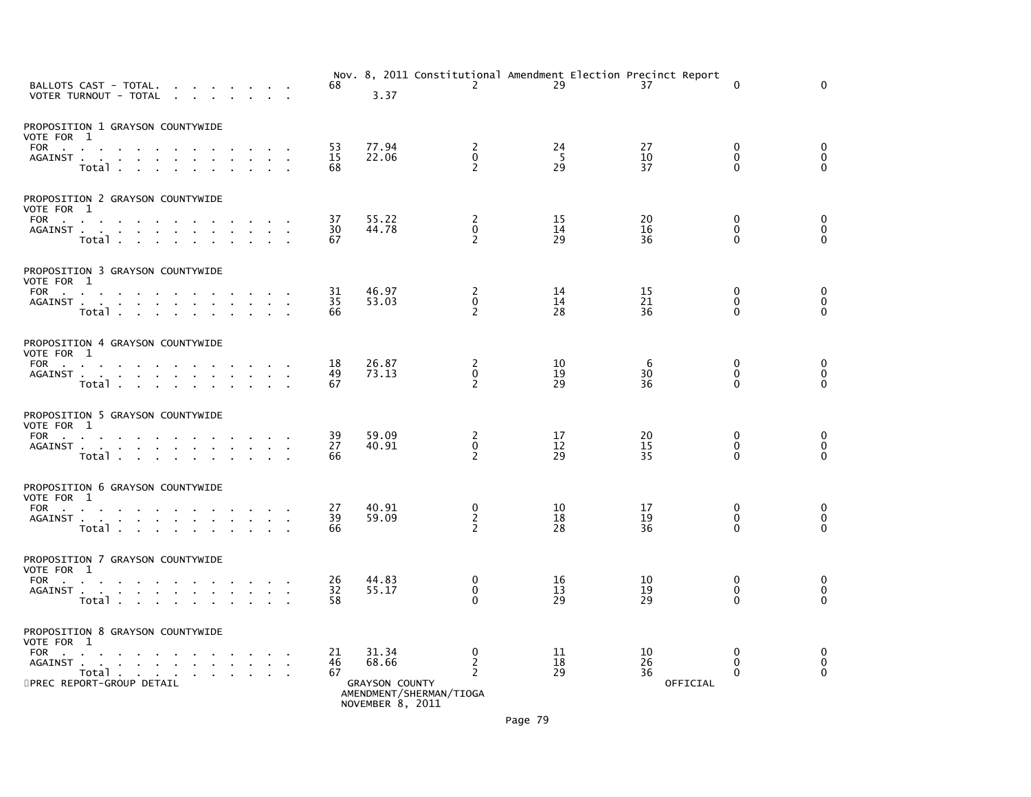Nov. 8, 2011 Constitutional Amendment Election Precinct Report

| | | | | | | | |
|---|---|---|---|---|---|---|---|
| BALLOTS CAST - TOTAL. | 68 | | 2 | 29 | 37 | 0 | 0 |
| VOTER TURNOUT - TOTAL | | 3.37 | | | | | |

**PROPOSITION 1 GRAYSON COUNTYWIDE**
VOTE FOR 1

| | | | | | | | |
|---|---|---|---|---|---|---|---|
| FOR | 53 | 77.94 | 2 | 24 | 27 | 0 | 0 |
| AGAINST | 15 | 22.06 | 0 | 5 | 10 | 0 | 0 |
| Total | 68 | | 2 | 29 | 37 | 0 | 0 |

**PROPOSITION 2 GRAYSON COUNTYWIDE**
VOTE FOR 1

| | | | | | | | |
|---|---|---|---|---|---|---|---|
| FOR | 37 | 55.22 | 2 | 15 | 20 | 0 | 0 |
| AGAINST | 30 | 44.78 | 0 | 14 | 16 | 0 | 0 |
| Total | 67 | | 2 | 29 | 36 | 0 | 0 |

**PROPOSITION 3 GRAYSON COUNTYWIDE**
VOTE FOR 1

| | | | | | | | |
|---|---|---|---|---|---|---|---|
| FOR | 31 | 46.97 | 2 | 14 | 15 | 0 | 0 |
| AGAINST | 35 | 53.03 | 0 | 14 | 21 | 0 | 0 |
| Total | 66 | | 2 | 28 | 36 | 0 | 0 |

**PROPOSITION 4 GRAYSON COUNTYWIDE**
VOTE FOR 1

| | | | | | | | |
|---|---|---|---|---|---|---|---|
| FOR | 18 | 26.87 | 2 | 10 | 6 | 0 | 0 |
| AGAINST | 49 | 73.13 | 0 | 19 | 30 | 0 | 0 |
| Total | 67 | | 2 | 29 | 36 | 0 | 0 |

**PROPOSITION 5 GRAYSON COUNTYWIDE**
VOTE FOR 1

| | | | | | | | |
|---|---|---|---|---|---|---|---|
| FOR | 39 | 59.09 | 2 | 17 | 20 | 0 | 0 |
| AGAINST | 27 | 40.91 | 0 | 12 | 15 | 0 | 0 |
| Total | 66 | | 2 | 29 | 35 | 0 | 0 |

**PROPOSITION 6 GRAYSON COUNTYWIDE**
VOTE FOR 1

| | | | | | | | |
|---|---|---|---|---|---|---|---|
| FOR | 27 | 40.91 | 0 | 10 | 17 | 0 | 0 |
| AGAINST | 39 | 59.09 | 2 | 18 | 19 | 0 | 0 |
| Total | 66 | | 2 | 28 | 36 | 0 | 0 |

**PROPOSITION 7 GRAYSON COUNTYWIDE**
VOTE FOR 1

| | | | | | | | |
|---|---|---|---|---|---|---|---|
| FOR | 26 | 44.83 | 0 | 16 | 10 | 0 | 0 |
| AGAINST | 32 | 55.17 | 0 | 13 | 19 | 0 | 0 |
| Total | 58 | | 0 | 29 | 29 | 0 | 0 |

**PROPOSITION 8 GRAYSON COUNTYWIDE**
VOTE FOR 1

| | | | | | | | |
|---|---|---|---|---|---|---|---|
| FOR | 21 | 31.34 | 0 | 11 | 10 | 0 | 0 |
| AGAINST | 46 | 68.66 | 2 | 18 | 26 | 0 | 0 |
| Total | 67 | | 2 | 29 | 36 | 0 | 0 |

PREC REPORT-GROUP DETAIL

GRAYSON COUNTY
AMENDMENT/SHERMAN/TIOGA
NOVEMBER 8, 2011

OFFICIAL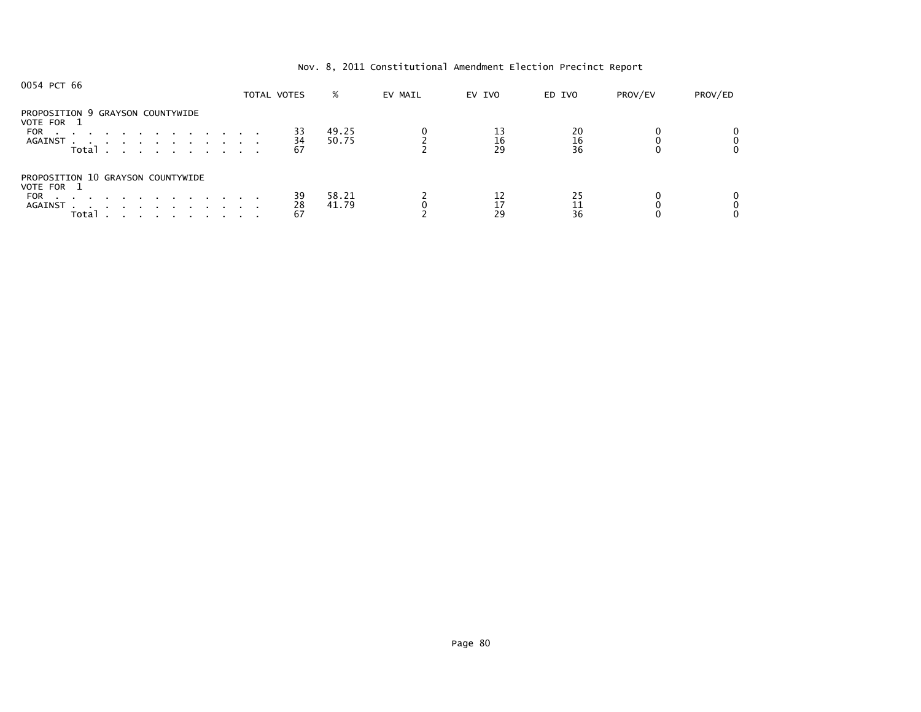# Nov. 8, 2011 Constitutional Amendment Election Precinct Report

0054 PCT 66

**PROPOSITION 9 GRAYSON COUNTYWIDE**
VOTE FOR 1

| | TOTAL VOTES | % | EV MAIL | EV IVO | ED IVO | PROV/EV | PROV/ED |
|---|---|---|---|---|---|---|---|
| FOR | 33 | 49.25 | 0 | 13 | 20 | 0 | 0 |
| AGAINST | 34 | 50.75 | 2 | 16 | 16 | 0 | 0 |
| Total | 67 | | 2 | 29 | 36 | 0 | 0 |

**PROPOSITION 10 GRAYSON COUNTYWIDE**
VOTE FOR 1

| | TOTAL VOTES | % | EV MAIL | EV IVO | ED IVO | PROV/EV | PROV/ED |
|---|---|---|---|---|---|---|---|
| FOR | 39 | 58.21 | 2 | 12 | 25 | 0 | 0 |
| AGAINST | 28 | 41.79 | 0 | 17 | 11 | 0 | 0 |
| Total | 67 | | 2 | 29 | 36 | 0 | 0 |